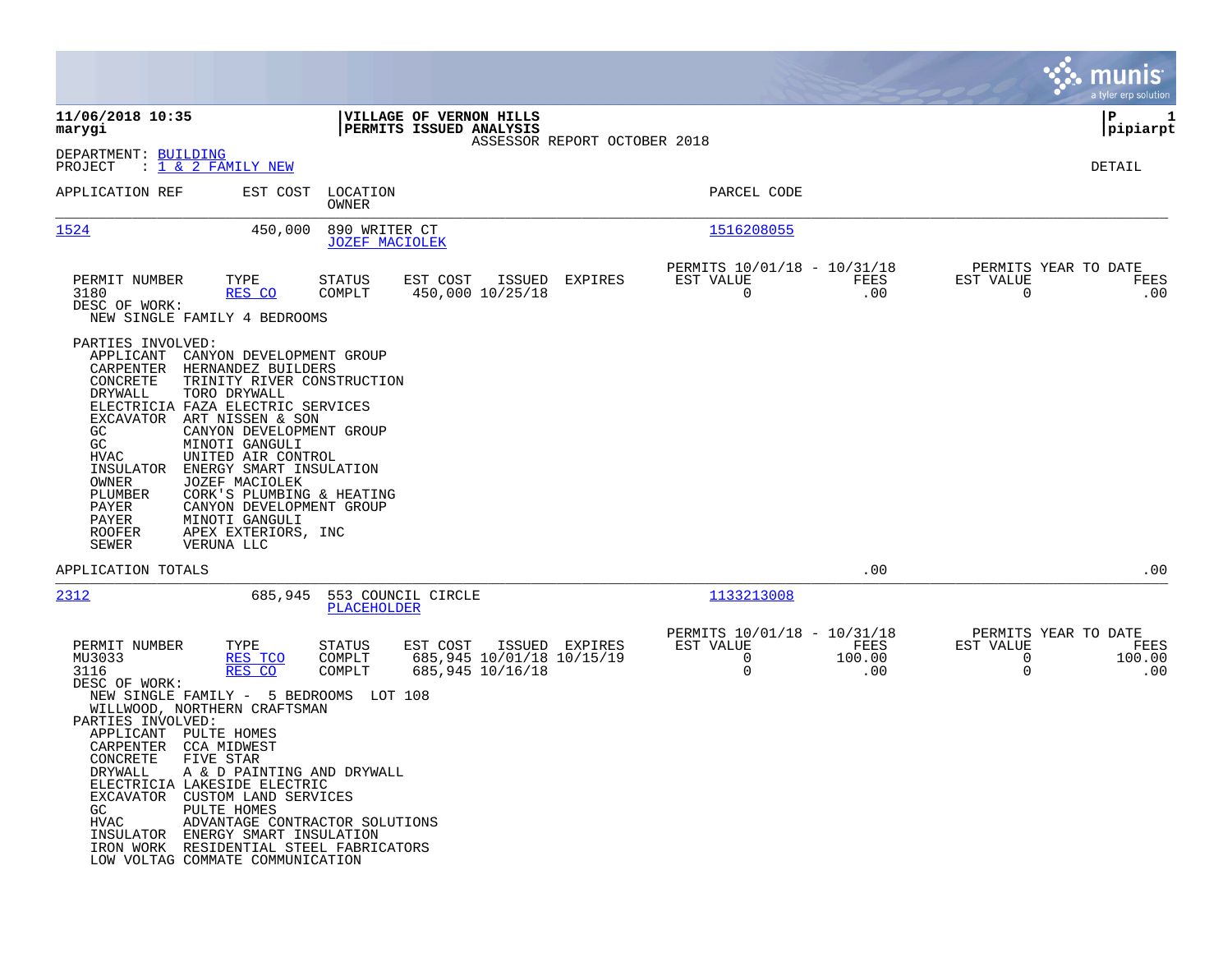**11/06/2018 10:35**
**marygi**

**VILLAGE OF VERNON HILLS**
**PERMITS ISSUED ANALYSIS**
ASSESSOR REPORT OCTOBER 2018

**P 1**
**pipiarpt**

DEPARTMENT: BUILDING
PROJECT : 1 & 2 FAMILY NEW

DETAIL

| APPLICATION REF | EST COST | LOCATION / OWNER | PARCEL CODE |
|---|---|---|---|
| 1524 | 450,000 | 890 WRITER CT / JOZEF MACIOLEK | 1516208055 |

| PERMIT NUMBER | TYPE | STATUS | EST COST | ISSUED | EXPIRES | PERMITS 10/01/18 - 10/31/18 EST VALUE | FEES | PERMITS YEAR TO DATE EST VALUE | FEES |
|---|---|---|---|---|---|---|---|---|---|
| 3180 | RES CO | COMPLT | 450,000 | 10/25/18 | | 0 | .00 | 0 | .00 |

DESC OF WORK:
NEW SINGLE FAMILY 4 BEDROOMS

PARTIES INVOLVED:

| | |
|---|---|
| APPLICANT | CANYON DEVELOPMENT GROUP |
| CARPENTER | HERNANDEZ BUILDERS |
| CONCRETE | TRINITY RIVER CONSTRUCTION |
| DRYWALL | TORO DRYWALL |
| ELECTRICIA | FAZA ELECTRIC SERVICES |
| EXCAVATOR | ART NISSEN & SON |
| GC | CANYON DEVELOPMENT GROUP |
| GC | MINOTI GANGULI |
| HVAC | UNITED AIR CONTROL |
| INSULATOR | ENERGY SMART INSULATION |
| OWNER | JOZEF MACIOLEK |
| PLUMBER | CORK'S PLUMBING & HEATING |
| PAYER | CANYON DEVELOPMENT GROUP |
| PAYER | MINOTI GANGULI |
| ROOFER | APEX EXTERIORS, INC |
| SEWER | VERUNA LLC |

APPLICATION TOTALS .00 .00

| APPLICATION REF | EST COST | LOCATION / OWNER | PARCEL CODE |
|---|---|---|---|
| 2312 | 685,945 | 553 COUNCIL CIRCLE / PLACEHOLDER | 1133213008 |

| PERMIT NUMBER | TYPE | STATUS | EST COST | ISSUED | EXPIRES | PERMITS 10/01/18 - 10/31/18 EST VALUE | FEES | PERMITS YEAR TO DATE EST VALUE | FEES |
|---|---|---|---|---|---|---|---|---|---|
| MU3033 | RES TCO | COMPLT | 685,945 | 10/01/18 | 10/15/19 | 0 | 100.00 | 0 | 100.00 |
| 3116 | RES CO | COMPLT | 685,945 | 10/16/18 | | 0 | .00 | 0 | .00 |

DESC OF WORK:
NEW SINGLE FAMILY - 5 BEDROOMS LOT 108
WILLWOOD, NORTHERN CRAFTSMAN

PARTIES INVOLVED:

| | |
|---|---|
| APPLICANT | PULTE HOMES |
| CARPENTER | CCA MIDWEST |
| CONCRETE | FIVE STAR |
| DRYWALL | A & D PAINTING AND DRYWALL |
| ELECTRICIA | LAKESIDE ELECTRIC |
| EXCAVATOR | CUSTOM LAND SERVICES |
| GC | PULTE HOMES |
| HVAC | ADVANTAGE CONTRACTOR SOLUTIONS |
| INSULATOR | ENERGY SMART INSULATION |
| IRON WORK | RESIDENTIAL STEEL FABRICATORS |
| LOW VOLTAG | COMMATE COMMUNICATION |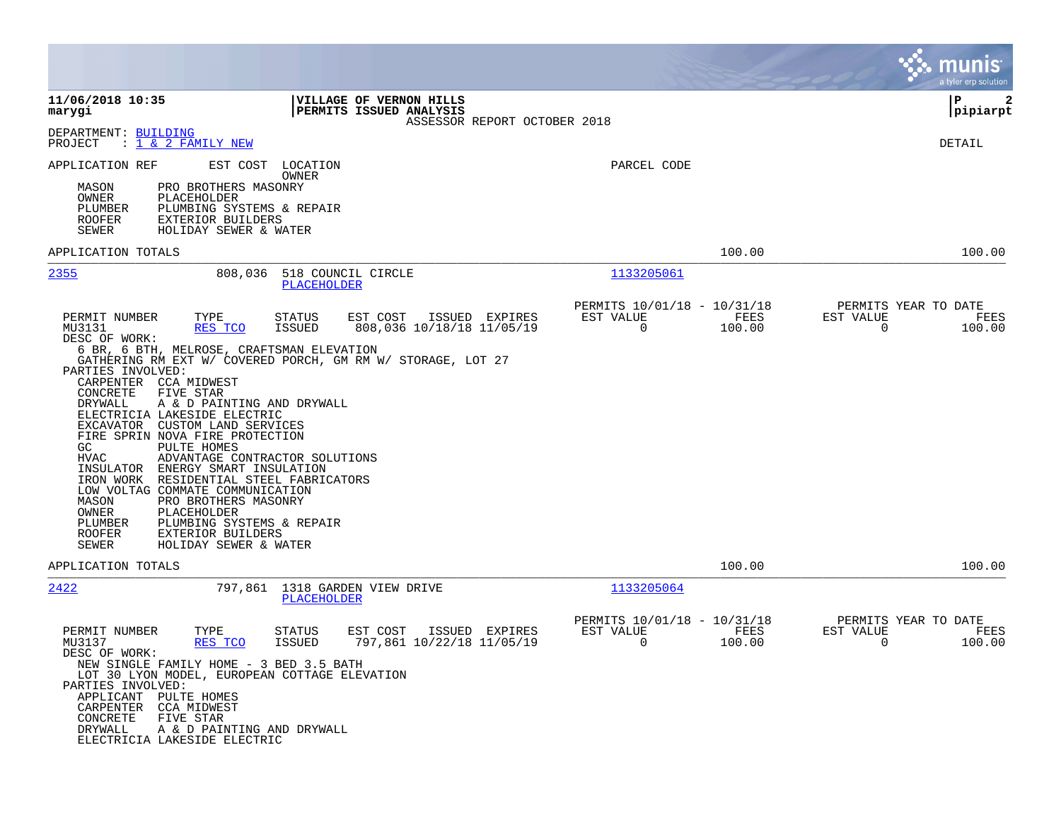VILLAGE OF VERNON HILLS
PERMITS ISSUED ANALYSIS
ASSESSOR REPORT OCTOBER 2018

11/06/2018 10:35
marygi

P 2
pipiarpt

DEPARTMENT: BUILDING
PROJECT : 1 & 2 FAMILY NEW

DETAIL

APPLICATION REF    EST COST    LOCATION / OWNER    PARCEL CODE

- MASON: PRO BROTHERS MASONRY
- OWNER: PLACEHOLDER
- PLUMBER: PLUMBING SYSTEMS & REPAIR
- ROOFER: EXTERIOR BUILDERS
- SEWER: HOLIDAY SEWER & WATER

APPLICATION TOTALS — 100.00 — 100.00

---

**2355** — 808,036 — 518 COUNCIL CIRCLE — PLACEHOLDER — Parcel: 1133205061

| PERMIT NUMBER | TYPE | STATUS | EST COST | ISSUED | EXPIRES | PERMITS 10/01/18 - 10/31/18 EST VALUE | FEES | PERMITS YEAR TO DATE EST VALUE | FEES |
|---|---|---|---|---|---|---|---|---|---|
| MU3131 | RES TCO | ISSUED | 808,036 | 10/18/18 | 11/05/19 | 0 | 100.00 | 0 | 100.00 |

DESC OF WORK:
6 BR, 6 BTH, MELROSE, CRAFTSMAN ELEVATION
GATHERING RM EXT W/ COVERED PORCH, GM RM W/ STORAGE, LOT 27

PARTIES INVOLVED:
- CARPENTER: CCA MIDWEST
- CONCRETE: FIVE STAR
- DRYWALL: A & D PAINTING AND DRYWALL
- ELECTRICIA: LAKESIDE ELECTRIC
- EXCAVATOR: CUSTOM LAND SERVICES
- FIRE SPRIN: NOVA FIRE PROTECTION
- GC: PULTE HOMES
- HVAC: ADVANTAGE CONTRACTOR SOLUTIONS
- INSULATOR: ENERGY SMART INSULATION
- IRON WORK: RESIDENTIAL STEEL FABRICATORS
- LOW VOLTAG: COMMATE COMMUNICATION
- MASON: PRO BROTHERS MASONRY
- OWNER: PLACEHOLDER
- PLUMBER: PLUMBING SYSTEMS & REPAIR
- ROOFER: EXTERIOR BUILDERS
- SEWER: HOLIDAY SEWER & WATER

APPLICATION TOTALS — 100.00 — 100.00

---

**2422** — 797,861 — 1318 GARDEN VIEW DRIVE — PLACEHOLDER — Parcel: 1133205064

| PERMIT NUMBER | TYPE | STATUS | EST COST | ISSUED | EXPIRES | PERMITS 10/01/18 - 10/31/18 EST VALUE | FEES | PERMITS YEAR TO DATE EST VALUE | FEES |
|---|---|---|---|---|---|---|---|---|---|
| MU3137 | RES TCO | ISSUED | 797,861 | 10/22/18 | 11/05/19 | 0 | 100.00 | 0 | 100.00 |

DESC OF WORK:
NEW SINGLE FAMILY HOME - 3 BED 3.5 BATH
LOT 30 LYON MODEL, EUROPEAN COTTAGE ELEVATION

PARTIES INVOLVED:
- APPLICANT: PULTE HOMES
- CARPENTER: CCA MIDWEST
- CONCRETE: FIVE STAR
- DRYWALL: A & D PAINTING AND DRYWALL
- ELECTRICIA: LAKESIDE ELECTRIC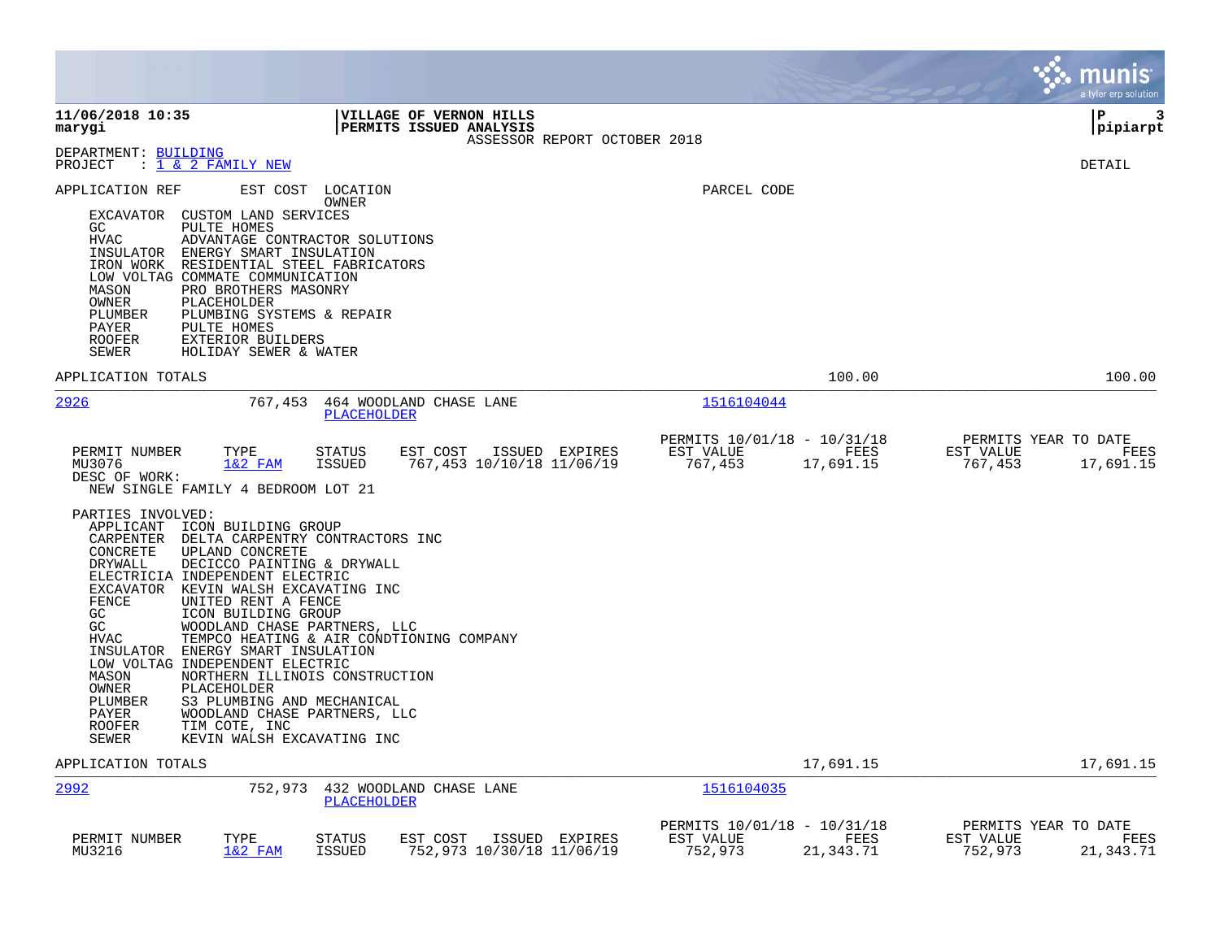11/06/2018 10:35
marygi

**VILLAGE OF VERNON HILLS**
**PERMITS ISSUED ANALYSIS**
ASSESSOR REPORT OCTOBER 2018

P 3
pipiarpt

DEPARTMENT: BUILDING
PROJECT : 1 & 2 FAMILY NEW

DETAIL

APPLICATION REF — EST COST — LOCATION / OWNER — PARCEL CODE

| Role | Party |
|---|---|
| EXCAVATOR | CUSTOM LAND SERVICES |
| GC | PULTE HOMES |
| HVAC | ADVANTAGE CONTRACTOR SOLUTIONS |
| INSULATOR | ENERGY SMART INSULATION |
| IRON WORK | RESIDENTIAL STEEL FABRICATORS |
| LOW VOLTAG | COMMATE COMMUNICATION |
| MASON | PRO BROTHERS MASONRY |
| OWNER | PLACEHOLDER |
| PLUMBER | PLUMBING SYSTEMS & REPAIR |
| PAYER | PULTE HOMES |
| ROOFER | EXTERIOR BUILDERS |
| SEWER | HOLIDAY SEWER & WATER |

APPLICATION TOTALS — 100.00 — 100.00

---

**2926** — 767,453 — 464 WOODLAND CHASE LANE — PLACEHOLDER — 1516104044

| PERMIT NUMBER | TYPE | STATUS | EST COST | ISSUED | EXPIRES | PERMITS 10/01/18 - 10/31/18 EST VALUE | FEES | PERMITS YEAR TO DATE EST VALUE | FEES |
|---|---|---|---|---|---|---|---|---|---|
| MU3076 | 1&2 FAM | ISSUED | 767,453 | 10/10/18 | 11/06/19 | 767,453 | 17,691.15 | 767,453 | 17,691.15 |

DESC OF WORK:
NEW SINGLE FAMILY 4 BEDROOM LOT 21

PARTIES INVOLVED:

| Role | Party |
|---|---|
| APPLICANT | ICON BUILDING GROUP |
| CARPENTER | DELTA CARPENTRY CONTRACTORS INC |
| CONCRETE | UPLAND CONCRETE |
| DRYWALL | DECICCO PAINTING & DRYWALL |
| ELECTRICIA | INDEPENDENT ELECTRIC |
| EXCAVATOR | KEVIN WALSH EXCAVATING INC |
| FENCE | UNITED RENT A FENCE |
| GC | ICON BUILDING GROUP |
| GC | WOODLAND CHASE PARTNERS, LLC |
| HVAC | TEMPCO HEATING & AIR CONDTIONING COMPANY |
| INSULATOR | ENERGY SMART INSULATION |
| LOW VOLTAG | INDEPENDENT ELECTRIC |
| MASON | NORTHERN ILLINOIS CONSTRUCTION |
| OWNER | PLACEHOLDER |
| PLUMBER | S3 PLUMBING AND MECHANICAL |
| PAYER | WOODLAND CHASE PARTNERS, LLC |
| ROOFER | TIM COTE, INC |
| SEWER | KEVIN WALSH EXCAVATING INC |

APPLICATION TOTALS — 17,691.15 — 17,691.15

---

**2992** — 752,973 — 432 WOODLAND CHASE LANE — PLACEHOLDER — 1516104035

| PERMIT NUMBER | TYPE | STATUS | EST COST | ISSUED | EXPIRES | PERMITS 10/01/18 - 10/31/18 EST VALUE | FEES | PERMITS YEAR TO DATE EST VALUE | FEES |
|---|---|---|---|---|---|---|---|---|---|
| MU3216 | 1&2 FAM | ISSUED | 752,973 | 10/30/18 | 11/06/19 | 752,973 | 21,343.71 | 752,973 | 21,343.71 |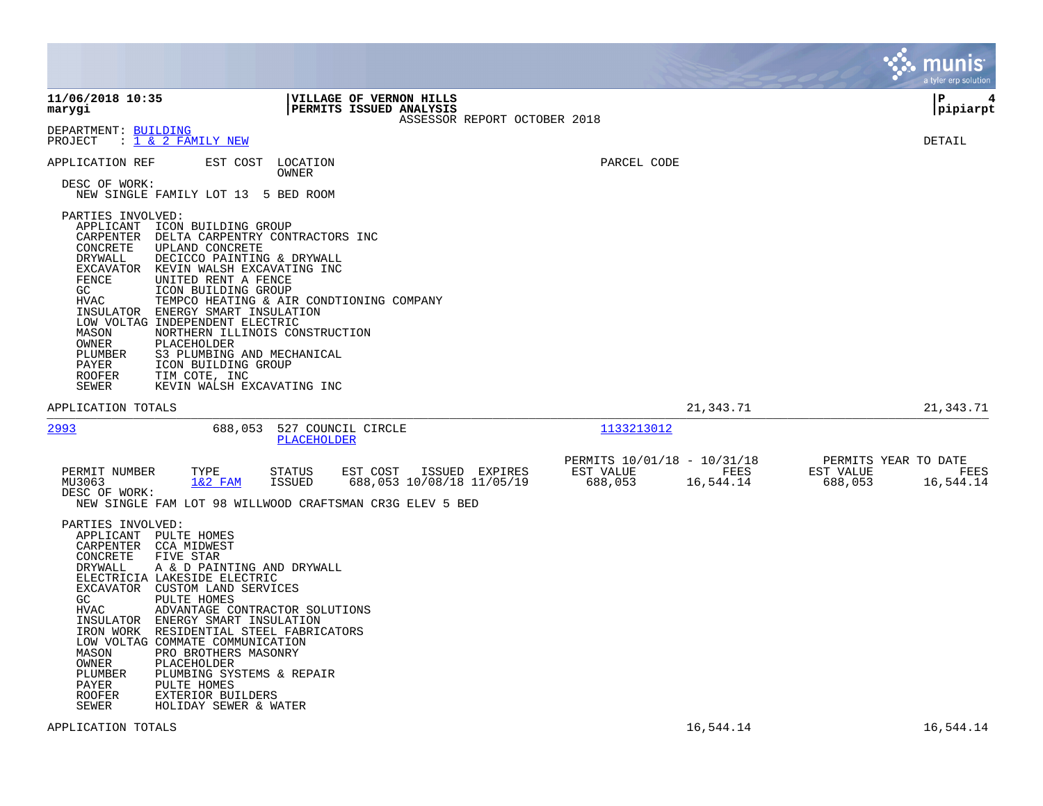VILLAGE OF VERNON HILLS
PERMITS ISSUED ANALYSIS
ASSESSOR REPORT OCTOBER 2018

DEPARTMENT: BUILDING
PROJECT : 1 & 2 FAMILY NEW

DETAIL

APPLICATION REF | EST COST | LOCATION / OWNER | PARCEL CODE

DESC OF WORK:
NEW SINGLE FAMILY LOT 13 5 BED ROOM

PARTIES INVOLVED:

| Role | Party |
|---|---|
| APPLICANT | ICON BUILDING GROUP |
| CARPENTER | DELTA CARPENTRY CONTRACTORS INC |
| CONCRETE | UPLAND CONCRETE |
| DRYWALL | DECICCO PAINTING & DRYWALL |
| EXCAVATOR | KEVIN WALSH EXCAVATING INC |
| FENCE | UNITED RENT A FENCE |
| GC | ICON BUILDING GROUP |
| HVAC | TEMPCO HEATING & AIR CONDTIONING COMPANY |
| INSULATOR | ENERGY SMART INSULATION |
| LOW VOLTAG | INDEPENDENT ELECTRIC |
| MASON | NORTHERN ILLINOIS CONSTRUCTION |
| OWNER | PLACEHOLDER |
| PLUMBER | S3 PLUMBING AND MECHANICAL |
| PAYER | ICON BUILDING GROUP |
| ROOFER | TIM COTE, INC |
| SEWER | KEVIN WALSH EXCAVATING INC |

APPLICATION TOTALS 21,343.71 21,343.71

---

2993 688,053 527 COUNCIL CIRCLE
PLACEHOLDER
1133213012

| PERMIT NUMBER | TYPE | STATUS | EST COST | ISSUED | EXPIRES | PERMITS 10/01/18 - 10/31/18 EST VALUE | FEES | PERMITS YEAR TO DATE EST VALUE | FEES |
|---|---|---|---|---|---|---|---|---|---|
| MU3063 | 1&2 FAM | ISSUED | 688,053 | 10/08/18 | 11/05/19 | 688,053 | 16,544.14 | 688,053 | 16,544.14 |

DESC OF WORK:
NEW SINGLE FAM LOT 98 WILLWOOD CRAFTSMAN CR3G ELEV 5 BED

PARTIES INVOLVED:

| Role | Party |
|---|---|
| APPLICANT | PULTE HOMES |
| CARPENTER | CCA MIDWEST |
| CONCRETE | FIVE STAR |
| DRYWALL | A & D PAINTING AND DRYWALL |
| ELECTRICIA | LAKESIDE ELECTRIC |
| EXCAVATOR | CUSTOM LAND SERVICES |
| GC | PULTE HOMES |
| HVAC | ADVANTAGE CONTRACTOR SOLUTIONS |
| INSULATOR | ENERGY SMART INSULATION |
| IRON WORK | RESIDENTIAL STEEL FABRICATORS |
| LOW VOLTAG | COMMATE COMMUNICATION |
| MASON | PRO BROTHERS MASONRY |
| OWNER | PLACEHOLDER |
| PLUMBER | PLUMBING SYSTEMS & REPAIR |
| PAYER | PULTE HOMES |
| ROOFER | EXTERIOR BUILDERS |
| SEWER | HOLIDAY SEWER & WATER |

APPLICATION TOTALS 16,544.14 16,544.14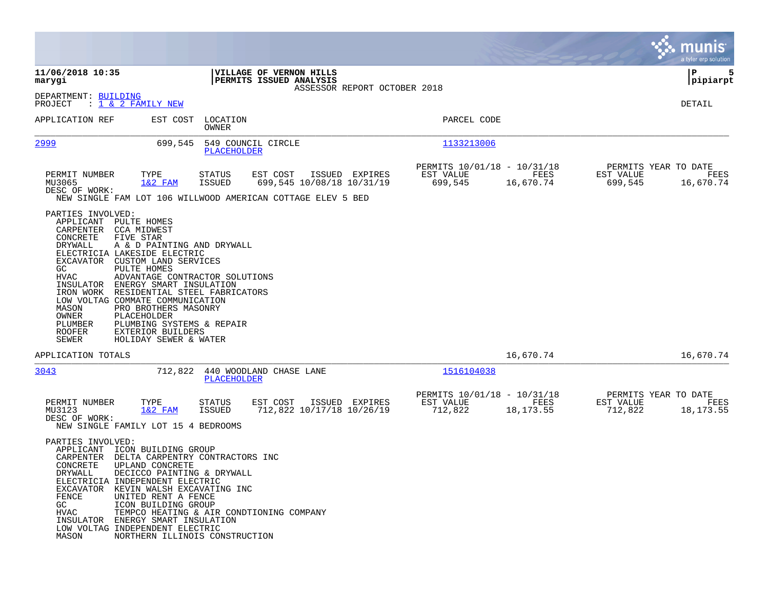**11/06/2018 10:35**
**marygi**

**VILLAGE OF VERNON HILLS**
**PERMITS ISSUED ANALYSIS**
ASSESSOR REPORT OCTOBER 2018

**P 5**
**pipiarpt**

DEPARTMENT: BUILDING
PROJECT : 1 & 2 FAMILY NEW

DETAIL

| APPLICATION REF | EST COST | LOCATION / OWNER | PARCEL CODE |
|---|---|---|---|
| 2999 | 699,545 | 549 COUNCIL CIRCLE / PLACEHOLDER | 1133213006 |

| PERMIT NUMBER | TYPE | STATUS | EST COST | ISSUED | EXPIRES | PERMITS 10/01/18 - 10/31/18 EST VALUE | FEES | PERMITS YEAR TO DATE EST VALUE | FEES |
|---|---|---|---|---|---|---|---|---|---|
| MU3065 | 1&2 FAM | ISSUED | 699,545 | 10/08/18 | 10/31/19 | 699,545 | 16,670.74 | 699,545 | 16,670.74 |

DESC OF WORK:
NEW SINGLE FAM LOT 106 WILLWOOD AMERICAN COTTAGE ELEV 5 BED

PARTIES INVOLVED:

| Role | Name |
|---|---|
| APPLICANT | PULTE HOMES |
| CARPENTER | CCA MIDWEST |
| CONCRETE | FIVE STAR |
| DRYWALL | A & D PAINTING AND DRYWALL |
| ELECTRICIA | LAKESIDE ELECTRIC |
| EXCAVATOR | CUSTOM LAND SERVICES |
| GC | PULTE HOMES |
| HVAC | ADVANTAGE CONTRACTOR SOLUTIONS |
| INSULATOR | ENERGY SMART INSULATION |
| IRON WORK | RESIDENTIAL STEEL FABRICATORS |
| LOW VOLTAG | COMMATE COMMUNICATION |
| MASON | PRO BROTHERS MASONRY |
| OWNER | PLACEHOLDER |
| PLUMBER | PLUMBING SYSTEMS & REPAIR |
| ROOFER | EXTERIOR BUILDERS |
| SEWER | HOLIDAY SEWER & WATER |

APPLICATION TOTALS 16,670.74 16,670.74

| APPLICATION REF | EST COST | LOCATION / OWNER | PARCEL CODE |
|---|---|---|---|
| 3043 | 712,822 | 440 WOODLAND CHASE LANE / PLACEHOLDER | 1516104038 |

| PERMIT NUMBER | TYPE | STATUS | EST COST | ISSUED | EXPIRES | PERMITS 10/01/18 - 10/31/18 EST VALUE | FEES | PERMITS YEAR TO DATE EST VALUE | FEES |
|---|---|---|---|---|---|---|---|---|---|
| MU3123 | 1&2 FAM | ISSUED | 712,822 | 10/17/18 | 10/26/19 | 712,822 | 18,173.55 | 712,822 | 18,173.55 |

DESC OF WORK:
NEW SINGLE FAMILY LOT 15 4 BEDROOMS

PARTIES INVOLVED:

| Role | Name |
|---|---|
| APPLICANT | ICON BUILDING GROUP |
| CARPENTER | DELTA CARPENTRY CONTRACTORS INC |
| CONCRETE | UPLAND CONCRETE |
| DRYWALL | DECICCO PAINTING & DRYWALL |
| ELECTRICIA | INDEPENDENT ELECTRIC |
| EXCAVATOR | KEVIN WALSH EXCAVATING INC |
| FENCE | UNITED RENT A FENCE |
| GC | ICON BUILDING GROUP |
| HVAC | TEMPCO HEATING & AIR CONDTIONING COMPANY |
| INSULATOR | ENERGY SMART INSULATION |
| LOW VOLTAG | INDEPENDENT ELECTRIC |
| MASON | NORTHERN ILLINOIS CONSTRUCTION |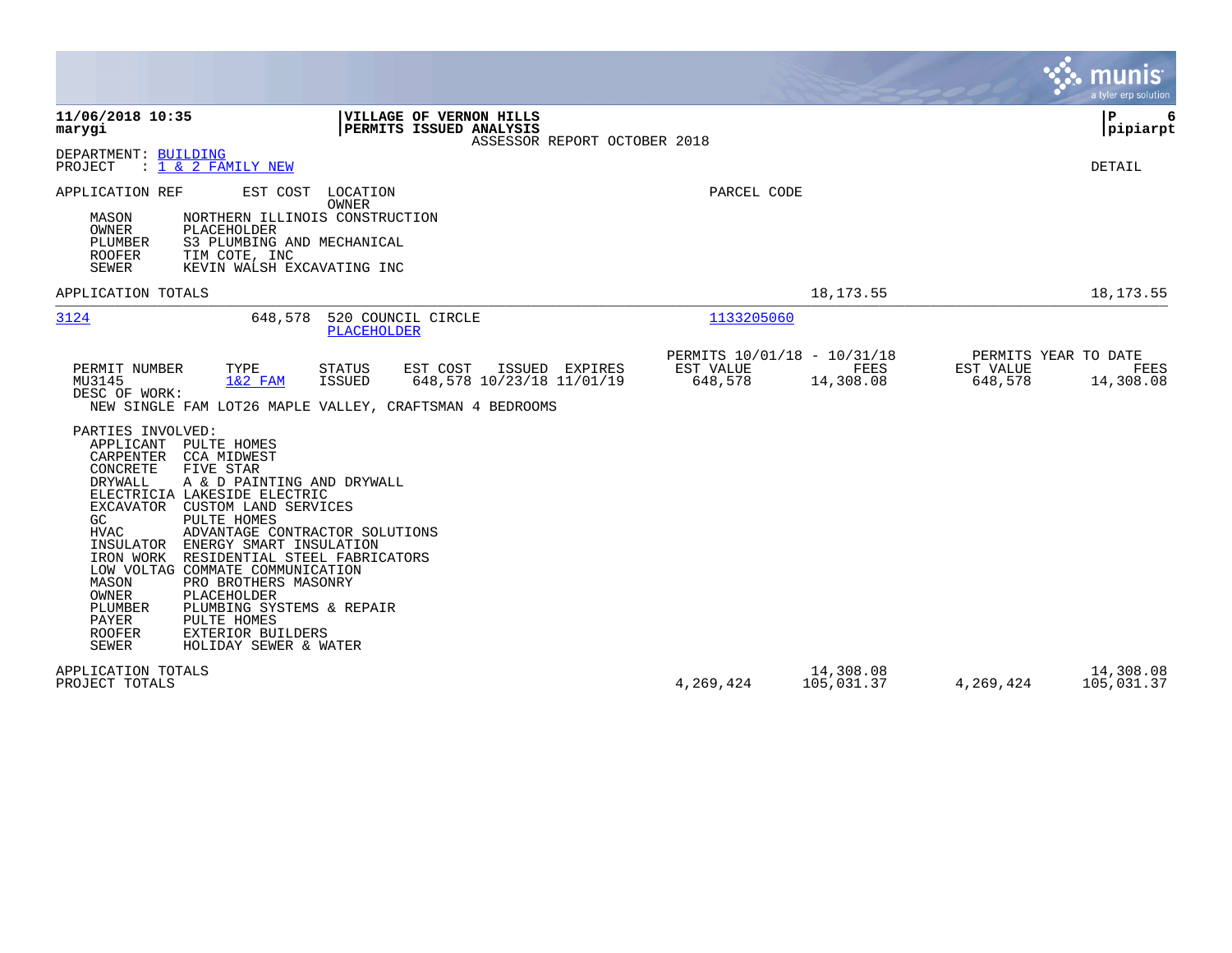**11/06/2018 10:35**
**marygi**

**VILLAGE OF VERNON HILLS**
**PERMITS ISSUED ANALYSIS**
ASSESSOR REPORT OCTOBER 2018

**pipiarpt**

DEPARTMENT: BUILDING
PROJECT : 1 & 2 FAMILY NEW

DETAIL

| APPLICATION REF | EST COST | LOCATION / OWNER | PARCEL CODE |
|---|---|---|---|

MASON NORTHERN ILLINOIS CONSTRUCTION
OWNER PLACEHOLDER
PLUMBER S3 PLUMBING AND MECHANICAL
ROOFER TIM COTE, INC
SEWER KEVIN WALSH EXCAVATING INC

APPLICATION TOTALS — 18,173.55 — 18,173.55

| APPLICATION REF | EST COST | LOCATION | OWNER | PARCEL CODE |
|---|---|---|---|---|
| 3124 | 648,578 | 520 COUNCIL CIRCLE | PLACEHOLDER | 1133205060 |

| PERMIT NUMBER | TYPE | STATUS | EST COST | ISSUED | EXPIRES | PERMITS 10/01/18 - 10/31/18 EST VALUE | FEES | PERMITS YEAR TO DATE EST VALUE | FEES |
|---|---|---|---|---|---|---|---|---|---|
| MU3145 | 1&2 FAM | ISSUED | 648,578 | 10/23/18 | 11/01/19 | 648,578 | 14,308.08 | 648,578 | 14,308.08 |

DESC OF WORK:
NEW SINGLE FAM LOT26 MAPLE VALLEY, CRAFTSMAN 4 BEDROOMS

PARTIES INVOLVED:

| Role | Party |
|---|---|
| APPLICANT | PULTE HOMES |
| CARPENTER | CCA MIDWEST |
| CONCRETE | FIVE STAR |
| DRYWALL | A & D PAINTING AND DRYWALL |
| ELECTRICIA | LAKESIDE ELECTRIC |
| EXCAVATOR | CUSTOM LAND SERVICES |
| GC | PULTE HOMES |
| HVAC | ADVANTAGE CONTRACTOR SOLUTIONS |
| INSULATOR | ENERGY SMART INSULATION |
| IRON WORK | RESIDENTIAL STEEL FABRICATORS |
| LOW VOLTAG | COMMATE COMMUNICATION |
| MASON | PRO BROTHERS MASONRY |
| OWNER | PLACEHOLDER |
| PLUMBER | PLUMBING SYSTEMS & REPAIR |
| PAYER | PULTE HOMES |
| ROOFER | EXTERIOR BUILDERS |
| SEWER | HOLIDAY SEWER & WATER |

| | EST VALUE | FEES | YTD EST VALUE | YTD FEES |
|---|---|---|---|---|
| APPLICATION TOTALS | | 14,308.08 | | 14,308.08 |
| PROJECT TOTALS | 4,269,424 | 105,031.37 | 4,269,424 | 105,031.37 |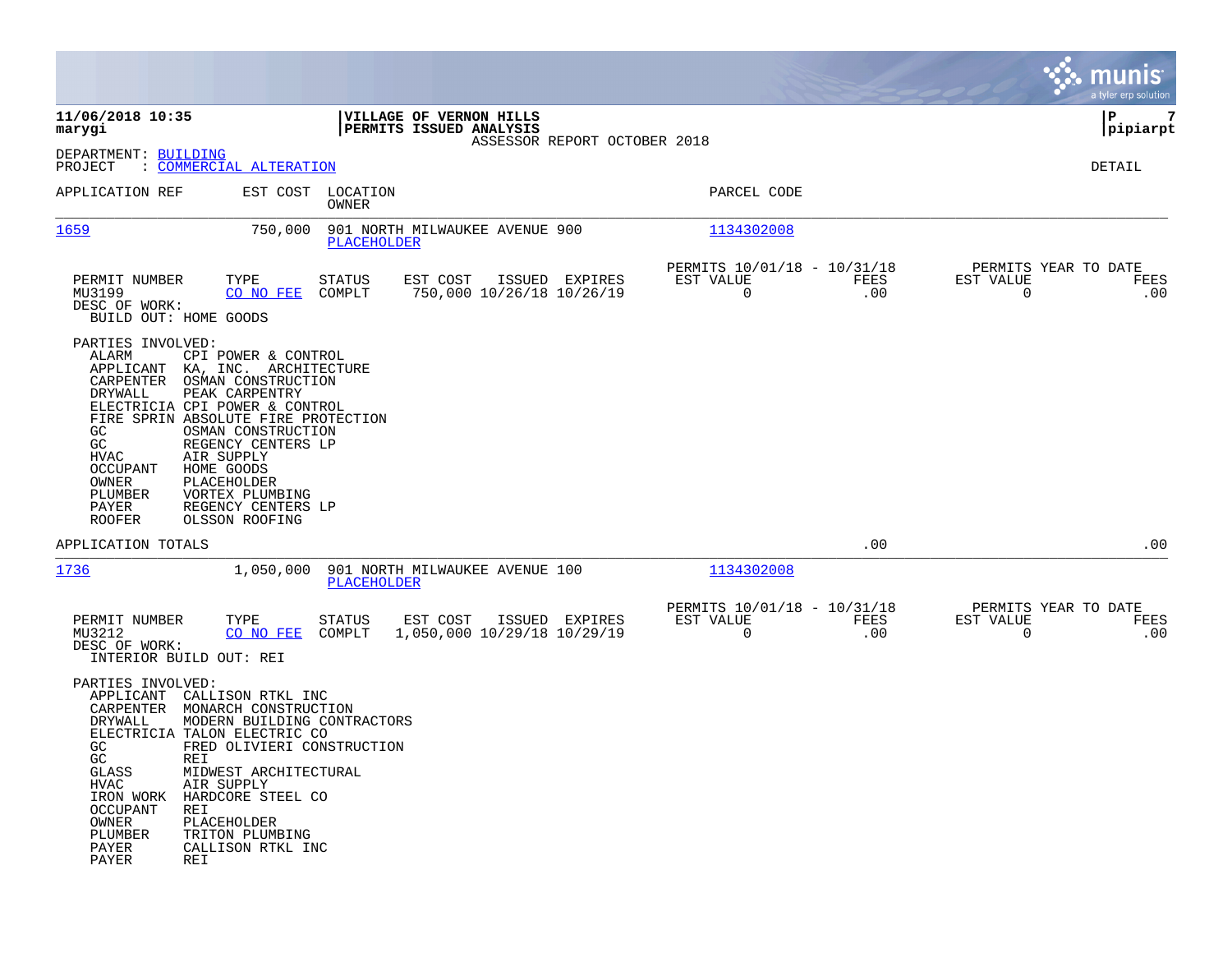**11/06/2018 10:35**
**marygi**

**VILLAGE OF VERNON HILLS**
**PERMITS ISSUED ANALYSIS**
ASSESSOR REPORT OCTOBER 2018

**pipiarpt**

DEPARTMENT: BUILDING
PROJECT : COMMERCIAL ALTERATION

DETAIL

| APPLICATION REF | EST COST | LOCATION / OWNER | PARCEL CODE |
|---|---|---|---|
| 1659 | 750,000 | 901 NORTH MILWAUKEE AVENUE 900 / PLACEHOLDER | 1134302008 |

| PERMIT NUMBER | TYPE | STATUS | EST COST | ISSUED | EXPIRES | PERMITS 10/01/18 - 10/31/18 EST VALUE | FEES | PERMITS YEAR TO DATE EST VALUE | FEES |
|---|---|---|---|---|---|---|---|---|---|
| MU3199 | CO NO FEE | COMPLT | 750,000 | 10/26/18 | 10/26/19 | 0 | .00 | 0 | .00 |

DESC OF WORK:
BUILD OUT: HOME GOODS

PARTIES INVOLVED:

| Role | Party |
|---|---|
| ALARM | CPI POWER & CONTROL |
| APPLICANT | KA, INC. ARCHITECTURE |
| CARPENTER | OSMAN CONSTRUCTION |
| DRYWALL | PEAK CARPENTRY |
| ELECTRICIA | CPI POWER & CONTROL |
| FIRE SPRIN | ABSOLUTE FIRE PROTECTION |
| GC | OSMAN CONSTRUCTION |
| GC | REGENCY CENTERS LP |
| HVAC | AIR SUPPLY |
| OCCUPANT | HOME GOODS |
| OWNER | PLACEHOLDER |
| PLUMBER | VORTEX PLUMBING |
| PAYER | REGENCY CENTERS LP |
| ROOFER | OLSSON ROOFING |

APPLICATION TOTALS .00 .00

| APPLICATION REF | EST COST | LOCATION / OWNER | PARCEL CODE |
|---|---|---|---|
| 1736 | 1,050,000 | 901 NORTH MILWAUKEE AVENUE 100 / PLACEHOLDER | 1134302008 |

| PERMIT NUMBER | TYPE | STATUS | EST COST | ISSUED | EXPIRES | PERMITS 10/01/18 - 10/31/18 EST VALUE | FEES | PERMITS YEAR TO DATE EST VALUE | FEES |
|---|---|---|---|---|---|---|---|---|---|
| MU3212 | CO NO FEE | COMPLT | 1,050,000 | 10/29/18 | 10/29/19 | 0 | .00 | 0 | .00 |

DESC OF WORK:
INTERIOR BUILD OUT: REI

PARTIES INVOLVED:

| Role | Party |
|---|---|
| APPLICANT | CALLISON RTKL INC |
| CARPENTER | MONARCH CONSTRUCTION |
| DRYWALL | MODERN BUILDING CONTRACTORS |
| ELECTRICIA | TALON ELECTRIC CO |
| GC | FRED OLIVIERI CONSTRUCTION |
| GC | REI |
| GLASS | MIDWEST ARCHITECTURAL |
| HVAC | AIR SUPPLY |
| IRON WORK | HARDCORE STEEL CO |
| OCCUPANT | REI |
| OWNER | PLACEHOLDER |
| PLUMBER | TRITON PLUMBING |
| PAYER | CALLISON RTKL INC |
| PAYER | REI |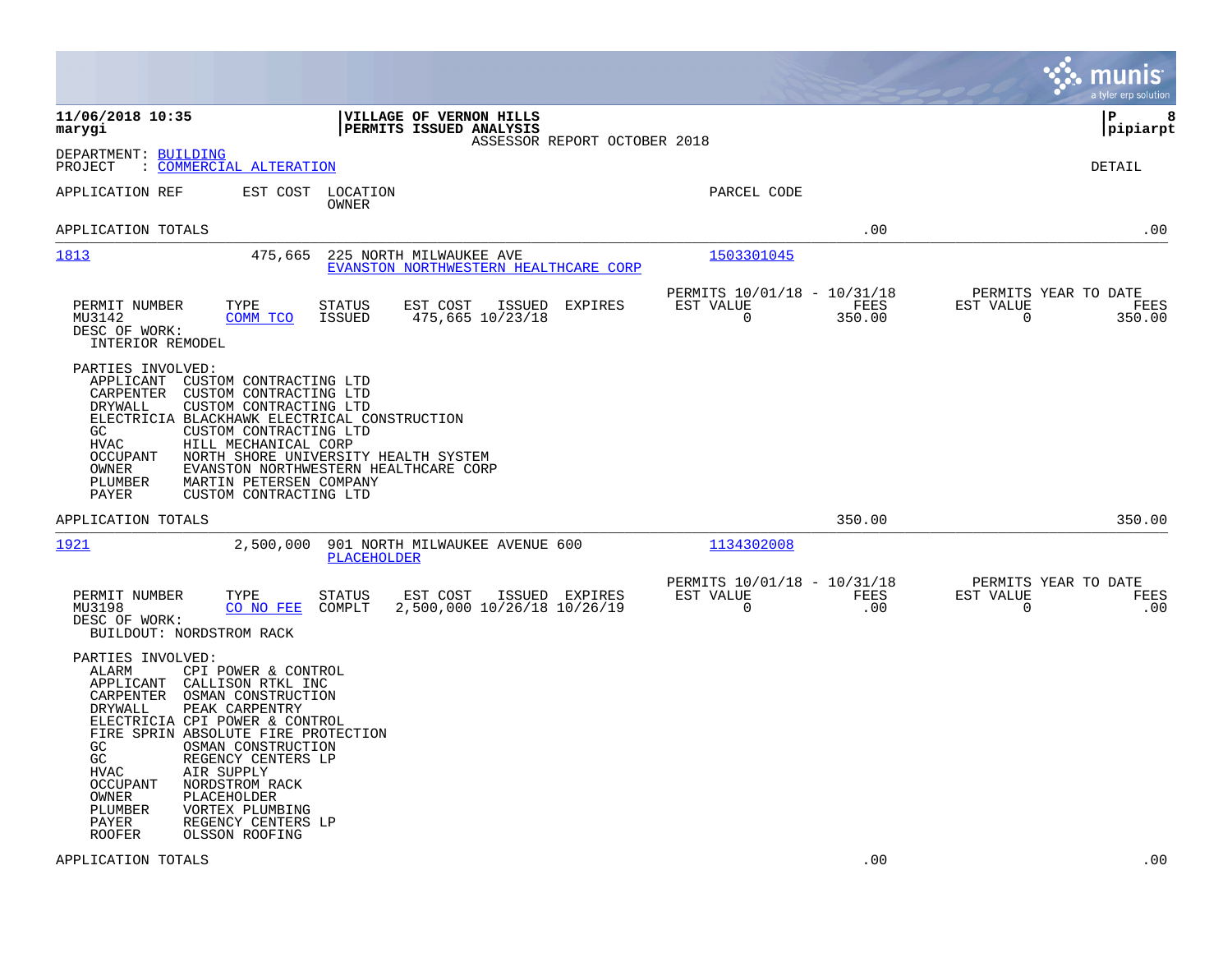**11/06/2018 10:35** — **VILLAGE OF VERNON HILLS** — **PERMITS ISSUED ANALYSIS**
**marygi** — ASSESSOR REPORT OCTOBER 2018 — **pipiarpt**

DEPARTMENT: BUILDING
PROJECT : COMMERCIAL ALTERATION

DETAIL

| APPLICATION REF | EST COST | LOCATION / OWNER | PARCEL CODE | | |
|---|---|---|---|---|---|
| APPLICATION TOTALS | | | | .00 | .00 |

---

**1813** — 475,665 — 225 NORTH MILWAUKEE AVE — EVANSTON NORTHWESTERN HEALTHCARE CORP — 1503301045

| PERMIT NUMBER | TYPE | STATUS | EST COST | ISSUED | EXPIRES | PERMITS 10/01/18 - 10/31/18 EST VALUE | FEES | PERMITS YEAR TO DATE EST VALUE | FEES |
|---|---|---|---|---|---|---|---|---|---|
| MU3142 | COMM TCO | ISSUED | 475,665 | 10/23/18 | | 0 | 350.00 | 0 | 350.00 |

DESC OF WORK:
INTERIOR REMODEL

PARTIES INVOLVED:
- APPLICANT CUSTOM CONTRACTING LTD
- CARPENTER CUSTOM CONTRACTING LTD
- DRYWALL CUSTOM CONTRACTING LTD
- ELECTRICIA BLACKHAWK ELECTRICAL CONSTRUCTION
- GC CUSTOM CONTRACTING LTD
- HVAC HILL MECHANICAL CORP
- OCCUPANT NORTH SHORE UNIVERSITY HEALTH SYSTEM
- OWNER EVANSTON NORTHWESTERN HEALTHCARE CORP
- PLUMBER MARTIN PETERSEN COMPANY
- PAYER CUSTOM CONTRACTING LTD

APPLICATION TOTALS — 350.00 — 350.00

---

**1921** — 2,500,000 — 901 NORTH MILWAUKEE AVENUE 600 — PLACEHOLDER — 1134302008

| PERMIT NUMBER | TYPE | STATUS | EST COST | ISSUED | EXPIRES | PERMITS 10/01/18 - 10/31/18 EST VALUE | FEES | PERMITS YEAR TO DATE EST VALUE | FEES |
|---|---|---|---|---|---|---|---|---|---|
| MU3198 | CO NO FEE | COMPLT | 2,500,000 | 10/26/18 | 10/26/19 | 0 | .00 | 0 | .00 |

DESC OF WORK:
BUILDOUT: NORDSTROM RACK

PARTIES INVOLVED:
- ALARM CPI POWER & CONTROL
- APPLICANT CALLISON RTKL INC
- CARPENTER OSMAN CONSTRUCTION
- DRYWALL PEAK CARPENTRY
- ELECTRICIA CPI POWER & CONTROL
- FIRE SPRIN ABSOLUTE FIRE PROTECTION
- GC OSMAN CONSTRUCTION
- GC REGENCY CENTERS LP
- HVAC AIR SUPPLY
- OCCUPANT NORDSTROM RACK
- OWNER PLACEHOLDER
- PLUMBER VORTEX PLUMBING
- PAYER REGENCY CENTERS LP
- ROOFER OLSSON ROOFING

APPLICATION TOTALS — .00 — .00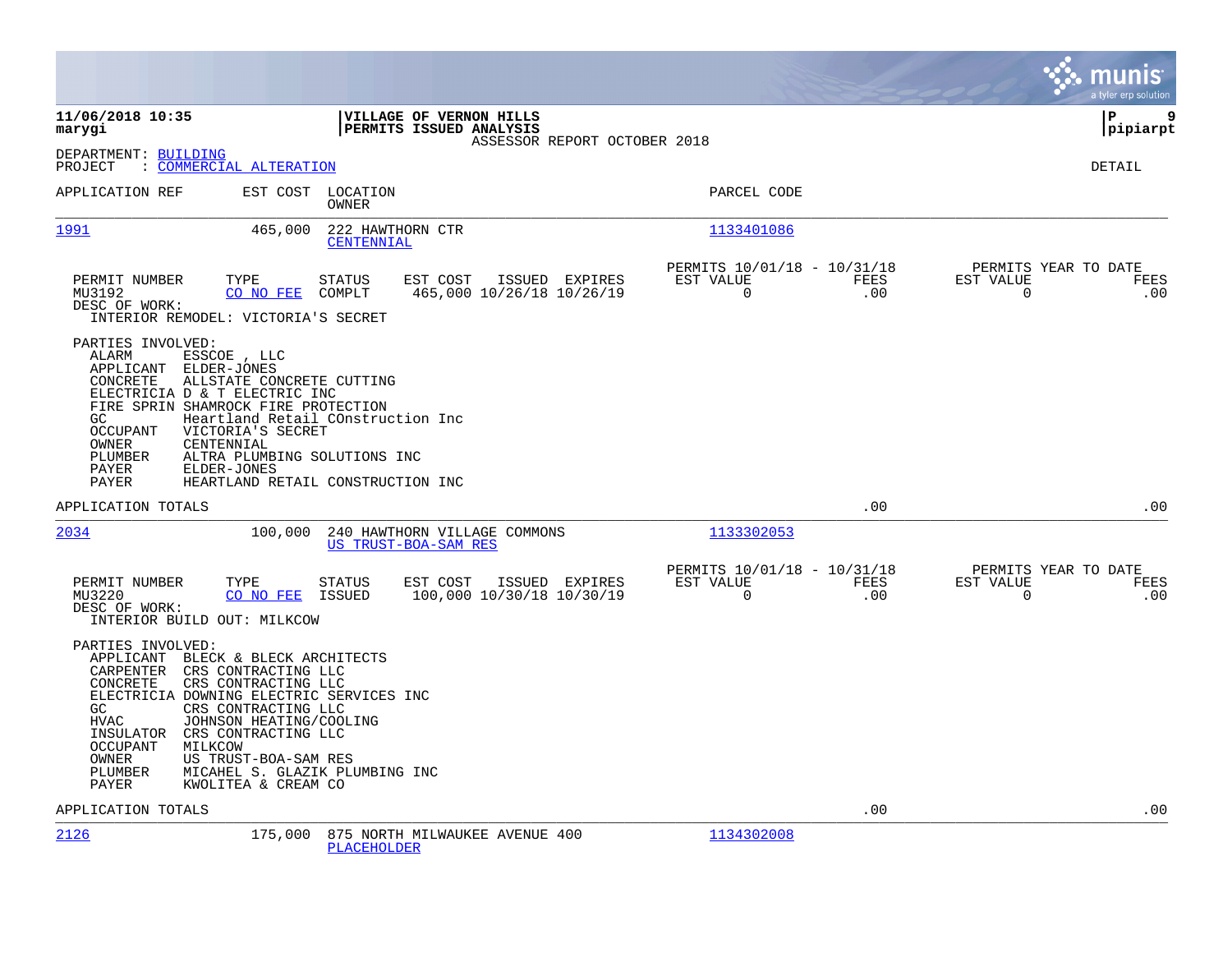**11/06/2018 10:35** | **VILLAGE OF VERNON HILLS** | **P 9**
**marygi** | **PERMITS ISSUED ANALYSIS** | **pipiarpt**

ASSESSOR REPORT OCTOBER 2018

DEPARTMENT: BUILDING
PROJECT : COMMERCIAL ALTERATION

DETAIL

| APPLICATION REF | EST COST | LOCATION / OWNER | PARCEL CODE |
|---|---|---|---|
| 1991 | 465,000 | 222 HAWTHORN CTR / CENTENNIAL | 1133401086 |

| PERMIT NUMBER | TYPE | STATUS | EST COST | ISSUED | EXPIRES | PERMITS 10/01/18 - 10/31/18 EST VALUE | FEES | PERMITS YEAR TO DATE EST VALUE | FEES |
|---|---|---|---|---|---|---|---|---|---|
| MU3192 | CO NO FEE | COMPLT | 465,000 | 10/26/18 | 10/26/19 | 0 | .00 | 0 | .00 |

DESC OF WORK:
INTERIOR REMODEL: VICTORIA'S SECRET

PARTIES INVOLVED:

| | |
|---|---|
| ALARM | ESSCOE , LLC |
| APPLICANT | ELDER-JONES |
| CONCRETE | ALLSTATE CONCRETE CUTTING |
| ELECTRICIA | D & T ELECTRIC INC |
| FIRE SPRIN | SHAMROCK FIRE PROTECTION |
| GC | Heartland Retail COnstruction Inc |
| OCCUPANT | VICTORIA'S SECRET |
| OWNER | CENTENNIAL |
| PLUMBER | ALTRA PLUMBING SOLUTIONS INC |
| PAYER | ELDER-JONES |
| PAYER | HEARTLAND RETAIL CONSTRUCTION INC |

APPLICATION TOTALS .00 .00

| APPLICATION REF | EST COST | LOCATION / OWNER | PARCEL CODE |
|---|---|---|---|
| 2034 | 100,000 | 240 HAWTHORN VILLAGE COMMONS / US TRUST-BOA-SAM RES | 1133302053 |

| PERMIT NUMBER | TYPE | STATUS | EST COST | ISSUED | EXPIRES | PERMITS 10/01/18 - 10/31/18 EST VALUE | FEES | PERMITS YEAR TO DATE EST VALUE | FEES |
|---|---|---|---|---|---|---|---|---|---|
| MU3220 | CO NO FEE | ISSUED | 100,000 | 10/30/18 | 10/30/19 | 0 | .00 | 0 | .00 |

DESC OF WORK:
INTERIOR BUILD OUT: MILKCOW

PARTIES INVOLVED:

| | |
|---|---|
| APPLICANT | BLECK & BLECK ARCHITECTS |
| CARPENTER | CRS CONTRACTING LLC |
| CONCRETE | CRS CONTRACTING LLC |
| ELECTRICIA | DOWNING ELECTRIC SERVICES INC |
| GC | CRS CONTRACTING LLC |
| HVAC | JOHNSON HEATING/COOLING |
| INSULATOR | CRS CONTRACTING LLC |
| OCCUPANT | MILKCOW |
| OWNER | US TRUST-BOA-SAM RES |
| PLUMBER | MICAHEL S. GLAZIK PLUMBING INC |
| PAYER | KWOLITEA & CREAM CO |

APPLICATION TOTALS .00 .00

| APPLICATION REF | EST COST | LOCATION / OWNER | PARCEL CODE |
|---|---|---|---|
| 2126 | 175,000 | 875 NORTH MILWAUKEE AVENUE 400 / PLACEHOLDER | 1134302008 |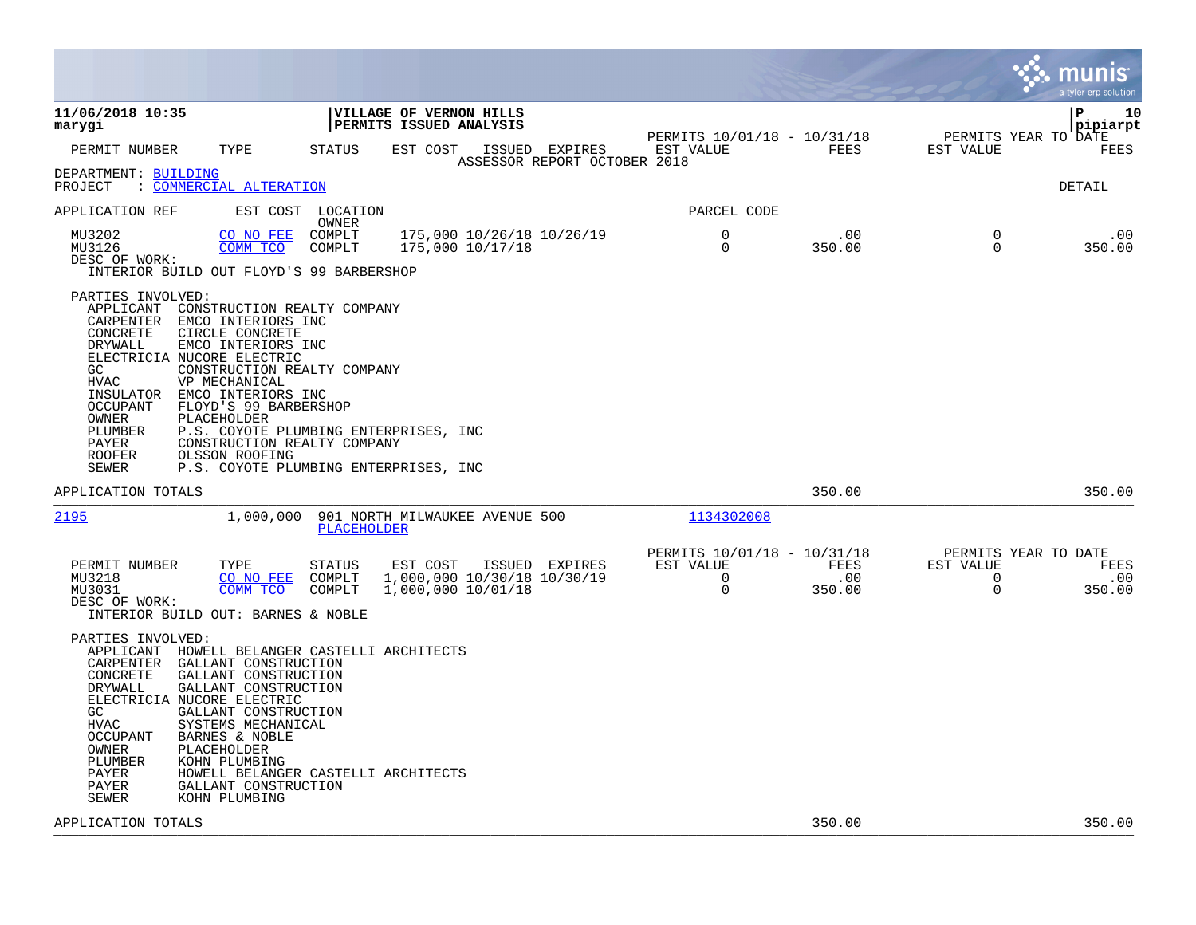**11/06/2018 10:35**
**marygi**

**VILLAGE OF VERNON HILLS**
**PERMITS ISSUED ANALYSIS**

ASSESSOR REPORT OCTOBER 2018

**pipiarpt**

| PERMIT NUMBER | TYPE | STATUS | EST COST | ISSUED | EXPIRES | PERMITS 10/01/18 - 10/31/18 EST VALUE | FEES | PERMITS YEAR TO DATE EST VALUE | FEES |
|---|---|---|---|---|---|---|---|---|---|

DEPARTMENT: BUILDING
PROJECT : COMMERCIAL ALTERATION

DETAIL

APPLICATION REF | EST COST | LOCATION / OWNER | PARCEL CODE

| PERMIT NUMBER | TYPE | STATUS | EST COST | ISSUED | EXPIRES | EST VALUE | FEES | EST VALUE | FEES |
|---|---|---|---|---|---|---|---|---|---|
| MU3202 | CO NO FEE | COMPLT | 175,000 | 10/26/18 | 10/26/19 | 0 | .00 | 0 | .00 |
| MU3126 | COMM TCO | COMPLT | 175,000 | 10/17/18 | | 0 | 350.00 | 0 | 350.00 |

DESC OF WORK:
INTERIOR BUILD OUT FLOYD'S 99 BARBERSHOP

PARTIES INVOLVED:

| Role | Party |
|---|---|
| APPLICANT | CONSTRUCTION REALTY COMPANY |
| CARPENTER | EMCO INTERIORS INC |
| CONCRETE | CIRCLE CONCRETE |
| DRYWALL | EMCO INTERIORS INC |
| ELECTRICIA | NUCORE ELECTRIC |
| GC | CONSTRUCTION REALTY COMPANY |
| HVAC | VP MECHANICAL |
| INSULATOR | EMCO INTERIORS INC |
| OCCUPANT | FLOYD'S 99 BARBERSHOP |
| OWNER | PLACEHOLDER |
| PLUMBER | P.S. COYOTE PLUMBING ENTERPRISES, INC |
| PAYER | CONSTRUCTION REALTY COMPANY |
| ROOFER | OLSSON ROOFING |
| SEWER | P.S. COYOTE PLUMBING ENTERPRISES, INC |

APPLICATION TOTALS — 350.00 — 350.00

---

2195 | 1,000,000 | 901 NORTH MILWAUKEE AVENUE 500 / PLACEHOLDER | 1134302008

| PERMIT NUMBER | TYPE | STATUS | EST COST | ISSUED | EXPIRES | PERMITS 10/01/18 - 10/31/18 EST VALUE | FEES | PERMITS YEAR TO DATE EST VALUE | FEES |
|---|---|---|---|---|---|---|---|---|---|
| MU3218 | CO NO FEE | COMPLT | 1,000,000 | 10/30/18 | 10/30/19 | 0 | .00 | 0 | .00 |
| MU3031 | COMM TCO | COMPLT | 1,000,000 | 10/01/18 | | 0 | 350.00 | 0 | 350.00 |

DESC OF WORK:
INTERIOR BUILD OUT: BARNES & NOBLE

PARTIES INVOLVED:

| Role | Party |
|---|---|
| APPLICANT | HOWELL BELANGER CASTELLI ARCHITECTS |
| CARPENTER | GALLANT CONSTRUCTION |
| CONCRETE | GALLANT CONSTRUCTION |
| DRYWALL | GALLANT CONSTRUCTION |
| ELECTRICIA | NUCORE ELECTRIC |
| GC | GALLANT CONSTRUCTION |
| HVAC | SYSTEMS MECHANICAL |
| OCCUPANT | BARNES & NOBLE |
| OWNER | PLACEHOLDER |
| PLUMBER | KOHN PLUMBING |
| PAYER | HOWELL BELANGER CASTELLI ARCHITECTS |
| PAYER | GALLANT CONSTRUCTION |
| SEWER | KOHN PLUMBING |

APPLICATION TOTALS — 350.00 — 350.00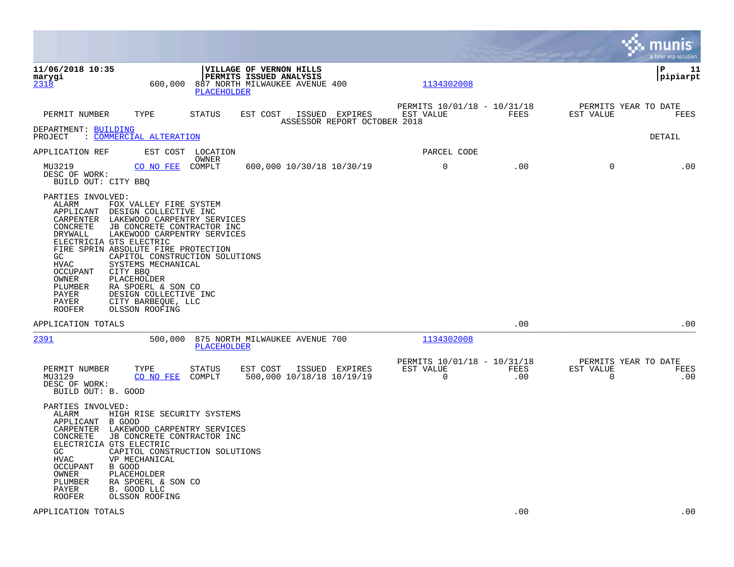**VILLAGE OF VERNON HILLS**
**PERMITS ISSUED ANALYSIS**

11/06/2018 10:35 marygi — pipiarpt

ASSESSOR REPORT OCTOBER 2018

| PERMIT NUMBER | TYPE | STATUS | EST COST | ISSUED | EXPIRES | PERMITS 10/01/18 - 10/31/18 EST VALUE | FEES | PERMITS YEAR TO DATE EST VALUE | FEES |
|---|---|---|---|---|---|---|---|---|---|

DEPARTMENT: BUILDING
PROJECT : COMMERCIAL ALTERATION — DETAIL

APPLICATION REF / EST COST / LOCATION / OWNER / PARCEL CODE

**2318** — 600,000 — 887 NORTH MILWAUKEE AVENUE 400 — PLACEHOLDER — 1134302008

| PERMIT NUMBER | TYPE | STATUS | EST COST | ISSUED | EXPIRES | EST VALUE | FEES | YTD EST VALUE | YTD FEES |
|---|---|---|---|---|---|---|---|---|---|
| MU3219 | CO NO FEE | COMPLT | 600,000 | 10/30/18 | 10/30/19 | 0 | .00 | 0 | .00 |

DESC OF WORK:
BUILD OUT: CITY BBQ

PARTIES INVOLVED:

| Role | Party |
|---|---|
| ALARM | FOX VALLEY FIRE SYSTEM |
| APPLICANT | DESIGN COLLECTIVE INC |
| CARPENTER | LAKEWOOD CARPENTRY SERVICES |
| CONCRETE | JB CONCRETE CONTRACTOR INC |
| DRYWALL | LAKEWOOD CARPENTRY SERVICES |
| ELECTRICIA | GTS ELECTRIC |
| FIRE SPRIN | ABSOLUTE FIRE PROTECTION |
| GC | CAPITOL CONSTRUCTION SOLUTIONS |
| HVAC | SYSTEMS MECHANICAL |
| OCCUPANT | CITY BBQ |
| OWNER | PLACEHOLDER |
| PLUMBER | RA SPOERL & SON CO |
| PAYER | DESIGN COLLECTIVE INC |
| PAYER | CITY BARBEQUE, LLC |
| ROOFER | OLSSON ROOFING |

APPLICATION TOTALS — .00 — .00

---

**2391** — 500,000 — 875 NORTH MILWAUKEE AVENUE 700 — PLACEHOLDER — 1134302008

| PERMIT NUMBER | TYPE | STATUS | EST COST | ISSUED | EXPIRES | EST VALUE | FEES | YTD EST VALUE | YTD FEES |
|---|---|---|---|---|---|---|---|---|---|
| MU3129 | CO NO FEE | COMPLT | 500,000 | 10/18/18 | 10/19/19 | 0 | .00 | 0 | .00 |

DESC OF WORK:
BUILD OUT: B. GOOD

PARTIES INVOLVED:

| Role | Party |
|---|---|
| ALARM | HIGH RISE SECURITY SYSTEMS |
| APPLICANT | B GOOD |
| CARPENTER | LAKEWOOD CARPENTRY SERVICES |
| CONCRETE | JB CONCRETE CONTRACTOR INC |
| ELECTRICIA | GTS ELECTRIC |
| GC | CAPITOL CONSTRUCTION SOLUTIONS |
| HVAC | VP MECHANICAL |
| OCCUPANT | B GOOD |
| OWNER | PLACEHOLDER |
| PLUMBER | RA SPOERL & SON CO |
| PAYER | B. GOOD LLC |
| ROOFER | OLSSON ROOFING |

APPLICATION TOTALS — .00 — .00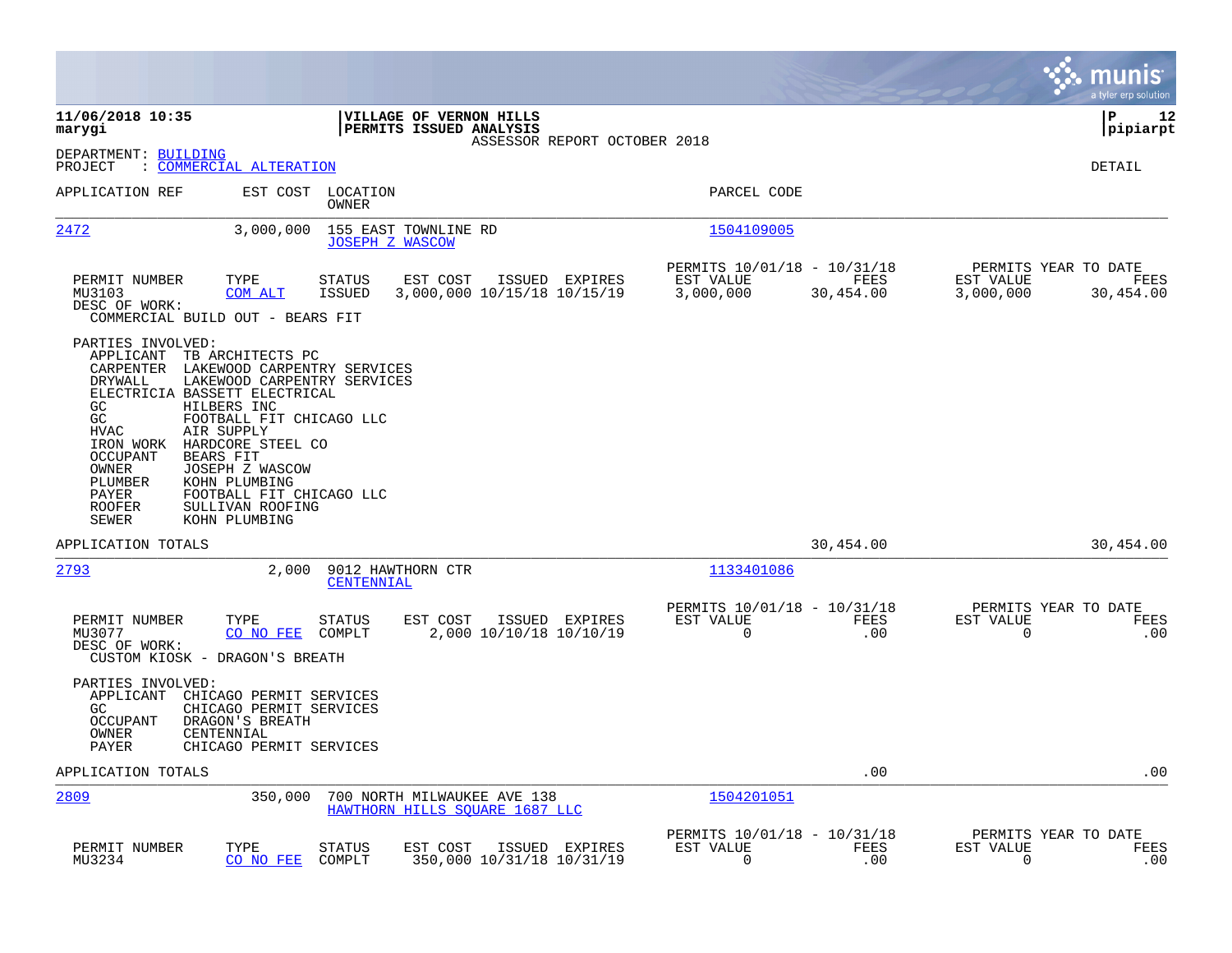**11/06/2018 10:35**
**marygi**

**VILLAGE OF VERNON HILLS**
**PERMITS ISSUED ANALYSIS**
ASSESSOR REPORT OCTOBER 2018

**P 12**
**pipiarpt**

DEPARTMENT: BUILDING
PROJECT : COMMERCIAL ALTERATION

DETAIL

| APPLICATION REF | EST COST | LOCATION / OWNER | PARCEL CODE |
|---|---|---|---|
| 2472 | 3,000,000 | 155 EAST TOWNLINE RD / JOSEPH Z WASCOW | 1504109005 |

| PERMIT NUMBER | TYPE | STATUS | EST COST | ISSUED | EXPIRES | PERMITS 10/01/18 - 10/31/18 EST VALUE | FEES | PERMITS YEAR TO DATE EST VALUE | FEES |
|---|---|---|---|---|---|---|---|---|---|
| MU3103 | COM ALT | ISSUED | 3,000,000 | 10/15/18 | 10/15/19 | 3,000,000 | 30,454.00 | 3,000,000 | 30,454.00 |

DESC OF WORK:
COMMERCIAL BUILD OUT - BEARS FIT

PARTIES INVOLVED:

| ROLE | NAME |
|---|---|
| APPLICANT | TB ARCHITECTS PC |
| CARPENTER | LAKEWOOD CARPENTRY SERVICES |
| DRYWALL | LAKEWOOD CARPENTRY SERVICES |
| ELECTRICIA | BASSETT ELECTRICAL |
| GC | HILBERS INC |
| GC | FOOTBALL FIT CHICAGO LLC |
| HVAC | AIR SUPPLY |
| IRON WORK | HARDCORE STEEL CO |
| OCCUPANT | BEARS FIT |
| OWNER | JOSEPH Z WASCOW |
| PLUMBER | KOHN PLUMBING |
| PAYER | FOOTBALL FIT CHICAGO LLC |
| ROOFER | SULLIVAN ROOFING |
| SEWER | KOHN PLUMBING |

APPLICATION TOTALS: 30,454.00 | 30,454.00

| APPLICATION REF | EST COST | LOCATION / OWNER | PARCEL CODE |
|---|---|---|---|
| 2793 | 2,000 | 9012 HAWTHORN CTR / CENTENNIAL | 1133401086 |

| PERMIT NUMBER | TYPE | STATUS | EST COST | ISSUED | EXPIRES | PERMITS 10/01/18 - 10/31/18 EST VALUE | FEES | PERMITS YEAR TO DATE EST VALUE | FEES |
|---|---|---|---|---|---|---|---|---|---|
| MU3077 | CO NO FEE | COMPLT | 2,000 | 10/10/18 | 10/10/19 | 0 | .00 | 0 | .00 |

DESC OF WORK:
CUSTOM KIOSK - DRAGON'S BREATH

PARTIES INVOLVED:

| ROLE | NAME |
|---|---|
| APPLICANT | CHICAGO PERMIT SERVICES |
| GC | CHICAGO PERMIT SERVICES |
| OCCUPANT | DRAGON'S BREATH |
| OWNER | CENTENNIAL |
| PAYER | CHICAGO PERMIT SERVICES |

APPLICATION TOTALS: .00 | .00

| APPLICATION REF | EST COST | LOCATION / OWNER | PARCEL CODE |
|---|---|---|---|
| 2809 | 350,000 | 700 NORTH MILWAUKEE AVE 138 / HAWTHORN HILLS SQUARE 1687 LLC | 1504201051 |

| PERMIT NUMBER | TYPE | STATUS | EST COST | ISSUED | EXPIRES | PERMITS 10/01/18 - 10/31/18 EST VALUE | FEES | PERMITS YEAR TO DATE EST VALUE | FEES |
|---|---|---|---|---|---|---|---|---|---|
| MU3234 | CO NO FEE | COMPLT | 350,000 | 10/31/18 | 10/31/19 | 0 | .00 | 0 | .00 |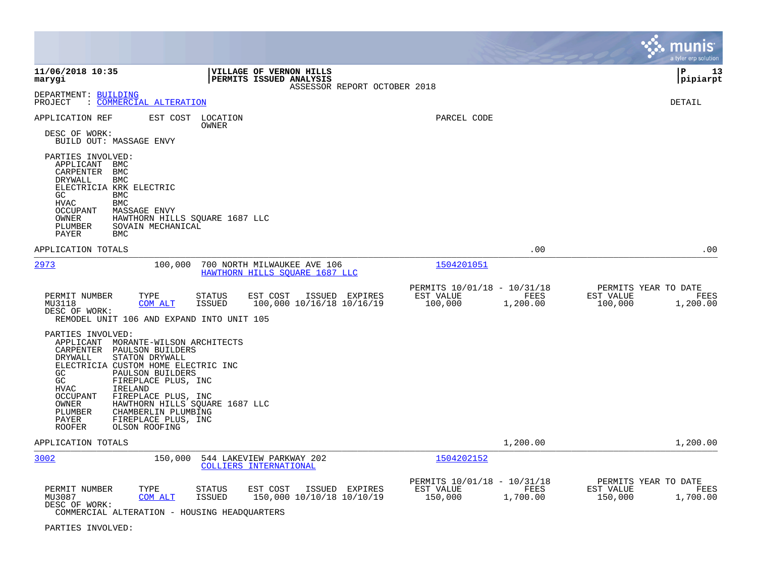**11/06/2018 10:35** | **VILLAGE OF VERNON HILLS** | **P 13**
**marygi** | **PERMITS ISSUED ANALYSIS** | **pipiarpt**

ASSESSOR REPORT OCTOBER 2018

DEPARTMENT: BUILDING
PROJECT : COMMERCIAL ALTERATION

DETAIL

APPLICATION REF    EST COST    LOCATION / OWNER    PARCEL CODE

DESC OF WORK:
BUILD OUT: MASSAGE ENVY

PARTIES INVOLVED:

| Role | Party |
|---|---|
| APPLICANT | BMC |
| CARPENTER | BMC |
| DRYWALL | BMC |
| ELECTRICIA | KRK ELECTRIC |
| GC | BMC |
| HVAC | BMC |
| OCCUPANT | MASSAGE ENVY |
| OWNER | HAWTHORN HILLS SQUARE 1687 LLC |
| PLUMBER | SOVAIN MECHANICAL |
| PAYER | BMC |

APPLICATION TOTALS .00 .00

---

**2973** — 100,000 — 700 NORTH MILWAUKEE AVE 106 — HAWTHORN HILLS SQUARE 1687 LLC — Parcel 1504201051

| PERMIT NUMBER | TYPE | STATUS | EST COST | ISSUED | EXPIRES | PERMITS 10/01/18 - 10/31/18 EST VALUE | FEES | PERMITS YEAR TO DATE EST VALUE | FEES |
|---|---|---|---|---|---|---|---|---|---|
| MU3118 | COM ALT | ISSUED | 100,000 | 10/16/18 | 10/16/19 | 100,000 | 1,200.00 | 100,000 | 1,200.00 |

DESC OF WORK:
REMODEL UNIT 106 AND EXPAND INTO UNIT 105

PARTIES INVOLVED:

| Role | Party |
|---|---|
| APPLICANT | MORANTE-WILSON ARCHITECTS |
| CARPENTER | PAULSON BUILDERS |
| DRYWALL | STATON DRYWALL |
| ELECTRICIA | CUSTOM HOME ELECTRIC INC |
| GC | PAULSON BUILDERS |
| GC | FIREPLACE PLUS, INC |
| HVAC | IRELAND |
| OCCUPANT | FIREPLACE PLUS, INC |
| OWNER | HAWTHORN HILLS SQUARE 1687 LLC |
| PLUMBER | CHAMBERLIN PLUMBING |
| PAYER | FIREPLACE PLUS, INC |
| ROOFER | OLSON ROOFING |

APPLICATION TOTALS 1,200.00 1,200.00

---

**3002** — 150,000 — 544 LAKEVIEW PARKWAY 202 — COLLIERS INTERNATIONAL — Parcel 1504202152

| PERMIT NUMBER | TYPE | STATUS | EST COST | ISSUED | EXPIRES | PERMITS 10/01/18 - 10/31/18 EST VALUE | FEES | PERMITS YEAR TO DATE EST VALUE | FEES |
|---|---|---|---|---|---|---|---|---|---|
| MU3087 | COM ALT | ISSUED | 150,000 | 10/10/18 | 10/10/19 | 150,000 | 1,700.00 | 150,000 | 1,700.00 |

DESC OF WORK:
COMMERCIAL ALTERATION - HOUSING HEADQUARTERS

PARTIES INVOLVED: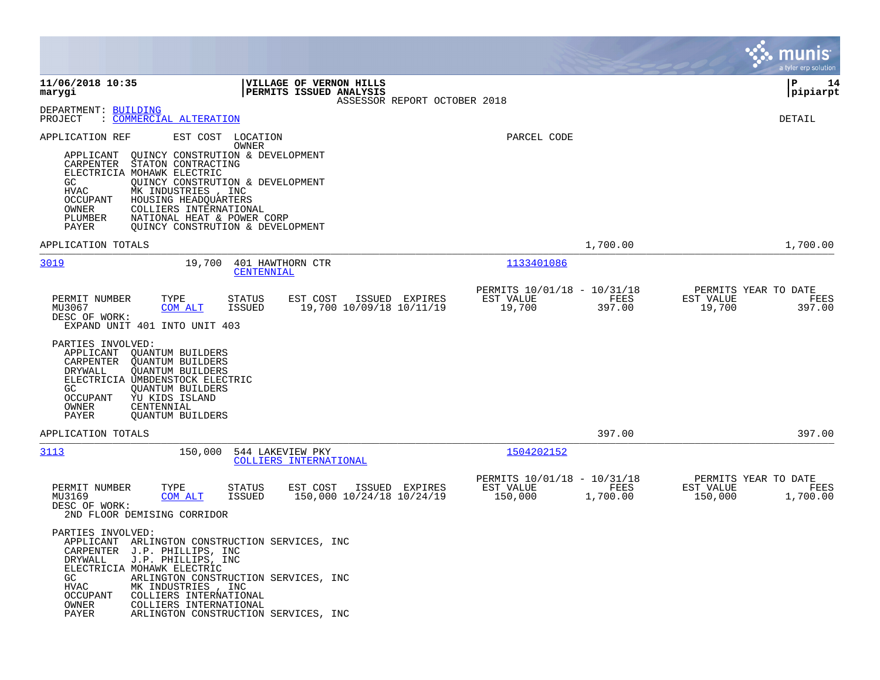**11/06/2018 10:35** | **VILLAGE OF VERNON HILLS** | **P 14**
**marygi** | **PERMITS ISSUED ANALYSIS** | **pipiarpt**

ASSESSOR REPORT OCTOBER 2018

DEPARTMENT: BUILDING
PROJECT : COMMERCIAL ALTERATION

DETAIL

APPLICATION REF | EST COST | LOCATION / OWNER | PARCEL CODE

| Role | Party |
|---|---|
| APPLICANT | QUINCY CONSTRUTION & DEVELOPMENT |
| CARPENTER | STATON CONTRACTING |
| ELECTRICIA | MOHAWK ELECTRIC |
| GC | QUINCY CONSTRUTION & DEVELOPMENT |
| HVAC | MK INDUSTRIES , INC |
| OCCUPANT | HOUSING HEADQUARTERS |
| OWNER | COLLIERS INTERNATIONAL |
| PLUMBER | NATIONAL HEAT & POWER CORP |
| PAYER | QUINCY CONSTRUTION & DEVELOPMENT |

APPLICATION TOTALS: 1,700.00 | 1,700.00

---

**3019** | 19,700 | 401 HAWTHORN CTR / CENTENNIAL | 1133401086

| PERMIT NUMBER | TYPE | STATUS | EST COST | ISSUED | EXPIRES | PERMITS 10/01/18 - 10/31/18 EST VALUE | FEES | PERMITS YEAR TO DATE EST VALUE | FEES |
|---|---|---|---|---|---|---|---|---|---|
| MU3067 | COM ALT | ISSUED | 19,700 | 10/09/18 | 10/11/19 | 19,700 | 397.00 | 19,700 | 397.00 |

DESC OF WORK:
EXPAND UNIT 401 INTO UNIT 403

PARTIES INVOLVED:

| Role | Party |
|---|---|
| APPLICANT | QUANTUM BUILDERS |
| CARPENTER | QUANTUM BUILDERS |
| DRYWALL | QUANTUM BUILDERS |
| ELECTRICIA | UMBDENSTOCK ELECTRIC |
| GC | QUANTUM BUILDERS |
| OCCUPANT | YU KIDS ISLAND |
| OWNER | CENTENNIAL |
| PAYER | QUANTUM BUILDERS |

APPLICATION TOTALS: 397.00 | 397.00

---

**3113** | 150,000 | 544 LAKEVIEW PKY / COLLIERS INTERNATIONAL | 1504202152

| PERMIT NUMBER | TYPE | STATUS | EST COST | ISSUED | EXPIRES | PERMITS 10/01/18 - 10/31/18 EST VALUE | FEES | PERMITS YEAR TO DATE EST VALUE | FEES |
|---|---|---|---|---|---|---|---|---|---|
| MU3169 | COM ALT | ISSUED | 150,000 | 10/24/18 | 10/24/19 | 150,000 | 1,700.00 | 150,000 | 1,700.00 |

DESC OF WORK:
2ND FLOOR DEMISING CORRIDOR

PARTIES INVOLVED:

| Role | Party |
|---|---|
| APPLICANT | ARLINGTON CONSTRUCTION SERVICES, INC |
| CARPENTER | J.P. PHILLIPS, INC |
| DRYWALL | J.P. PHILLIPS, INC |
| ELECTRICIA | MOHAWK ELECTRIC |
| GC | ARLINGTON CONSTRUCTION SERVICES, INC |
| HVAC | MK INDUSTRIES , INC |
| OCCUPANT | COLLIERS INTERNATIONAL |
| OWNER | COLLIERS INTERNATIONAL |
| PAYER | ARLINGTON CONSTRUCTION SERVICES, INC |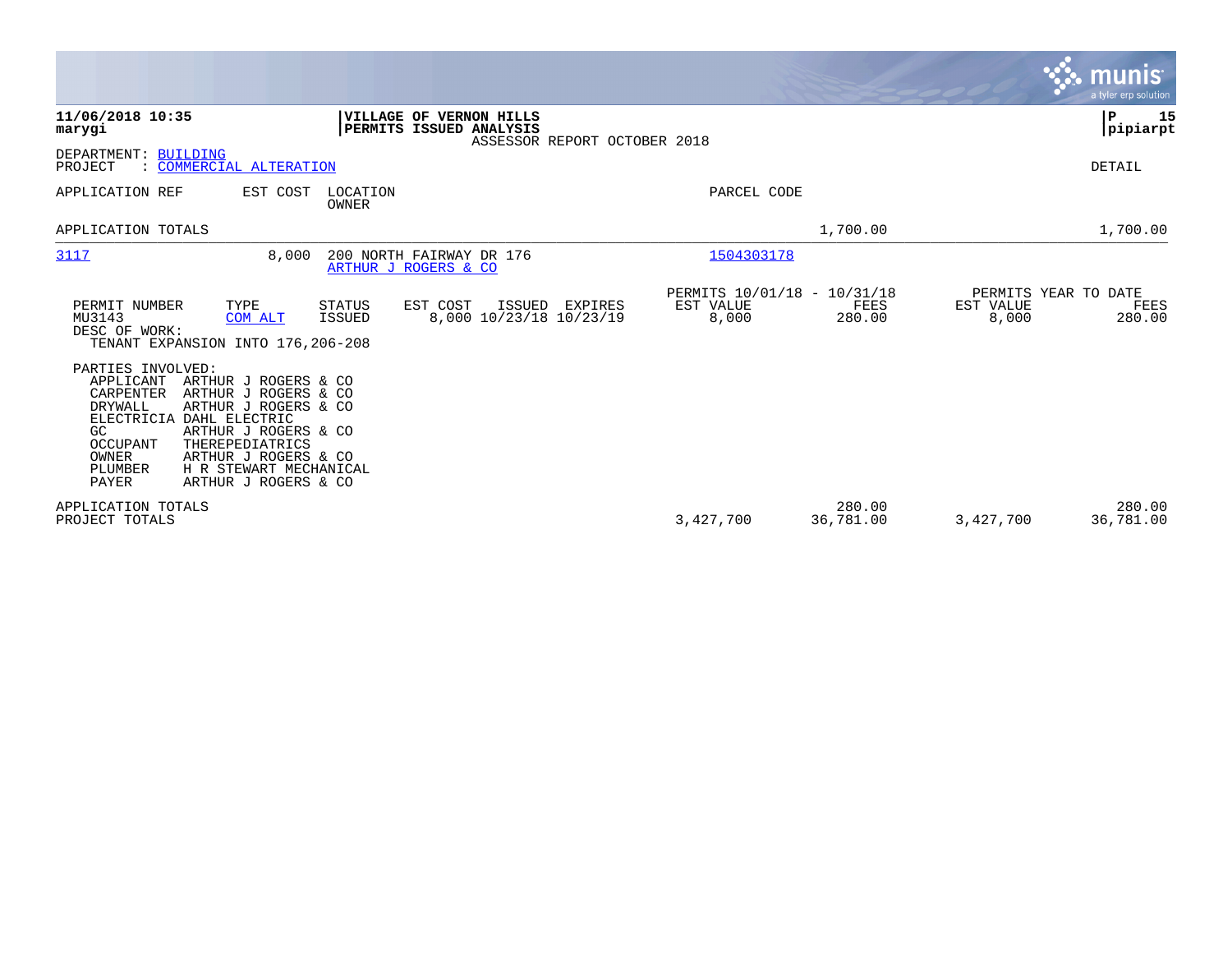**11/06/2018 10:35**
**marygi**

**VILLAGE OF VERNON HILLS**
**PERMITS ISSUED ANALYSIS**
ASSESSOR REPORT OCTOBER 2018

**P 15**
**pipiarpt**

DEPARTMENT: BUILDING
PROJECT : COMMERCIAL ALTERATION

DETAIL

| APPLICATION REF | EST COST | LOCATION / OWNER | PARCEL CODE | | |
|---|---|---|---|---|---|
| APPLICATION TOTALS | | | | 1,700.00 | 1,700.00 |
| 3117 | 8,000 | 200 NORTH FAIRWAY DR 176 / ARTHUR J ROGERS & CO | 1504303178 | | |

| PERMIT NUMBER | TYPE | STATUS | EST COST | ISSUED | EXPIRES | PERMITS 10/01/18 - 10/31/18 EST VALUE | FEES | PERMITS YEAR TO DATE EST VALUE | FEES |
|---|---|---|---|---|---|---|---|---|---|
| MU3143 | COM ALT | ISSUED | 8,000 | 10/23/18 | 10/23/19 | 8,000 | 280.00 | 8,000 | 280.00 |

DESC OF WORK:
TENANT EXPANSION INTO 176,206-208

PARTIES INVOLVED:

| Role | Party |
|---|---|
| APPLICANT | ARTHUR J ROGERS & CO |
| CARPENTER | ARTHUR J ROGERS & CO |
| DRYWALL | ARTHUR J ROGERS & CO |
| ELECTRICIA | DAHL ELECTRIC |
| GC | ARTHUR J ROGERS & CO |
| OCCUPANT | THEREPEDIATRICS |
| OWNER | ARTHUR J ROGERS & CO |
| PLUMBER | H R STEWART MECHANICAL |
| PAYER | ARTHUR J ROGERS & CO |

| | EST VALUE | FEES | EST VALUE | FEES |
|---|---|---|---|---|
| APPLICATION TOTALS | | 280.00 | | 280.00 |
| PROJECT TOTALS | 3,427,700 | 36,781.00 | 3,427,700 | 36,781.00 |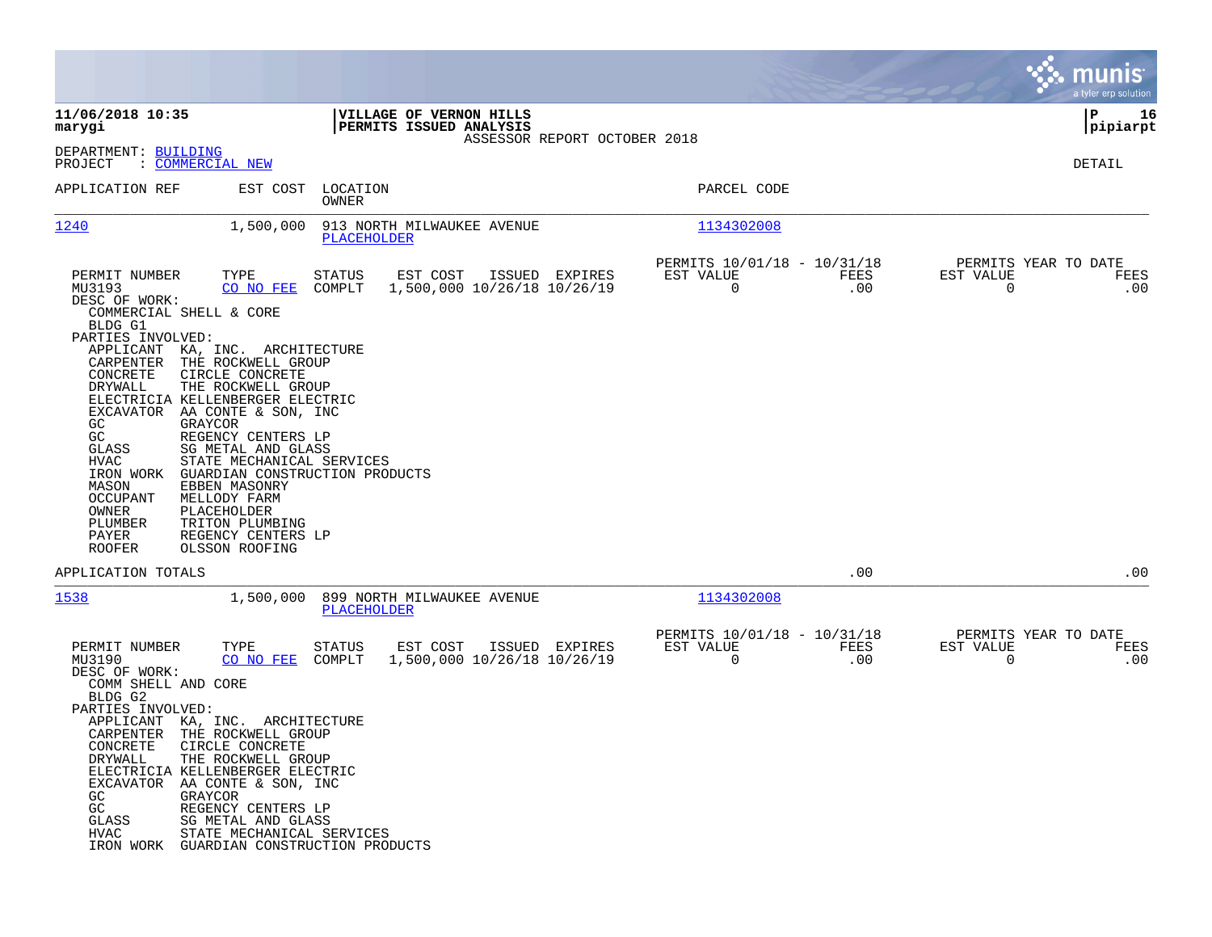**11/06/2018 10:35**
**marygi**

**VILLAGE OF VERNON HILLS**
**PERMITS ISSUED ANALYSIS**
ASSESSOR REPORT OCTOBER 2018

**P 16**
**pipiarpt**

DEPARTMENT: BUILDING
PROJECT : COMMERCIAL NEW

DETAIL

| APPLICATION REF | EST COST | LOCATION / OWNER | PARCEL CODE |
|---|---|---|---|
| 1240 | 1,500,000 | 913 NORTH MILWAUKEE AVENUE / PLACEHOLDER | 1134302008 |

| PERMIT NUMBER | TYPE | STATUS | EST COST | ISSUED | EXPIRES | PERMITS 10/01/18 - 10/31/18 EST VALUE | FEES | PERMITS YEAR TO DATE EST VALUE | FEES |
|---|---|---|---|---|---|---|---|---|---|
| MU3193 | CO NO FEE | COMPLT | 1,500,000 | 10/26/18 | 10/26/19 | 0 | .00 | 0 | .00 |

DESC OF WORK:
COMMERCIAL SHELL & CORE
BLDG G1

PARTIES INVOLVED:

| | |
|---|---|
| APPLICANT | KA, INC. ARCHITECTURE |
| CARPENTER | THE ROCKWELL GROUP |
| CONCRETE | CIRCLE CONCRETE |
| DRYWALL | THE ROCKWELL GROUP |
| ELECTRICIA | KELLENBERGER ELECTRIC |
| EXCAVATOR | AA CONTE & SON, INC |
| GC | GRAYCOR |
| GC | REGENCY CENTERS LP |
| GLASS | SG METAL AND GLASS |
| HVAC | STATE MECHANICAL SERVICES |
| IRON WORK | GUARDIAN CONSTRUCTION PRODUCTS |
| MASON | EBBEN MASONRY |
| OCCUPANT | MELLODY FARM |
| OWNER | PLACEHOLDER |
| PLUMBER | TRITON PLUMBING |
| PAYER | REGENCY CENTERS LP |
| ROOFER | OLSSON ROOFING |

APPLICATION TOTALS .00 .00

| APPLICATION REF | EST COST | LOCATION / OWNER | PARCEL CODE |
|---|---|---|---|
| 1538 | 1,500,000 | 899 NORTH MILWAUKEE AVENUE / PLACEHOLDER | 1134302008 |

| PERMIT NUMBER | TYPE | STATUS | EST COST | ISSUED | EXPIRES | PERMITS 10/01/18 - 10/31/18 EST VALUE | FEES | PERMITS YEAR TO DATE EST VALUE | FEES |
|---|---|---|---|---|---|---|---|---|---|
| MU3190 | CO NO FEE | COMPLT | 1,500,000 | 10/26/18 | 10/26/19 | 0 | .00 | 0 | .00 |

DESC OF WORK:
COMM SHELL AND CORE
BLDG G2

PARTIES INVOLVED:

| | |
|---|---|
| APPLICANT | KA, INC. ARCHITECTURE |
| CARPENTER | THE ROCKWELL GROUP |
| CONCRETE | CIRCLE CONCRETE |
| DRYWALL | THE ROCKWELL GROUP |
| ELECTRICIA | KELLENBERGER ELECTRIC |
| EXCAVATOR | AA CONTE & SON, INC |
| GC | GRAYCOR |
| GC | REGENCY CENTERS LP |
| GLASS | SG METAL AND GLASS |
| HVAC | STATE MECHANICAL SERVICES |
| IRON WORK | GUARDIAN CONSTRUCTION PRODUCTS |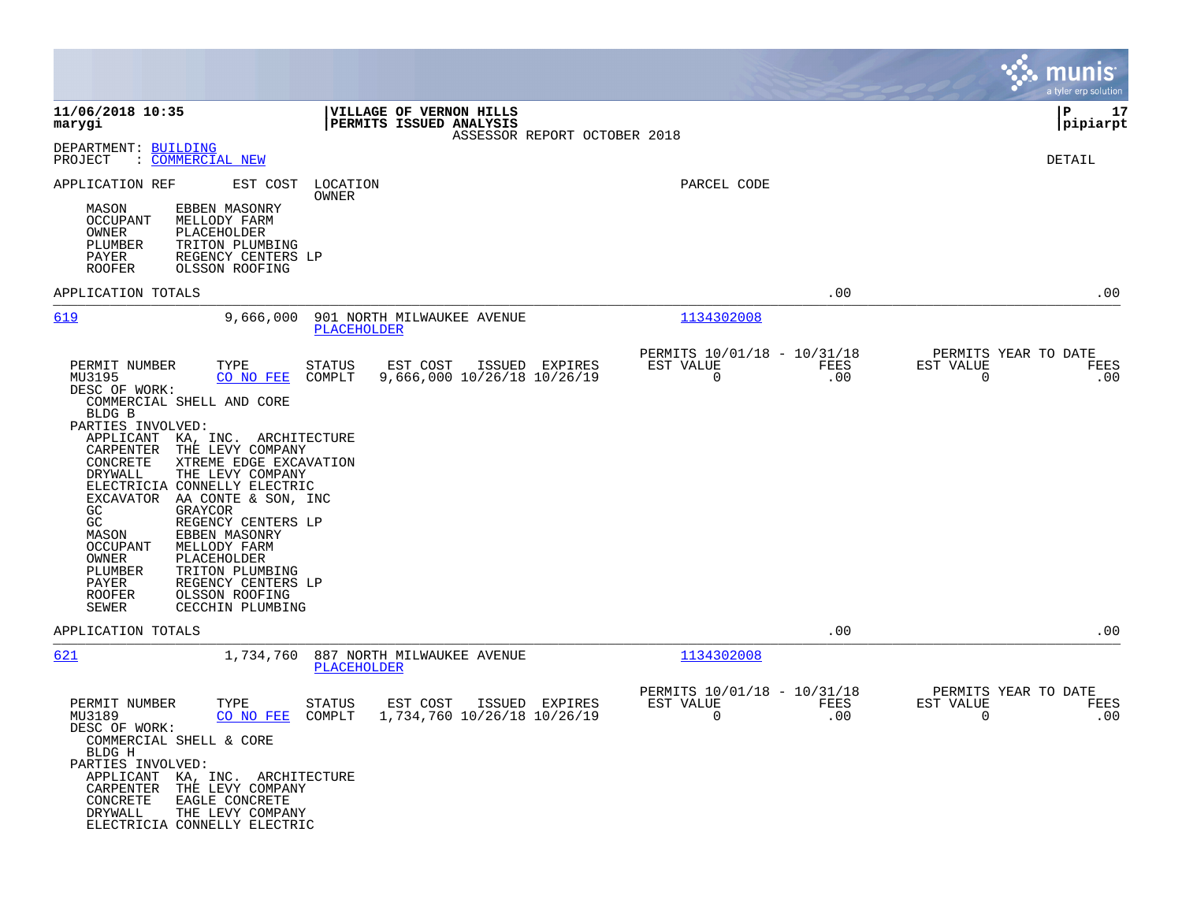**11/06/2018 10:35** — **VILLAGE OF VERNON HILLS** — **PERMITS ISSUED ANALYSIS**
**marygi** — ASSESSOR REPORT OCTOBER 2018 — **pipiarpt**

DEPARTMENT: BUILDING
PROJECT : COMMERCIAL NEW

DETAIL

| APPLICATION REF | EST COST | LOCATION / OWNER | PARCEL CODE |
|---|---|---|---|

MASON EBBEN MASONRY
OCCUPANT MELLODY FARM
OWNER PLACEHOLDER
PLUMBER TRITON PLUMBING
PAYER REGENCY CENTERS LP
ROOFER OLSSON ROOFING

APPLICATION TOTALS .00 .00

---

**619** 9,666,000 901 NORTH MILWAUKEE AVENUE — PLACEHOLDER — 1134302008

| PERMIT NUMBER | TYPE | STATUS | EST COST | ISSUED | EXPIRES | PERMITS 10/01/18 - 10/31/18 EST VALUE | FEES | PERMITS YEAR TO DATE EST VALUE | FEES |
|---|---|---|---|---|---|---|---|---|---|
| MU3195 | CO NO FEE | COMPLT | 9,666,000 | 10/26/18 | 10/26/19 | 0 | .00 | 0 | .00 |

DESC OF WORK:
COMMERCIAL SHELL AND CORE
BLDG B

PARTIES INVOLVED:
APPLICANT KA, INC. ARCHITECTURE
CARPENTER THE LEVY COMPANY
CONCRETE XTREME EDGE EXCAVATION
DRYWALL THE LEVY COMPANY
ELECTRICIA CONNELLY ELECTRIC
EXCAVATOR AA CONTE & SON, INC
GC GRAYCOR
GC REGENCY CENTERS LP
MASON EBBEN MASONRY
OCCUPANT MELLODY FARM
OWNER PLACEHOLDER
PLUMBER TRITON PLUMBING
PAYER REGENCY CENTERS LP
ROOFER OLSSON ROOFING
SEWER CECCHIN PLUMBING

APPLICATION TOTALS .00 .00

---

**621** 1,734,760 887 NORTH MILWAUKEE AVENUE — PLACEHOLDER — 1134302008

| PERMIT NUMBER | TYPE | STATUS | EST COST | ISSUED | EXPIRES | PERMITS 10/01/18 - 10/31/18 EST VALUE | FEES | PERMITS YEAR TO DATE EST VALUE | FEES |
|---|---|---|---|---|---|---|---|---|---|
| MU3189 | CO NO FEE | COMPLT | 1,734,760 | 10/26/18 | 10/26/19 | 0 | .00 | 0 | .00 |

DESC OF WORK:
COMMERCIAL SHELL & CORE
BLDG H

PARTIES INVOLVED:
APPLICANT KA, INC. ARCHITECTURE
CARPENTER THE LEVY COMPANY
CONCRETE EAGLE CONCRETE
DRYWALL THE LEVY COMPANY
ELECTRICIA CONNELLY ELECTRIC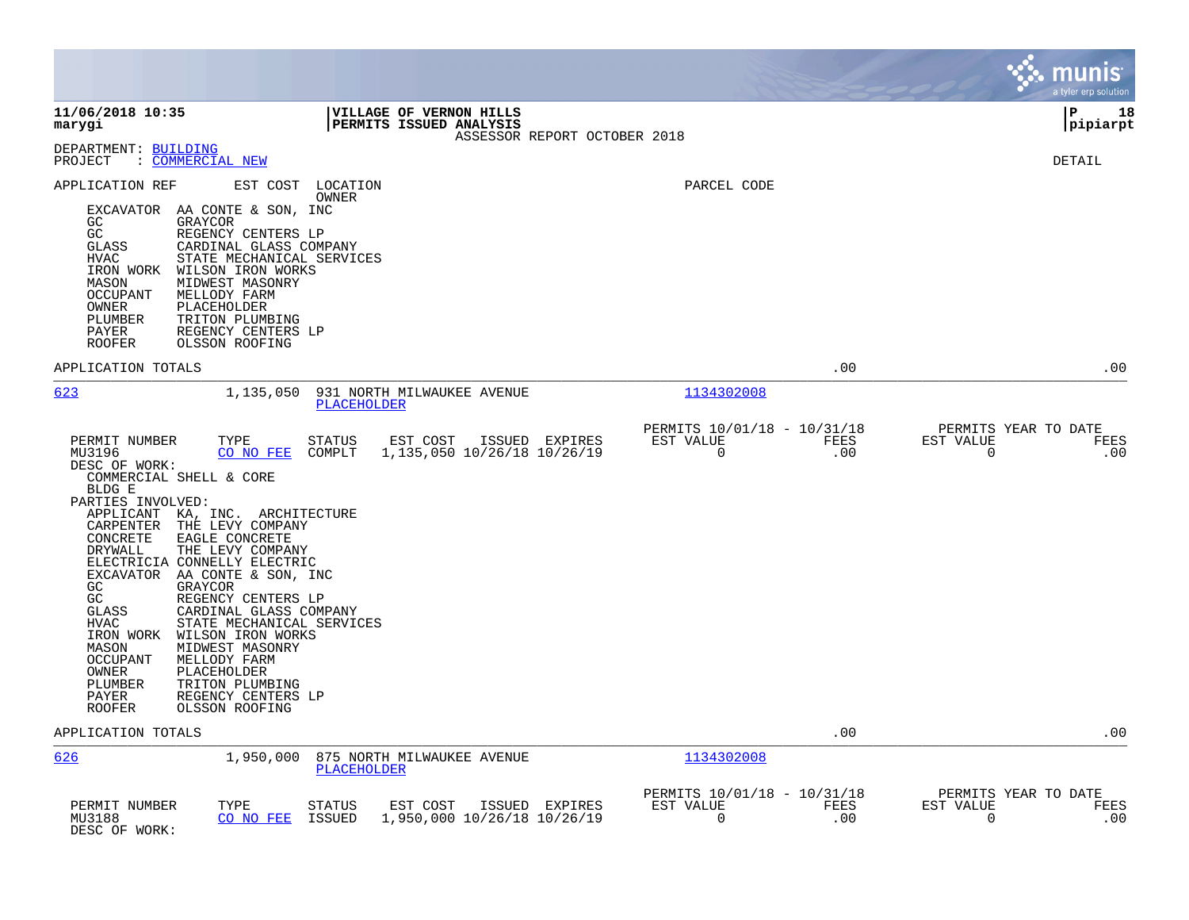**11/06/2018 10:35**
**marygi**

**VILLAGE OF VERNON HILLS**
**PERMITS ISSUED ANALYSIS**
ASSESSOR REPORT OCTOBER 2018

**P 18**
**pipiarpt**

DEPARTMENT: BUILDING
PROJECT : COMMERCIAL NEW

DETAIL

APPLICATION REF | EST COST | LOCATION / OWNER | PARCEL CODE

```
    EXCAVATOR  AA CONTE & SON, INC
    GC         GRAYCOR
    GC         REGENCY CENTERS LP
    GLASS      CARDINAL GLASS COMPANY
    HVAC       STATE MECHANICAL SERVICES
    IRON WORK  WILSON IRON WORKS
    MASON      MIDWEST MASONRY
    OCCUPANT   MELLODY FARM
    OWNER      PLACEHOLDER
    PLUMBER    TRITON PLUMBING
    PAYER      REGENCY CENTERS LP
    ROOFER     OLSSON ROOFING
```

APPLICATION TOTALS .00 .00

---

**623** 1,135,050 931 NORTH MILWAUKEE AVENUE — PLACEHOLDER — 1134302008

| PERMIT NUMBER | TYPE | STATUS | EST COST | ISSUED | EXPIRES | PERMITS 10/01/18 - 10/31/18 EST VALUE | FEES | PERMITS YEAR TO DATE EST VALUE | FEES |
|---|---|---|---|---|---|---|---|---|---|
| MU3196 | CO NO FEE | COMPLT | 1,135,050 | 10/26/18 | 10/26/19 | 0 | .00 | 0 | .00 |

DESC OF WORK:
COMMERCIAL SHELL & CORE
BLDG E

PARTIES INVOLVED:

```
    APPLICANT  KA, INC.  ARCHITECTURE
    CARPENTER  THE LEVY COMPANY
    CONCRETE   EAGLE CONCRETE
    DRYWALL    THE LEVY COMPANY
    ELECTRICIA CONNELLY ELECTRIC
    EXCAVATOR  AA CONTE & SON, INC
    GC         GRAYCOR
    GC         REGENCY CENTERS LP
    GLASS      CARDINAL GLASS COMPANY
    HVAC       STATE MECHANICAL SERVICES
    IRON WORK  WILSON IRON WORKS
    MASON      MIDWEST MASONRY
    OCCUPANT   MELLODY FARM
    OWNER      PLACEHOLDER
    PLUMBER    TRITON PLUMBING
    PAYER      REGENCY CENTERS LP
    ROOFER     OLSSON ROOFING
```

APPLICATION TOTALS .00 .00

---

**626** 1,950,000 875 NORTH MILWAUKEE AVENUE — PLACEHOLDER — 1134302008

| PERMIT NUMBER | TYPE | STATUS | EST COST | ISSUED | EXPIRES | PERMITS 10/01/18 - 10/31/18 EST VALUE | FEES | PERMITS YEAR TO DATE EST VALUE | FEES |
|---|---|---|---|---|---|---|---|---|---|
| MU3188 | CO NO FEE | ISSUED | 1,950,000 | 10/26/18 | 10/26/19 | 0 | .00 | 0 | .00 |

DESC OF WORK: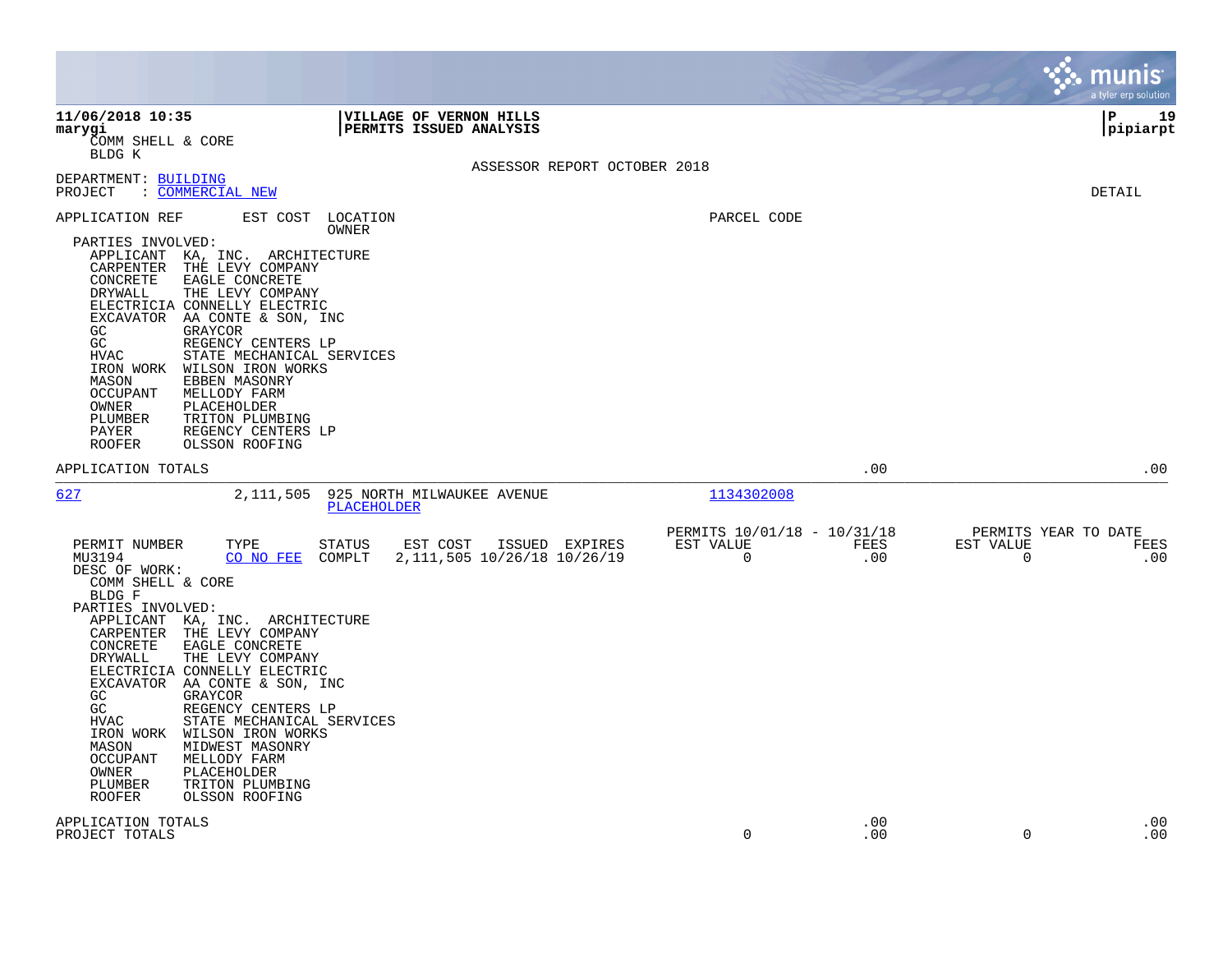**11/06/2018 10:35** **VILLAGE OF VERNON HILLS** **P 19**
**marygi** **PERMITS ISSUED ANALYSIS** **pipiarpt**

COMM SHELL & CORE
BLDG K

ASSESSOR REPORT OCTOBER 2018

DEPARTMENT: BUILDING
PROJECT : COMMERCIAL NEW

DETAIL

APPLICATION REF | EST COST | LOCATION / OWNER | PARCEL CODE

PARTIES INVOLVED:

- APPLICANT KA, INC. ARCHITECTURE
- CARPENTER THE LEVY COMPANY
- CONCRETE EAGLE CONCRETE
- DRYWALL THE LEVY COMPANY
- ELECTRICIA CONNELLY ELECTRIC
- EXCAVATOR AA CONTE & SON, INC
- GC GRAYCOR
- GC REGENCY CENTERS LP
- HVAC STATE MECHANICAL SERVICES
- IRON WORK WILSON IRON WORKS
- MASON EBBEN MASONRY
- OCCUPANT MELLODY FARM
- OWNER PLACEHOLDER
- PLUMBER TRITON PLUMBING
- PAYER REGENCY CENTERS LP
- ROOFER OLSSON ROOFING

APPLICATION TOTALS .00 .00

---

627 | 2,111,505 | 925 NORTH MILWAUKEE AVENUE / PLACEHOLDER | 1134302008

| PERMIT NUMBER | TYPE | STATUS | EST COST | ISSUED | EXPIRES | PERMITS 10/01/18 - 10/31/18 EST VALUE | FEES | PERMITS YEAR TO DATE EST VALUE | FEES |
|---|---|---|---|---|---|---|---|---|---|
| MU3194 | CO NO FEE | COMPLT | 2,111,505 | 10/26/18 | 10/26/19 | 0 | .00 | 0 | .00 |

DESC OF WORK:
COMM SHELL & CORE
BLDG F

PARTIES INVOLVED:

- APPLICANT KA, INC. ARCHITECTURE
- CARPENTER THE LEVY COMPANY
- CONCRETE EAGLE CONCRETE
- DRYWALL THE LEVY COMPANY
- ELECTRICIA CONNELLY ELECTRIC
- EXCAVATOR AA CONTE & SON, INC
- GC GRAYCOR
- GC REGENCY CENTERS LP
- HVAC STATE MECHANICAL SERVICES
- IRON WORK WILSON IRON WORKS
- MASON MIDWEST MASONRY
- OCCUPANT MELLODY FARM
- OWNER PLACEHOLDER
- PLUMBER TRITON PLUMBING
- ROOFER OLSSON ROOFING

| | EST VALUE | FEES | EST VALUE | FEES |
|---|---|---|---|---|
| APPLICATION TOTALS | | .00 | | .00 |
| PROJECT TOTALS | 0 | .00 | 0 | .00 |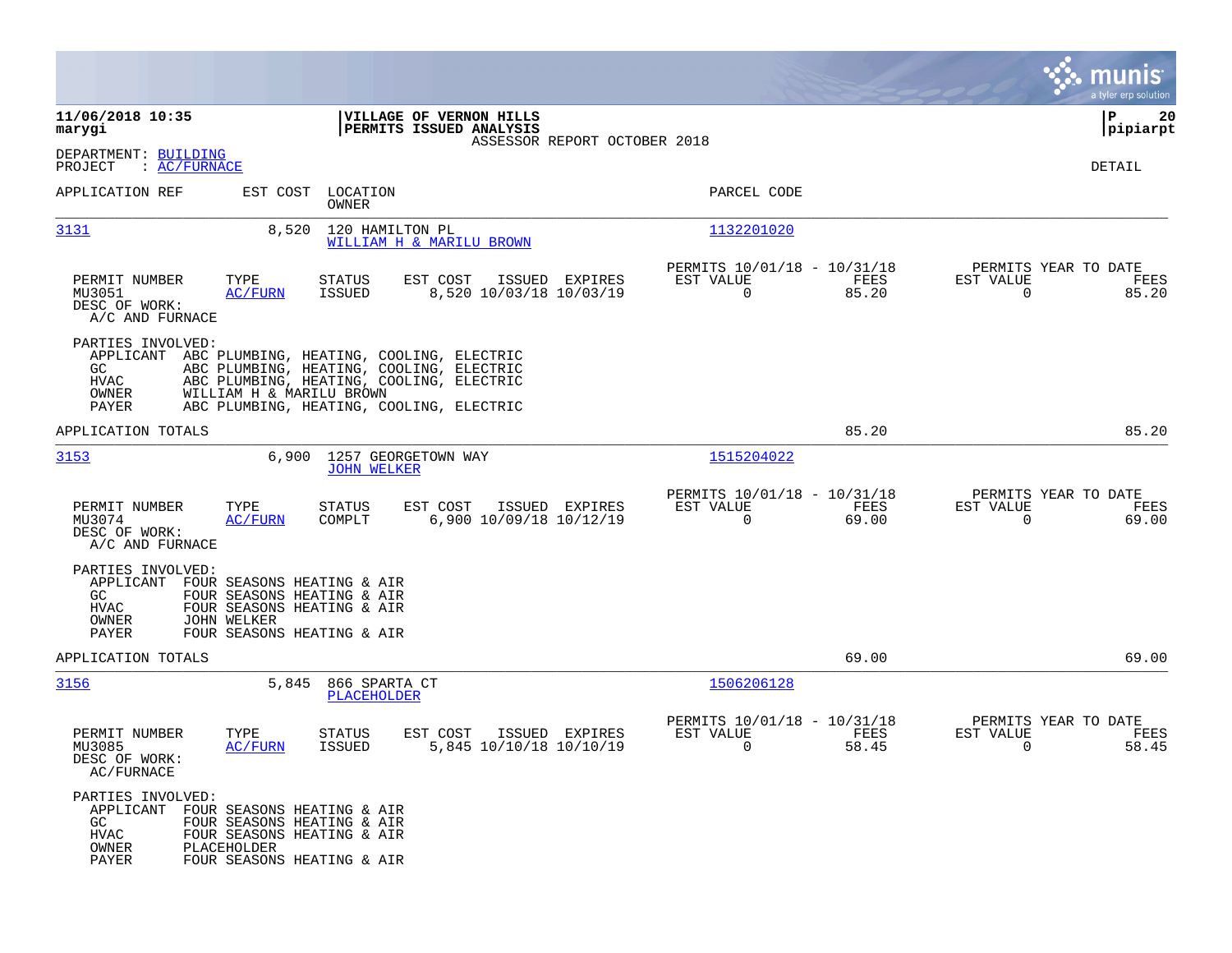**11/06/2018 10:35**
**marygi**

**VILLAGE OF VERNON HILLS**
**PERMITS ISSUED ANALYSIS**
ASSESSOR REPORT OCTOBER 2018

**pipiarpt**

DEPARTMENT: BUILDING
PROJECT : AC/FURNACE

DETAIL

| APPLICATION REF | EST COST | LOCATION / OWNER | PARCEL CODE |
|---|---|---|---|
| 3131 | 8,520 | 120 HAMILTON PL / WILLIAM H & MARILU BROWN | 1132201020 |

| PERMIT NUMBER | TYPE | STATUS | EST COST | ISSUED | EXPIRES | PERMITS 10/01/18 - 10/31/18 EST VALUE | FEES | PERMITS YEAR TO DATE EST VALUE | FEES |
|---|---|---|---|---|---|---|---|---|---|
| MU3051 | AC/FURN | ISSUED | 8,520 | 10/03/18 | 10/03/19 | 0 | 85.20 | 0 | 85.20 |

DESC OF WORK:
A/C AND FURNACE

PARTIES INVOLVED:
- APPLICANT ABC PLUMBING, HEATING, COOLING, ELECTRIC
- GC ABC PLUMBING, HEATING, COOLING, ELECTRIC
- HVAC ABC PLUMBING, HEATING, COOLING, ELECTRIC
- OWNER WILLIAM H & MARILU BROWN
- PAYER ABC PLUMBING, HEATING, COOLING, ELECTRIC

APPLICATION TOTALS: 85.20 | 85.20

| APPLICATION REF | EST COST | LOCATION / OWNER | PARCEL CODE |
|---|---|---|---|
| 3153 | 6,900 | 1257 GEORGETOWN WAY / JOHN WELKER | 1515204022 |

| PERMIT NUMBER | TYPE | STATUS | EST COST | ISSUED | EXPIRES | PERMITS 10/01/18 - 10/31/18 EST VALUE | FEES | PERMITS YEAR TO DATE EST VALUE | FEES |
|---|---|---|---|---|---|---|---|---|---|
| MU3074 | AC/FURN | COMPLT | 6,900 | 10/09/18 | 10/12/19 | 0 | 69.00 | 0 | 69.00 |

DESC OF WORK:
A/C AND FURNACE

PARTIES INVOLVED:
- APPLICANT FOUR SEASONS HEATING & AIR
- GC FOUR SEASONS HEATING & AIR
- HVAC FOUR SEASONS HEATING & AIR
- OWNER JOHN WELKER
- PAYER FOUR SEASONS HEATING & AIR

APPLICATION TOTALS: 69.00 | 69.00

| APPLICATION REF | EST COST | LOCATION / OWNER | PARCEL CODE |
|---|---|---|---|
| 3156 | 5,845 | 866 SPARTA CT / PLACEHOLDER | 1506206128 |

| PERMIT NUMBER | TYPE | STATUS | EST COST | ISSUED | EXPIRES | PERMITS 10/01/18 - 10/31/18 EST VALUE | FEES | PERMITS YEAR TO DATE EST VALUE | FEES |
|---|---|---|---|---|---|---|---|---|---|
| MU3085 | AC/FURN | ISSUED | 5,845 | 10/10/18 | 10/10/19 | 0 | 58.45 | 0 | 58.45 |

DESC OF WORK:
AC/FURNACE

PARTIES INVOLVED:
- APPLICANT FOUR SEASONS HEATING & AIR
- GC FOUR SEASONS HEATING & AIR
- HVAC FOUR SEASONS HEATING & AIR
- OWNER PLACEHOLDER
- PAYER FOUR SEASONS HEATING & AIR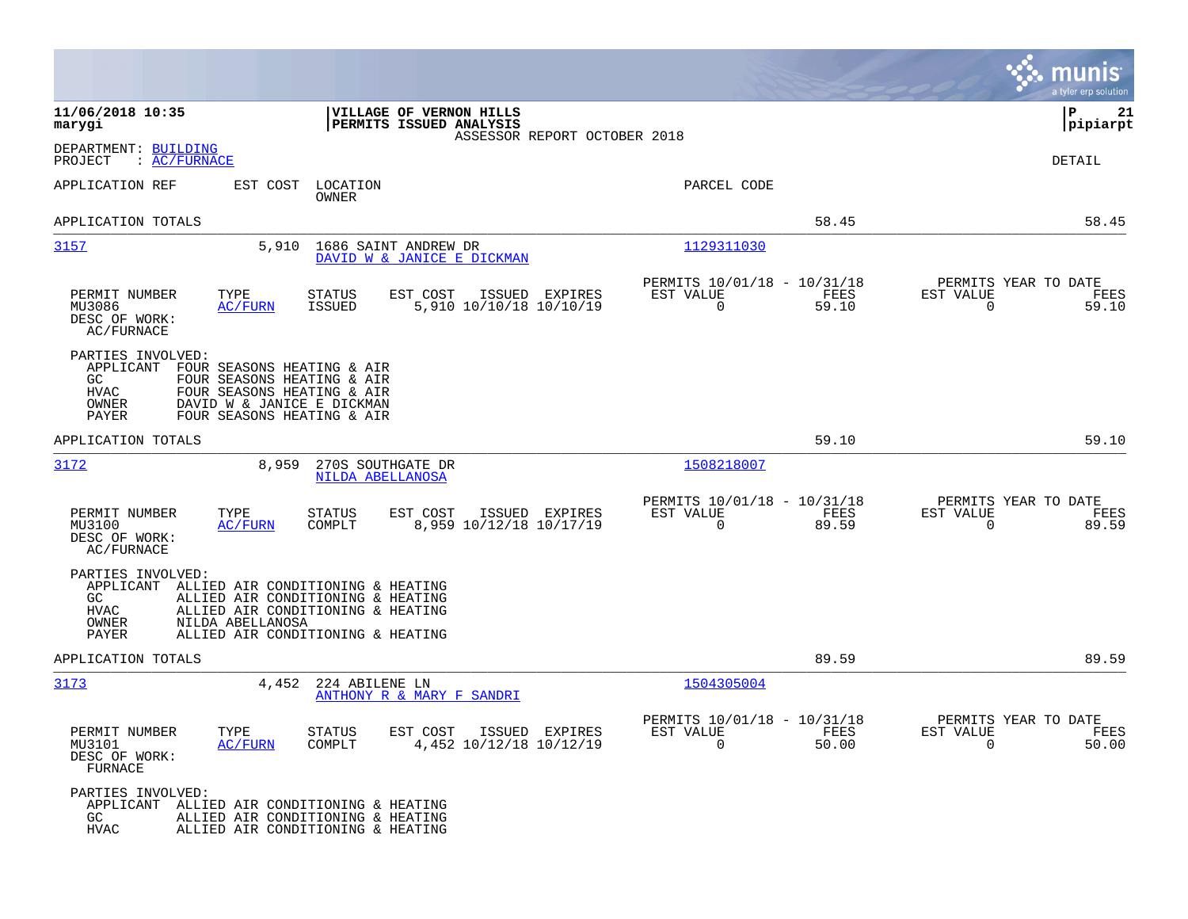**11/06/2018 10:35**
**marygi**

**VILLAGE OF VERNON HILLS**
**PERMITS ISSUED ANALYSIS**
ASSESSOR REPORT OCTOBER 2018

**P 21**
**pipiarpt**

DEPARTMENT: BUILDING
PROJECT : AC/FURNACE

DETAIL

| APPLICATION REF | EST COST | LOCATION / OWNER | PARCEL CODE | | |
|---|---|---|---|---|---|
| APPLICATION TOTALS | | | | 58.45 | 58.45 |

---

**3157** | 5,910 | 1686 SAINT ANDREW DR | DAVID W & JANICE E DICKMAN | 1129311030

| PERMIT NUMBER | TYPE | STATUS | EST COST | ISSUED | EXPIRES | PERMITS 10/01/18 - 10/31/18 EST VALUE | FEES | PERMITS YEAR TO DATE EST VALUE | FEES |
|---|---|---|---|---|---|---|---|---|---|
| MU3086 | AC/FURN | ISSUED | 5,910 | 10/10/18 | 10/10/19 | 0 | 59.10 | 0 | 59.10 |

DESC OF WORK:
AC/FURNACE

PARTIES INVOLVED:
- APPLICANT FOUR SEASONS HEATING & AIR
- GC FOUR SEASONS HEATING & AIR
- HVAC FOUR SEASONS HEATING & AIR
- OWNER DAVID W & JANICE E DICKMAN
- PAYER FOUR SEASONS HEATING & AIR

APPLICATION TOTALS 59.10 59.10

---

**3172** | 8,959 | 270S SOUTHGATE DR | NILDA ABELLANOSA | 1508218007

| PERMIT NUMBER | TYPE | STATUS | EST COST | ISSUED | EXPIRES | PERMITS 10/01/18 - 10/31/18 EST VALUE | FEES | PERMITS YEAR TO DATE EST VALUE | FEES |
|---|---|---|---|---|---|---|---|---|---|
| MU3100 | AC/FURN | COMPLT | 8,959 | 10/12/18 | 10/17/19 | 0 | 89.59 | 0 | 89.59 |

DESC OF WORK:
AC/FURNACE

PARTIES INVOLVED:
- APPLICANT ALLIED AIR CONDITIONING & HEATING
- GC ALLIED AIR CONDITIONING & HEATING
- HVAC ALLIED AIR CONDITIONING & HEATING
- OWNER NILDA ABELLANOSA
- PAYER ALLIED AIR CONDITIONING & HEATING

APPLICATION TOTALS 89.59 89.59

---

**3173** | 4,452 | 224 ABILENE LN | ANTHONY R & MARY F SANDRI | 1504305004

| PERMIT NUMBER | TYPE | STATUS | EST COST | ISSUED | EXPIRES | PERMITS 10/01/18 - 10/31/18 EST VALUE | FEES | PERMITS YEAR TO DATE EST VALUE | FEES |
|---|---|---|---|---|---|---|---|---|---|
| MU3101 | AC/FURN | COMPLT | 4,452 | 10/12/18 | 10/12/19 | 0 | 50.00 | 0 | 50.00 |

DESC OF WORK:
FURNACE

PARTIES INVOLVED:
- APPLICANT ALLIED AIR CONDITIONING & HEATING
- GC ALLIED AIR CONDITIONING & HEATING
- HVAC ALLIED AIR CONDITIONING & HEATING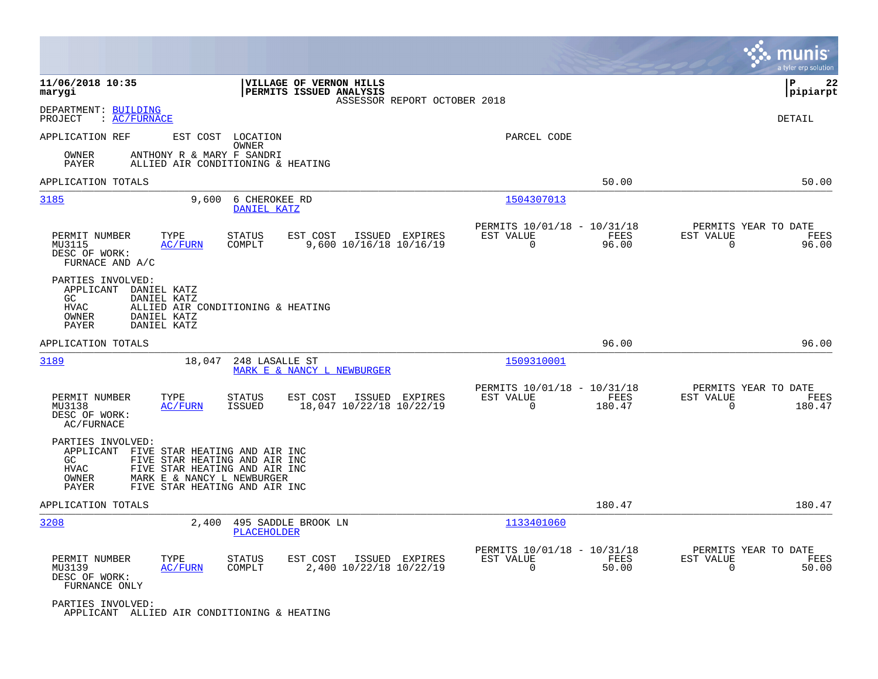11/06/2018 10:35 | VILLAGE OF VERNON HILLS | P 22
marygi | PERMITS ISSUED ANALYSIS | pipiarpt
ASSESSOR REPORT OCTOBER 2018

DEPARTMENT: BUILDING
PROJECT : AC/FURNACE

DETAIL

APPLICATION REF | EST COST | LOCATION / OWNER | PARCEL CODE

OWNER ANTHONY R & MARY F SANDRI
PAYER ALLIED AIR CONDITIONING & HEATING

APPLICATION TOTALS 50.00 50.00

---

**3185** | 9,600 | 6 CHEROKEE RD / DANIEL KATZ | 1504307013

| PERMIT NUMBER | TYPE | STATUS | EST COST | ISSUED | EXPIRES | PERMITS 10/01/18 - 10/31/18 EST VALUE | FEES | PERMITS YEAR TO DATE EST VALUE | FEES |
|---|---|---|---|---|---|---|---|---|---|
| MU3115 | AC/FURN | COMPLT | 9,600 | 10/16/18 | 10/16/19 | 0 | 96.00 | 0 | 96.00 |

DESC OF WORK:
FURNACE AND A/C

PARTIES INVOLVED:
APPLICANT DANIEL KATZ
GC DANIEL KATZ
HVAC ALLIED AIR CONDITIONING & HEATING
OWNER DANIEL KATZ
PAYER DANIEL KATZ

APPLICATION TOTALS 96.00 96.00

---

**3189** | 18,047 | 248 LASALLE ST / MARK E & NANCY L NEWBURGER | 1509310001

| PERMIT NUMBER | TYPE | STATUS | EST COST | ISSUED | EXPIRES | PERMITS 10/01/18 - 10/31/18 EST VALUE | FEES | PERMITS YEAR TO DATE EST VALUE | FEES |
|---|---|---|---|---|---|---|---|---|---|
| MU3138 | AC/FURN | ISSUED | 18,047 | 10/22/18 | 10/22/19 | 0 | 180.47 | 0 | 180.47 |

DESC OF WORK:
AC/FURNACE

PARTIES INVOLVED:
APPLICANT FIVE STAR HEATING AND AIR INC
GC FIVE STAR HEATING AND AIR INC
HVAC FIVE STAR HEATING AND AIR INC
OWNER MARK E & NANCY L NEWBURGER
PAYER FIVE STAR HEATING AND AIR INC

APPLICATION TOTALS 180.47 180.47

---

**3208** | 2,400 | 495 SADDLE BROOK LN / PLACEHOLDER | 1133401060

| PERMIT NUMBER | TYPE | STATUS | EST COST | ISSUED | EXPIRES | PERMITS 10/01/18 - 10/31/18 EST VALUE | FEES | PERMITS YEAR TO DATE EST VALUE | FEES |
|---|---|---|---|---|---|---|---|---|---|
| MU3139 | AC/FURN | COMPLT | 2,400 | 10/22/18 | 10/22/19 | 0 | 50.00 | 0 | 50.00 |

DESC OF WORK:
FURNANCE ONLY

PARTIES INVOLVED:
APPLICANT ALLIED AIR CONDITIONING & HEATING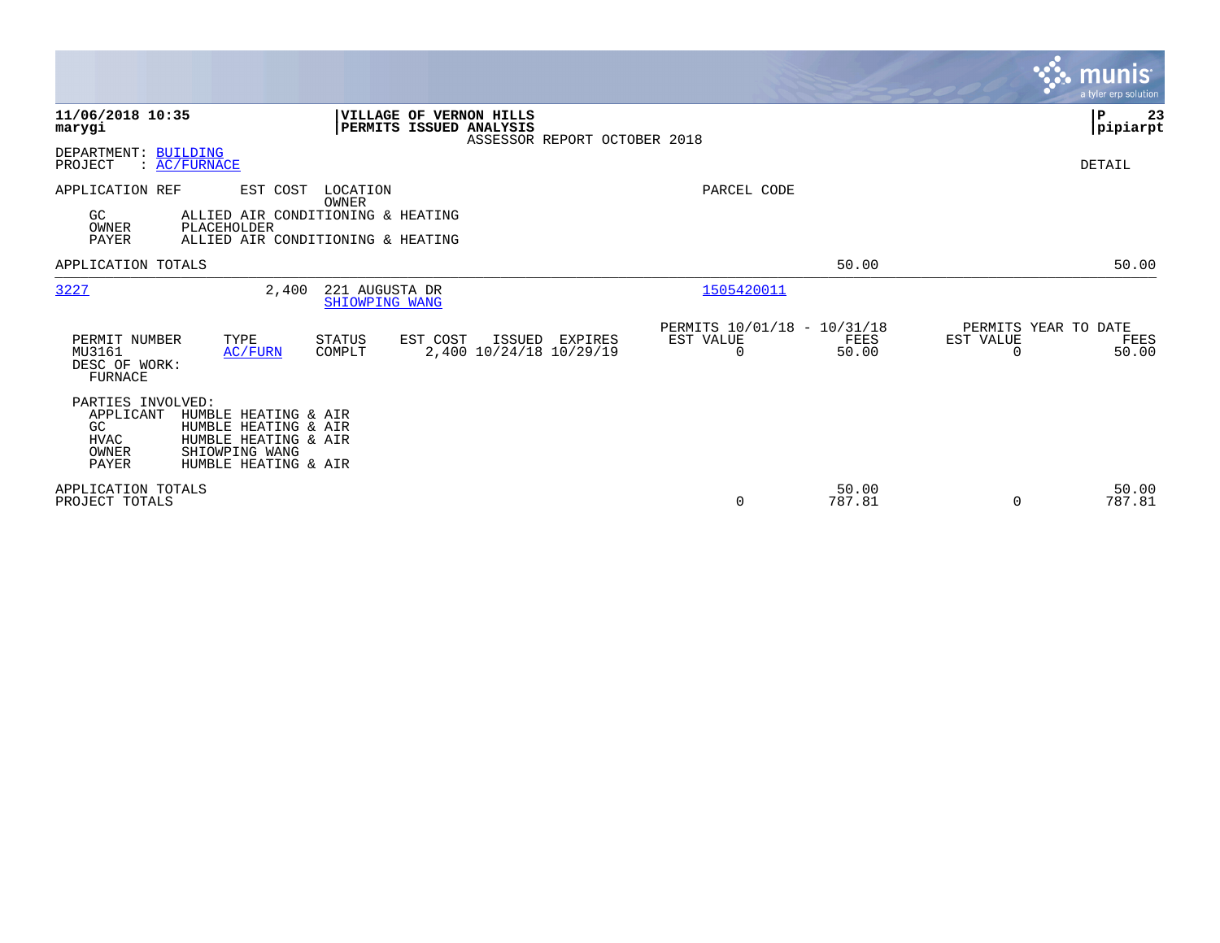**11/06/2018 10:35**
**marygi**

**VILLAGE OF VERNON HILLS**
**PERMITS ISSUED ANALYSIS**
ASSESSOR REPORT OCTOBER 2018

**P 23**
**pipiarpt**

DEPARTMENT: BUILDING
PROJECT : AC/FURNACE

DETAIL

| APPLICATION REF | EST COST | LOCATION / OWNER | PARCEL CODE |
|---|---|---|---|

GC ALLIED AIR CONDITIONING & HEATING
OWNER PLACEHOLDER
PAYER ALLIED AIR CONDITIONING & HEATING

| APPLICATION TOTALS | | | | 50.00 | | 50.00 |
|---|---|---|---|---|---|---|

| 3227 | 2,400 | 221 AUGUSTA DR / SHIOWPING WANG | 1505420011 |
|---|---|---|---|

| PERMIT NUMBER | TYPE | STATUS | EST COST | ISSUED | EXPIRES | PERMITS 10/01/18 - 10/31/18 EST VALUE | FEES | PERMITS YEAR TO DATE EST VALUE | FEES |
|---|---|---|---|---|---|---|---|---|---|
| MU3161 | AC/FURN | COMPLT | 2,400 | 10/24/18 | 10/29/19 | 0 | 50.00 | 0 | 50.00 |

DESC OF WORK:
FURNACE

PARTIES INVOLVED:
APPLICANT HUMBLE HEATING & AIR
GC HUMBLE HEATING & AIR
HVAC HUMBLE HEATING & AIR
OWNER SHIOWPING WANG
PAYER HUMBLE HEATING & AIR

| | EST VALUE | FEES | EST VALUE | FEES |
|---|---|---|---|---|
| APPLICATION TOTALS | | 50.00 | | 50.00 |
| PROJECT TOTALS | 0 | 787.81 | 0 | 787.81 |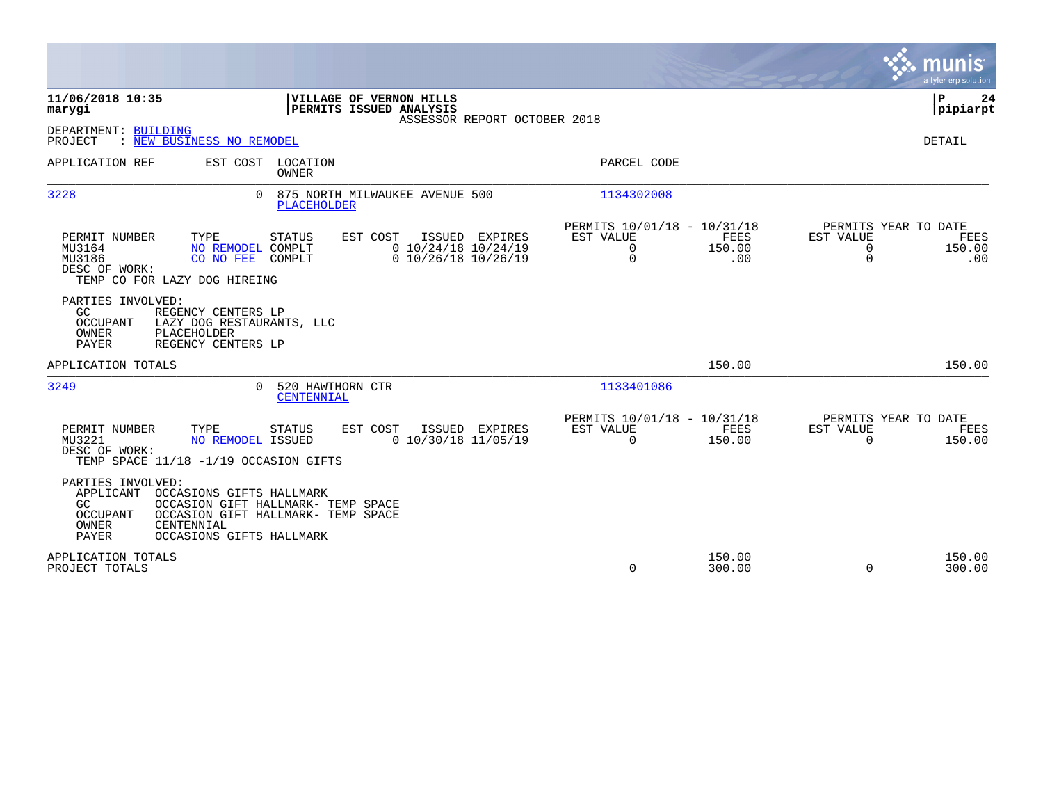**11/06/2018 10:35**
**marygi**

**VILLAGE OF VERNON HILLS**
**PERMITS ISSUED ANALYSIS**
ASSESSOR REPORT OCTOBER 2018

**P 24**
**pipiarpt**

DEPARTMENT: BUILDING
PROJECT : NEW BUSINESS NO REMODEL

DETAIL

| APPLICATION REF | EST COST | LOCATION / OWNER | PARCEL CODE |
|---|---|---|---|
| 3228 | 0 | 875 NORTH MILWAUKEE AVENUE 500 / PLACEHOLDER | 1134302008 |

| PERMIT NUMBER | TYPE | STATUS | EST COST | ISSUED | EXPIRES | PERMITS 10/01/18 - 10/31/18 EST VALUE | FEES | PERMITS YEAR TO DATE EST VALUE | FEES |
|---|---|---|---|---|---|---|---|---|---|
| MU3164 | NO REMODEL | COMPLT | 0 | 10/24/18 | 10/24/19 | 0 | 150.00 | 0 | 150.00 |
| MU3186 | CO NO FEE | COMPLT | 0 | 10/26/18 | 10/26/19 | 0 | .00 | 0 | .00 |

DESC OF WORK:
TEMP CO FOR LAZY DOG HIREING

PARTIES INVOLVED:
- GC: REGENCY CENTERS LP
- OCCUPANT: LAZY DOG RESTAURANTS, LLC
- OWNER: PLACEHOLDER
- PAYER: REGENCY CENTERS LP

APPLICATION TOTALS: FEES 150.00 | YEAR TO DATE FEES 150.00

| APPLICATION REF | EST COST | LOCATION / OWNER | PARCEL CODE |
|---|---|---|---|
| 3249 | 0 | 520 HAWTHORN CTR / CENTENNIAL | 1133401086 |

| PERMIT NUMBER | TYPE | STATUS | EST COST | ISSUED | EXPIRES | PERMITS 10/01/18 - 10/31/18 EST VALUE | FEES | PERMITS YEAR TO DATE EST VALUE | FEES |
|---|---|---|---|---|---|---|---|---|---|
| MU3221 | NO REMODEL | ISSUED | 0 | 10/30/18 | 11/05/19 | 0 | 150.00 | 0 | 150.00 |

DESC OF WORK:
TEMP SPACE 11/18 -1/19 OCCASION GIFTS

PARTIES INVOLVED:
- APPLICANT: OCCASIONS GIFTS HALLMARK
- GC: OCCASION GIFT HALLMARK- TEMP SPACE
- OCCUPANT: OCCASION GIFT HALLMARK- TEMP SPACE
- OWNER: CENTENNIAL
- PAYER: OCCASIONS GIFTS HALLMARK

| | EST VALUE | FEES | YTD EST VALUE | YTD FEES |
|---|---|---|---|---|
| APPLICATION TOTALS | | 150.00 | | 150.00 |
| PROJECT TOTALS | 0 | 300.00 | 0 | 300.00 |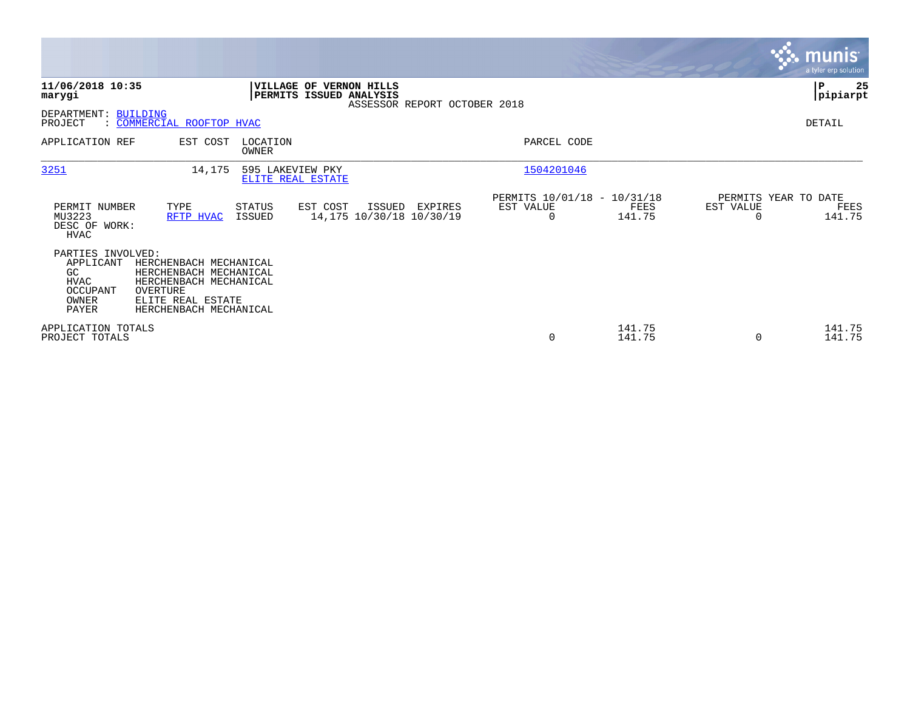**11/06/2018 10:35**
**marygi**

**VILLAGE OF VERNON HILLS**
**PERMITS ISSUED ANALYSIS**
ASSESSOR REPORT OCTOBER 2018

**P 25**
**pipiarpt**

DEPARTMENT: BUILDING
PROJECT : COMMERCIAL ROOFTOP HVAC

DETAIL

| APPLICATION REF | EST COST | LOCATION / OWNER | PARCEL CODE |
|---|---|---|---|
| 3251 | 14,175 | 595 LAKEVIEW PKY / ELITE REAL ESTATE | 1504201046 |

| PERMIT NUMBER | TYPE | STATUS | EST COST | ISSUED | EXPIRES | PERMITS 10/01/18 - 10/31/18 EST VALUE | FEES | PERMITS YEAR TO DATE EST VALUE | FEES |
|---|---|---|---|---|---|---|---|---|---|
| MU3223 | RFTP HVAC | ISSUED | 14,175 | 10/30/18 | 10/30/19 | 0 | 141.75 | 0 | 141.75 |

DESC OF WORK:
HVAC

PARTIES INVOLVED:

| Role | Name |
|---|---|
| APPLICANT | HERCHENBACH MECHANICAL |
| GC | HERCHENBACH MECHANICAL |
| HVAC | HERCHENBACH MECHANICAL |
| OCCUPANT | OVERTURE |
| OWNER | ELITE REAL ESTATE |
| PAYER | HERCHENBACH MECHANICAL |

| | EST VALUE | FEES | YTD EST VALUE | YTD FEES |
|---|---|---|---|---|
| APPLICATION TOTALS | | 141.75 | | 141.75 |
| PROJECT TOTALS | 0 | 141.75 | 0 | 141.75 |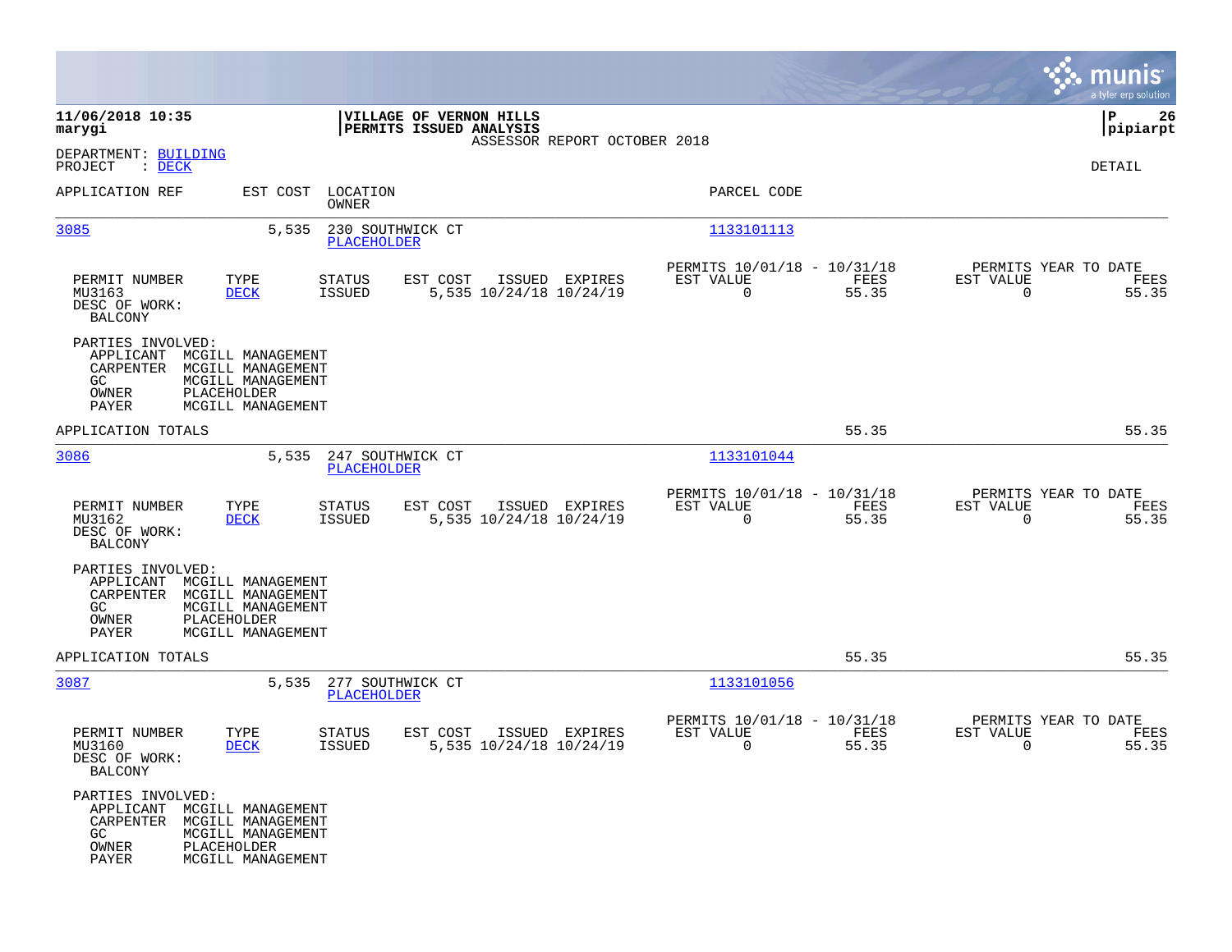**11/06/2018 10:35**
**marygi**

**VILLAGE OF VERNON HILLS**
**PERMITS ISSUED ANALYSIS**
ASSESSOR REPORT OCTOBER 2018

**P 26**
**pipiarpt**

DEPARTMENT: BUILDING
PROJECT : DECK

DETAIL

| APPLICATION REF | EST COST | LOCATION / OWNER | PARCEL CODE |
|---|---|---|---|
| 3085 | 5,535 | 230 SOUTHWICK CT / PLACEHOLDER | 1133101113 |

| PERMIT NUMBER | TYPE | STATUS | EST COST | ISSUED | EXPIRES | PERMITS 10/01/18 - 10/31/18 EST VALUE | FEES | PERMITS YEAR TO DATE EST VALUE | FEES |
|---|---|---|---|---|---|---|---|---|---|
| MU3163 | DECK | ISSUED | 5,535 | 10/24/18 | 10/24/19 | 0 | 55.35 | 0 | 55.35 |

DESC OF WORK:
BALCONY

PARTIES INVOLVED:
- APPLICANT MCGILL MANAGEMENT
- CARPENTER MCGILL MANAGEMENT
- GC MCGILL MANAGEMENT
- OWNER PLACEHOLDER
- PAYER MCGILL MANAGEMENT

APPLICATION TOTALS 55.35 55.35

| APPLICATION REF | EST COST | LOCATION / OWNER | PARCEL CODE |
|---|---|---|---|
| 3086 | 5,535 | 247 SOUTHWICK CT / PLACEHOLDER | 1133101044 |

| PERMIT NUMBER | TYPE | STATUS | EST COST | ISSUED | EXPIRES | PERMITS 10/01/18 - 10/31/18 EST VALUE | FEES | PERMITS YEAR TO DATE EST VALUE | FEES |
|---|---|---|---|---|---|---|---|---|---|
| MU3162 | DECK | ISSUED | 5,535 | 10/24/18 | 10/24/19 | 0 | 55.35 | 0 | 55.35 |

DESC OF WORK:
BALCONY

PARTIES INVOLVED:
- APPLICANT MCGILL MANAGEMENT
- CARPENTER MCGILL MANAGEMENT
- GC MCGILL MANAGEMENT
- OWNER PLACEHOLDER
- PAYER MCGILL MANAGEMENT

APPLICATION TOTALS 55.35 55.35

| APPLICATION REF | EST COST | LOCATION / OWNER | PARCEL CODE |
|---|---|---|---|
| 3087 | 5,535 | 277 SOUTHWICK CT / PLACEHOLDER | 1133101056 |

| PERMIT NUMBER | TYPE | STATUS | EST COST | ISSUED | EXPIRES | PERMITS 10/01/18 - 10/31/18 EST VALUE | FEES | PERMITS YEAR TO DATE EST VALUE | FEES |
|---|---|---|---|---|---|---|---|---|---|
| MU3160 | DECK | ISSUED | 5,535 | 10/24/18 | 10/24/19 | 0 | 55.35 | 0 | 55.35 |

DESC OF WORK:
BALCONY

PARTIES INVOLVED:
- APPLICANT MCGILL MANAGEMENT
- CARPENTER MCGILL MANAGEMENT
- GC MCGILL MANAGEMENT
- OWNER PLACEHOLDER
- PAYER MCGILL MANAGEMENT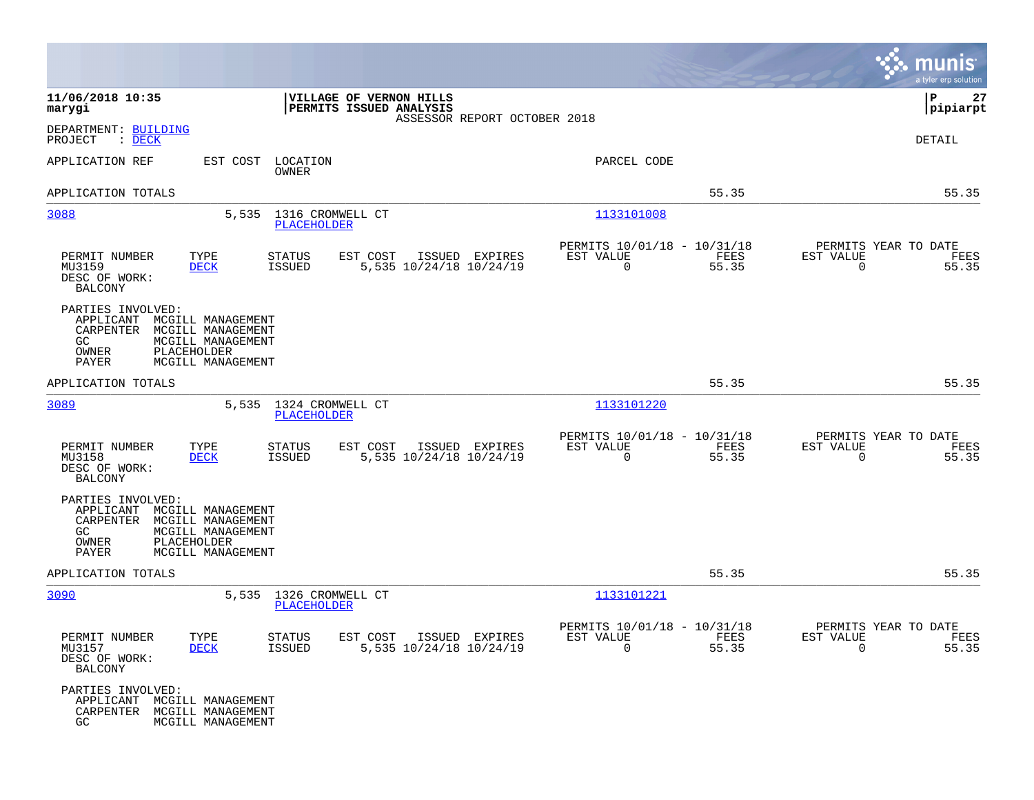11/06/2018 10:35 | VILLAGE OF VERNON HILLS | P 27
marygi | PERMITS ISSUED ANALYSIS | pipiarpt
ASSESSOR REPORT OCTOBER 2018

DEPARTMENT: BUILDING
PROJECT : DECK

DETAIL

| APPLICATION REF | EST COST | LOCATION / OWNER | PARCEL CODE | | |
|---|---|---|---|---|---|
| APPLICATION TOTALS | | | | 55.35 | 55.35 |
| 3088 | 5,535 | 1316 CROMWELL CT / PLACEHOLDER | 1133101008 | | |

| PERMIT NUMBER | TYPE | STATUS | EST COST | ISSUED | EXPIRES | PERMITS 10/01/18 - 10/31/18 EST VALUE | FEES | PERMITS YEAR TO DATE EST VALUE | FEES |
|---|---|---|---|---|---|---|---|---|---|
| MU3159 | DECK | ISSUED | 5,535 | 10/24/18 | 10/24/19 | 0 | 55.35 | 0 | 55.35 |

DESC OF WORK:
BALCONY

PARTIES INVOLVED:
- APPLICANT MCGILL MANAGEMENT
- CARPENTER MCGILL MANAGEMENT
- GC MCGILL MANAGEMENT
- OWNER PLACEHOLDER
- PAYER MCGILL MANAGEMENT

| APPLICATION REF | EST COST | LOCATION / OWNER | PARCEL CODE | | |
|---|---|---|---|---|---|
| APPLICATION TOTALS | | | | 55.35 | 55.35 |
| 3089 | 5,535 | 1324 CROMWELL CT / PLACEHOLDER | 1133101220 | | |

| PERMIT NUMBER | TYPE | STATUS | EST COST | ISSUED | EXPIRES | PERMITS 10/01/18 - 10/31/18 EST VALUE | FEES | PERMITS YEAR TO DATE EST VALUE | FEES |
|---|---|---|---|---|---|---|---|---|---|
| MU3158 | DECK | ISSUED | 5,535 | 10/24/18 | 10/24/19 | 0 | 55.35 | 0 | 55.35 |

DESC OF WORK:
BALCONY

PARTIES INVOLVED:
- APPLICANT MCGILL MANAGEMENT
- CARPENTER MCGILL MANAGEMENT
- GC MCGILL MANAGEMENT
- OWNER PLACEHOLDER
- PAYER MCGILL MANAGEMENT

| APPLICATION REF | EST COST | LOCATION / OWNER | PARCEL CODE | | |
|---|---|---|---|---|---|
| APPLICATION TOTALS | | | | 55.35 | 55.35 |
| 3090 | 5,535 | 1326 CROMWELL CT / PLACEHOLDER | 1133101221 | | |

| PERMIT NUMBER | TYPE | STATUS | EST COST | ISSUED | EXPIRES | PERMITS 10/01/18 - 10/31/18 EST VALUE | FEES | PERMITS YEAR TO DATE EST VALUE | FEES |
|---|---|---|---|---|---|---|---|---|---|
| MU3157 | DECK | ISSUED | 5,535 | 10/24/18 | 10/24/19 | 0 | 55.35 | 0 | 55.35 |

DESC OF WORK:
BALCONY

PARTIES INVOLVED:
- APPLICANT MCGILL MANAGEMENT
- CARPENTER MCGILL MANAGEMENT
- GC MCGILL MANAGEMENT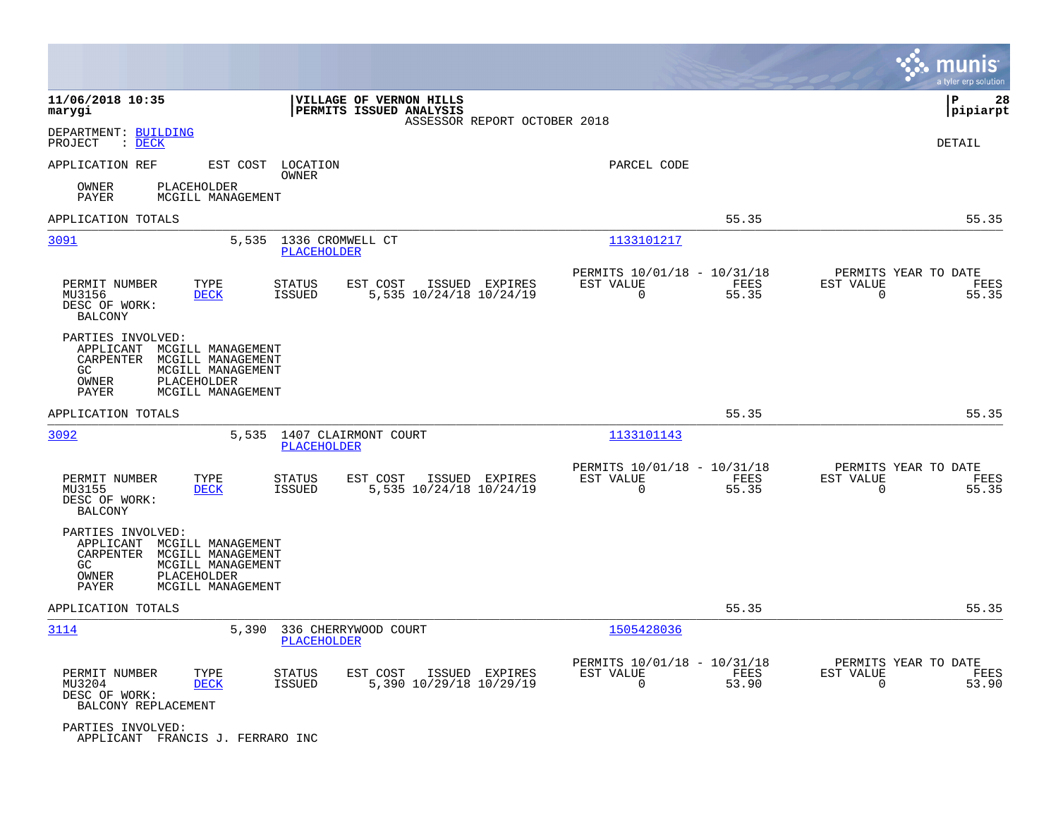DEPARTMENT: BUILDING
PROJECT : DECK

DETAIL

APPLICATION REF    EST COST    LOCATION / OWNER    PARCEL CODE

OWNER PLACEHOLDER
PAYER MCGILL MANAGEMENT

APPLICATION TOTALS 55.35 55.35

---

**3091** 5,535 1336 CROMWELL CT PLACEHOLDER 1133101217

| PERMIT NUMBER | TYPE | STATUS | EST COST | ISSUED | EXPIRES | PERMITS 10/01/18 - 10/31/18 EST VALUE | FEES | PERMITS YEAR TO DATE EST VALUE | FEES |
|---|---|---|---|---|---|---|---|---|---|
| MU3156 | DECK | ISSUED | 5,535 | 10/24/18 | 10/24/19 | 0 | 55.35 | 0 | 55.35 |

DESC OF WORK:
BALCONY

PARTIES INVOLVED:
APPLICANT MCGILL MANAGEMENT
CARPENTER MCGILL MANAGEMENT
GC MCGILL MANAGEMENT
OWNER PLACEHOLDER
PAYER MCGILL MANAGEMENT

APPLICATION TOTALS 55.35 55.35

---

**3092** 5,535 1407 CLAIRMONT COURT PLACEHOLDER 1133101143

| PERMIT NUMBER | TYPE | STATUS | EST COST | ISSUED | EXPIRES | PERMITS 10/01/18 - 10/31/18 EST VALUE | FEES | PERMITS YEAR TO DATE EST VALUE | FEES |
|---|---|---|---|---|---|---|---|---|---|
| MU3155 | DECK | ISSUED | 5,535 | 10/24/18 | 10/24/19 | 0 | 55.35 | 0 | 55.35 |

DESC OF WORK:
BALCONY

PARTIES INVOLVED:
APPLICANT MCGILL MANAGEMENT
CARPENTER MCGILL MANAGEMENT
GC MCGILL MANAGEMENT
OWNER PLACEHOLDER
PAYER MCGILL MANAGEMENT

APPLICATION TOTALS 55.35 55.35

---

**3114** 5,390 336 CHERRYWOOD COURT PLACEHOLDER 1505428036

| PERMIT NUMBER | TYPE | STATUS | EST COST | ISSUED | EXPIRES | PERMITS 10/01/18 - 10/31/18 EST VALUE | FEES | PERMITS YEAR TO DATE EST VALUE | FEES |
|---|---|---|---|---|---|---|---|---|---|
| MU3204 | DECK | ISSUED | 5,390 | 10/29/18 | 10/29/19 | 0 | 53.90 | 0 | 53.90 |

DESC OF WORK:
BALCONY REPLACEMENT

PARTIES INVOLVED:
APPLICANT FRANCIS J. FERRARO INC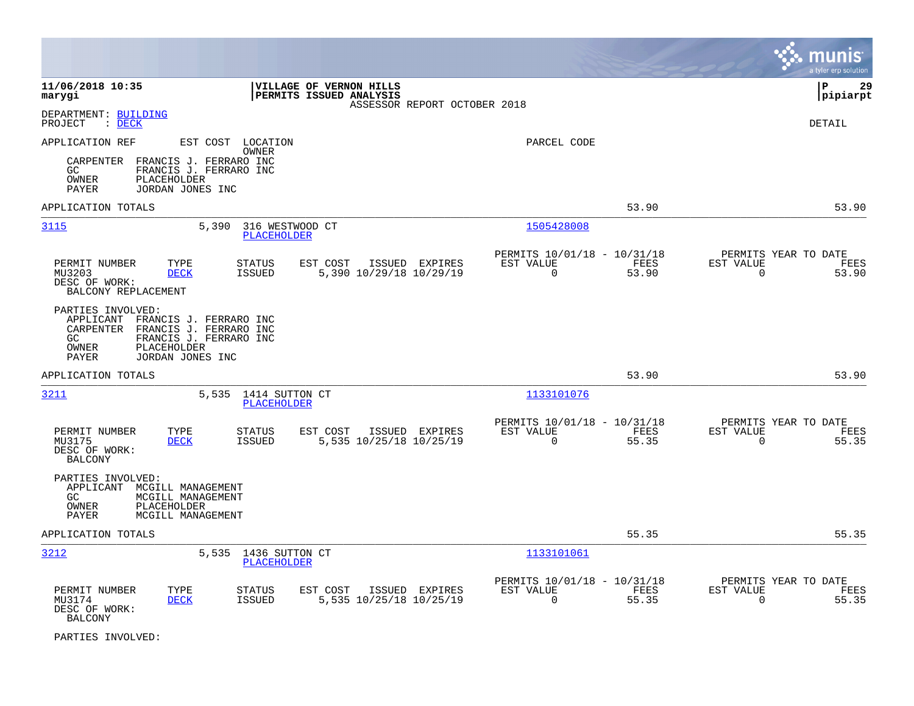**11/06/2018 10:35**
**marygi**

**VILLAGE OF VERNON HILLS**
**PERMITS ISSUED ANALYSIS**
ASSESSOR REPORT OCTOBER 2018

DEPARTMENT: BUILDING
PROJECT : DECK

DETAIL

APPLICATION REF | EST COST | LOCATION / OWNER | PARCEL CODE

CARPENTER FRANCIS J. FERRARO INC
GC FRANCIS J. FERRARO INC
OWNER PLACEHOLDER
PAYER JORDAN JONES INC

APPLICATION TOTALS — 53.90 — 53.90

---

**3115** — 5,390 — 316 WESTWOOD CT — PLACEHOLDER — 1505428008

| PERMIT NUMBER | TYPE | STATUS | EST COST | ISSUED | EXPIRES | PERMITS 10/01/18 - 10/31/18 EST VALUE | FEES | PERMITS YEAR TO DATE EST VALUE | FEES |
|---|---|---|---|---|---|---|---|---|---|
| MU3203 | DECK | ISSUED | 5,390 | 10/29/18 | 10/29/19 | 0 | 53.90 | 0 | 53.90 |

DESC OF WORK:
BALCONY REPLACEMENT

PARTIES INVOLVED:
APPLICANT FRANCIS J. FERRARO INC
CARPENTER FRANCIS J. FERRARO INC
GC FRANCIS J. FERRARO INC
OWNER PLACEHOLDER
PAYER JORDAN JONES INC

APPLICATION TOTALS — 53.90 — 53.90

---

**3211** — 5,535 — 1414 SUTTON CT — PLACEHOLDER — 1133101076

| PERMIT NUMBER | TYPE | STATUS | EST COST | ISSUED | EXPIRES | PERMITS 10/01/18 - 10/31/18 EST VALUE | FEES | PERMITS YEAR TO DATE EST VALUE | FEES |
|---|---|---|---|---|---|---|---|---|---|
| MU3175 | DECK | ISSUED | 5,535 | 10/25/18 | 10/25/19 | 0 | 55.35 | 0 | 55.35 |

DESC OF WORK:
BALCONY

PARTIES INVOLVED:
APPLICANT MCGILL MANAGEMENT
GC MCGILL MANAGEMENT
OWNER PLACEHOLDER
PAYER MCGILL MANAGEMENT

APPLICATION TOTALS — 55.35 — 55.35

---

**3212** — 5,535 — 1436 SUTTON CT — PLACEHOLDER — 1133101061

| PERMIT NUMBER | TYPE | STATUS | EST COST | ISSUED | EXPIRES | PERMITS 10/01/18 - 10/31/18 EST VALUE | FEES | PERMITS YEAR TO DATE EST VALUE | FEES |
|---|---|---|---|---|---|---|---|---|---|
| MU3174 | DECK | ISSUED | 5,535 | 10/25/18 | 10/25/19 | 0 | 55.35 | 0 | 55.35 |

DESC OF WORK:
BALCONY

PARTIES INVOLVED: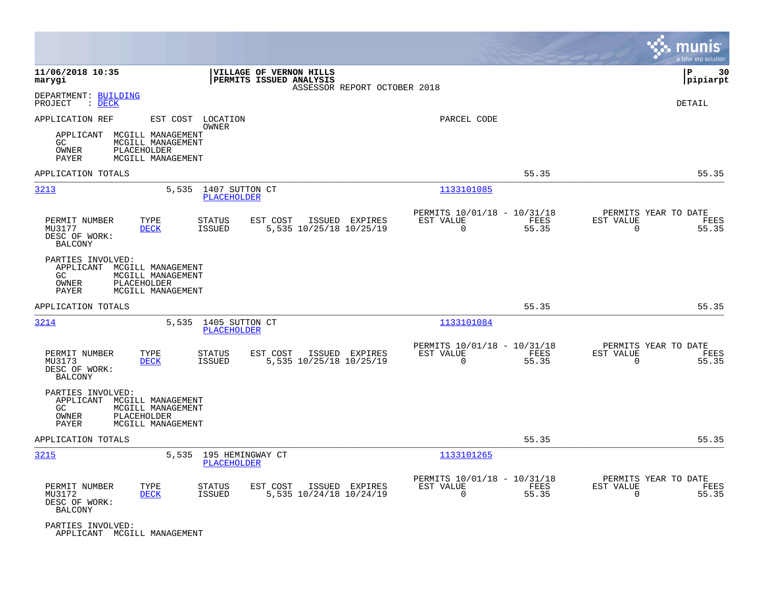**11/06/2018 10:35**
**marygi**

**VILLAGE OF VERNON HILLS**
**PERMITS ISSUED ANALYSIS**
ASSESSOR REPORT OCTOBER 2018

**P 30**
**pipiarpt**

DEPARTMENT: BUILDING
PROJECT : DECK

DETAIL

APPLICATION REF | EST COST | LOCATION / OWNER | PARCEL CODE

APPLICANT MCGILL MANAGEMENT
GC MCGILL MANAGEMENT
OWNER PLACEHOLDER
PAYER MCGILL MANAGEMENT

APPLICATION TOTALS 55.35 55.35

---

**3213** 5,535 1407 SUTTON CT PLACEHOLDER 1133101085

| PERMIT NUMBER | TYPE | STATUS | EST COST | ISSUED | EXPIRES | PERMITS 10/01/18 - 10/31/18 EST VALUE | FEES | PERMITS YEAR TO DATE EST VALUE | FEES |
|---|---|---|---|---|---|---|---|---|---|
| MU3177 | DECK | ISSUED | 5,535 | 10/25/18 | 10/25/19 | 0 | 55.35 | 0 | 55.35 |

DESC OF WORK:
BALCONY

PARTIES INVOLVED:
APPLICANT MCGILL MANAGEMENT
GC MCGILL MANAGEMENT
OWNER PLACEHOLDER
PAYER MCGILL MANAGEMENT

APPLICATION TOTALS 55.35 55.35

---

**3214** 5,535 1405 SUTTON CT PLACEHOLDER 1133101084

| PERMIT NUMBER | TYPE | STATUS | EST COST | ISSUED | EXPIRES | PERMITS 10/01/18 - 10/31/18 EST VALUE | FEES | PERMITS YEAR TO DATE EST VALUE | FEES |
|---|---|---|---|---|---|---|---|---|---|
| MU3173 | DECK | ISSUED | 5,535 | 10/25/18 | 10/25/19 | 0 | 55.35 | 0 | 55.35 |

DESC OF WORK:
BALCONY

PARTIES INVOLVED:
APPLICANT MCGILL MANAGEMENT
GC MCGILL MANAGEMENT
OWNER PLACEHOLDER
PAYER MCGILL MANAGEMENT

APPLICATION TOTALS 55.35 55.35

---

**3215** 5,535 195 HEMINGWAY CT PLACEHOLDER 1133101265

| PERMIT NUMBER | TYPE | STATUS | EST COST | ISSUED | EXPIRES | PERMITS 10/01/18 - 10/31/18 EST VALUE | FEES | PERMITS YEAR TO DATE EST VALUE | FEES |
|---|---|---|---|---|---|---|---|---|---|
| MU3172 | DECK | ISSUED | 5,535 | 10/24/18 | 10/24/19 | 0 | 55.35 | 0 | 55.35 |

DESC OF WORK:
BALCONY

PARTIES INVOLVED:
APPLICANT MCGILL MANAGEMENT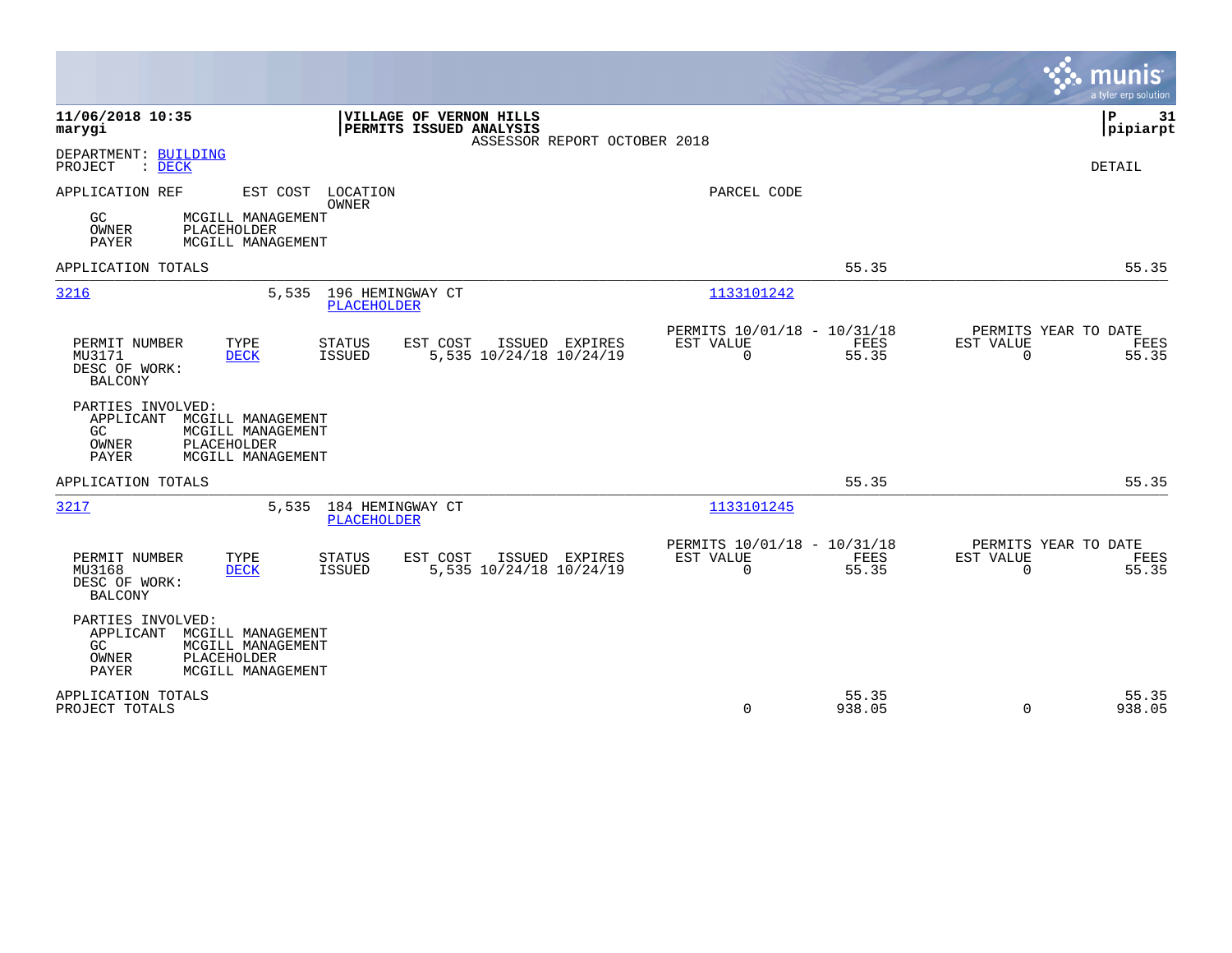**11/06/2018 10:35**
**marygi**

**VILLAGE OF VERNON HILLS**
**PERMITS ISSUED ANALYSIS**
ASSESSOR REPORT OCTOBER 2018

**P 31**
**pipiarpt**

DEPARTMENT: BUILDING
PROJECT : DECK

DETAIL

APPLICATION REF | EST COST | LOCATION / OWNER | PARCEL CODE

GC MCGILL MANAGEMENT
OWNER PLACEHOLDER
PAYER MCGILL MANAGEMENT

APPLICATION TOTALS 55.35 55.35

---

**3216** 5,535 196 HEMINGWAY CT — PLACEHOLDER — Parcel: 1133101242

| PERMIT NUMBER | TYPE | STATUS | EST COST | ISSUED | EXPIRES | PERMITS 10/01/18 - 10/31/18 EST VALUE | FEES | PERMITS YEAR TO DATE EST VALUE | FEES |
|---|---|---|---|---|---|---|---|---|---|
| MU3171 | DECK | ISSUED | 5,535 | 10/24/18 | 10/24/19 | 0 | 55.35 | 0 | 55.35 |

DESC OF WORK:
BALCONY

PARTIES INVOLVED:
APPLICANT MCGILL MANAGEMENT
GC MCGILL MANAGEMENT
OWNER PLACEHOLDER
PAYER MCGILL MANAGEMENT

APPLICATION TOTALS 55.35 55.35

---

**3217** 5,535 184 HEMINGWAY CT — PLACEHOLDER — Parcel: 1133101245

| PERMIT NUMBER | TYPE | STATUS | EST COST | ISSUED | EXPIRES | PERMITS 10/01/18 - 10/31/18 EST VALUE | FEES | PERMITS YEAR TO DATE EST VALUE | FEES |
|---|---|---|---|---|---|---|---|---|---|
| MU3168 | DECK | ISSUED | 5,535 | 10/24/18 | 10/24/19 | 0 | 55.35 | 0 | 55.35 |

DESC OF WORK:
BALCONY

PARTIES INVOLVED:
APPLICANT MCGILL MANAGEMENT
GC MCGILL MANAGEMENT
OWNER PLACEHOLDER
PAYER MCGILL MANAGEMENT

| | EST VALUE | FEES | YTD EST VALUE | YTD FEES |
|---|---|---|---|---|
| APPLICATION TOTALS | | 55.35 | | 55.35 |
| PROJECT TOTALS | 0 | 938.05 | 0 | 938.05 |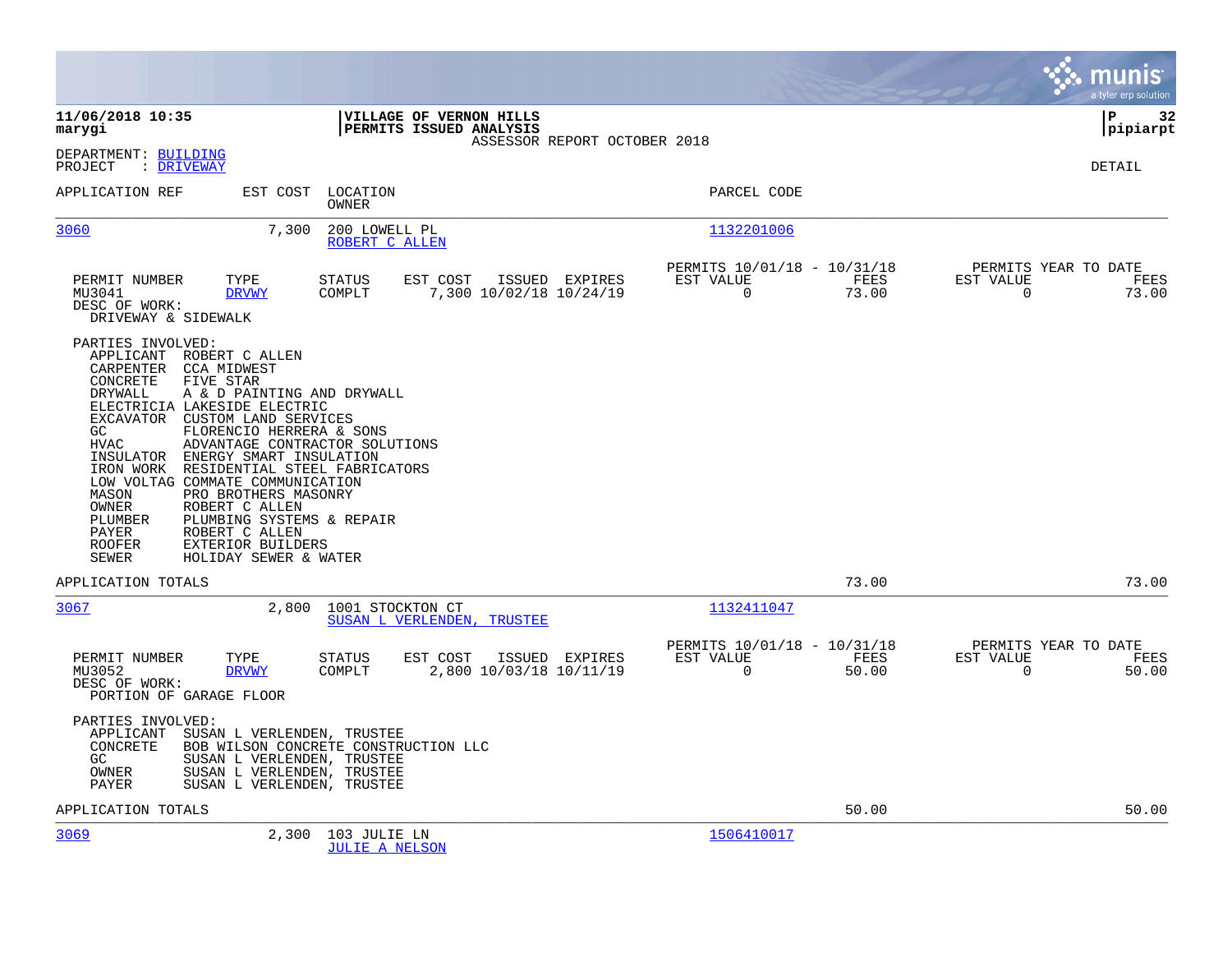**11/06/2018 10:35**
**marygi**

**VILLAGE OF VERNON HILLS**
**PERMITS ISSUED ANALYSIS**
ASSESSOR REPORT OCTOBER 2018

**P 32**
**pipiarpt**

DEPARTMENT: BUILDING
PROJECT : DRIVEWAY

DETAIL

| APPLICATION REF | EST COST | LOCATION / OWNER | PARCEL CODE |
|---|---|---|---|
| 3060 | 7,300 | 200 LOWELL PL / ROBERT C ALLEN | 1132201006 |

| PERMIT NUMBER | TYPE | STATUS | EST COST | ISSUED | EXPIRES | PERMITS 10/01/18 - 10/31/18 EST VALUE | FEES | PERMITS YEAR TO DATE EST VALUE | FEES |
|---|---|---|---|---|---|---|---|---|---|
| MU3041 | DRVWY | COMPLT | 7,300 | 10/02/18 | 10/24/19 | 0 | 73.00 | 0 | 73.00 |

DESC OF WORK:
DRIVEWAY & SIDEWALK

PARTIES INVOLVED:

| | |
|---|---|
| APPLICANT | ROBERT C ALLEN |
| CARPENTER | CCA MIDWEST |
| CONCRETE | FIVE STAR |
| DRYWALL | A & D PAINTING AND DRYWALL |
| ELECTRICIA | LAKESIDE ELECTRIC |
| EXCAVATOR | CUSTOM LAND SERVICES |
| GC | FLORENCIO HERRERA & SONS |
| HVAC | ADVANTAGE CONTRACTOR SOLUTIONS |
| INSULATOR | ENERGY SMART INSULATION |
| IRON WORK | RESIDENTIAL STEEL FABRICATORS |
| LOW VOLTAG | COMMATE COMMUNICATION |
| MASON | PRO BROTHERS MASONRY |
| OWNER | ROBERT C ALLEN |
| PLUMBER | PLUMBING SYSTEMS & REPAIR |
| PAYER | ROBERT C ALLEN |
| ROOFER | EXTERIOR BUILDERS |
| SEWER | HOLIDAY SEWER & WATER |

APPLICATION TOTALS: 73.00 | 73.00

| APPLICATION REF | EST COST | LOCATION / OWNER | PARCEL CODE |
|---|---|---|---|
| 3067 | 2,800 | 1001 STOCKTON CT / SUSAN L VERLENDEN, TRUSTEE | 1132411047 |

| PERMIT NUMBER | TYPE | STATUS | EST COST | ISSUED | EXPIRES | PERMITS 10/01/18 - 10/31/18 EST VALUE | FEES | PERMITS YEAR TO DATE EST VALUE | FEES |
|---|---|---|---|---|---|---|---|---|---|
| MU3052 | DRVWY | COMPLT | 2,800 | 10/03/18 | 10/11/19 | 0 | 50.00 | 0 | 50.00 |

DESC OF WORK:
PORTION OF GARAGE FLOOR

PARTIES INVOLVED:

| | |
|---|---|
| APPLICANT | SUSAN L VERLENDEN, TRUSTEE |
| CONCRETE | BOB WILSON CONCRETE CONSTRUCTION LLC |
| GC | SUSAN L VERLENDEN, TRUSTEE |
| OWNER | SUSAN L VERLENDEN, TRUSTEE |
| PAYER | SUSAN L VERLENDEN, TRUSTEE |

APPLICATION TOTALS: 50.00 | 50.00

| APPLICATION REF | EST COST | LOCATION / OWNER | PARCEL CODE |
|---|---|---|---|
| 3069 | 2,300 | 103 JULIE LN / JULIE A NELSON | 1506410017 |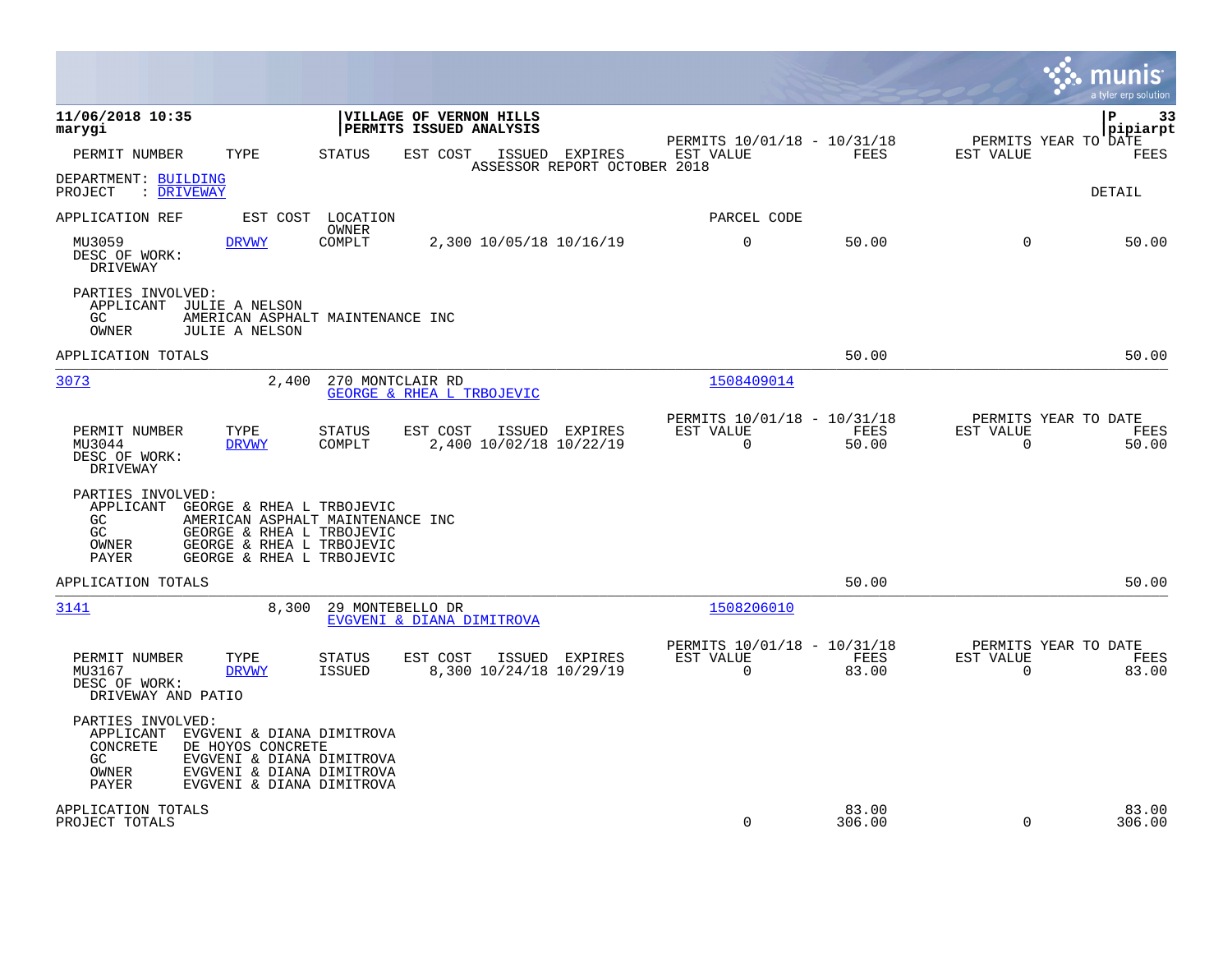**11/06/2018 10:35**
**marygi**

**VILLAGE OF VERNON HILLS**
**PERMITS ISSUED ANALYSIS**

pipiarpt

ASSESSOR REPORT OCTOBER 2018

DEPARTMENT: BUILDING
PROJECT : DRIVEWAY

DETAIL

| PERMIT NUMBER | TYPE | STATUS | EST COST | ISSUED | EXPIRES | PERMITS 10/01/18 - 10/31/18 EST VALUE | FEES | PERMITS YEAR TO DATE EST VALUE | FEES |
|---|---|---|---|---|---|---|---|---|---|

APPLICATION REF | EST COST | LOCATION / OWNER | PARCEL CODE

| PERMIT NUMBER | TYPE | STATUS | EST COST | ISSUED | EXPIRES | EST VALUE | FEES | EST VALUE | FEES |
|---|---|---|---|---|---|---|---|---|---|
| MU3059 | DRVWY | COMPLT | 2,300 | 10/05/18 | 10/16/19 | 0 | 50.00 | 0 | 50.00 |

DESC OF WORK:
DRIVEWAY

PARTIES INVOLVED:
APPLICANT JULIE A NELSON
GC AMERICAN ASPHALT MAINTENANCE INC
OWNER JULIE A NELSON

APPLICATION TOTALS 50.00 50.00

---

**3073** | 2,400 | 270 MONTCLAIR RD | GEORGE & RHEA L TRBOJEVIC | 1508409014

| PERMIT NUMBER | TYPE | STATUS | EST COST | ISSUED | EXPIRES | PERMITS 10/01/18 - 10/31/18 EST VALUE | FEES | PERMITS YEAR TO DATE EST VALUE | FEES |
|---|---|---|---|---|---|---|---|---|---|
| MU3044 | DRVWY | COMPLT | 2,400 | 10/02/18 | 10/22/19 | 0 | 50.00 | 0 | 50.00 |

DESC OF WORK:
DRIVEWAY

PARTIES INVOLVED:
APPLICANT GEORGE & RHEA L TRBOJEVIC
GC AMERICAN ASPHALT MAINTENANCE INC
GC GEORGE & RHEA L TRBOJEVIC
OWNER GEORGE & RHEA L TRBOJEVIC
PAYER GEORGE & RHEA L TRBOJEVIC

APPLICATION TOTALS 50.00 50.00

---

**3141** | 8,300 | 29 MONTEBELLO DR | EVGVENI & DIANA DIMITROVA | 1508206010

| PERMIT NUMBER | TYPE | STATUS | EST COST | ISSUED | EXPIRES | PERMITS 10/01/18 - 10/31/18 EST VALUE | FEES | PERMITS YEAR TO DATE EST VALUE | FEES |
|---|---|---|---|---|---|---|---|---|---|
| MU3167 | DRVWY | ISSUED | 8,300 | 10/24/18 | 10/29/19 | 0 | 83.00 | 0 | 83.00 |

DESC OF WORK:
DRIVEWAY AND PATIO

PARTIES INVOLVED:
APPLICANT EVGVENI & DIANA DIMITROVA
CONCRETE DE HOYOS CONCRETE
GC EVGVENI & DIANA DIMITROVA
OWNER EVGVENI & DIANA DIMITROVA
PAYER EVGVENI & DIANA DIMITROVA

| | EST VALUE | FEES | EST VALUE | FEES |
|---|---|---|---|---|
| APPLICATION TOTALS | | 83.00 | | 83.00 |
| PROJECT TOTALS | 0 | 306.00 | 0 | 306.00 |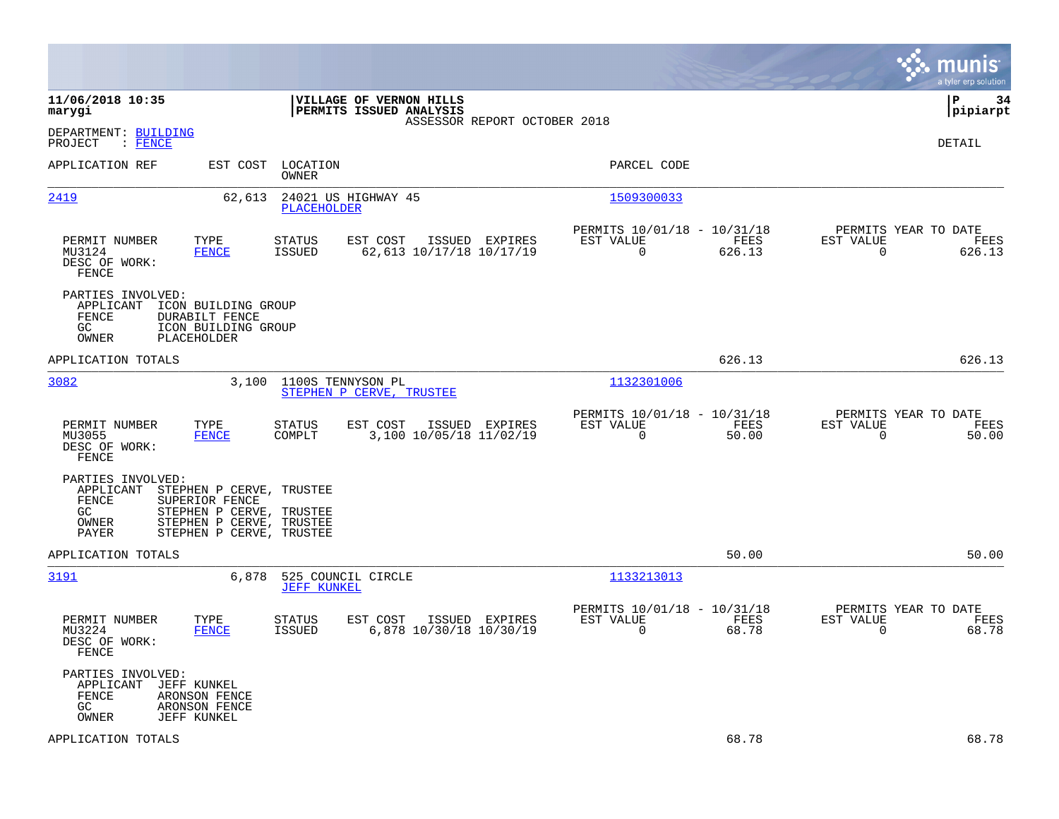**11/06/2018 10:35**
**marygi**

**VILLAGE OF VERNON HILLS**
**PERMITS ISSUED ANALYSIS**
ASSESSOR REPORT OCTOBER 2018

**pipiarpt**

DEPARTMENT: BUILDING
PROJECT : FENCE

DETAIL

| APPLICATION REF | EST COST | LOCATION / OWNER | PARCEL CODE |
|---|---|---|---|
| 2419 | 62,613 | 24021 US HIGHWAY 45 / PLACEHOLDER | 1509300033 |

| PERMIT NUMBER | TYPE | STATUS | EST COST | ISSUED | EXPIRES | PERMITS 10/01/18 - 10/31/18 EST VALUE | FEES | PERMITS YEAR TO DATE EST VALUE | FEES |
|---|---|---|---|---|---|---|---|---|---|
| MU3124 | FENCE | ISSUED | 62,613 | 10/17/18 | 10/17/19 | 0 | 626.13 | 0 | 626.13 |

DESC OF WORK:
FENCE

PARTIES INVOLVED:
- APPLICANT ICON BUILDING GROUP
- FENCE DURABILT FENCE
- GC ICON BUILDING GROUP
- OWNER PLACEHOLDER

APPLICATION TOTALS 626.13 626.13

| APPLICATION REF | EST COST | LOCATION / OWNER | PARCEL CODE |
|---|---|---|---|
| 3082 | 3,100 | 1100S TENNYSON PL / STEPHEN P CERVE, TRUSTEE | 1132301006 |

| PERMIT NUMBER | TYPE | STATUS | EST COST | ISSUED | EXPIRES | PERMITS 10/01/18 - 10/31/18 EST VALUE | FEES | PERMITS YEAR TO DATE EST VALUE | FEES |
|---|---|---|---|---|---|---|---|---|---|
| MU3055 | FENCE | COMPLT | 3,100 | 10/05/18 | 11/02/19 | 0 | 50.00 | 0 | 50.00 |

DESC OF WORK:
FENCE

PARTIES INVOLVED:
- APPLICANT STEPHEN P CERVE, TRUSTEE
- FENCE SUPERIOR FENCE
- GC STEPHEN P CERVE, TRUSTEE
- OWNER STEPHEN P CERVE, TRUSTEE
- PAYER STEPHEN P CERVE, TRUSTEE

APPLICATION TOTALS 50.00 50.00

| APPLICATION REF | EST COST | LOCATION / OWNER | PARCEL CODE |
|---|---|---|---|
| 3191 | 6,878 | 525 COUNCIL CIRCLE / JEFF KUNKEL | 1133213013 |

| PERMIT NUMBER | TYPE | STATUS | EST COST | ISSUED | EXPIRES | PERMITS 10/01/18 - 10/31/18 EST VALUE | FEES | PERMITS YEAR TO DATE EST VALUE | FEES |
|---|---|---|---|---|---|---|---|---|---|
| MU3224 | FENCE | ISSUED | 6,878 | 10/30/18 | 10/30/19 | 0 | 68.78 | 0 | 68.78 |

DESC OF WORK:
FENCE

PARTIES INVOLVED:
- APPLICANT JEFF KUNKEL
- FENCE ARONSON FENCE
- GC ARONSON FENCE
- OWNER JEFF KUNKEL

APPLICATION TOTALS 68.78 68.78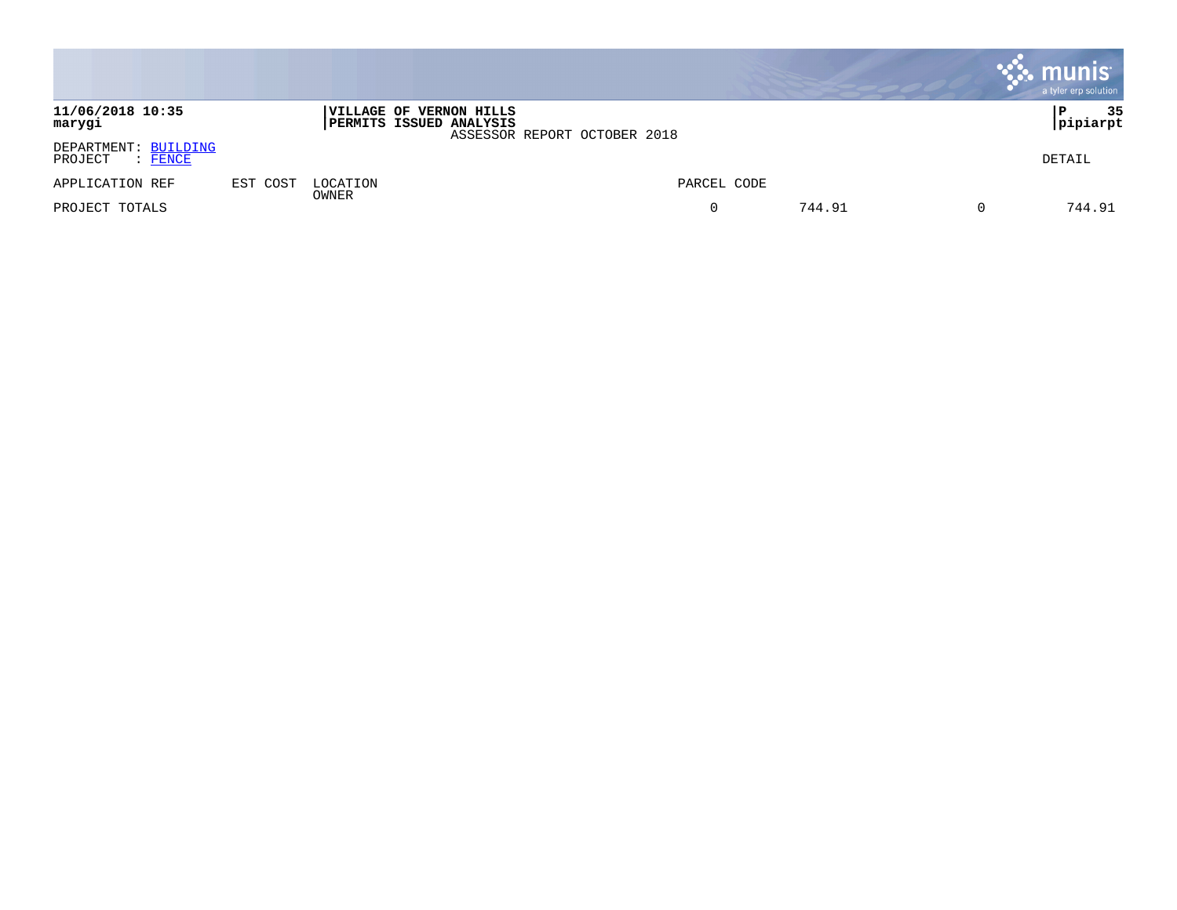**11/06/2018 10:35**
**marygi**

**VILLAGE OF VERNON HILLS**
**PERMITS ISSUED ANALYSIS**
ASSESSOR REPORT OCTOBER 2018

**P 35**
**pipiarpt**

DEPARTMENT: BUILDING
PROJECT : FENCE

DETAIL

| APPLICATION REF | EST COST | LOCATION<br>OWNER | PARCEL CODE | | | |
|---|---|---|---|---|---|---|
| PROJECT TOTALS | | | 0 | 744.91 | 0 | 744.91 |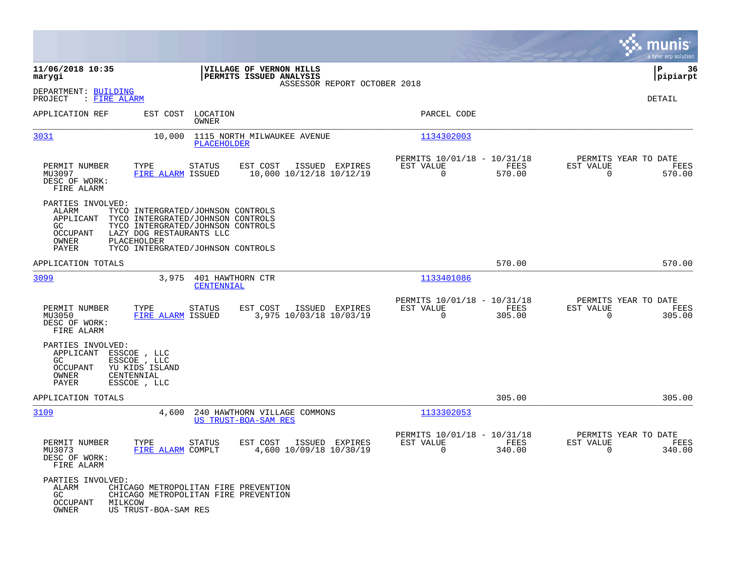**11/06/2018 10:35**
**marygi**

**VILLAGE OF VERNON HILLS**
**PERMITS ISSUED ANALYSIS**
ASSESSOR REPORT OCTOBER 2018

**P 36**
**pipiarpt**

DEPARTMENT: BUILDING
PROJECT : FIRE ALARM

DETAIL

| APPLICATION REF | EST COST | LOCATION / OWNER | PARCEL CODE |
|---|---|---|---|
| 3031 | 10,000 | 1115 NORTH MILWAUKEE AVENUE / PLACEHOLDER | 1134302003 |

| PERMIT NUMBER | TYPE | STATUS | EST COST | ISSUED | EXPIRES | PERMITS 10/01/18 - 10/31/18 EST VALUE | FEES | PERMITS YEAR TO DATE EST VALUE | FEES |
|---|---|---|---|---|---|---|---|---|---|
| MU3097 | FIRE ALARM | ISSUED | 10,000 | 10/12/18 | 10/12/19 | 0 | 570.00 | 0 | 570.00 |

DESC OF WORK:
FIRE ALARM

PARTIES INVOLVED:
- ALARM TYCO INTERGRATED/JOHNSON CONTROLS
- APPLICANT TYCO INTERGRATED/JOHNSON CONTROLS
- GC TYCO INTERGRATED/JOHNSON CONTROLS
- OCCUPANT LAZY DOG RESTAURANTS LLC
- OWNER PLACEHOLDER
- PAYER TYCO INTERGRATED/JOHNSON CONTROLS

APPLICATION TOTALS: 570.00 | 570.00

| APPLICATION REF | EST COST | LOCATION / OWNER | PARCEL CODE |
|---|---|---|---|
| 3099 | 3,975 | 401 HAWTHORN CTR / CENTENNIAL | 1133401086 |

| PERMIT NUMBER | TYPE | STATUS | EST COST | ISSUED | EXPIRES | PERMITS 10/01/18 - 10/31/18 EST VALUE | FEES | PERMITS YEAR TO DATE EST VALUE | FEES |
|---|---|---|---|---|---|---|---|---|---|
| MU3050 | FIRE ALARM | ISSUED | 3,975 | 10/03/18 | 10/03/19 | 0 | 305.00 | 0 | 305.00 |

DESC OF WORK:
FIRE ALARM

PARTIES INVOLVED:
- APPLICANT ESSCOE , LLC
- GC ESSCOE , LLC
- OCCUPANT YU KIDS ISLAND
- OWNER CENTENNIAL
- PAYER ESSCOE , LLC

APPLICATION TOTALS: 305.00 | 305.00

| APPLICATION REF | EST COST | LOCATION / OWNER | PARCEL CODE |
|---|---|---|---|
| 3109 | 4,600 | 240 HAWTHORN VILLAGE COMMONS / US TRUST-BOA-SAM RES | 1133302053 |

| PERMIT NUMBER | TYPE | STATUS | EST COST | ISSUED | EXPIRES | PERMITS 10/01/18 - 10/31/18 EST VALUE | FEES | PERMITS YEAR TO DATE EST VALUE | FEES |
|---|---|---|---|---|---|---|---|---|---|
| MU3073 | FIRE ALARM | COMPLT | 4,600 | 10/09/18 | 10/30/19 | 0 | 340.00 | 0 | 340.00 |

DESC OF WORK:
FIRE ALARM

PARTIES INVOLVED:
- ALARM CHICAGO METROPOLITAN FIRE PREVENTION
- GC CHICAGO METROPOLITAN FIRE PREVENTION
- OCCUPANT MILKCOW
- OWNER US TRUST-BOA-SAM RES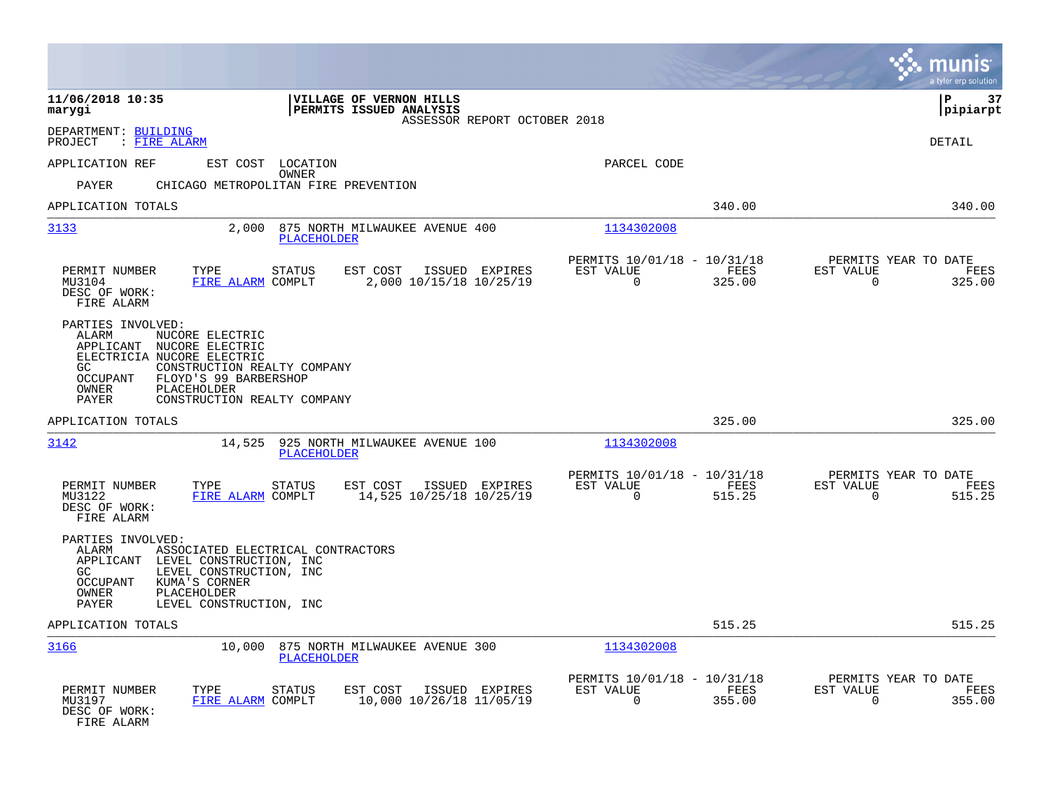DEPARTMENT: BUILDING
PROJECT : FIRE ALARM

DETAIL

APPLICATION REF    EST COST    LOCATION
OWNER
PARCEL CODE

PAYER    CHICAGO METROPOLITAN FIRE PREVENTION

APPLICATION TOTALS    340.00    340.00

---

**3133**    2,000    875 NORTH MILWAUKEE AVENUE 400    1134302008
PLACEHOLDER

| PERMIT NUMBER | TYPE | STATUS | EST COST | ISSUED | EXPIRES | PERMITS 10/01/18 - 10/31/18 EST VALUE | FEES | PERMITS YEAR TO DATE EST VALUE | FEES |
|---|---|---|---|---|---|---|---|---|---|
| MU3104 | FIRE ALARM | COMPLT | 2,000 | 10/15/18 | 10/25/19 | 0 | 325.00 | 0 | 325.00 |

DESC OF WORK:
FIRE ALARM

PARTIES INVOLVED:
- ALARM    NUCORE ELECTRIC
- APPLICANT    NUCORE ELECTRIC
- ELECTRICIA    NUCORE ELECTRIC
- GC    CONSTRUCTION REALTY COMPANY
- OCCUPANT    FLOYD'S 99 BARBERSHOP
- OWNER    PLACEHOLDER
- PAYER    CONSTRUCTION REALTY COMPANY

APPLICATION TOTALS    325.00    325.00

---

**3142**    14,525    925 NORTH MILWAUKEE AVENUE 100    1134302008
PLACEHOLDER

| PERMIT NUMBER | TYPE | STATUS | EST COST | ISSUED | EXPIRES | PERMITS 10/01/18 - 10/31/18 EST VALUE | FEES | PERMITS YEAR TO DATE EST VALUE | FEES |
|---|---|---|---|---|---|---|---|---|---|
| MU3122 | FIRE ALARM | COMPLT | 14,525 | 10/25/18 | 10/25/19 | 0 | 515.25 | 0 | 515.25 |

DESC OF WORK:
FIRE ALARM

PARTIES INVOLVED:
- ALARM    ASSOCIATED ELECTRICAL CONTRACTORS
- APPLICANT    LEVEL CONSTRUCTION, INC
- GC    LEVEL CONSTRUCTION, INC
- OCCUPANT    KUMA'S CORNER
- OWNER    PLACEHOLDER
- PAYER    LEVEL CONSTRUCTION, INC

APPLICATION TOTALS    515.25    515.25

---

**3166**    10,000    875 NORTH MILWAUKEE AVENUE 300    1134302008
PLACEHOLDER

| PERMIT NUMBER | TYPE | STATUS | EST COST | ISSUED | EXPIRES | PERMITS 10/01/18 - 10/31/18 EST VALUE | FEES | PERMITS YEAR TO DATE EST VALUE | FEES |
|---|---|---|---|---|---|---|---|---|---|
| MU3197 | FIRE ALARM | COMPLT | 10,000 | 10/26/18 | 11/05/19 | 0 | 355.00 | 0 | 355.00 |

DESC OF WORK:
FIRE ALARM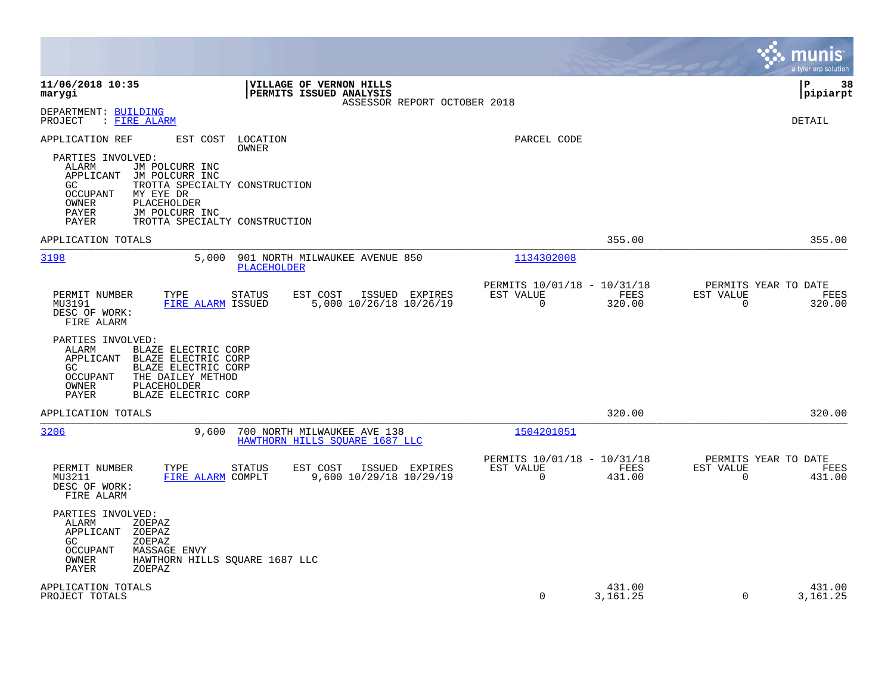**11/06/2018 10:35**
**marygi**

**VILLAGE OF VERNON HILLS**
**PERMITS ISSUED ANALYSIS**
ASSESSOR REPORT OCTOBER 2018

**P 38**
**pipiarpt**

DEPARTMENT: BUILDING
PROJECT : FIRE ALARM

DETAIL

APPLICATION REF    EST COST    LOCATION / OWNER    PARCEL CODE

PARTIES INVOLVED:
- ALARM: JM POLCURR INC
- APPLICANT: JM POLCURR INC
- GC: TROTTA SPECIALTY CONSTRUCTION
- OCCUPANT: MY EYE DR
- OWNER: PLACEHOLDER
- PAYER: JM POLCURR INC
- PAYER: TROTTA SPECIALTY CONSTRUCTION

APPLICATION TOTALS — 355.00 — 355.00

---

**3198** — 5,000 — 901 NORTH MILWAUKEE AVENUE 850 — PLACEHOLDER — 1134302008

| PERMIT NUMBER | TYPE | STATUS | EST COST | ISSUED | EXPIRES | PERMITS 10/01/18 - 10/31/18 EST VALUE | FEES | PERMITS YEAR TO DATE EST VALUE | FEES |
|---|---|---|---|---|---|---|---|---|---|
| MU3191 | FIRE ALARM | ISSUED | 5,000 | 10/26/18 | 10/26/19 | 0 | 320.00 | 0 | 320.00 |

DESC OF WORK:
FIRE ALARM

PARTIES INVOLVED:
- ALARM: BLAZE ELECTRIC CORP
- APPLICANT: BLAZE ELECTRIC CORP
- GC: BLAZE ELECTRIC CORP
- OCCUPANT: THE DAILEY METHOD
- OWNER: PLACEHOLDER
- PAYER: BLAZE ELECTRIC CORP

APPLICATION TOTALS — 320.00 — 320.00

---

**3206** — 9,600 — 700 NORTH MILWAUKEE AVE 138 — HAWTHORN HILLS SQUARE 1687 LLC — 1504201051

| PERMIT NUMBER | TYPE | STATUS | EST COST | ISSUED | EXPIRES | PERMITS 10/01/18 - 10/31/18 EST VALUE | FEES | PERMITS YEAR TO DATE EST VALUE | FEES |
|---|---|---|---|---|---|---|---|---|---|
| MU3211 | FIRE ALARM | COMPLT | 9,600 | 10/29/18 | 10/29/19 | 0 | 431.00 | 0 | 431.00 |

DESC OF WORK:
FIRE ALARM

PARTIES INVOLVED:
- ALARM: ZOEPAZ
- APPLICANT: ZOEPAZ
- GC: ZOEPAZ
- OCCUPANT: MASSAGE ENVY
- OWNER: HAWTHORN HILLS SQUARE 1687 LLC
- PAYER: ZOEPAZ

| | EST VALUE | FEES | YTD EST VALUE | YTD FEES |
|---|---|---|---|---|
| APPLICATION TOTALS | | 431.00 | | 431.00 |
| PROJECT TOTALS | 0 | 3,161.25 | 0 | 3,161.25 |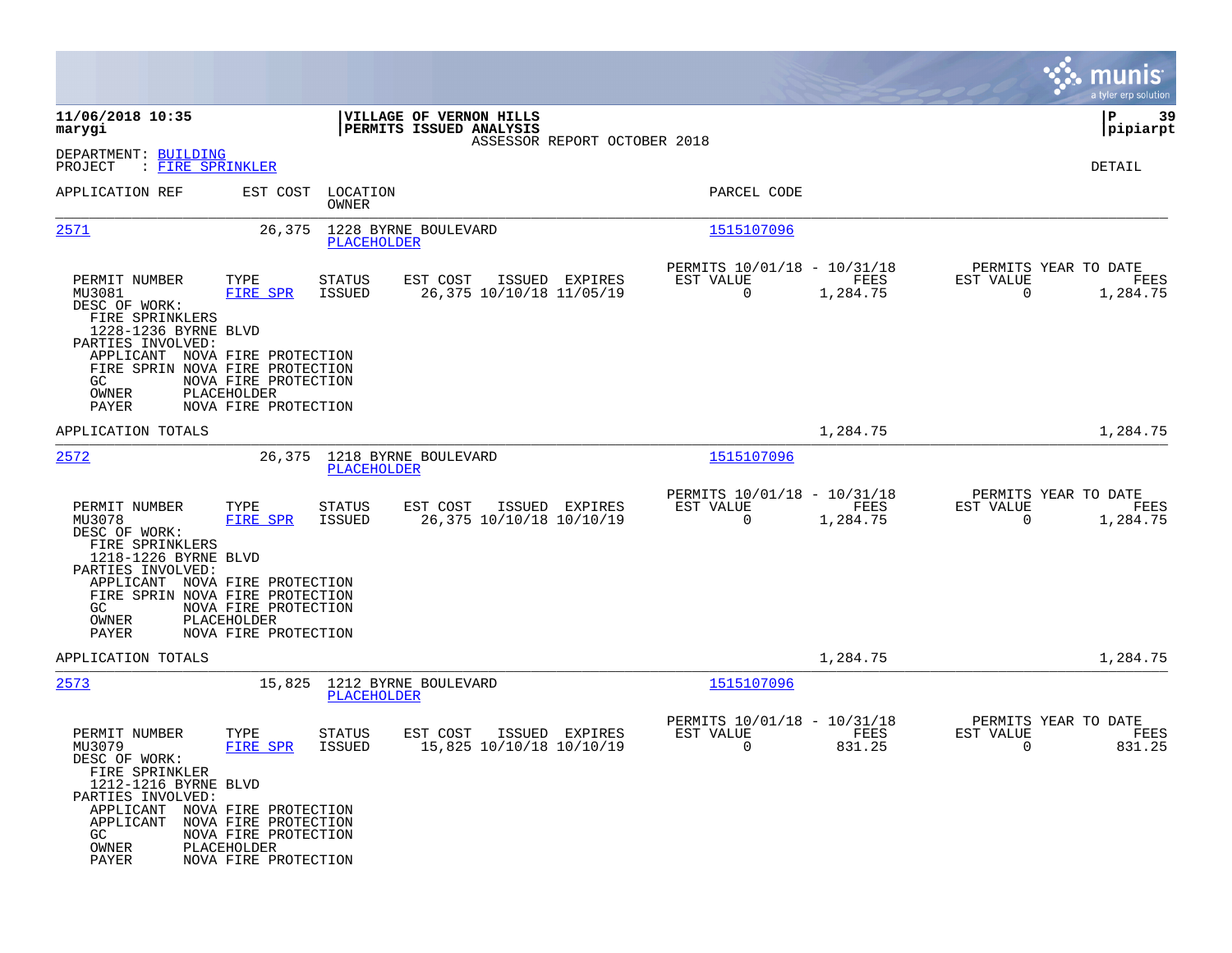**VILLAGE OF VERNON HILLS**
**PERMITS ISSUED ANALYSIS**
ASSESSOR REPORT OCTOBER 2018

**11/06/2018 10:35**
**marygi**

**P 39**
**pipiarpt**

DEPARTMENT: BUILDING
PROJECT : FIRE SPRINKLER

DETAIL

| APPLICATION REF | EST COST | LOCATION / OWNER | PARCEL CODE |
|---|---|---|---|
| 2571 | 26,375 | 1228 BYRNE BOULEVARD / PLACEHOLDER | 1515107096 |

| PERMIT NUMBER | TYPE | STATUS | EST COST | ISSUED | EXPIRES | PERMITS 10/01/18 - 10/31/18 EST VALUE | FEES | PERMITS YEAR TO DATE EST VALUE | FEES |
|---|---|---|---|---|---|---|---|---|---|
| MU3081 | FIRE SPR | ISSUED | 26,375 | 10/10/18 | 11/05/19 | 0 | 1,284.75 | 0 | 1,284.75 |

DESC OF WORK:
FIRE SPRINKLERS
1228-1236 BYRNE BLVD

PARTIES INVOLVED:
APPLICANT NOVA FIRE PROTECTION
FIRE SPRIN NOVA FIRE PROTECTION
GC NOVA FIRE PROTECTION
OWNER PLACEHOLDER
PAYER NOVA FIRE PROTECTION

APPLICATION TOTALS — 1,284.75 — 1,284.75

| APPLICATION REF | EST COST | LOCATION / OWNER | PARCEL CODE |
|---|---|---|---|
| 2572 | 26,375 | 1218 BYRNE BOULEVARD / PLACEHOLDER | 1515107096 |

| PERMIT NUMBER | TYPE | STATUS | EST COST | ISSUED | EXPIRES | PERMITS 10/01/18 - 10/31/18 EST VALUE | FEES | PERMITS YEAR TO DATE EST VALUE | FEES |
|---|---|---|---|---|---|---|---|---|---|
| MU3078 | FIRE SPR | ISSUED | 26,375 | 10/10/18 | 10/10/19 | 0 | 1,284.75 | 0 | 1,284.75 |

DESC OF WORK:
FIRE SPRINKLERS
1218-1226 BYRNE BLVD

PARTIES INVOLVED:
APPLICANT NOVA FIRE PROTECTION
FIRE SPRIN NOVA FIRE PROTECTION
GC NOVA FIRE PROTECTION
OWNER PLACEHOLDER
PAYER NOVA FIRE PROTECTION

APPLICATION TOTALS — 1,284.75 — 1,284.75

| APPLICATION REF | EST COST | LOCATION / OWNER | PARCEL CODE |
|---|---|---|---|
| 2573 | 15,825 | 1212 BYRNE BOULEVARD / PLACEHOLDER | 1515107096 |

| PERMIT NUMBER | TYPE | STATUS | EST COST | ISSUED | EXPIRES | PERMITS 10/01/18 - 10/31/18 EST VALUE | FEES | PERMITS YEAR TO DATE EST VALUE | FEES |
|---|---|---|---|---|---|---|---|---|---|
| MU3079 | FIRE SPR | ISSUED | 15,825 | 10/10/18 | 10/10/19 | 0 | 831.25 | 0 | 831.25 |

DESC OF WORK:
FIRE SPRINKLER
1212-1216 BYRNE BLVD

PARTIES INVOLVED:
APPLICANT NOVA FIRE PROTECTION
APPLICANT NOVA FIRE PROTECTION
GC NOVA FIRE PROTECTION
OWNER PLACEHOLDER
PAYER NOVA FIRE PROTECTION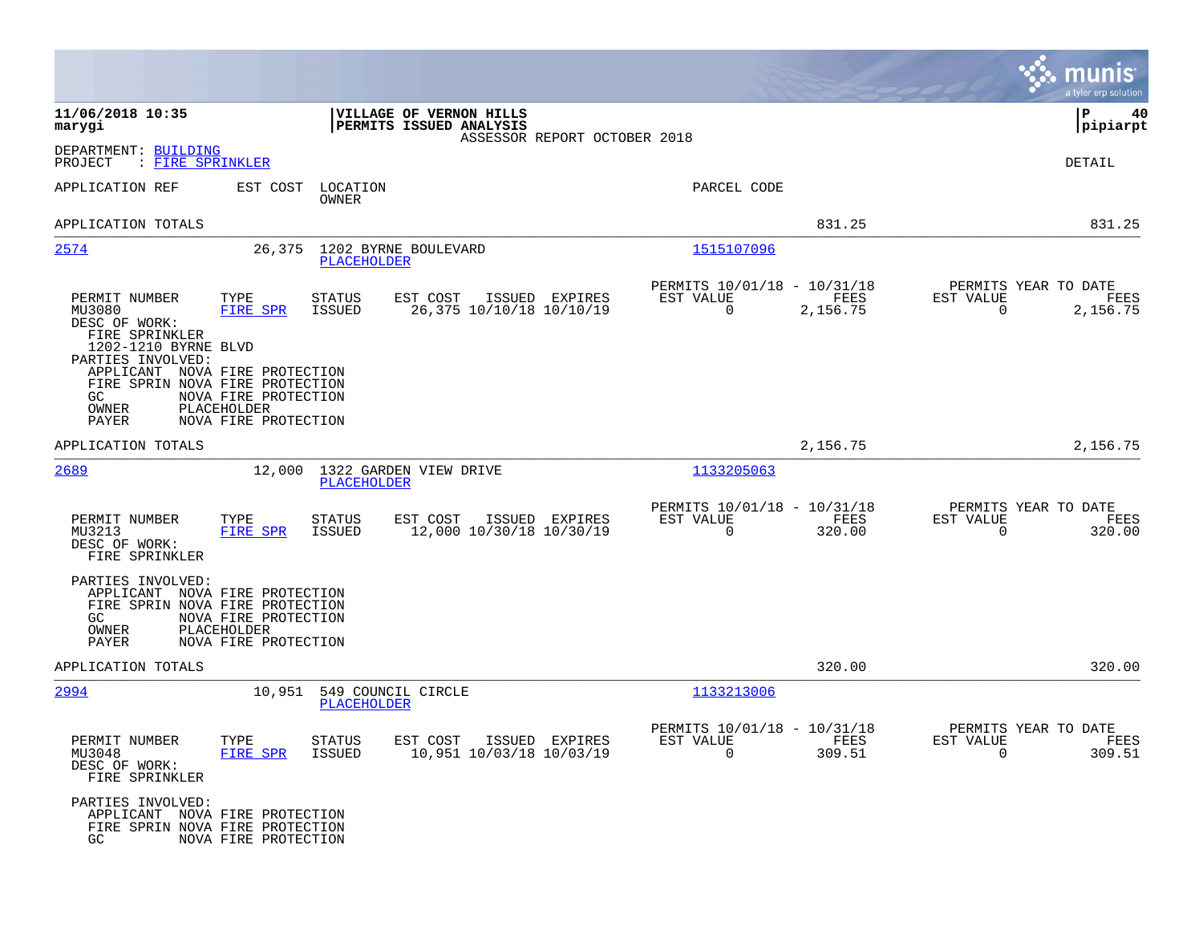**11/06/2018 10:35**
**marygi**

**VILLAGE OF VERNON HILLS**
**PERMITS ISSUED ANALYSIS**
ASSESSOR REPORT OCTOBER 2018

**P 40**
**pipiarpt**

DEPARTMENT: BUILDING
PROJECT : FIRE SPRINKLER

DETAIL

| APPLICATION REF | EST COST | LOCATION / OWNER | PARCEL CODE | | |
|---|---|---|---|---|---|
| APPLICATION TOTALS | | | | 831.25 | 831.25 |

---

**2574** | 26,375 | 1202 BYRNE BOULEVARD | PLACEHOLDER | 1515107096

| PERMIT NUMBER | TYPE | STATUS | EST COST | ISSUED | EXPIRES | PERMITS 10/01/18 - 10/31/18 EST VALUE | FEES | PERMITS YEAR TO DATE EST VALUE | FEES |
|---|---|---|---|---|---|---|---|---|---|
| MU3080 | FIRE SPR | ISSUED | 26,375 | 10/10/18 | 10/10/19 | 0 | 2,156.75 | 0 | 2,156.75 |

DESC OF WORK:
FIRE SPRINKLER
1202-1210 BYRNE BLVD

PARTIES INVOLVED:
- APPLICANT NOVA FIRE PROTECTION
- FIRE SPRIN NOVA FIRE PROTECTION
- GC NOVA FIRE PROTECTION
- OWNER PLACEHOLDER
- PAYER NOVA FIRE PROTECTION

APPLICATION TOTALS 2,156.75 2,156.75

---

**2689** | 12,000 | 1322 GARDEN VIEW DRIVE | PLACEHOLDER | 1133205063

| PERMIT NUMBER | TYPE | STATUS | EST COST | ISSUED | EXPIRES | PERMITS 10/01/18 - 10/31/18 EST VALUE | FEES | PERMITS YEAR TO DATE EST VALUE | FEES |
|---|---|---|---|---|---|---|---|---|---|
| MU3213 | FIRE SPR | ISSUED | 12,000 | 10/30/18 | 10/30/19 | 0 | 320.00 | 0 | 320.00 |

DESC OF WORK:
FIRE SPRINKLER

PARTIES INVOLVED:
- APPLICANT NOVA FIRE PROTECTION
- FIRE SPRIN NOVA FIRE PROTECTION
- GC NOVA FIRE PROTECTION
- OWNER PLACEHOLDER
- PAYER NOVA FIRE PROTECTION

APPLICATION TOTALS 320.00 320.00

---

**2994** | 10,951 | 549 COUNCIL CIRCLE | PLACEHOLDER | 1133213006

| PERMIT NUMBER | TYPE | STATUS | EST COST | ISSUED | EXPIRES | PERMITS 10/01/18 - 10/31/18 EST VALUE | FEES | PERMITS YEAR TO DATE EST VALUE | FEES |
|---|---|---|---|---|---|---|---|---|---|
| MU3048 | FIRE SPR | ISSUED | 10,951 | 10/03/18 | 10/03/19 | 0 | 309.51 | 0 | 309.51 |

DESC OF WORK:
FIRE SPRINKLER

PARTIES INVOLVED:
- APPLICANT NOVA FIRE PROTECTION
- FIRE SPRIN NOVA FIRE PROTECTION
- GC NOVA FIRE PROTECTION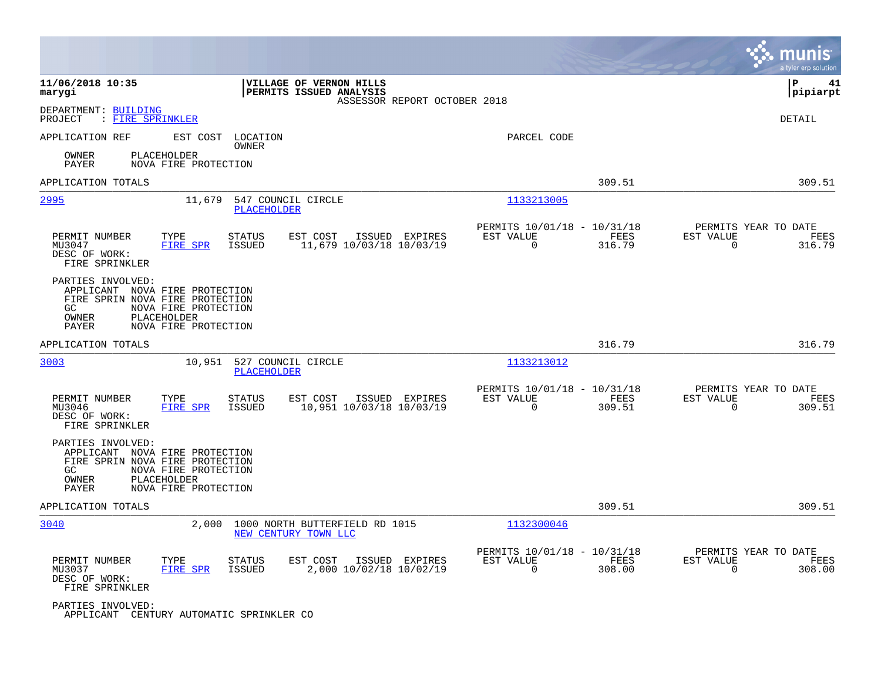**11/06/2018 10:35**
**marygi**

**VILLAGE OF VERNON HILLS**
**PERMITS ISSUED ANALYSIS**
ASSESSOR REPORT OCTOBER 2018

**P 41**
**pipiarpt**

DEPARTMENT: BUILDING
PROJECT : FIRE SPRINKLER

DETAIL

APPLICATION REF    EST COST    LOCATION / OWNER    PARCEL CODE

OWNER    PLACEHOLDER
PAYER    NOVA FIRE PROTECTION

APPLICATION TOTALS    309.51    309.51

---

**2995**    11,679    547 COUNCIL CIRCLE    1133213005
PLACEHOLDER

| PERMIT NUMBER | TYPE | STATUS | EST COST | ISSUED | EXPIRES | PERMITS 10/01/18 - 10/31/18 EST VALUE | FEES | PERMITS YEAR TO DATE EST VALUE | FEES |
|---|---|---|---|---|---|---|---|---|---|
| MU3047 | FIRE SPR | ISSUED | 11,679 | 10/03/18 | 10/03/19 | 0 | 316.79 | 0 | 316.79 |

DESC OF WORK:
FIRE SPRINKLER

PARTIES INVOLVED:
APPLICANT    NOVA FIRE PROTECTION
FIRE SPRIN    NOVA FIRE PROTECTION
GC    NOVA FIRE PROTECTION
OWNER    PLACEHOLDER
PAYER    NOVA FIRE PROTECTION

APPLICATION TOTALS    316.79    316.79

---

**3003**    10,951    527 COUNCIL CIRCLE    1133213012
PLACEHOLDER

| PERMIT NUMBER | TYPE | STATUS | EST COST | ISSUED | EXPIRES | PERMITS 10/01/18 - 10/31/18 EST VALUE | FEES | PERMITS YEAR TO DATE EST VALUE | FEES |
|---|---|---|---|---|---|---|---|---|---|
| MU3046 | FIRE SPR | ISSUED | 10,951 | 10/03/18 | 10/03/19 | 0 | 309.51 | 0 | 309.51 |

DESC OF WORK:
FIRE SPRINKLER

PARTIES INVOLVED:
APPLICANT    NOVA FIRE PROTECTION
FIRE SPRIN    NOVA FIRE PROTECTION
GC    NOVA FIRE PROTECTION
OWNER    PLACEHOLDER
PAYER    NOVA FIRE PROTECTION

APPLICATION TOTALS    309.51    309.51

---

**3040**    2,000    1000 NORTH BUTTERFIELD RD 1015    1132300046
NEW CENTURY TOWN LLC

| PERMIT NUMBER | TYPE | STATUS | EST COST | ISSUED | EXPIRES | PERMITS 10/01/18 - 10/31/18 EST VALUE | FEES | PERMITS YEAR TO DATE EST VALUE | FEES |
|---|---|---|---|---|---|---|---|---|---|
| MU3037 | FIRE SPR | ISSUED | 2,000 | 10/02/18 | 10/02/19 | 0 | 308.00 | 0 | 308.00 |

DESC OF WORK:
FIRE SPRINKLER

PARTIES INVOLVED:
APPLICANT    CENTURY AUTOMATIC SPRINKLER CO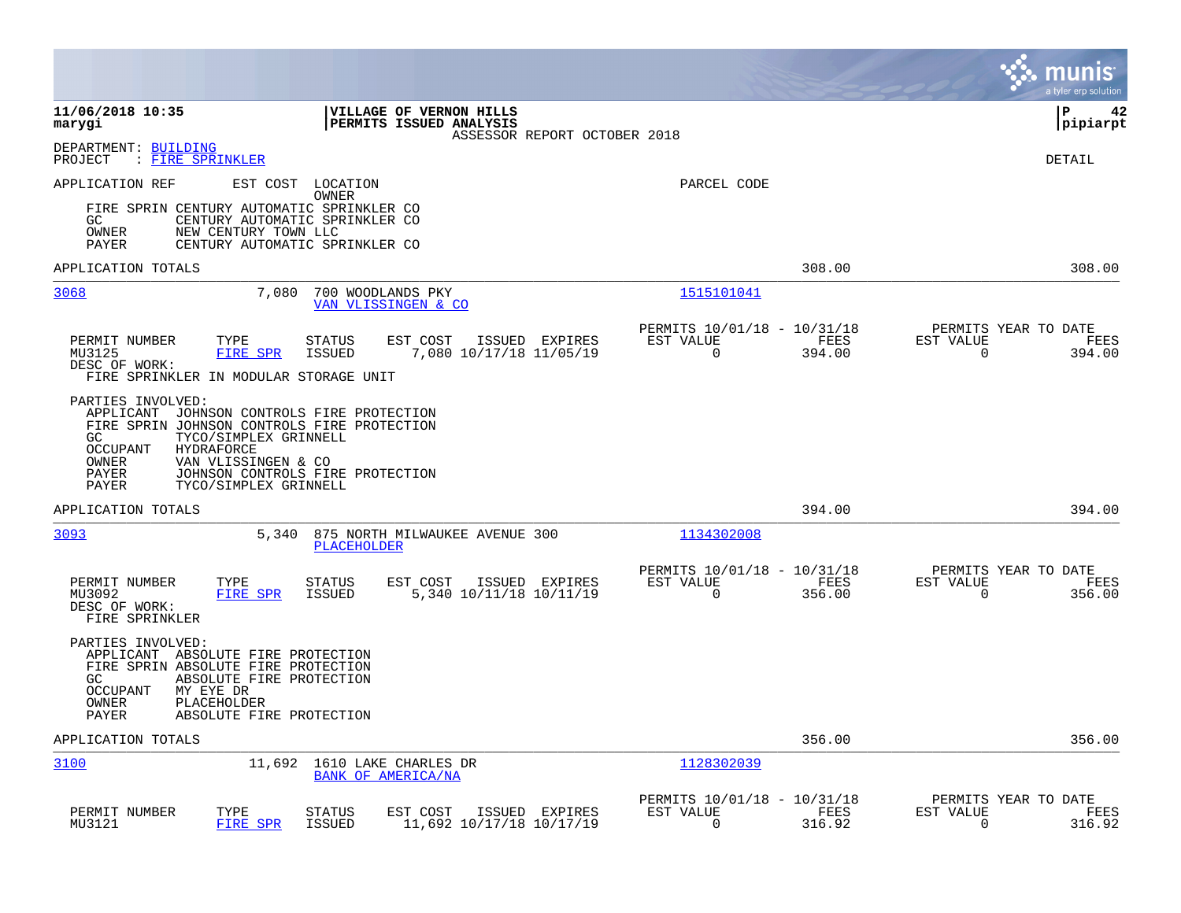**11/06/2018 10:35** | **VILLAGE OF VERNON HILLS** | **P 42**
**marygi** | **PERMITS ISSUED ANALYSIS** | **pipiarpt**

ASSESSOR REPORT OCTOBER 2018

DEPARTMENT: BUILDING
PROJECT : FIRE SPRINKLER

DETAIL

APPLICATION REF    EST COST   LOCATION / OWNER    PARCEL CODE

FIRE SPRIN CENTURY AUTOMATIC SPRINKLER CO
GC         CENTURY AUTOMATIC SPRINKLER CO
OWNER      NEW CENTURY TOWN LLC
PAYER      CENTURY AUTOMATIC SPRINKLER CO

APPLICATION TOTALS    308.00    308.00

---

**3068**    7,080    700 WOODLANDS PKY / VAN VLISSINGEN & CO    1515101041

| PERMIT NUMBER | TYPE | STATUS | EST COST | ISSUED | EXPIRES | PERMITS 10/01/18 - 10/31/18 EST VALUE | FEES | PERMITS YEAR TO DATE EST VALUE | FEES |
|---|---|---|---|---|---|---|---|---|---|
| MU3125 | FIRE SPR | ISSUED | 7,080 | 10/17/18 | 11/05/19 | 0 | 394.00 | 0 | 394.00 |

DESC OF WORK:
FIRE SPRINKLER IN MODULAR STORAGE UNIT

PARTIES INVOLVED:
APPLICANT  JOHNSON CONTROLS FIRE PROTECTION
FIRE SPRIN JOHNSON CONTROLS FIRE PROTECTION
GC         TYCO/SIMPLEX GRINNELL
OCCUPANT   HYDRAFORCE
OWNER      VAN VLISSINGEN & CO
PAYER      JOHNSON CONTROLS FIRE PROTECTION
PAYER      TYCO/SIMPLEX GRINNELL

APPLICATION TOTALS    394.00    394.00

---

**3093**    5,340    875 NORTH MILWAUKEE AVENUE 300 / PLACEHOLDER    1134302008

| PERMIT NUMBER | TYPE | STATUS | EST COST | ISSUED | EXPIRES | PERMITS 10/01/18 - 10/31/18 EST VALUE | FEES | PERMITS YEAR TO DATE EST VALUE | FEES |
|---|---|---|---|---|---|---|---|---|---|
| MU3092 | FIRE SPR | ISSUED | 5,340 | 10/11/18 | 10/11/19 | 0 | 356.00 | 0 | 356.00 |

DESC OF WORK:
FIRE SPRINKLER

PARTIES INVOLVED:
APPLICANT  ABSOLUTE FIRE PROTECTION
FIRE SPRIN ABSOLUTE FIRE PROTECTION
GC         ABSOLUTE FIRE PROTECTION
OCCUPANT   MY EYE DR
OWNER      PLACEHOLDER
PAYER      ABSOLUTE FIRE PROTECTION

APPLICATION TOTALS    356.00    356.00

---

**3100**    11,692    1610 LAKE CHARLES DR / BANK OF AMERICA/NA    1128302039

| PERMIT NUMBER | TYPE | STATUS | EST COST | ISSUED | EXPIRES | PERMITS 10/01/18 - 10/31/18 EST VALUE | FEES | PERMITS YEAR TO DATE EST VALUE | FEES |
|---|---|---|---|---|---|---|---|---|---|
| MU3121 | FIRE SPR | ISSUED | 11,692 | 10/17/18 | 10/17/19 | 0 | 316.92 | 0 | 316.92 |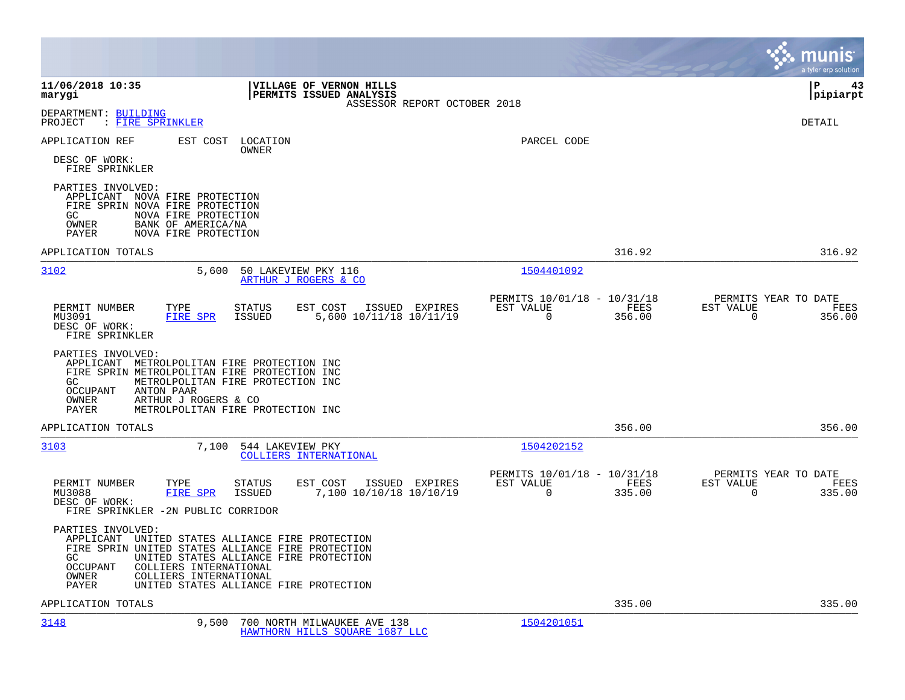**11/06/2018 10:35**
**marygi**

**VILLAGE OF VERNON HILLS**
**PERMITS ISSUED ANALYSIS**
ASSESSOR REPORT OCTOBER 2018

**P 43**
**pipiarpt**

DEPARTMENT: BUILDING
PROJECT : FIRE SPRINKLER

DETAIL

APPLICATION REF   EST COST   LOCATION / OWNER   PARCEL CODE

DESC OF WORK:
FIRE SPRINKLER

PARTIES INVOLVED:
APPLICANT NOVA FIRE PROTECTION
FIRE SPRIN NOVA FIRE PROTECTION
GC NOVA FIRE PROTECTION
OWNER BANK OF AMERICA/NA
PAYER NOVA FIRE PROTECTION

APPLICATION TOTALS 316.92 316.92

---

**3102** 5,600 50 LAKEVIEW PKY 116 — ARTHUR J ROGERS & CO — 1504401092

| PERMIT NUMBER | TYPE | STATUS | EST COST | ISSUED | EXPIRES | PERMITS 10/01/18 - 10/31/18 EST VALUE | FEES | PERMITS YEAR TO DATE EST VALUE | FEES |
|---|---|---|---|---|---|---|---|---|---|
| MU3091 | FIRE SPR | ISSUED | 5,600 | 10/11/18 | 10/11/19 | 0 | 356.00 | 0 | 356.00 |

DESC OF WORK:
FIRE SPRINKLER

PARTIES INVOLVED:
APPLICANT METROLPOLITAN FIRE PROTECTION INC
FIRE SPRIN METROLPOLITAN FIRE PROTECTION INC
GC METROLPOLITAN FIRE PROTECTION INC
OCCUPANT ANTON PAAR
OWNER ARTHUR J ROGERS & CO
PAYER METROLPOLITAN FIRE PROTECTION INC

APPLICATION TOTALS 356.00 356.00

---

**3103** 7,100 544 LAKEVIEW PKY — COLLIERS INTERNATIONAL — 1504202152

| PERMIT NUMBER | TYPE | STATUS | EST COST | ISSUED | EXPIRES | PERMITS 10/01/18 - 10/31/18 EST VALUE | FEES | PERMITS YEAR TO DATE EST VALUE | FEES |
|---|---|---|---|---|---|---|---|---|---|
| MU3088 | FIRE SPR | ISSUED | 7,100 | 10/10/18 | 10/10/19 | 0 | 335.00 | 0 | 335.00 |

DESC OF WORK:
FIRE SPRINKLER -2N PUBLIC CORRIDOR

PARTIES INVOLVED:
APPLICANT UNITED STATES ALLIANCE FIRE PROTECTION
FIRE SPRIN UNITED STATES ALLIANCE FIRE PROTECTION
GC UNITED STATES ALLIANCE FIRE PROTECTION
OCCUPANT COLLIERS INTERNATIONAL
OWNER COLLIERS INTERNATIONAL
PAYER UNITED STATES ALLIANCE FIRE PROTECTION

APPLICATION TOTALS 335.00 335.00

---

**3148** 9,500 700 NORTH MILWAUKEE AVE 138 — HAWTHORN HILLS SQUARE 1687 LLC — 1504201051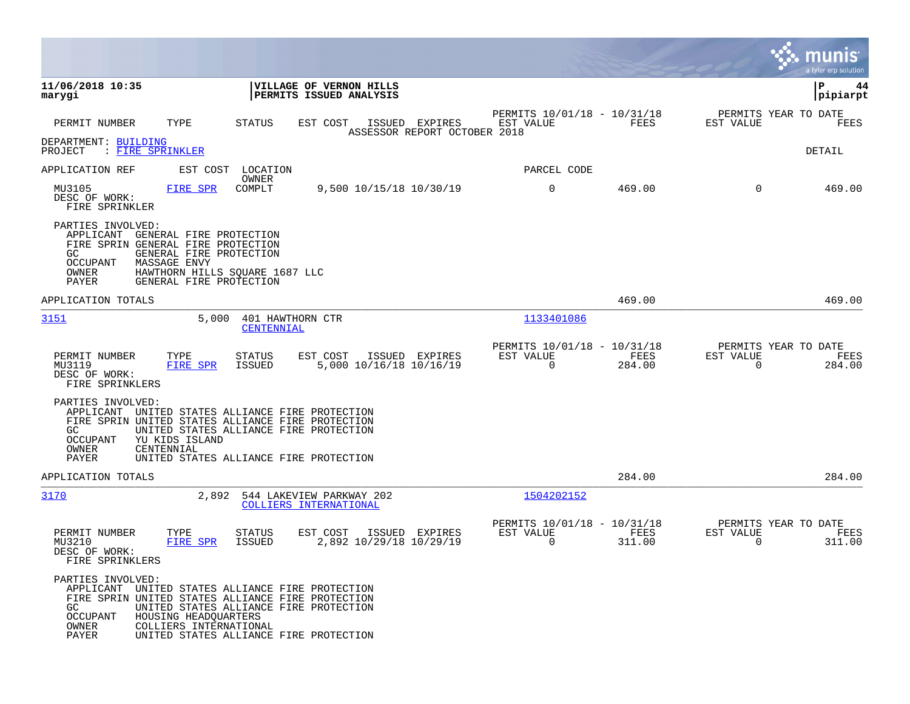**11/06/2018 10:35** | **VILLAGE OF VERNON HILLS** | **P 44**
**marygi** | **PERMITS ISSUED ANALYSIS** | **pipiarpt**

| PERMIT NUMBER | TYPE | STATUS | EST COST | ISSUED | EXPIRES | PERMITS 10/01/18 - 10/31/18 EST VALUE | FEES | PERMITS YEAR TO DATE EST VALUE | FEES |
|---|---|---|---|---|---|---|---|---|---|

ASSESSOR REPORT OCTOBER 2018

DEPARTMENT: BUILDING
PROJECT : FIRE SPRINKLER

DETAIL

APPLICATION REF | EST COST | LOCATION / OWNER | PARCEL CODE

| PERMIT NUMBER | TYPE | STATUS | EST COST | ISSUED | EXPIRES | EST VALUE | FEES | EST VALUE | FEES |
|---|---|---|---|---|---|---|---|---|---|
| MU3105 | FIRE SPR | COMPLT | 9,500 | 10/15/18 | 10/30/19 | 0 | 469.00 | 0 | 469.00 |

DESC OF WORK:
FIRE SPRINKLER

PARTIES INVOLVED:
- APPLICANT GENERAL FIRE PROTECTION
- FIRE SPRIN GENERAL FIRE PROTECTION
- GC GENERAL FIRE PROTECTION
- OCCUPANT MASSAGE ENVY
- OWNER HAWTHORN HILLS SQUARE 1687 LLC
- PAYER GENERAL FIRE PROTECTION

APPLICATION TOTALS: 469.00 | 469.00

---

3151 | 5,000 | 401 HAWTHORN CTR / CENTENNIAL | 1133401086

| PERMIT NUMBER | TYPE | STATUS | EST COST | ISSUED | EXPIRES | PERMITS 10/01/18 - 10/31/18 EST VALUE | FEES | PERMITS YEAR TO DATE EST VALUE | FEES |
|---|---|---|---|---|---|---|---|---|---|
| MU3119 | FIRE SPR | ISSUED | 5,000 | 10/16/18 | 10/16/19 | 0 | 284.00 | 0 | 284.00 |

DESC OF WORK:
FIRE SPRINKLERS

PARTIES INVOLVED:
- APPLICANT UNITED STATES ALLIANCE FIRE PROTECTION
- FIRE SPRIN UNITED STATES ALLIANCE FIRE PROTECTION
- GC UNITED STATES ALLIANCE FIRE PROTECTION
- OCCUPANT YU KIDS ISLAND
- OWNER CENTENNIAL
- PAYER UNITED STATES ALLIANCE FIRE PROTECTION

APPLICATION TOTALS: 284.00 | 284.00

---

3170 | 2,892 | 544 LAKEVIEW PARKWAY 202 / COLLIERS INTERNATIONAL | 1504202152

| PERMIT NUMBER | TYPE | STATUS | EST COST | ISSUED | EXPIRES | PERMITS 10/01/18 - 10/31/18 EST VALUE | FEES | PERMITS YEAR TO DATE EST VALUE | FEES |
|---|---|---|---|---|---|---|---|---|---|
| MU3210 | FIRE SPR | ISSUED | 2,892 | 10/29/18 | 10/29/19 | 0 | 311.00 | 0 | 311.00 |

DESC OF WORK:
FIRE SPRINKLERS

PARTIES INVOLVED:
- APPLICANT UNITED STATES ALLIANCE FIRE PROTECTION
- FIRE SPRIN UNITED STATES ALLIANCE FIRE PROTECTION
- GC UNITED STATES ALLIANCE FIRE PROTECTION
- OCCUPANT HOUSING HEADQUARTERS
- OWNER COLLIERS INTERNATIONAL
- PAYER UNITED STATES ALLIANCE FIRE PROTECTION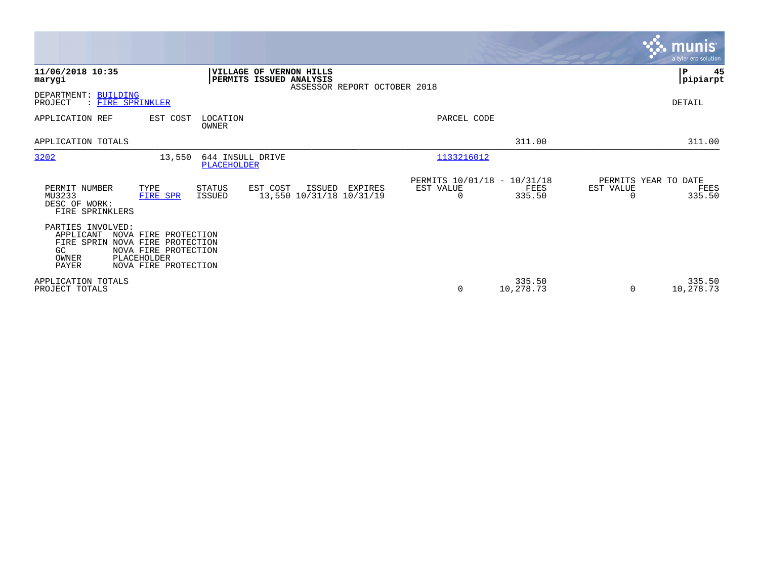**11/06/2018 10:35**
**marygi**

**VILLAGE OF VERNON HILLS**
**PERMITS ISSUED ANALYSIS**
ASSESSOR REPORT OCTOBER 2018

**P 45**
**pipiarpt**

DEPARTMENT: BUILDING
PROJECT : FIRE SPRINKLER

DETAIL

| APPLICATION REF | EST COST | LOCATION / OWNER | PARCEL CODE | | |
|---|---|---|---|---|---|
| APPLICATION TOTALS | | | | 311.00 | 311.00 |
| 3202 | 13,550 | 644 INSULL DRIVE / PLACEHOLDER | 1133216012 | | |

| PERMIT NUMBER | TYPE | STATUS | EST COST | ISSUED | EXPIRES | PERMITS 10/01/18 - 10/31/18 EST VALUE | FEES | PERMITS YEAR TO DATE EST VALUE | FEES |
|---|---|---|---|---|---|---|---|---|---|
| MU3233 | FIRE SPR | ISSUED | 13,550 | 10/31/18 | 10/31/19 | 0 | 335.50 | 0 | 335.50 |

DESC OF WORK:
FIRE SPRINKLERS

PARTIES INVOLVED:

| | |
|---|---|
| APPLICANT | NOVA FIRE PROTECTION |
| FIRE SPRIN | NOVA FIRE PROTECTION |
| GC | NOVA FIRE PROTECTION |
| OWNER | PLACEHOLDER |
| PAYER | NOVA FIRE PROTECTION |

| | EST VALUE | FEES | EST VALUE | FEES |
|---|---|---|---|---|
| APPLICATION TOTALS | | 335.50 | | 335.50 |
| PROJECT TOTALS | 0 | 10,278.73 | 0 | 10,278.73 |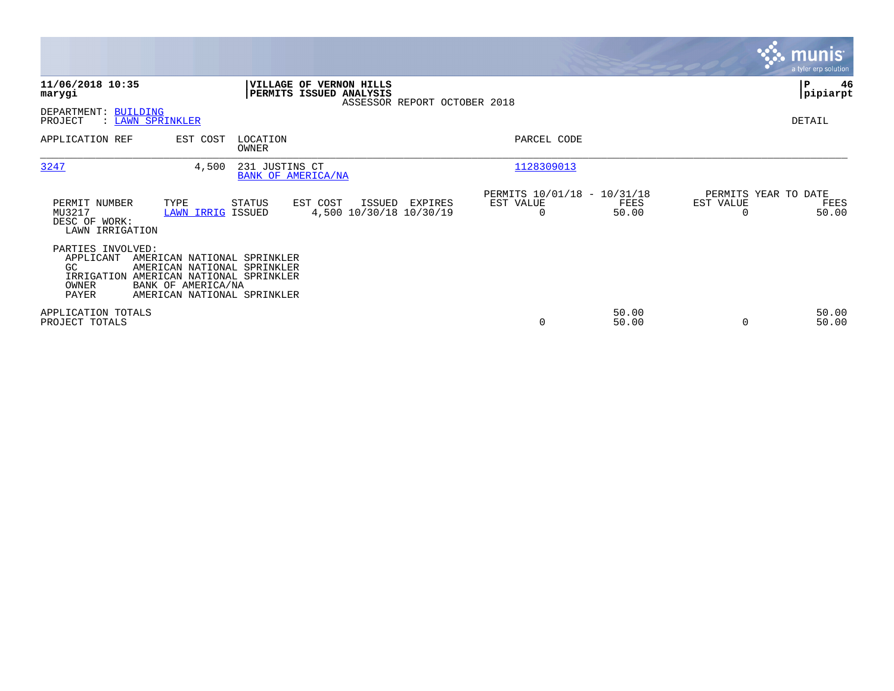**11/06/2018 10:35**
**marygi**

**VILLAGE OF VERNON HILLS**
**PERMITS ISSUED ANALYSIS**
ASSESSOR REPORT OCTOBER 2018

**P 46**
**pipiarpt**

DEPARTMENT: BUILDING
PROJECT : LAWN SPRINKLER

DETAIL

| APPLICATION REF | EST COST | LOCATION / OWNER | PARCEL CODE |
|---|---|---|---|
| 3247 | 4,500 | 231 JUSTINS CT / BANK OF AMERICA/NA | 1128309013 |

| PERMIT NUMBER | TYPE | STATUS | EST COST | ISSUED | EXPIRES | PERMITS 10/01/18 - 10/31/18 EST VALUE | FEES | PERMITS YEAR TO DATE EST VALUE | FEES |
|---|---|---|---|---|---|---|---|---|---|
| MU3217 | LAWN IRRIG | ISSUED | 4,500 | 10/30/18 | 10/30/19 | 0 | 50.00 | 0 | 50.00 |

DESC OF WORK:
LAWN IRRIGATION

PARTIES INVOLVED:

| | |
|---|---|
| APPLICANT | AMERICAN NATIONAL SPRINKLER |
| GC | AMERICAN NATIONAL SPRINKLER |
| IRRIGATION | AMERICAN NATIONAL SPRINKLER |
| OWNER | BANK OF AMERICA/NA |
| PAYER | AMERICAN NATIONAL SPRINKLER |

| | EST VALUE | FEES | EST VALUE | FEES |
|---|---|---|---|---|
| APPLICATION TOTALS | | 50.00 | | 50.00 |
| PROJECT TOTALS | 0 | 50.00 | 0 | 50.00 |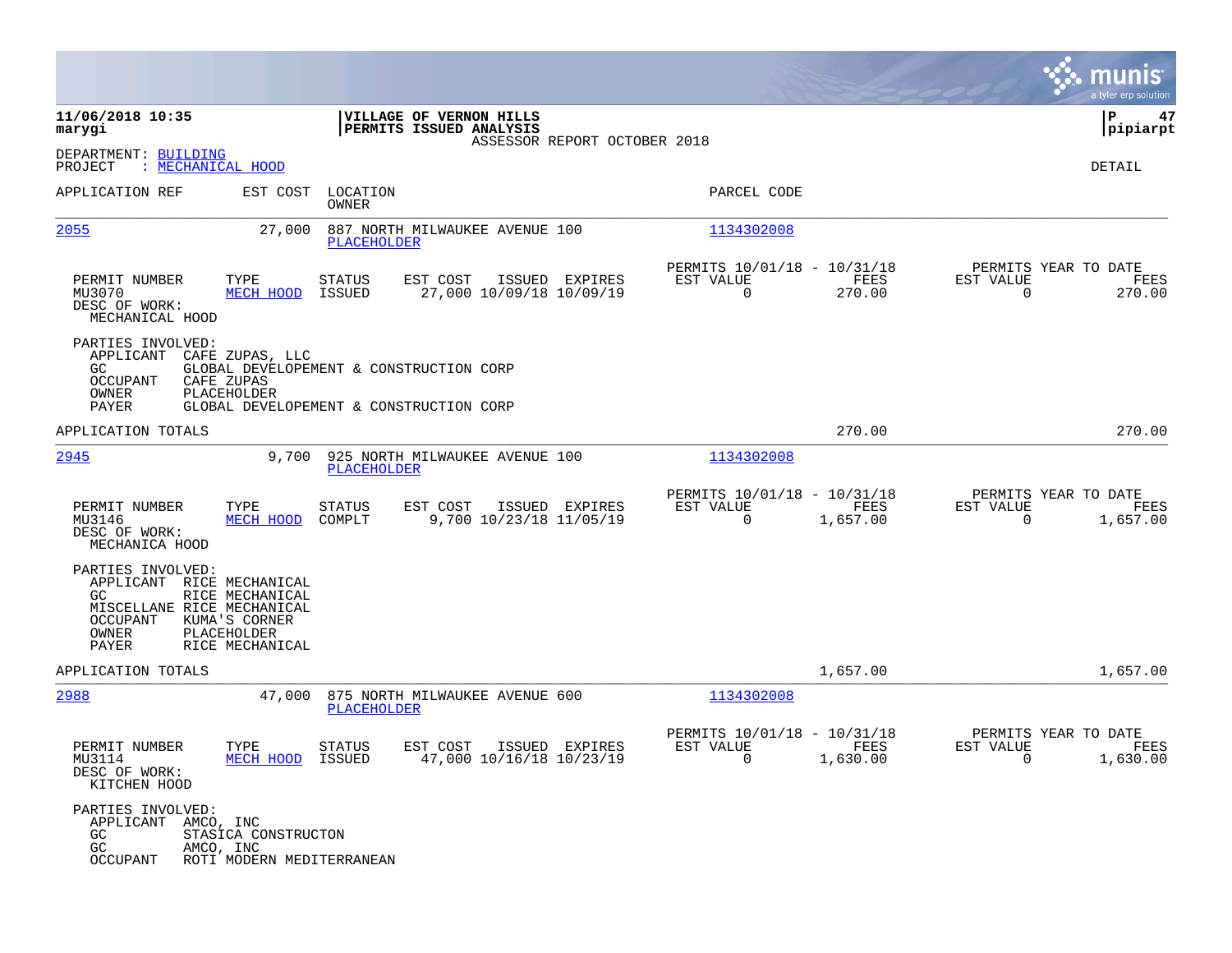**11/06/2018 10:35** | **VILLAGE OF VERNON HILLS** | **P 47**
**marygi** | **PERMITS ISSUED ANALYSIS** | **pipiarpt**

ASSESSOR REPORT OCTOBER 2018

DEPARTMENT: BUILDING
PROJECT : MECHANICAL HOOD

DETAIL

| APPLICATION REF | EST COST | LOCATION / OWNER | PARCEL CODE |
|---|---|---|---|
| 2055 | 27,000 | 887 NORTH MILWAUKEE AVENUE 100 / PLACEHOLDER | 1134302008 |

| PERMIT NUMBER | TYPE | STATUS | EST COST | ISSUED | EXPIRES | PERMITS 10/01/18 - 10/31/18 EST VALUE | FEES | PERMITS YEAR TO DATE EST VALUE | FEES |
|---|---|---|---|---|---|---|---|---|---|
| MU3070 | MECH HOOD | ISSUED | 27,000 | 10/09/18 | 10/09/19 | 0 | 270.00 | 0 | 270.00 |

DESC OF WORK:
MECHANICAL HOOD

PARTIES INVOLVED:
- APPLICANT CAFE ZUPAS, LLC
- GC GLOBAL DEVELOPEMENT & CONSTRUCTION CORP
- OCCUPANT CAFE ZUPAS
- OWNER PLACEHOLDER
- PAYER GLOBAL DEVELOPEMENT & CONSTRUCTION CORP

APPLICATION TOTALS 270.00 270.00

| APPLICATION REF | EST COST | LOCATION / OWNER | PARCEL CODE |
|---|---|---|---|
| 2945 | 9,700 | 925 NORTH MILWAUKEE AVENUE 100 / PLACEHOLDER | 1134302008 |

| PERMIT NUMBER | TYPE | STATUS | EST COST | ISSUED | EXPIRES | PERMITS 10/01/18 - 10/31/18 EST VALUE | FEES | PERMITS YEAR TO DATE EST VALUE | FEES |
|---|---|---|---|---|---|---|---|---|---|
| MU3146 | MECH HOOD | COMPLT | 9,700 | 10/23/18 | 11/05/19 | 0 | 1,657.00 | 0 | 1,657.00 |

DESC OF WORK:
MECHANICA HOOD

PARTIES INVOLVED:
- APPLICANT RICE MECHANICAL
- GC RICE MECHANICAL
- MISCELLANE RICE MECHANICAL
- OCCUPANT KUMA'S CORNER
- OWNER PLACEHOLDER
- PAYER RICE MECHANICAL

APPLICATION TOTALS 1,657.00 1,657.00

| APPLICATION REF | EST COST | LOCATION / OWNER | PARCEL CODE |
|---|---|---|---|
| 2988 | 47,000 | 875 NORTH MILWAUKEE AVENUE 600 / PLACEHOLDER | 1134302008 |

| PERMIT NUMBER | TYPE | STATUS | EST COST | ISSUED | EXPIRES | PERMITS 10/01/18 - 10/31/18 EST VALUE | FEES | PERMITS YEAR TO DATE EST VALUE | FEES |
|---|---|---|---|---|---|---|---|---|---|
| MU3114 | MECH HOOD | ISSUED | 47,000 | 10/16/18 | 10/23/19 | 0 | 1,630.00 | 0 | 1,630.00 |

DESC OF WORK:
KITCHEN HOOD

PARTIES INVOLVED:
- APPLICANT AMCO, INC
- GC STASICA CONSTRUCTON
- GC AMCO, INC
- OCCUPANT ROTI MODERN MEDITERRANEAN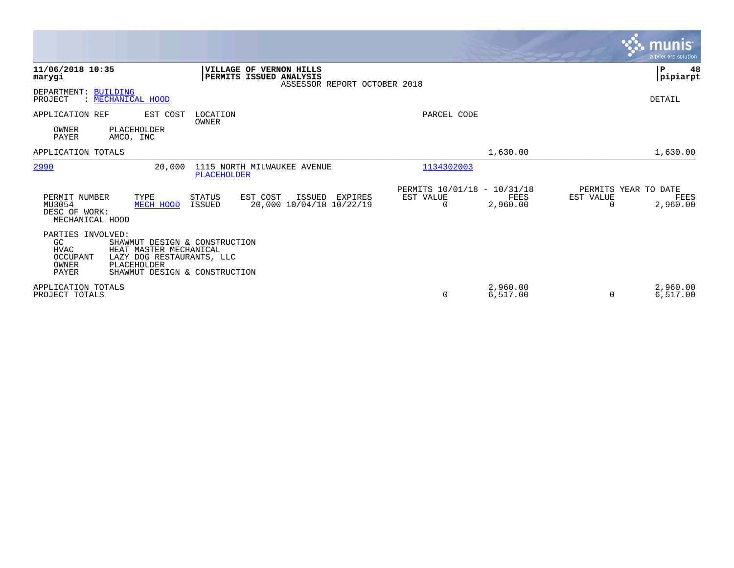**11/06/2018 10:35**
**marygi**

**VILLAGE OF VERNON HILLS**
**PERMITS ISSUED ANALYSIS**
ASSESSOR REPORT OCTOBER 2018

**P 48**
**pipiarpt**

DEPARTMENT: BUILDING
PROJECT : MECHANICAL HOOD

DETAIL

| APPLICATION REF | EST COST | LOCATION / OWNER | PARCEL CODE | | |
|---|---|---|---|---|---|
| OWNER PLACEHOLDER | | | | | |
| PAYER AMCO, INC | | | | | |
| APPLICATION TOTALS | | | | 1,630.00 | 1,630.00 |
| 2990 | 20,000 | 1115 NORTH MILWAUKEE AVENUE / PLACEHOLDER | 1134302003 | | |

| PERMIT NUMBER | TYPE | STATUS | EST COST | ISSUED | EXPIRES | PERMITS 10/01/18 - 10/31/18 EST VALUE | FEES | PERMITS YEAR TO DATE EST VALUE | FEES |
|---|---|---|---|---|---|---|---|---|---|
| MU3054 | MECH HOOD | ISSUED | 20,000 | 10/04/18 | 10/22/19 | 0 | 2,960.00 | 0 | 2,960.00 |

DESC OF WORK:
MECHANICAL HOOD

PARTIES INVOLVED:

| | |
|---|---|
| GC | SHAWMUT DESIGN & CONSTRUCTION |
| HVAC | HEAT MASTER MECHANICAL |
| OCCUPANT | LAZY DOG RESTAURANTS, LLC |
| OWNER | PLACEHOLDER |
| PAYER | SHAWMUT DESIGN & CONSTRUCTION |

| | EST VALUE | FEES | EST VALUE | FEES |
|---|---|---|---|---|
| APPLICATION TOTALS | | 2,960.00 | | 2,960.00 |
| PROJECT TOTALS | 0 | 6,517.00 | 0 | 6,517.00 |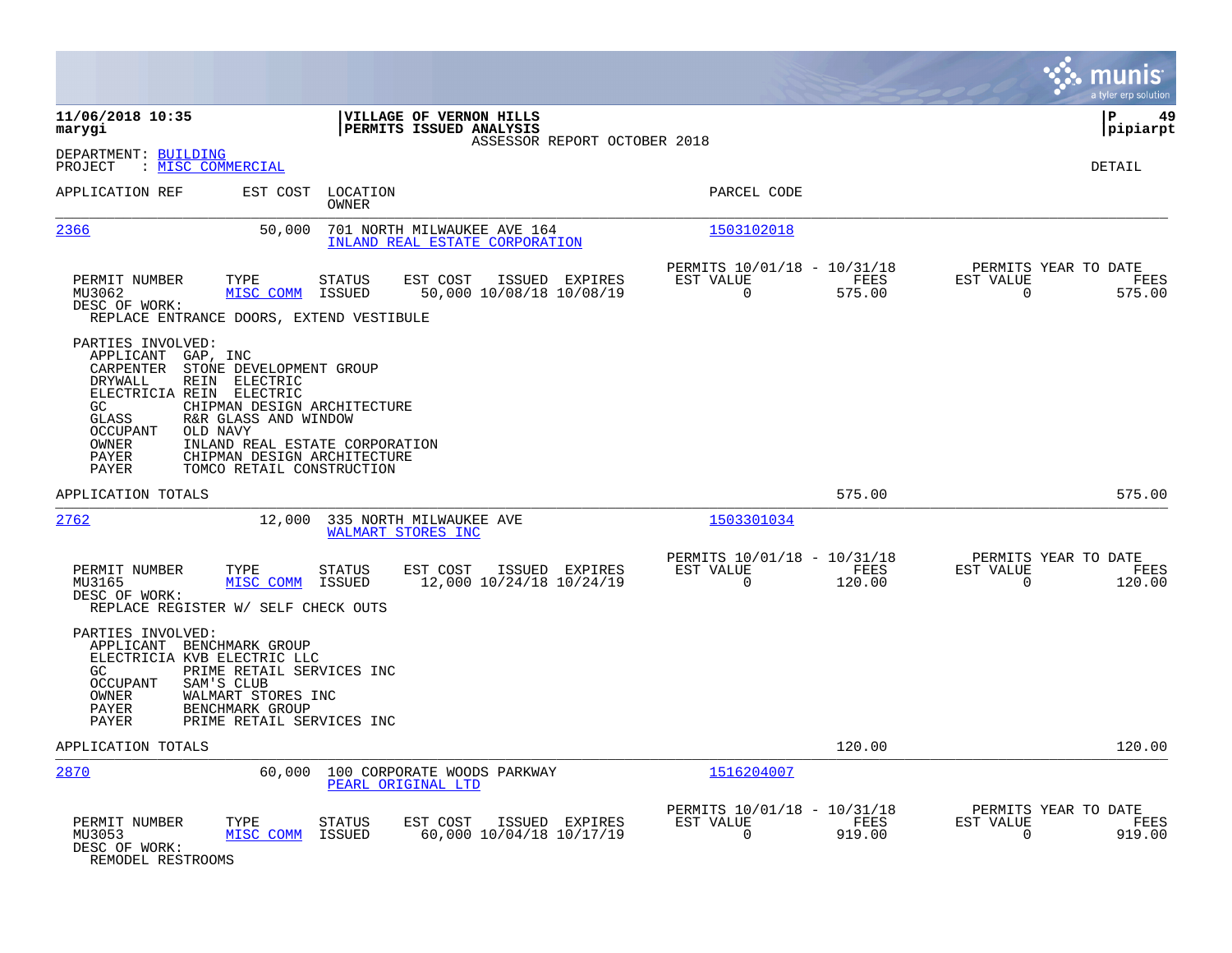**11/06/2018 10:35**
**marygi**

**VILLAGE OF VERNON HILLS**
**PERMITS ISSUED ANALYSIS**
ASSESSOR REPORT OCTOBER 2018

**P 49**
**pipiarpt**

DEPARTMENT: BUILDING
PROJECT : MISC COMMERCIAL

DETAIL

| APPLICATION REF | EST COST | LOCATION / OWNER | PARCEL CODE |
|---|---|---|---|
| 2366 | 50,000 | 701 NORTH MILWAUKEE AVE 164 / INLAND REAL ESTATE CORPORATION | 1503102018 |

| PERMIT NUMBER | TYPE | STATUS | EST COST | ISSUED | EXPIRES | PERMITS 10/01/18 - 10/31/18 EST VALUE | FEES | PERMITS YEAR TO DATE EST VALUE | FEES |
|---|---|---|---|---|---|---|---|---|---|
| MU3062 | MISC COMM | ISSUED | 50,000 | 10/08/18 | 10/08/19 | 0 | 575.00 | 0 | 575.00 |

DESC OF WORK:
REPLACE ENTRANCE DOORS, EXTEND VESTIBULE

PARTIES INVOLVED:
- APPLICANT GAP, INC
- CARPENTER STONE DEVELOPMENT GROUP
- DRYWALL REIN ELECTRIC
- ELECTRICIA REIN ELECTRIC
- GC CHIPMAN DESIGN ARCHITECTURE
- GLASS R&R GLASS AND WINDOW
- OCCUPANT OLD NAVY
- OWNER INLAND REAL ESTATE CORPORATION
- PAYER CHIPMAN DESIGN ARCHITECTURE
- PAYER TOMCO RETAIL CONSTRUCTION

APPLICATION TOTALS 575.00 575.00

| APPLICATION REF | EST COST | LOCATION / OWNER | PARCEL CODE |
|---|---|---|---|
| 2762 | 12,000 | 335 NORTH MILWAUKEE AVE / WALMART STORES INC | 1503301034 |

| PERMIT NUMBER | TYPE | STATUS | EST COST | ISSUED | EXPIRES | PERMITS 10/01/18 - 10/31/18 EST VALUE | FEES | PERMITS YEAR TO DATE EST VALUE | FEES |
|---|---|---|---|---|---|---|---|---|---|
| MU3165 | MISC COMM | ISSUED | 12,000 | 10/24/18 | 10/24/19 | 0 | 120.00 | 0 | 120.00 |

DESC OF WORK:
REPLACE REGISTER W/ SELF CHECK OUTS

PARTIES INVOLVED:
- APPLICANT BENCHMARK GROUP
- ELECTRICIA KVB ELECTRIC LLC
- GC PRIME RETAIL SERVICES INC
- OCCUPANT SAM'S CLUB
- OWNER WALMART STORES INC
- PAYER BENCHMARK GROUP
- PAYER PRIME RETAIL SERVICES INC

APPLICATION TOTALS 120.00 120.00

| APPLICATION REF | EST COST | LOCATION / OWNER | PARCEL CODE |
|---|---|---|---|
| 2870 | 60,000 | 100 CORPORATE WOODS PARKWAY / PEARL ORIGINAL LTD | 1516204007 |

| PERMIT NUMBER | TYPE | STATUS | EST COST | ISSUED | EXPIRES | PERMITS 10/01/18 - 10/31/18 EST VALUE | FEES | PERMITS YEAR TO DATE EST VALUE | FEES |
|---|---|---|---|---|---|---|---|---|---|
| MU3053 | MISC COMM | ISSUED | 60,000 | 10/04/18 | 10/17/19 | 0 | 919.00 | 0 | 919.00 |

DESC OF WORK:
REMODEL RESTROOMS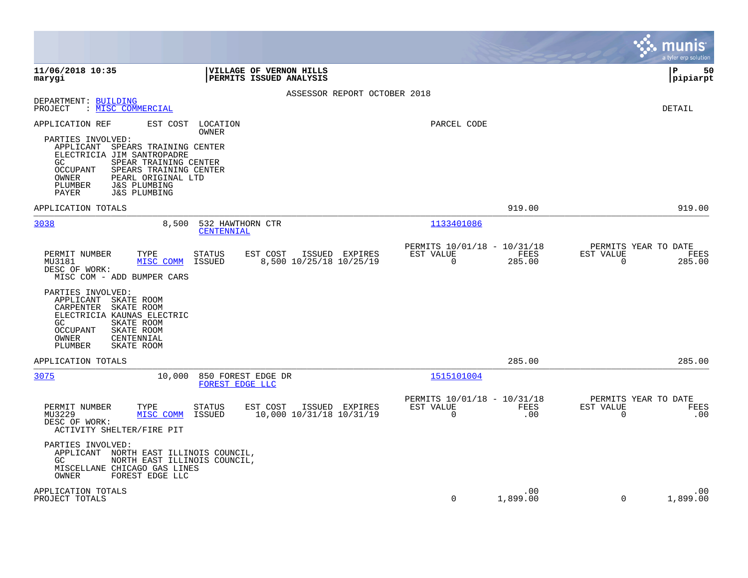**11/06/2018 10:35**
**marygi**

**VILLAGE OF VERNON HILLS**
**PERMITS ISSUED ANALYSIS**

**P 50**
**pipiarpt**

ASSESSOR REPORT OCTOBER 2018

DEPARTMENT: BUILDING
PROJECT : MISC COMMERCIAL

DETAIL

APPLICATION REF | EST COST | LOCATION / OWNER | PARCEL CODE

PARTIES INVOLVED:
- APPLICANT SPEARS TRAINING CENTER
- ELECTRICIA JIM SANTROPADRE
- GC SPEAR TRAINING CENTER
- OCCUPANT SPEARS TRAINING CENTER
- OWNER PEARL ORIGINAL LTD
- PLUMBER J&S PLUMBING
- PAYER J&S PLUMBING

APPLICATION TOTALS 919.00 919.00

---

**3038** 8,500 532 HAWTHORN CTR / CENTENNIAL — Parcel 1133401086

| PERMIT NUMBER | TYPE | STATUS | EST COST | ISSUED | EXPIRES | PERMITS 10/01/18 - 10/31/18 EST VALUE | FEES | PERMITS YEAR TO DATE EST VALUE | FEES |
|---|---|---|---|---|---|---|---|---|---|
| MU3181 | MISC COMM | ISSUED | 8,500 | 10/25/18 | 10/25/19 | 0 | 285.00 | 0 | 285.00 |

DESC OF WORK:
MISC COM - ADD BUMPER CARS

PARTIES INVOLVED:
- APPLICANT SKATE ROOM
- CARPENTER SKATE ROOM
- ELECTRICIA KAUNAS ELECTRIC
- GC SKATE ROOM
- OCCUPANT SKATE ROOM
- OWNER CENTENNIAL
- PLUMBER SKATE ROOM

APPLICATION TOTALS 285.00 285.00

---

**3075** 10,000 850 FOREST EDGE DR / FOREST EDGE LLC — Parcel 1515101004

| PERMIT NUMBER | TYPE | STATUS | EST COST | ISSUED | EXPIRES | PERMITS 10/01/18 - 10/31/18 EST VALUE | FEES | PERMITS YEAR TO DATE EST VALUE | FEES |
|---|---|---|---|---|---|---|---|---|---|
| MU3229 | MISC COMM | ISSUED | 10,000 | 10/31/18 | 10/31/19 | 0 | .00 | 0 | .00 |

DESC OF WORK:
ACTIVITY SHELTER/FIRE PIT

PARTIES INVOLVED:
- APPLICANT NORTH EAST ILLINOIS COUNCIL,
- GC NORTH EAST ILLINOIS COUNCIL,
- MISCELLANE CHICAGO GAS LINES
- OWNER FOREST EDGE LLC

| | EST VALUE | FEES | EST VALUE (YTD) | FEES (YTD) |
|---|---|---|---|---|
| APPLICATION TOTALS | | .00 | | .00 |
| PROJECT TOTALS | 0 | 1,899.00 | 0 | 1,899.00 |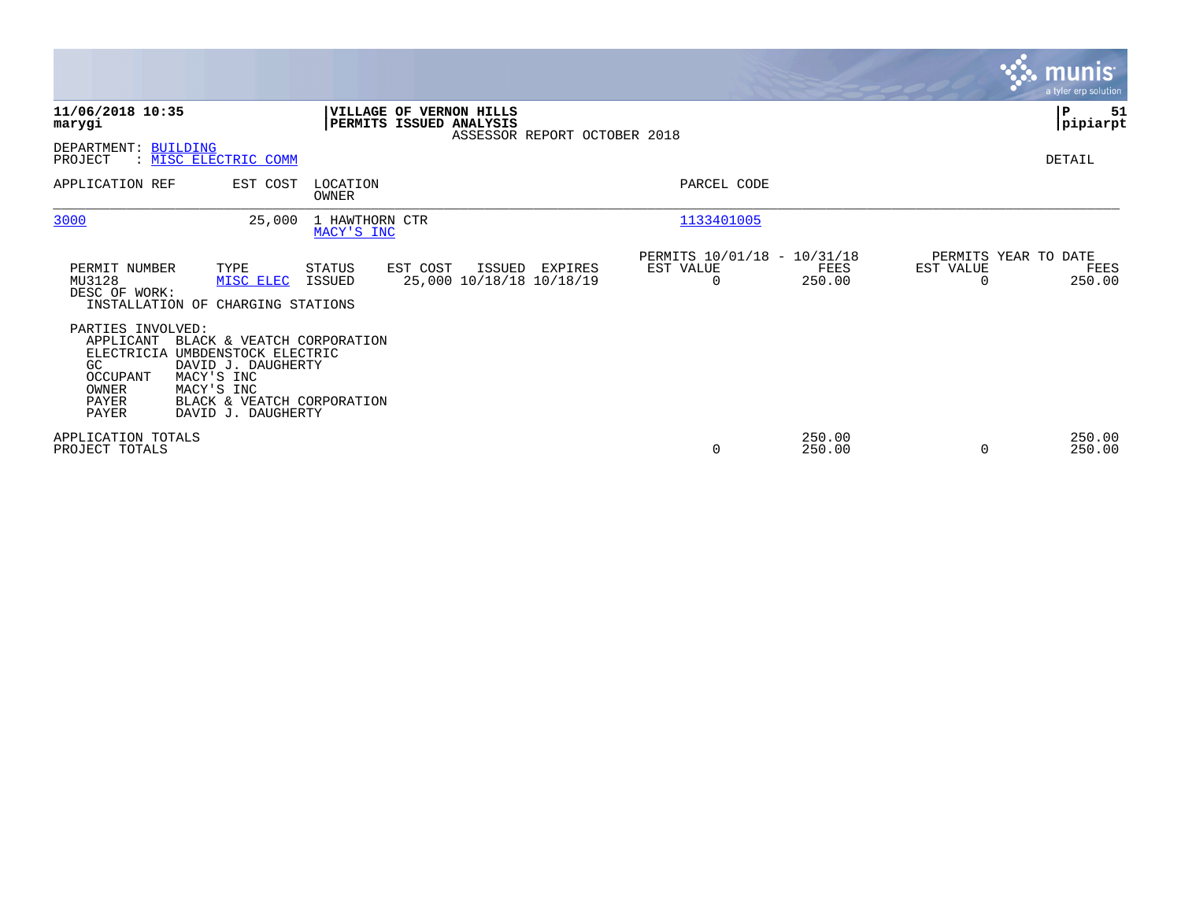**11/06/2018 10:35**
**marygi**

**VILLAGE OF VERNON HILLS**
**PERMITS ISSUED ANALYSIS**
ASSESSOR REPORT OCTOBER 2018

**P 51**
**pipiarpt**

DEPARTMENT: BUILDING
PROJECT : MISC ELECTRIC COMM

DETAIL

| APPLICATION REF | EST COST | LOCATION / OWNER | PARCEL CODE |
|---|---|---|---|
| 3000 | 25,000 | 1 HAWTHORN CTR / MACY'S INC | 1133401005 |

| PERMIT NUMBER | TYPE | STATUS | EST COST | ISSUED | EXPIRES | PERMITS 10/01/18 - 10/31/18 EST VALUE | FEES | PERMITS YEAR TO DATE EST VALUE | FEES |
|---|---|---|---|---|---|---|---|---|---|
| MU3128 | MISC ELEC | ISSUED | 25,000 | 10/18/18 | 10/18/19 | 0 | 250.00 | 0 | 250.00 |

DESC OF WORK:
INSTALLATION OF CHARGING STATIONS

PARTIES INVOLVED:

| Role | Name |
|---|---|
| APPLICANT | BLACK & VEATCH CORPORATION |
| ELECTRICIA | UMBDENSTOCK ELECTRIC |
| GC | DAVID J. DAUGHERTY |
| OCCUPANT | MACY'S INC |
| OWNER | MACY'S INC |
| PAYER | BLACK & VEATCH CORPORATION |
| PAYER | DAVID J. DAUGHERTY |

| | EST VALUE | FEES | EST VALUE (YTD) | FEES (YTD) |
|---|---|---|---|---|
| APPLICATION TOTALS | | 250.00 | | 250.00 |
| PROJECT TOTALS | 0 | 250.00 | 0 | 250.00 |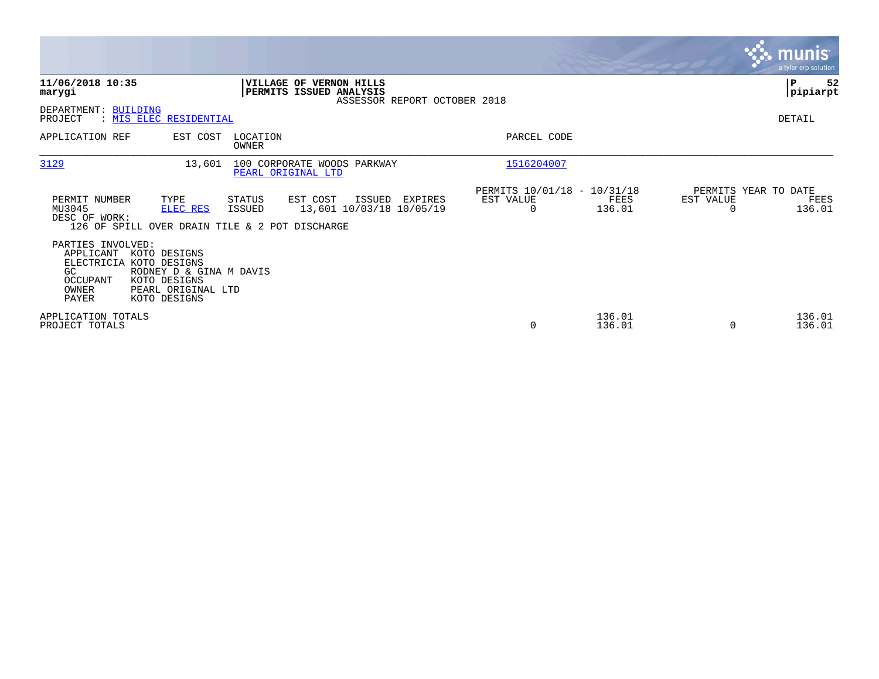**11/06/2018 10:35**
**marygi**

**VILLAGE OF VERNON HILLS**
**PERMITS ISSUED ANALYSIS**
ASSESSOR REPORT OCTOBER 2018

**P 52**
**pipiarpt**

DEPARTMENT: BUILDING
PROJECT : MIS ELEC RESIDENTIAL

DETAIL

| APPLICATION REF | EST COST | LOCATION / OWNER | PARCEL CODE |
|---|---|---|---|
| 3129 | 13,601 | 100 CORPORATE WOODS PARKWAY / PEARL ORIGINAL LTD | 1516204007 |

| PERMIT NUMBER | TYPE | STATUS | EST COST | ISSUED | EXPIRES | PERMITS 10/01/18 - 10/31/18 EST VALUE | FEES | PERMITS YEAR TO DATE EST VALUE | FEES |
|---|---|---|---|---|---|---|---|---|---|
| MU3045 | ELEC RES | ISSUED | 13,601 | 10/03/18 | 10/05/19 | 0 | 136.01 | 0 | 136.01 |

DESC OF WORK:
126 OF SPILL OVER DRAIN TILE & 2 POT DISCHARGE

PARTIES INVOLVED:

| | |
|---|---|
| APPLICANT | KOTO DESIGNS |
| ELECTRICIA | KOTO DESIGNS |
| GC | RODNEY D & GINA M DAVIS |
| OCCUPANT | KOTO DESIGNS |
| OWNER | PEARL ORIGINAL LTD |
| PAYER | KOTO DESIGNS |

| | EST VALUE | FEES | YTD EST VALUE | YTD FEES |
|---|---|---|---|---|
| APPLICATION TOTALS | | 136.01 | | 136.01 |
| PROJECT TOTALS | 0 | 136.01 | 0 | 136.01 |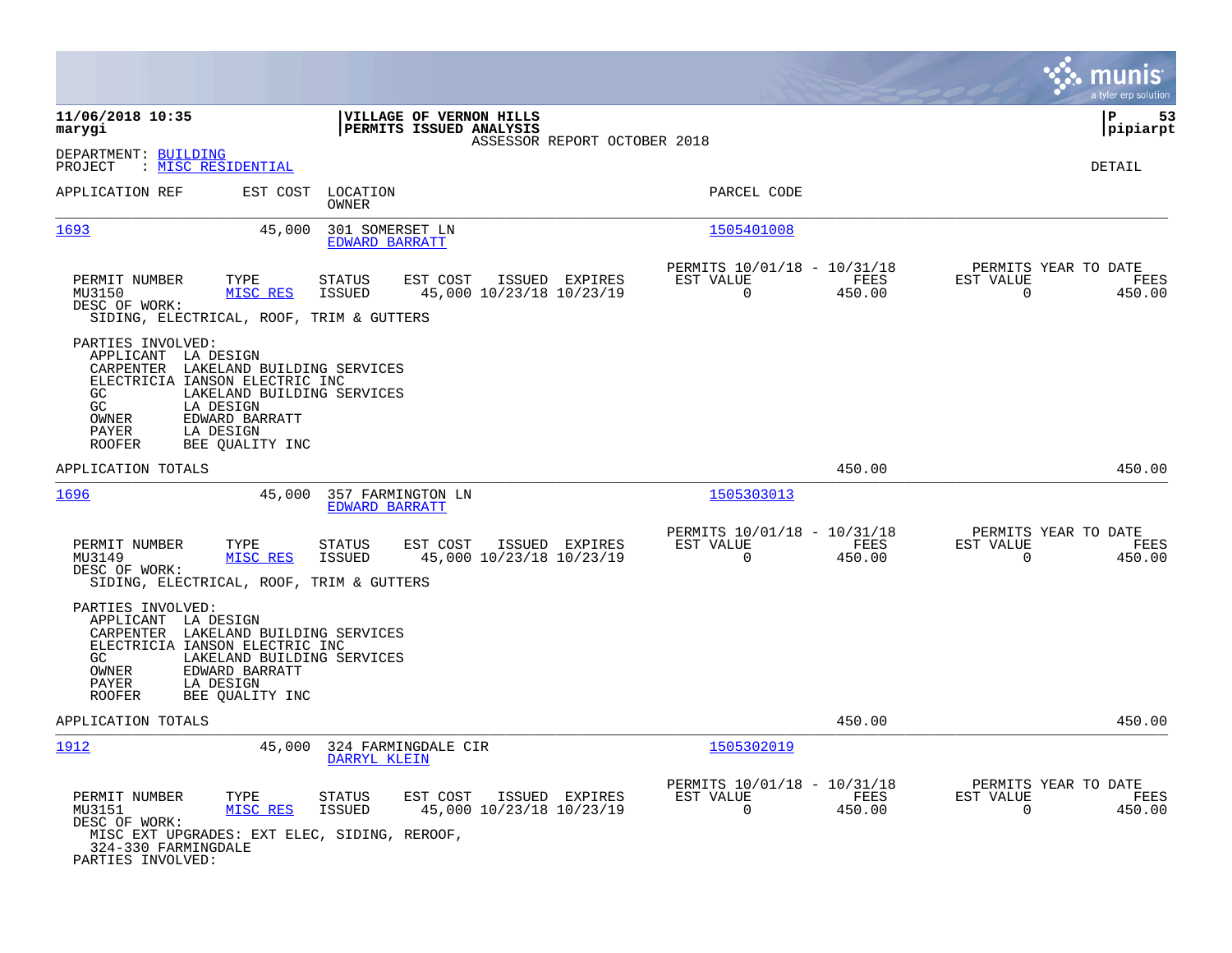**11/06/2018 10:35**
**marygi**

**VILLAGE OF VERNON HILLS**
**PERMITS ISSUED ANALYSIS**
ASSESSOR REPORT OCTOBER 2018

**P 53**
**pipiarpt**

DEPARTMENT: BUILDING
PROJECT : MISC RESIDENTIAL

DETAIL

| APPLICATION REF | EST COST | LOCATION / OWNER | PARCEL CODE |
|---|---|---|---|
| 1693 | 45,000 | 301 SOMERSET LN / EDWARD BARRATT | 1505401008 |

| PERMIT NUMBER | TYPE | STATUS | EST COST | ISSUED | EXPIRES | PERMITS 10/01/18 - 10/31/18 EST VALUE | FEES | PERMITS YEAR TO DATE EST VALUE | FEES |
|---|---|---|---|---|---|---|---|---|---|
| MU3150 | MISC RES | ISSUED | 45,000 | 10/23/18 | 10/23/19 | 0 | 450.00 | 0 | 450.00 |

DESC OF WORK:
SIDING, ELECTRICAL, ROOF, TRIM & GUTTERS

PARTIES INVOLVED:
- APPLICANT LA DESIGN
- CARPENTER LAKELAND BUILDING SERVICES
- ELECTRICIA IANSON ELECTRIC INC
- GC LAKELAND BUILDING SERVICES
- GC LA DESIGN
- OWNER EDWARD BARRATT
- PAYER LA DESIGN
- ROOFER BEE QUALITY INC

APPLICATION TOTALS 450.00 450.00

| APPLICATION REF | EST COST | LOCATION / OWNER | PARCEL CODE |
|---|---|---|---|
| 1696 | 45,000 | 357 FARMINGTON LN / EDWARD BARRATT | 1505303013 |

| PERMIT NUMBER | TYPE | STATUS | EST COST | ISSUED | EXPIRES | PERMITS 10/01/18 - 10/31/18 EST VALUE | FEES | PERMITS YEAR TO DATE EST VALUE | FEES |
|---|---|---|---|---|---|---|---|---|---|
| MU3149 | MISC RES | ISSUED | 45,000 | 10/23/18 | 10/23/19 | 0 | 450.00 | 0 | 450.00 |

DESC OF WORK:
SIDING, ELECTRICAL, ROOF, TRIM & GUTTERS

PARTIES INVOLVED:
- APPLICANT LA DESIGN
- CARPENTER LAKELAND BUILDING SERVICES
- ELECTRICIA IANSON ELECTRIC INC
- GC LAKELAND BUILDING SERVICES
- OWNER EDWARD BARRATT
- PAYER LA DESIGN
- ROOFER BEE QUALITY INC

APPLICATION TOTALS 450.00 450.00

| APPLICATION REF | EST COST | LOCATION / OWNER | PARCEL CODE |
|---|---|---|---|
| 1912 | 45,000 | 324 FARMINGDALE CIR / DARRYL KLEIN | 1505302019 |

| PERMIT NUMBER | TYPE | STATUS | EST COST | ISSUED | EXPIRES | PERMITS 10/01/18 - 10/31/18 EST VALUE | FEES | PERMITS YEAR TO DATE EST VALUE | FEES |
|---|---|---|---|---|---|---|---|---|---|
| MU3151 | MISC RES | ISSUED | 45,000 | 10/23/18 | 10/23/19 | 0 | 450.00 | 0 | 450.00 |

DESC OF WORK:
MISC EXT UPGRADES: EXT ELEC, SIDING, REROOF,
324-330 FARMINGDALE

PARTIES INVOLVED: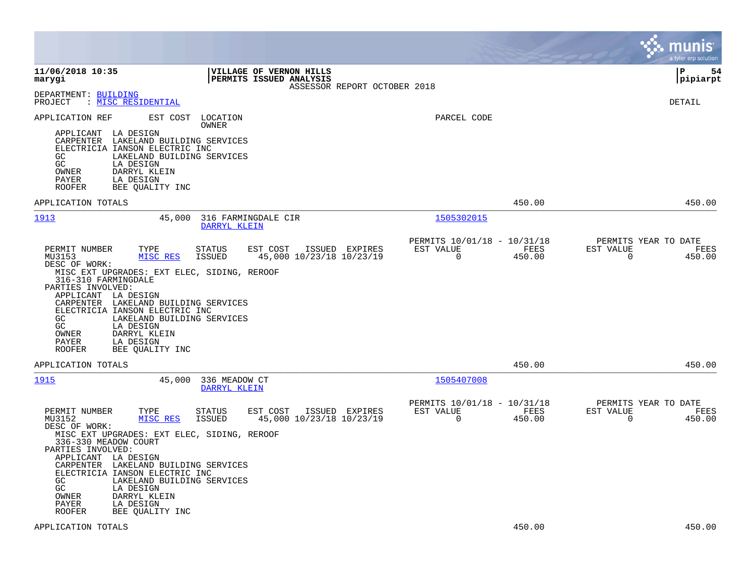**11/06/2018 10:35**
**marygi**

**VILLAGE OF VERNON HILLS**
**PERMITS ISSUED ANALYSIS**
ASSESSOR REPORT OCTOBER 2018

**P 54**
**pipiarpt**

DEPARTMENT: BUILDING
PROJECT : MISC RESIDENTIAL

DETAIL

APPLICATION REF    EST COST    LOCATION    PARCEL CODE
OWNER

APPLICANT LA DESIGN
CARPENTER LAKELAND BUILDING SERVICES
ELECTRICIA IANSON ELECTRIC INC
GC LAKELAND BUILDING SERVICES
GC LA DESIGN
OWNER DARRYL KLEIN
PAYER LA DESIGN
ROOFER BEE QUALITY INC

APPLICATION TOTALS    450.00    450.00

---

**1913**    45,000    316 FARMINGDALE CIR    1505302015
DARRYL KLEIN

| PERMIT NUMBER | TYPE | STATUS | EST COST | ISSUED | EXPIRES | PERMITS 10/01/18 - 10/31/18 EST VALUE | FEES | PERMITS YEAR TO DATE EST VALUE | FEES |
|---|---|---|---|---|---|---|---|---|---|
| MU3153 | MISC RES | ISSUED | 45,000 | 10/23/18 | 10/23/19 | 0 | 450.00 | 0 | 450.00 |

DESC OF WORK:
MISC EXT UPGRADES: EXT ELEC, SIDING, REROOF
316-310 FARMINGDALE
PARTIES INVOLVED:
APPLICANT LA DESIGN
CARPENTER LAKELAND BUILDING SERVICES
ELECTRICIA IANSON ELECTRIC INC
GC LAKELAND BUILDING SERVICES
GC LA DESIGN
OWNER DARRYL KLEIN
PAYER LA DESIGN
ROOFER BEE QUALITY INC

APPLICATION TOTALS    450.00    450.00

---

**1915**    45,000    336 MEADOW CT    1505407008
DARRYL KLEIN

| PERMIT NUMBER | TYPE | STATUS | EST COST | ISSUED | EXPIRES | PERMITS 10/01/18 - 10/31/18 EST VALUE | FEES | PERMITS YEAR TO DATE EST VALUE | FEES |
|---|---|---|---|---|---|---|---|---|---|
| MU3152 | MISC RES | ISSUED | 45,000 | 10/23/18 | 10/23/19 | 0 | 450.00 | 0 | 450.00 |

DESC OF WORK:
MISC EXT UPGRADES: EXT ELEC, SIDING, REROOF
336-330 MEADOW COURT
PARTIES INVOLVED:
APPLICANT LA DESIGN
CARPENTER LAKELAND BUILDING SERVICES
ELECTRICIA IANSON ELECTRIC INC
GC LAKELAND BUILDING SERVICES
GC LA DESIGN
OWNER DARRYL KLEIN
PAYER LA DESIGN
ROOFER BEE QUALITY INC

APPLICATION TOTALS    450.00    450.00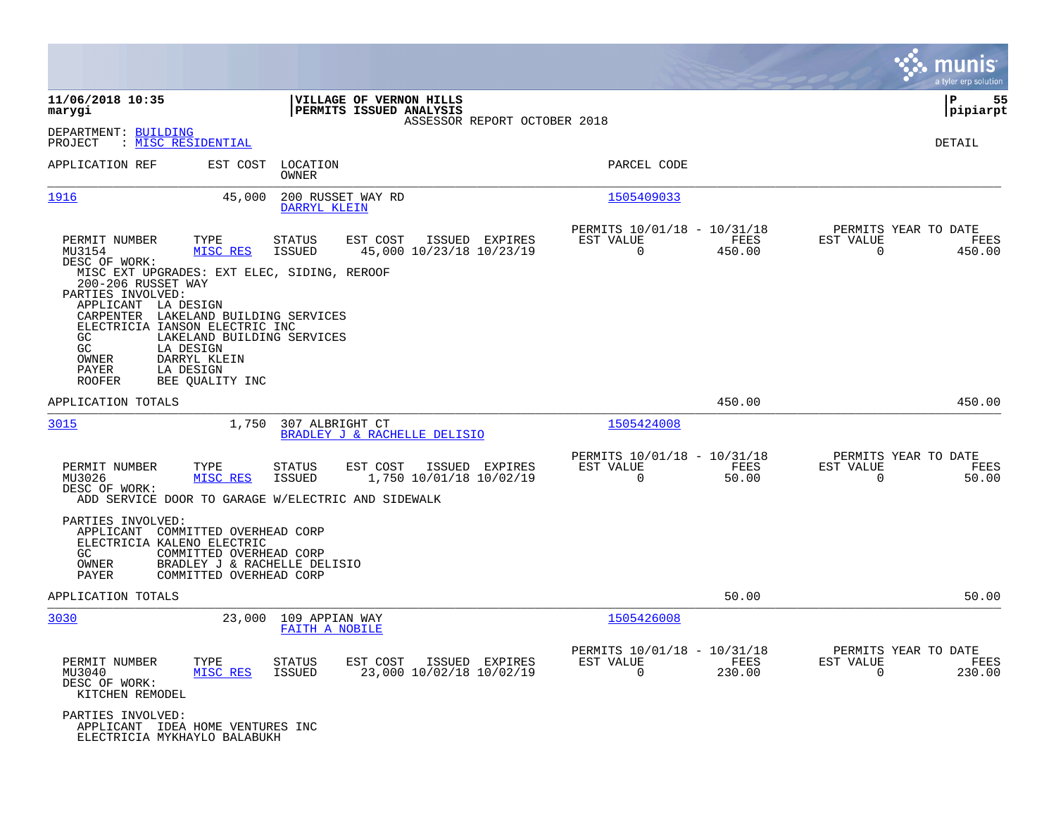**11/06/2018 10:35**
**marygi**

**VILLAGE OF VERNON HILLS**
**PERMITS ISSUED ANALYSIS**
ASSESSOR REPORT OCTOBER 2018

**P 55**
**pipiarpt**

DEPARTMENT: BUILDING
PROJECT : MISC RESIDENTIAL

DETAIL

| APPLICATION REF | EST COST | LOCATION / OWNER | PARCEL CODE |
|---|---|---|---|
| 1916 | 45,000 | 200 RUSSET WAY RD / DARRYL KLEIN | 1505409033 |

| PERMIT NUMBER | TYPE | STATUS | EST COST | ISSUED | EXPIRES | PERMITS 10/01/18 - 10/31/18 EST VALUE | FEES | PERMITS YEAR TO DATE EST VALUE | FEES |
|---|---|---|---|---|---|---|---|---|---|
| MU3154 | MISC RES | ISSUED | 45,000 | 10/23/18 | 10/23/19 | 0 | 450.00 | 0 | 450.00 |

DESC OF WORK:
MISC EXT UPGRADES: EXT ELEC, SIDING, REROOF
200-206 RUSSET WAY

PARTIES INVOLVED:
- APPLICANT LA DESIGN
- CARPENTER LAKELAND BUILDING SERVICES
- ELECTRICIA IANSON ELECTRIC INC
- GC LAKELAND BUILDING SERVICES
- GC LA DESIGN
- OWNER DARRYL KLEIN
- PAYER LA DESIGN
- ROOFER BEE QUALITY INC

APPLICATION TOTALS: 450.00 | 450.00

| APPLICATION REF | EST COST | LOCATION / OWNER | PARCEL CODE |
|---|---|---|---|
| 3015 | 1,750 | 307 ALBRIGHT CT / BRADLEY J & RACHELLE DELISIO | 1505424008 |

| PERMIT NUMBER | TYPE | STATUS | EST COST | ISSUED | EXPIRES | PERMITS 10/01/18 - 10/31/18 EST VALUE | FEES | PERMITS YEAR TO DATE EST VALUE | FEES |
|---|---|---|---|---|---|---|---|---|---|
| MU3026 | MISC RES | ISSUED | 1,750 | 10/01/18 | 10/02/19 | 0 | 50.00 | 0 | 50.00 |

DESC OF WORK:
ADD SERVICE DOOR TO GARAGE W/ELECTRIC AND SIDEWALK

PARTIES INVOLVED:
- APPLICANT COMMITTED OVERHEAD CORP
- ELECTRICIA KALENO ELECTRIC
- GC COMMITTED OVERHEAD CORP
- OWNER BRADLEY J & RACHELLE DELISIO
- PAYER COMMITTED OVERHEAD CORP

APPLICATION TOTALS: 50.00 | 50.00

| APPLICATION REF | EST COST | LOCATION / OWNER | PARCEL CODE |
|---|---|---|---|
| 3030 | 23,000 | 109 APPIAN WAY / FAITH A NOBILE | 1505426008 |

| PERMIT NUMBER | TYPE | STATUS | EST COST | ISSUED | EXPIRES | PERMITS 10/01/18 - 10/31/18 EST VALUE | FEES | PERMITS YEAR TO DATE EST VALUE | FEES |
|---|---|---|---|---|---|---|---|---|---|
| MU3040 | MISC RES | ISSUED | 23,000 | 10/02/18 | 10/02/19 | 0 | 230.00 | 0 | 230.00 |

DESC OF WORK:
KITCHEN REMODEL

PARTIES INVOLVED:
- APPLICANT IDEA HOME VENTURES INC
- ELECTRICIA MYKHAYLO BALABUKH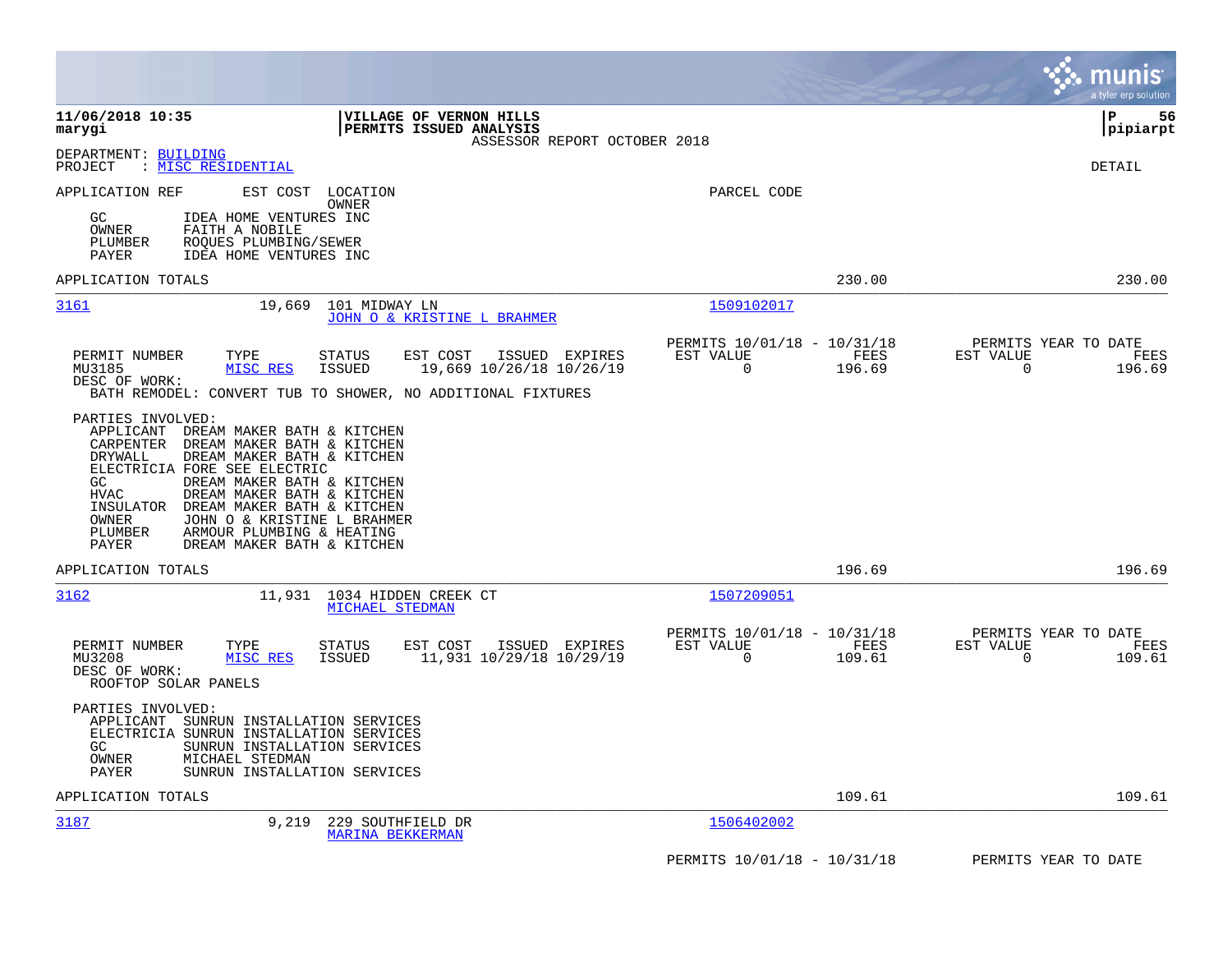11/06/2018 10:35 | VILLAGE OF VERNON HILLS | P 56
marygi | PERMITS ISSUED ANALYSIS | pipiarpt
ASSESSOR REPORT OCTOBER 2018

DEPARTMENT: BUILDING
PROJECT : MISC RESIDENTIAL

DETAIL

APPLICATION REF    EST COST    LOCATION
OWNER
PARCEL CODE

GC        IDEA HOME VENTURES INC
OWNER     FAITH A NOBILE
PLUMBER   ROQUES PLUMBING/SEWER
PAYER     IDEA HOME VENTURES INC

APPLICATION TOTALS    230.00    230.00

---

**3161**    19,669    101 MIDWAY LN    1509102017
JOHN O & KRISTINE L BRAHMER

| PERMIT NUMBER | TYPE | STATUS | EST COST | ISSUED | EXPIRES | PERMITS 10/01/18 - 10/31/18 EST VALUE | FEES | PERMITS YEAR TO DATE EST VALUE | FEES |
|---|---|---|---|---|---|---|---|---|---|
| MU3185 | MISC RES | ISSUED | 19,669 | 10/26/18 | 10/26/19 | 0 | 196.69 | 0 | 196.69 |

DESC OF WORK:
BATH REMODEL: CONVERT TUB TO SHOWER, NO ADDITIONAL FIXTURES

PARTIES INVOLVED:
APPLICANT   DREAM MAKER BATH & KITCHEN
CARPENTER   DREAM MAKER BATH & KITCHEN
DRYWALL     DREAM MAKER BATH & KITCHEN
ELECTRICIA  FORE SEE ELECTRIC
GC          DREAM MAKER BATH & KITCHEN
HVAC        DREAM MAKER BATH & KITCHEN
INSULATOR   DREAM MAKER BATH & KITCHEN
OWNER       JOHN O & KRISTINE L BRAHMER
PLUMBER     ARMOUR PLUMBING & HEATING
PAYER       DREAM MAKER BATH & KITCHEN

APPLICATION TOTALS    196.69    196.69

---

**3162**    11,931    1034 HIDDEN CREEK CT    1507209051
MICHAEL STEDMAN

| PERMIT NUMBER | TYPE | STATUS | EST COST | ISSUED | EXPIRES | PERMITS 10/01/18 - 10/31/18 EST VALUE | FEES | PERMITS YEAR TO DATE EST VALUE | FEES |
|---|---|---|---|---|---|---|---|---|---|
| MU3208 | MISC RES | ISSUED | 11,931 | 10/29/18 | 10/29/19 | 0 | 109.61 | 0 | 109.61 |

DESC OF WORK:
ROOFTOP SOLAR PANELS

PARTIES INVOLVED:
APPLICANT   SUNRUN INSTALLATION SERVICES
ELECTRICIA  SUNRUN INSTALLATION SERVICES
GC          SUNRUN INSTALLATION SERVICES
OWNER       MICHAEL STEDMAN
PAYER       SUNRUN INSTALLATION SERVICES

APPLICATION TOTALS    109.61    109.61

---

**3187**    9,219    229 SOUTHFIELD DR    1506402002
MARINA BEKKERMAN

PERMITS 10/01/18 - 10/31/18    PERMITS YEAR TO DATE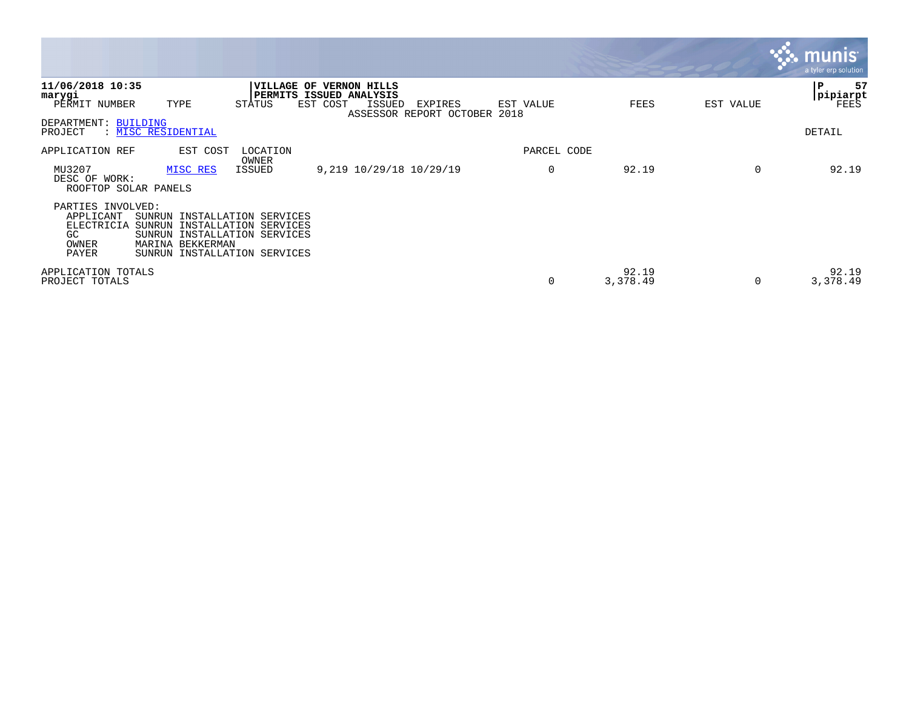**11/06/2018 10:35**
**marygi**

**VILLAGE OF VERNON HILLS**
**PERMITS ISSUED ANALYSIS**

ASSESSOR REPORT OCTOBER 2018

**P 57**
**pipiarpt**

DEPARTMENT: BUILDING
PROJECT : MISC RESIDENTIAL

DETAIL

| PERMIT NUMBER / APPLICATION REF | TYPE / EST COST | STATUS / LOCATION / OWNER | EST COST | ISSUED | EXPIRES | EST VALUE / PARCEL CODE | FEES | EST VALUE | FEES |
|---|---|---|---|---|---|---|---|---|---|
| MU3207 | MISC RES | ISSUED | 9,219 | 10/29/18 | 10/29/19 | 0 | 92.19 | 0 | 92.19 |

DESC OF WORK:
ROOFTOP SOLAR PANELS

PARTIES INVOLVED:

| | |
|---|---|
| APPLICANT | SUNRUN INSTALLATION SERVICES |
| ELECTRICIA | SUNRUN INSTALLATION SERVICES |
| GC | SUNRUN INSTALLATION SERVICES |
| OWNER | MARINA BEKKERMAN |
| PAYER | SUNRUN INSTALLATION SERVICES |

| | EST VALUE | FEES | EST VALUE | FEES |
|---|---|---|---|---|
| APPLICATION TOTALS | | 92.19 | | 92.19 |
| PROJECT TOTALS | 0 | 3,378.49 | 0 | 3,378.49 |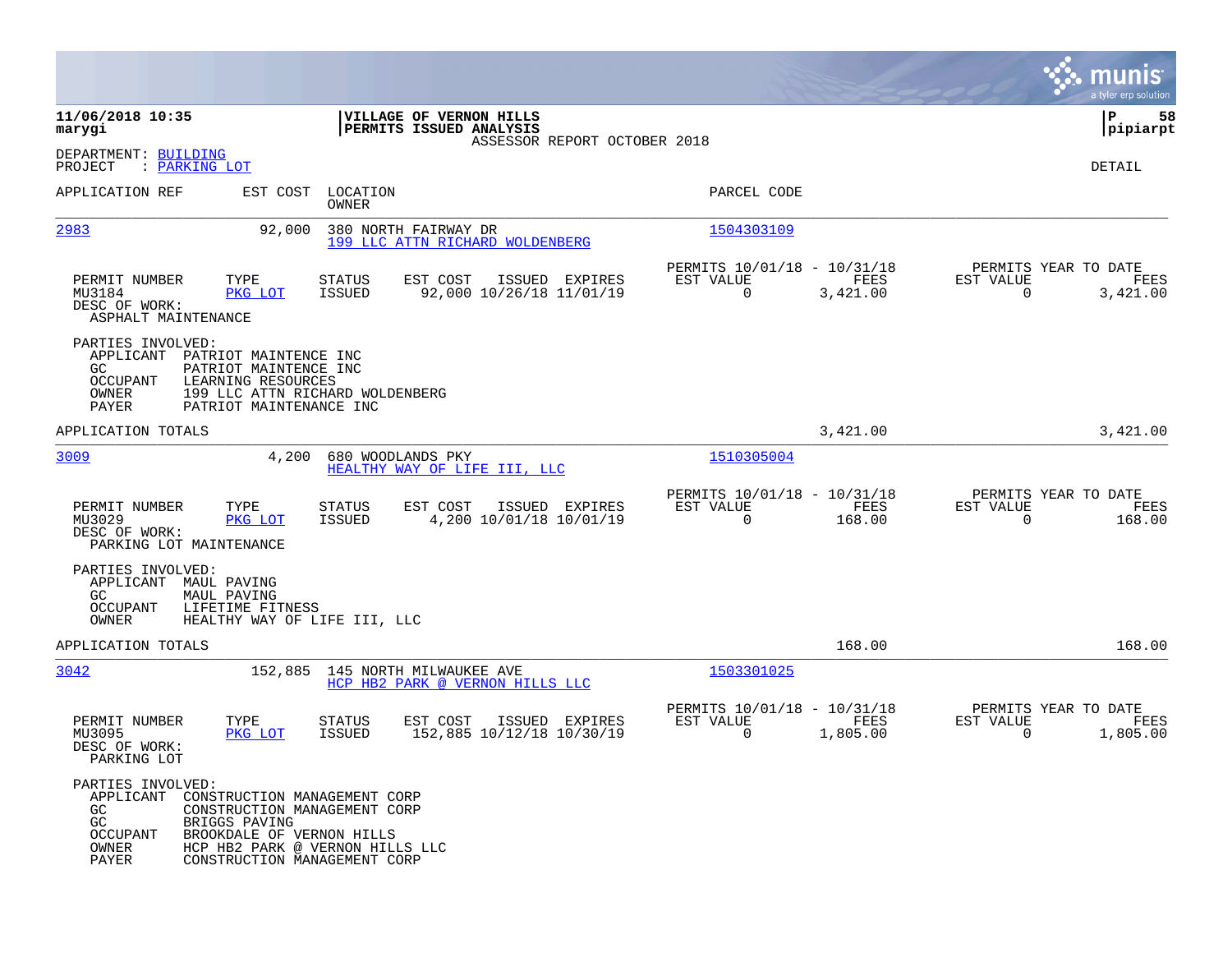**11/06/2018 10:35**
**marygi**

**VILLAGE OF VERNON HILLS**
**PERMITS ISSUED ANALYSIS**
ASSESSOR REPORT OCTOBER 2018

**P 58**
**pipiarpt**

DEPARTMENT: BUILDING
PROJECT : PARKING LOT

DETAIL

| APPLICATION REF | EST COST | LOCATION / OWNER | PARCEL CODE |
|---|---|---|---|
| 2983 | 92,000 | 380 NORTH FAIRWAY DR / 199 LLC ATTN RICHARD WOLDENBERG | 1504303109 |

| PERMIT NUMBER | TYPE | STATUS | EST COST | ISSUED | EXPIRES | PERMITS 10/01/18 - 10/31/18 EST VALUE | FEES | PERMITS YEAR TO DATE EST VALUE | FEES |
|---|---|---|---|---|---|---|---|---|---|
| MU3184 | PKG LOT | ISSUED | 92,000 | 10/26/18 | 11/01/19 | 0 | 3,421.00 | 0 | 3,421.00 |

DESC OF WORK:
ASPHALT MAINTENANCE

PARTIES INVOLVED:
- APPLICANT PATRIOT MAINTENCE INC
- GC PATRIOT MAINTENCE INC
- OCCUPANT LEARNING RESOURCES
- OWNER 199 LLC ATTN RICHARD WOLDENBERG
- PAYER PATRIOT MAINTENANCE INC

APPLICATION TOTALS: 3,421.00 | 3,421.00

| APPLICATION REF | EST COST | LOCATION / OWNER | PARCEL CODE |
|---|---|---|---|
| 3009 | 4,200 | 680 WOODLANDS PKY / HEALTHY WAY OF LIFE III, LLC | 1510305004 |

| PERMIT NUMBER | TYPE | STATUS | EST COST | ISSUED | EXPIRES | PERMITS 10/01/18 - 10/31/18 EST VALUE | FEES | PERMITS YEAR TO DATE EST VALUE | FEES |
|---|---|---|---|---|---|---|---|---|---|
| MU3029 | PKG LOT | ISSUED | 4,200 | 10/01/18 | 10/01/19 | 0 | 168.00 | 0 | 168.00 |

DESC OF WORK:
PARKING LOT MAINTENANCE

PARTIES INVOLVED:
- APPLICANT MAUL PAVING
- GC MAUL PAVING
- OCCUPANT LIFETIME FITNESS
- OWNER HEALTHY WAY OF LIFE III, LLC

APPLICATION TOTALS: 168.00 | 168.00

| APPLICATION REF | EST COST | LOCATION / OWNER | PARCEL CODE |
|---|---|---|---|
| 3042 | 152,885 | 145 NORTH MILWAUKEE AVE / HCP HB2 PARK @ VERNON HILLS LLC | 1503301025 |

| PERMIT NUMBER | TYPE | STATUS | EST COST | ISSUED | EXPIRES | PERMITS 10/01/18 - 10/31/18 EST VALUE | FEES | PERMITS YEAR TO DATE EST VALUE | FEES |
|---|---|---|---|---|---|---|---|---|---|
| MU3095 | PKG LOT | ISSUED | 152,885 | 10/12/18 | 10/30/19 | 0 | 1,805.00 | 0 | 1,805.00 |

DESC OF WORK:
PARKING LOT

PARTIES INVOLVED:
- APPLICANT CONSTRUCTION MANAGEMENT CORP
- GC CONSTRUCTION MANAGEMENT CORP
- GC BRIGGS PAVING
- OCCUPANT BROOKDALE OF VERNON HILLS
- OWNER HCP HB2 PARK @ VERNON HILLS LLC
- PAYER CONSTRUCTION MANAGEMENT CORP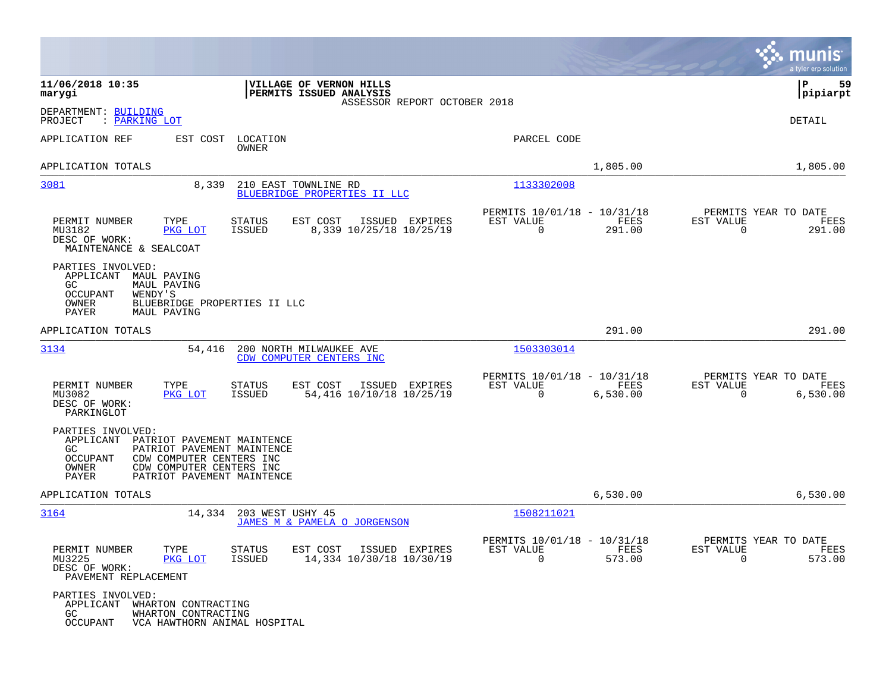**11/06/2018 10:35**
**marygi**

**VILLAGE OF VERNON HILLS**
**PERMITS ISSUED ANALYSIS**
ASSESSOR REPORT OCTOBER 2018

**P 59**
**pipiarpt**

DEPARTMENT: BUILDING
PROJECT : PARKING LOT

DETAIL

| APPLICATION REF | EST COST | LOCATION / OWNER | PARCEL CODE |
|---|---|---|---|

APPLICATION TOTALS — 1,805.00 — 1,805.00

---

**3081** — 8,339 — 210 EAST TOWNLINE RD — BLUEBRIDGE PROPERTIES II LLC — 1133302008

| PERMIT NUMBER | TYPE | STATUS | EST COST | ISSUED | EXPIRES | PERMITS 10/01/18 - 10/31/18 EST VALUE | FEES | PERMITS YEAR TO DATE EST VALUE | FEES |
|---|---|---|---|---|---|---|---|---|---|
| MU3182 | PKG LOT | ISSUED | 8,339 | 10/25/18 | 10/25/19 | 0 | 291.00 | 0 | 291.00 |

DESC OF WORK:
MAINTENANCE & SEALCOAT

PARTIES INVOLVED:
- APPLICANT MAUL PAVING
- GC MAUL PAVING
- OCCUPANT WENDY'S
- OWNER BLUEBRIDGE PROPERTIES II LLC
- PAYER MAUL PAVING

APPLICATION TOTALS — 291.00 — 291.00

---

**3134** — 54,416 — 200 NORTH MILWAUKEE AVE — CDW COMPUTER CENTERS INC — 1503303014

| PERMIT NUMBER | TYPE | STATUS | EST COST | ISSUED | EXPIRES | PERMITS 10/01/18 - 10/31/18 EST VALUE | FEES | PERMITS YEAR TO DATE EST VALUE | FEES |
|---|---|---|---|---|---|---|---|---|---|
| MU3082 | PKG LOT | ISSUED | 54,416 | 10/10/18 | 10/25/19 | 0 | 6,530.00 | 0 | 6,530.00 |

DESC OF WORK:
PARKINGLOT

PARTIES INVOLVED:
- APPLICANT PATRIOT PAVEMENT MAINTENCE
- GC PATRIOT PAVEMENT MAINTENCE
- OCCUPANT CDW COMPUTER CENTERS INC
- OWNER CDW COMPUTER CENTERS INC
- PAYER PATRIOT PAVEMENT MAINTENCE

APPLICATION TOTALS — 6,530.00 — 6,530.00

---

**3164** — 14,334 — 203 WEST USHY 45 — JAMES M & PAMELA O JORGENSON — 1508211021

| PERMIT NUMBER | TYPE | STATUS | EST COST | ISSUED | EXPIRES | PERMITS 10/01/18 - 10/31/18 EST VALUE | FEES | PERMITS YEAR TO DATE EST VALUE | FEES |
|---|---|---|---|---|---|---|---|---|---|
| MU3225 | PKG LOT | ISSUED | 14,334 | 10/30/18 | 10/30/19 | 0 | 573.00 | 0 | 573.00 |

DESC OF WORK:
PAVEMENT REPLACEMENT

PARTIES INVOLVED:
- APPLICANT WHARTON CONTRACTING
- GC WHARTON CONTRACTING
- OCCUPANT VCA HAWTHORN ANIMAL HOSPITAL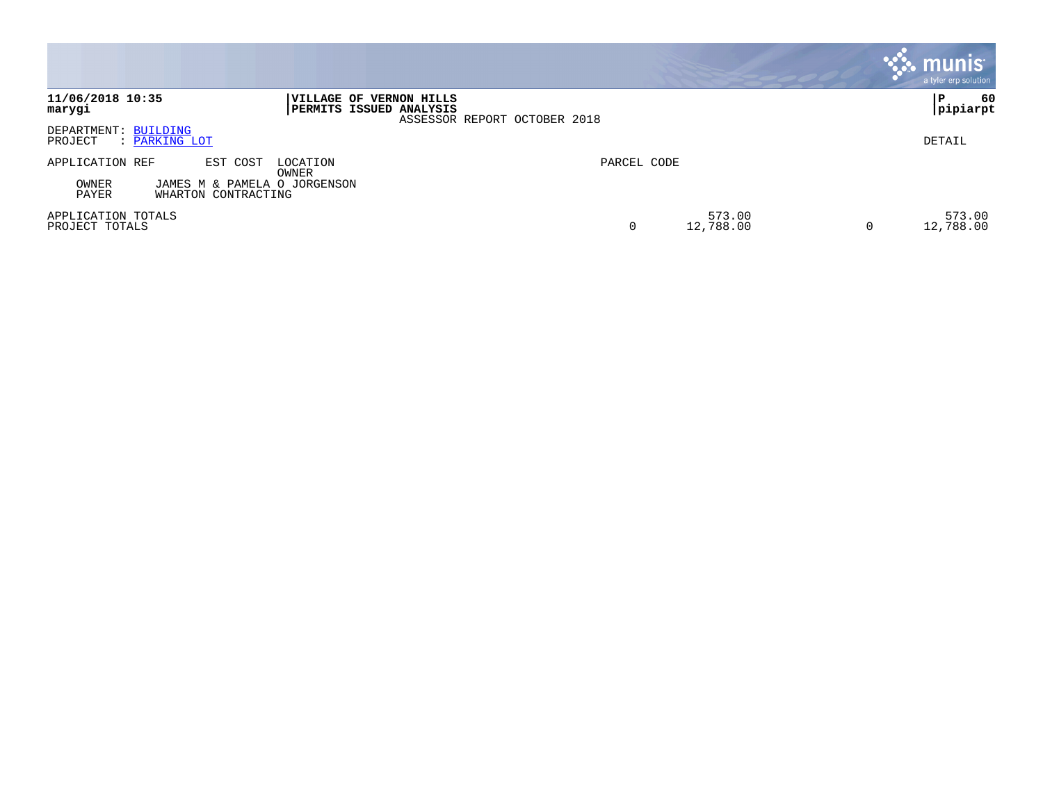**11/06/2018 10:35**
**marygi**

**VILLAGE OF VERNON HILLS**
**PERMITS ISSUED ANALYSIS**
ASSESSOR REPORT OCTOBER 2018

**P 60**
**pipiarpt**

DEPARTMENT: BUILDING
PROJECT : PARKING LOT

DETAIL

| APPLICATION REF | EST COST | LOCATION / OWNER | PARCEL CODE | | | |
|---|---|---|---|---|---|---|
| OWNER | JAMES M & PAMELA O JORGENSON | | | | | |
| PAYER | WHARTON CONTRACTING | | | | | |
| APPLICATION TOTALS | | | | 573.00 | | 573.00 |
| PROJECT TOTALS | | | 0 | 12,788.00 | 0 | 12,788.00 |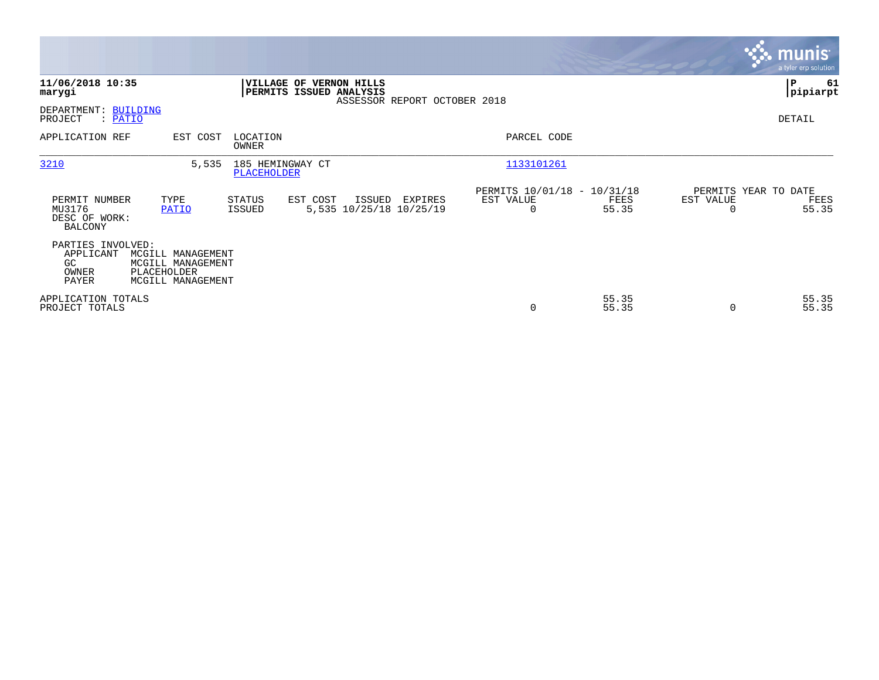**11/06/2018 10:35**
**marygi**

**VILLAGE OF VERNON HILLS**
**PERMITS ISSUED ANALYSIS**
ASSESSOR REPORT OCTOBER 2018

**P 61**
**pipiarpt**

DEPARTMENT: BUILDING
PROJECT : PATIO

DETAIL

| APPLICATION REF | EST COST | LOCATION / OWNER | PARCEL CODE |
|---|---|---|---|
| 3210 | 5,535 | 185 HEMINGWAY CT / PLACEHOLDER | 1133101261 |

| PERMIT NUMBER | TYPE | STATUS | EST COST | ISSUED | EXPIRES | PERMITS 10/01/18 - 10/31/18 EST VALUE | FEES | PERMITS YEAR TO DATE EST VALUE | FEES |
|---|---|---|---|---|---|---|---|---|---|
| MU3176 | PATIO | ISSUED | 5,535 | 10/25/18 | 10/25/19 | 0 | 55.35 | 0 | 55.35 |

DESC OF WORK:
BALCONY

PARTIES INVOLVED:
- APPLICANT MCGILL MANAGEMENT
- GC MCGILL MANAGEMENT
- OWNER PLACEHOLDER
- PAYER MCGILL MANAGEMENT

| | EST VALUE | FEES | EST VALUE | FEES |
|---|---|---|---|---|
| APPLICATION TOTALS | | 55.35 | | 55.35 |
| PROJECT TOTALS | 0 | 55.35 | 0 | 55.35 |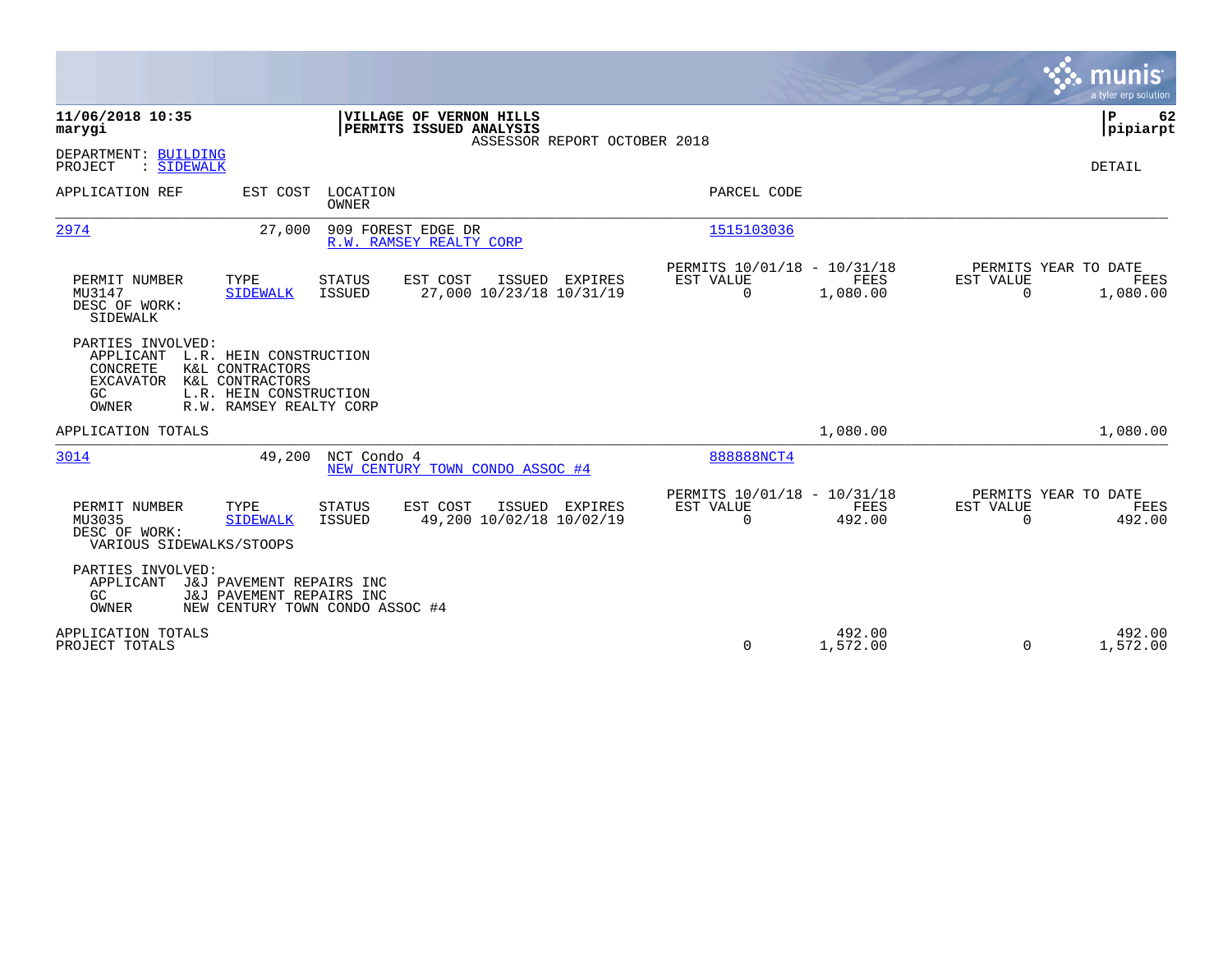**11/06/2018 10:35**
**marygi**

**VILLAGE OF VERNON HILLS**
**PERMITS ISSUED ANALYSIS**
ASSESSOR REPORT OCTOBER 2018

**P 62**
**pipiarpt**

DEPARTMENT: BUILDING
PROJECT : SIDEWALK

DETAIL

| APPLICATION REF | EST COST | LOCATION / OWNER | PARCEL CODE |
|---|---|---|---|
| 2974 | 27,000 | 909 FOREST EDGE DR / R.W. RAMSEY REALTY CORP | 1515103036 |

| PERMIT NUMBER | TYPE | STATUS | EST COST | ISSUED | EXPIRES | PERMITS 10/01/18 - 10/31/18 EST VALUE | FEES | PERMITS YEAR TO DATE EST VALUE | FEES |
|---|---|---|---|---|---|---|---|---|---|
| MU3147 | SIDEWALK | ISSUED | 27,000 | 10/23/18 | 10/31/19 | 0 | 1,080.00 | 0 | 1,080.00 |

DESC OF WORK:
SIDEWALK

PARTIES INVOLVED:
APPLICANT L.R. HEIN CONSTRUCTION
CONCRETE K&L CONTRACTORS
EXCAVATOR K&L CONTRACTORS
GC L.R. HEIN CONSTRUCTION
OWNER R.W. RAMSEY REALTY CORP

APPLICATION TOTALS — 1,080.00 — 1,080.00

| APPLICATION REF | EST COST | LOCATION / OWNER | PARCEL CODE |
|---|---|---|---|
| 3014 | 49,200 | NCT Condo 4 / NEW CENTURY TOWN CONDO ASSOC #4 | 888888NCT4 |

| PERMIT NUMBER | TYPE | STATUS | EST COST | ISSUED | EXPIRES | PERMITS 10/01/18 - 10/31/18 EST VALUE | FEES | PERMITS YEAR TO DATE EST VALUE | FEES |
|---|---|---|---|---|---|---|---|---|---|
| MU3035 | SIDEWALK | ISSUED | 49,200 | 10/02/18 | 10/02/19 | 0 | 492.00 | 0 | 492.00 |

DESC OF WORK:
VARIOUS SIDEWALKS/STOOPS

PARTIES INVOLVED:
APPLICANT J&J PAVEMENT REPAIRS INC
GC J&J PAVEMENT REPAIRS INC
OWNER NEW CENTURY TOWN CONDO ASSOC #4

| | EST VALUE | FEES | EST VALUE | FEES |
|---|---|---|---|---|
| APPLICATION TOTALS | | 492.00 | | 492.00 |
| PROJECT TOTALS | 0 | 1,572.00 | 0 | 1,572.00 |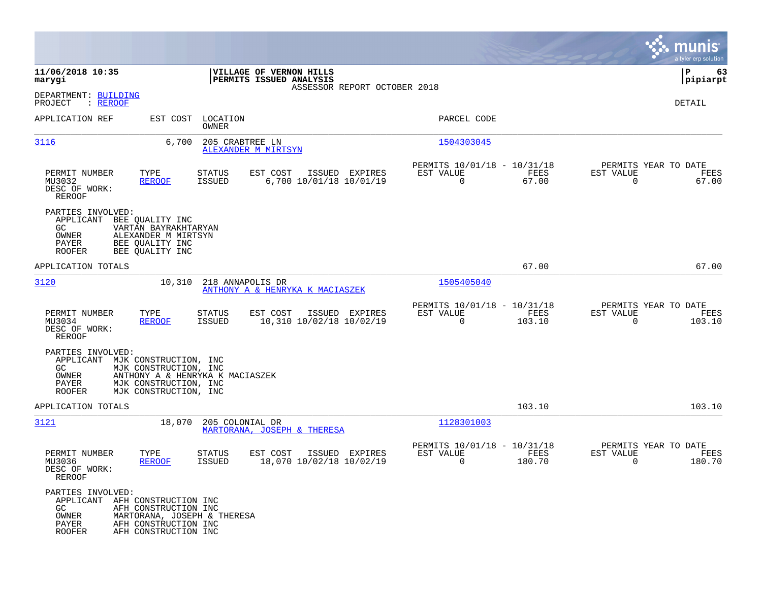**11/06/2018 10:35**
**marygi**

**VILLAGE OF VERNON HILLS**
**PERMITS ISSUED ANALYSIS**
ASSESSOR REPORT OCTOBER 2018

**P 63**
**pipiarpt**

DEPARTMENT: BUILDING
PROJECT : REROOF

DETAIL

| APPLICATION REF | EST COST | LOCATION / OWNER | PARCEL CODE |
|---|---|---|---|
| 3116 | 6,700 | 205 CRABTREE LN / ALEXANDER M MIRTSYN | 1504303045 |

| PERMIT NUMBER | TYPE | STATUS | EST COST | ISSUED | EXPIRES | PERMITS 10/01/18 - 10/31/18 EST VALUE | FEES | PERMITS YEAR TO DATE EST VALUE | FEES |
|---|---|---|---|---|---|---|---|---|---|
| MU3032 | REROOF | ISSUED | 6,700 | 10/01/18 | 10/01/19 | 0 | 67.00 | 0 | 67.00 |

DESC OF WORK:
REROOF

PARTIES INVOLVED:
- APPLICANT BEE QUALITY INC
- GC VARTAN BAYRAKHTARYAN
- OWNER ALEXANDER M MIRTSYN
- PAYER BEE QUALITY INC
- ROOFER BEE QUALITY INC

APPLICATION TOTALS 67.00 67.00

| APPLICATION REF | EST COST | LOCATION / OWNER | PARCEL CODE |
|---|---|---|---|
| 3120 | 10,310 | 218 ANNAPOLIS DR / ANTHONY A & HENRYKA K MACIASZEK | 1505405040 |

| PERMIT NUMBER | TYPE | STATUS | EST COST | ISSUED | EXPIRES | PERMITS 10/01/18 - 10/31/18 EST VALUE | FEES | PERMITS YEAR TO DATE EST VALUE | FEES |
|---|---|---|---|---|---|---|---|---|---|
| MU3034 | REROOF | ISSUED | 10,310 | 10/02/18 | 10/02/19 | 0 | 103.10 | 0 | 103.10 |

DESC OF WORK:
REROOF

PARTIES INVOLVED:
- APPLICANT MJK CONSTRUCTION, INC
- GC MJK CONSTRUCTION, INC
- OWNER ANTHONY A & HENRYKA K MACIASZEK
- PAYER MJK CONSTRUCTION, INC
- ROOFER MJK CONSTRUCTION, INC

APPLICATION TOTALS 103.10 103.10

| APPLICATION REF | EST COST | LOCATION / OWNER | PARCEL CODE |
|---|---|---|---|
| 3121 | 18,070 | 205 COLONIAL DR / MARTORANA, JOSEPH & THERESA | 1128301003 |

| PERMIT NUMBER | TYPE | STATUS | EST COST | ISSUED | EXPIRES | PERMITS 10/01/18 - 10/31/18 EST VALUE | FEES | PERMITS YEAR TO DATE EST VALUE | FEES |
|---|---|---|---|---|---|---|---|---|---|
| MU3036 | REROOF | ISSUED | 18,070 | 10/02/18 | 10/02/19 | 0 | 180.70 | 0 | 180.70 |

DESC OF WORK:
REROOF

PARTIES INVOLVED:
- APPLICANT AFH CONSTRUCTION INC
- GC AFH CONSTRUCTION INC
- OWNER MARTORANA, JOSEPH & THERESA
- PAYER AFH CONSTRUCTION INC
- ROOFER AFH CONSTRUCTION INC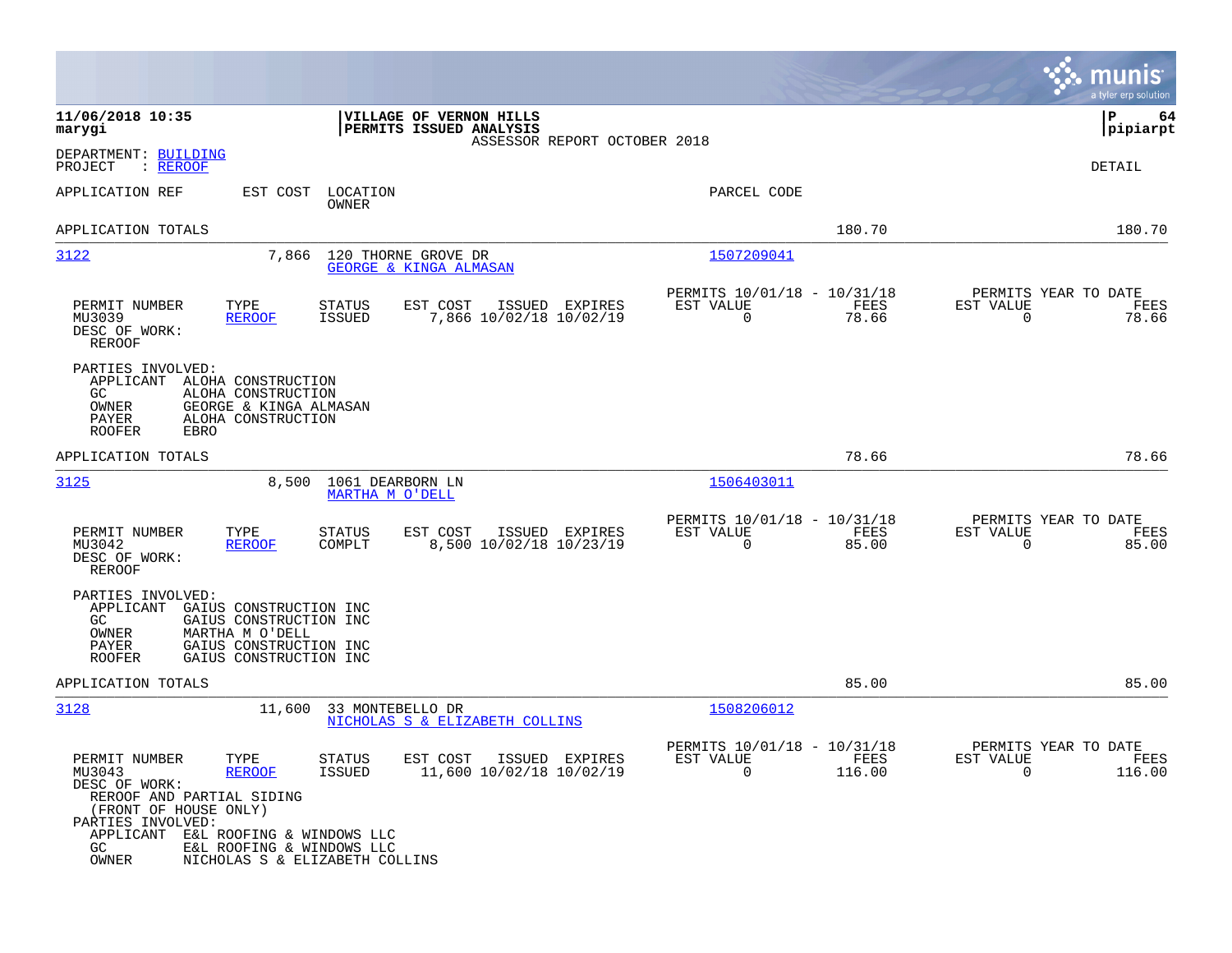**11/06/2018 10:35** | **VILLAGE OF VERNON HILLS** | **P 64**
**marygi** | **PERMITS ISSUED ANALYSIS** | **pipiarpt**
ASSESSOR REPORT OCTOBER 2018

DEPARTMENT: BUILDING
PROJECT : REROOF

DETAIL

APPLICATION REF | EST COST | LOCATION / OWNER | PARCEL CODE

APPLICATION TOTALS — 180.70 — 180.70

---

**3122** — 7,866 — 120 THORNE GROVE DR — GEORGE & KINGA ALMASAN — 1507209041

| PERMIT NUMBER | TYPE | STATUS | EST COST | ISSUED | EXPIRES | PERMITS 10/01/18 - 10/31/18 EST VALUE | FEES | PERMITS YEAR TO DATE EST VALUE | FEES |
|---|---|---|---|---|---|---|---|---|---|
| MU3039 | REROOF | ISSUED | 7,866 | 10/02/18 | 10/02/19 | 0 | 78.66 | 0 | 78.66 |

DESC OF WORK:
REROOF

PARTIES INVOLVED:
- APPLICANT ALOHA CONSTRUCTION
- GC ALOHA CONSTRUCTION
- OWNER GEORGE & KINGA ALMASAN
- PAYER ALOHA CONSTRUCTION
- ROOFER EBRO

APPLICATION TOTALS — 78.66 — 78.66

---

**3125** — 8,500 — 1061 DEARBORN LN — MARTHA M O'DELL — 1506403011

| PERMIT NUMBER | TYPE | STATUS | EST COST | ISSUED | EXPIRES | PERMITS 10/01/18 - 10/31/18 EST VALUE | FEES | PERMITS YEAR TO DATE EST VALUE | FEES |
|---|---|---|---|---|---|---|---|---|---|
| MU3042 | REROOF | COMPLT | 8,500 | 10/02/18 | 10/23/19 | 0 | 85.00 | 0 | 85.00 |

DESC OF WORK:
REROOF

PARTIES INVOLVED:
- APPLICANT GAIUS CONSTRUCTION INC
- GC GAIUS CONSTRUCTION INC
- OWNER MARTHA M O'DELL
- PAYER GAIUS CONSTRUCTION INC
- ROOFER GAIUS CONSTRUCTION INC

APPLICATION TOTALS — 85.00 — 85.00

---

**3128** — 11,600 — 33 MONTEBELLO DR — NICHOLAS S & ELIZABETH COLLINS — 1508206012

| PERMIT NUMBER | TYPE | STATUS | EST COST | ISSUED | EXPIRES | PERMITS 10/01/18 - 10/31/18 EST VALUE | FEES | PERMITS YEAR TO DATE EST VALUE | FEES |
|---|---|---|---|---|---|---|---|---|---|
| MU3043 | REROOF | ISSUED | 11,600 | 10/02/18 | 10/02/19 | 0 | 116.00 | 0 | 116.00 |

DESC OF WORK:
REROOF AND PARTIAL SIDING
(FRONT OF HOUSE ONLY)

PARTIES INVOLVED:
- APPLICANT E&L ROOFING & WINDOWS LLC
- GC E&L ROOFING & WINDOWS LLC
- OWNER NICHOLAS S & ELIZABETH COLLINS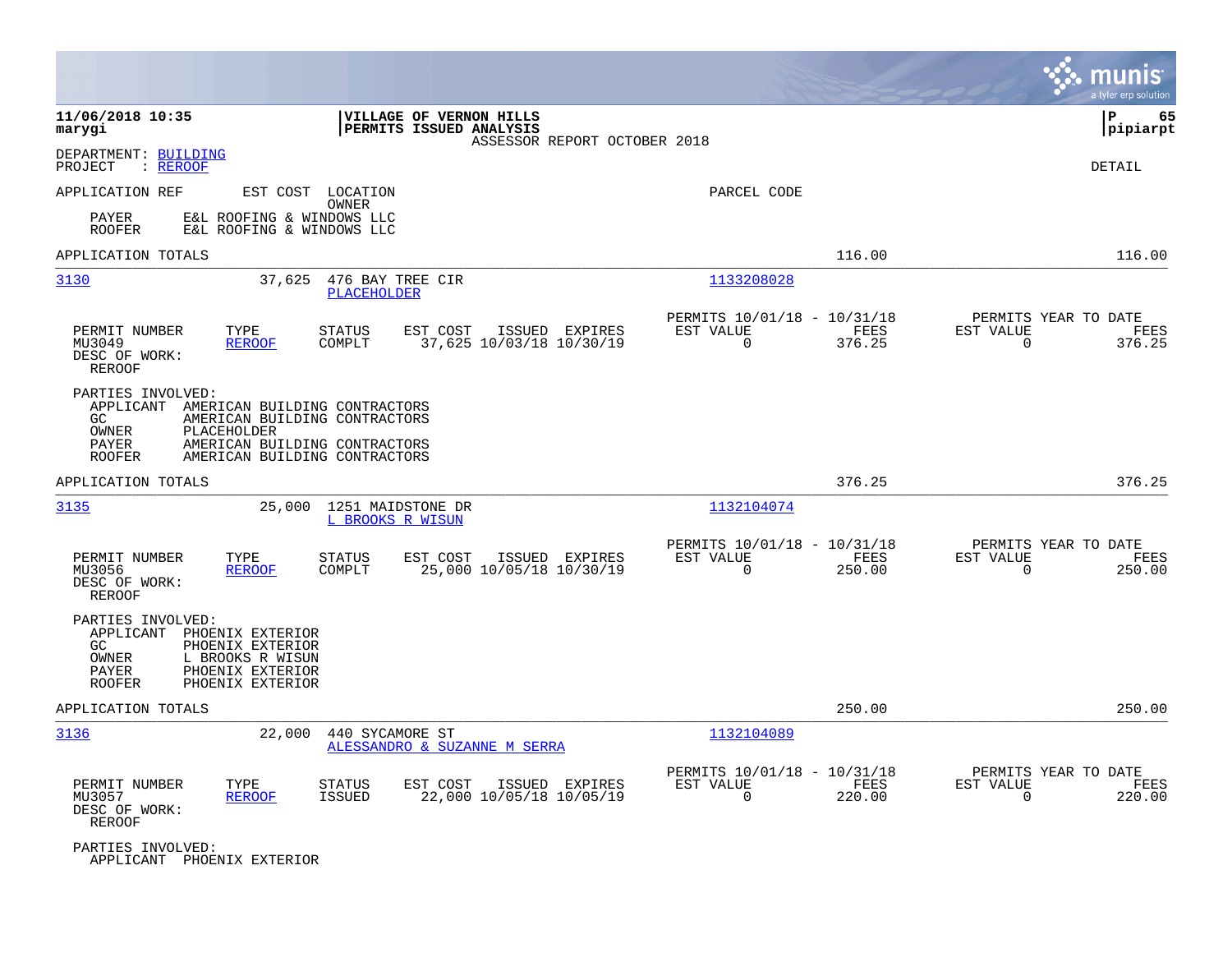**11/06/2018 10:35**
**marygi**

**VILLAGE OF VERNON HILLS**
**PERMITS ISSUED ANALYSIS**
ASSESSOR REPORT OCTOBER 2018

**P 65**
**pipiarpt**

DEPARTMENT: BUILDING
PROJECT : REROOF

DETAIL

| APPLICATION REF | EST COST | LOCATION / OWNER | PARCEL CODE | | |
|---|---|---|---|---|---|

PAYER E&L ROOFING & WINDOWS LLC
ROOFER E&L ROOFING & WINDOWS LLC

APPLICATION TOTALS — 116.00 — 116.00

---

**3130** — 37,625 — 476 BAY TREE CIR — PLACEHOLDER — 1133208028

| PERMIT NUMBER | TYPE | STATUS | EST COST | ISSUED | EXPIRES | PERMITS 10/01/18 - 10/31/18 EST VALUE | FEES | PERMITS YEAR TO DATE EST VALUE | FEES |
|---|---|---|---|---|---|---|---|---|---|
| MU3049 | REROOF | COMPLT | 37,625 | 10/03/18 | 10/30/19 | 0 | 376.25 | 0 | 376.25 |

DESC OF WORK:
REROOF

PARTIES INVOLVED:
APPLICANT AMERICAN BUILDING CONTRACTORS
GC AMERICAN BUILDING CONTRACTORS
OWNER PLACEHOLDER
PAYER AMERICAN BUILDING CONTRACTORS
ROOFER AMERICAN BUILDING CONTRACTORS

APPLICATION TOTALS — 376.25 — 376.25

---

**3135** — 25,000 — 1251 MAIDSTONE DR — L BROOKS R WISUN — 1132104074

| PERMIT NUMBER | TYPE | STATUS | EST COST | ISSUED | EXPIRES | PERMITS 10/01/18 - 10/31/18 EST VALUE | FEES | PERMITS YEAR TO DATE EST VALUE | FEES |
|---|---|---|---|---|---|---|---|---|---|
| MU3056 | REROOF | COMPLT | 25,000 | 10/05/18 | 10/30/19 | 0 | 250.00 | 0 | 250.00 |

DESC OF WORK:
REROOF

PARTIES INVOLVED:
APPLICANT PHOENIX EXTERIOR
GC PHOENIX EXTERIOR
OWNER L BROOKS R WISUN
PAYER PHOENIX EXTERIOR
ROOFER PHOENIX EXTERIOR

APPLICATION TOTALS — 250.00 — 250.00

---

**3136** — 22,000 — 440 SYCAMORE ST — ALESSANDRO & SUZANNE M SERRA — 1132104089

| PERMIT NUMBER | TYPE | STATUS | EST COST | ISSUED | EXPIRES | PERMITS 10/01/18 - 10/31/18 EST VALUE | FEES | PERMITS YEAR TO DATE EST VALUE | FEES |
|---|---|---|---|---|---|---|---|---|---|
| MU3057 | REROOF | ISSUED | 22,000 | 10/05/18 | 10/05/19 | 0 | 220.00 | 0 | 220.00 |

DESC OF WORK:
REROOF

PARTIES INVOLVED:
APPLICANT PHOENIX EXTERIOR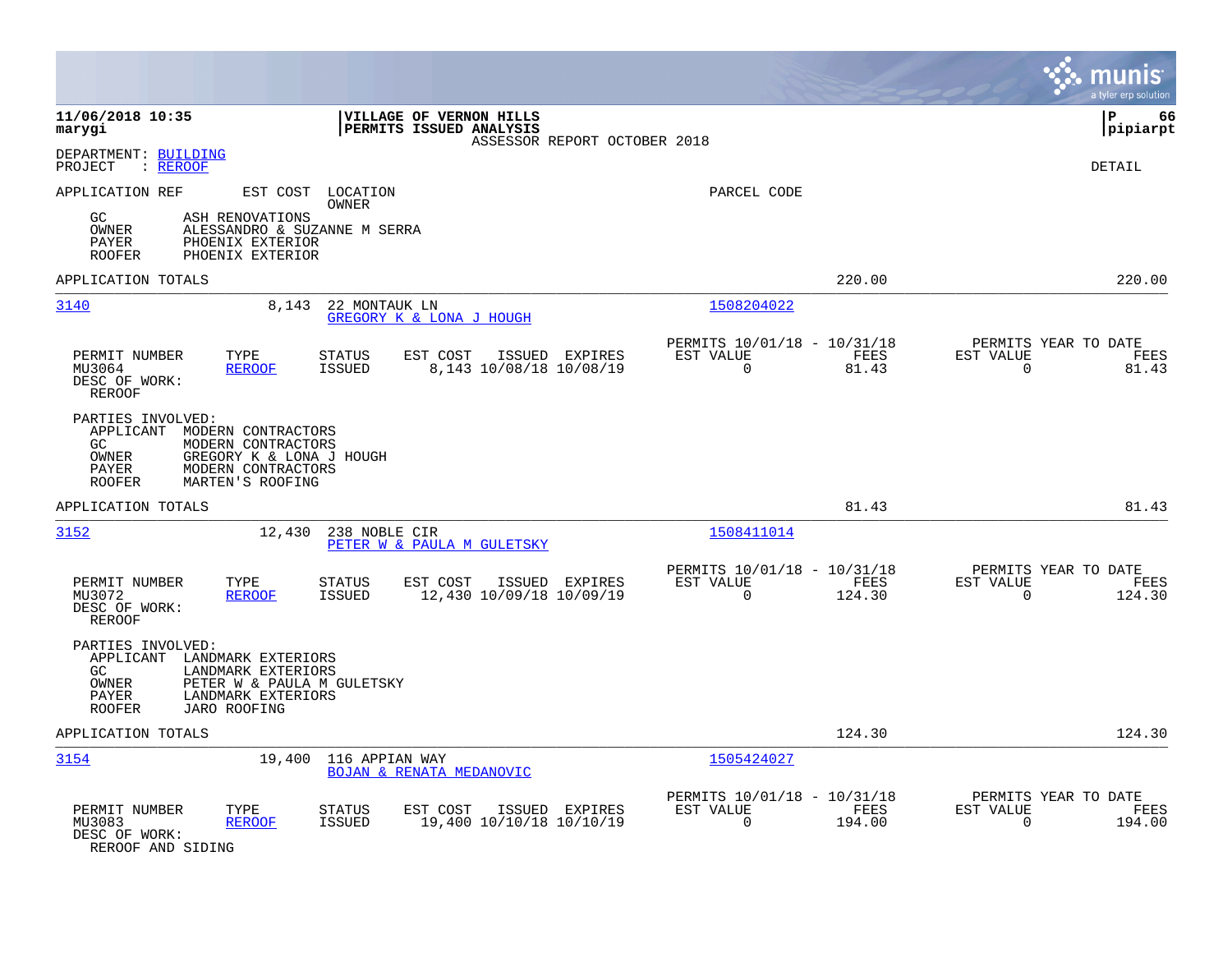**11/06/2018 10:35**
**marygi**

**VILLAGE OF VERNON HILLS**
**PERMITS ISSUED ANALYSIS**
ASSESSOR REPORT OCTOBER 2018

**P 66**
**pipiarpt**

DEPARTMENT: BUILDING
PROJECT : REROOF

DETAIL

APPLICATION REF | EST COST | LOCATION / OWNER | PARCEL CODE

GC ASH RENOVATIONS
OWNER ALESSANDRO & SUZANNE M SERRA
PAYER PHOENIX EXTERIOR
ROOFER PHOENIX EXTERIOR

APPLICATION TOTALS 220.00 220.00

---

**3140** 8,143 22 MONTAUK LN — GREGORY K & LONA J HOUGH — 1508204022

| PERMIT NUMBER | TYPE | STATUS | EST COST | ISSUED | EXPIRES | PERMITS 10/01/18 - 10/31/18 EST VALUE | FEES | PERMITS YEAR TO DATE EST VALUE | FEES |
|---|---|---|---|---|---|---|---|---|---|
| MU3064 | REROOF | ISSUED | 8,143 | 10/08/18 | 10/08/19 | 0 | 81.43 | 0 | 81.43 |

DESC OF WORK:
REROOF

PARTIES INVOLVED:
APPLICANT MODERN CONTRACTORS
GC MODERN CONTRACTORS
OWNER GREGORY K & LONA J HOUGH
PAYER MODERN CONTRACTORS
ROOFER MARTEN'S ROOFING

APPLICATION TOTALS 81.43 81.43

---

**3152** 12,430 238 NOBLE CIR — PETER W & PAULA M GULETSKY — 1508411014

| PERMIT NUMBER | TYPE | STATUS | EST COST | ISSUED | EXPIRES | PERMITS 10/01/18 - 10/31/18 EST VALUE | FEES | PERMITS YEAR TO DATE EST VALUE | FEES |
|---|---|---|---|---|---|---|---|---|---|
| MU3072 | REROOF | ISSUED | 12,430 | 10/09/18 | 10/09/19 | 0 | 124.30 | 0 | 124.30 |

DESC OF WORK:
REROOF

PARTIES INVOLVED:
APPLICANT LANDMARK EXTERIORS
GC LANDMARK EXTERIORS
OWNER PETER W & PAULA M GULETSKY
PAYER LANDMARK EXTERIORS
ROOFER JARO ROOFING

APPLICATION TOTALS 124.30 124.30

---

**3154** 19,400 116 APPIAN WAY — BOJAN & RENATA MEDANOVIC — 1505424027

| PERMIT NUMBER | TYPE | STATUS | EST COST | ISSUED | EXPIRES | PERMITS 10/01/18 - 10/31/18 EST VALUE | FEES | PERMITS YEAR TO DATE EST VALUE | FEES |
|---|---|---|---|---|---|---|---|---|---|
| MU3083 | REROOF | ISSUED | 19,400 | 10/10/18 | 10/10/19 | 0 | 194.00 | 0 | 194.00 |

DESC OF WORK:
REROOF AND SIDING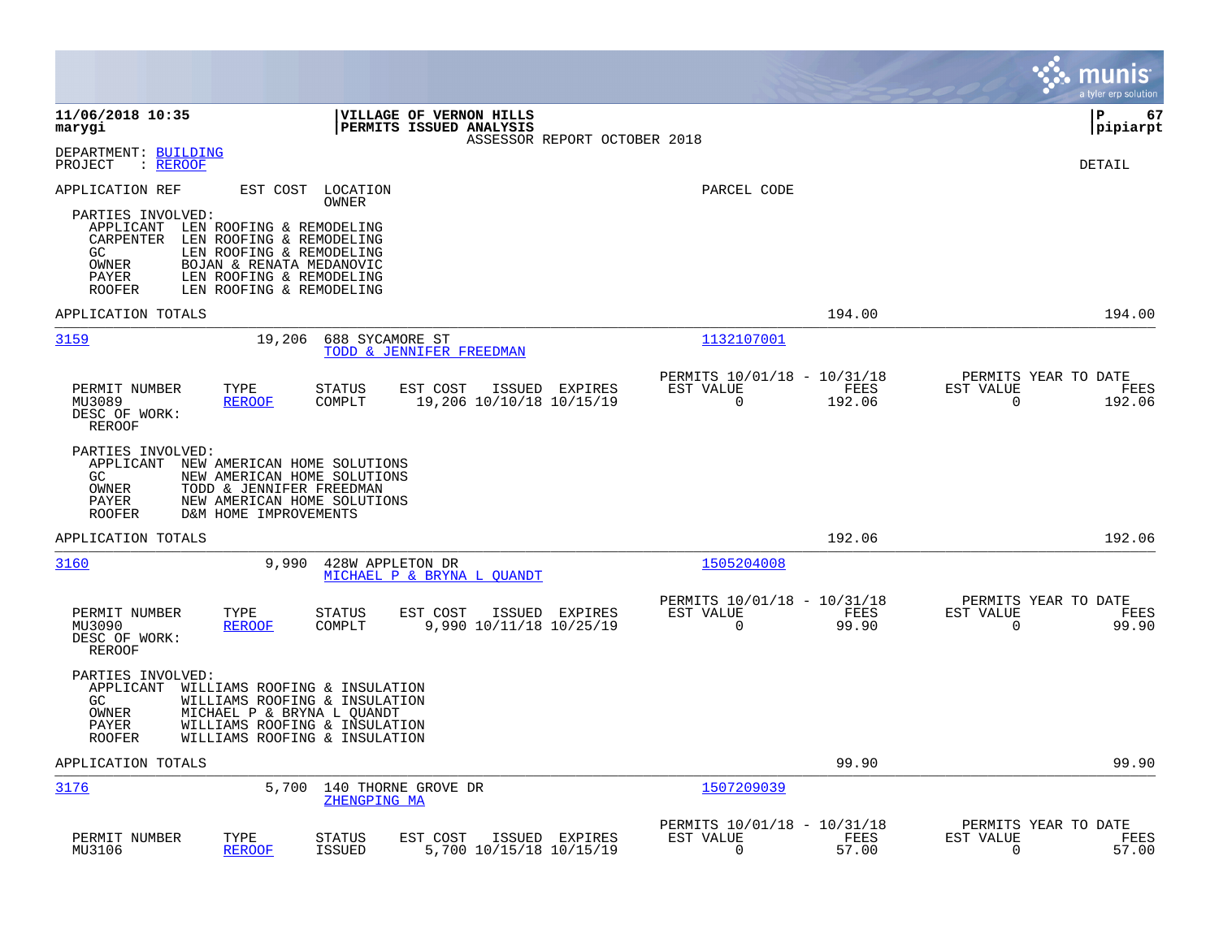11/06/2018 10:35 marygi | VILLAGE OF VERNON HILLS PERMITS ISSUED ANALYSIS | P 67 pipiarpt

ASSESSOR REPORT OCTOBER 2018

DEPARTMENT: BUILDING
PROJECT : REROOF

DETAIL

APPLICATION REF    EST COST    LOCATION / OWNER    PARCEL CODE

PARTIES INVOLVED:
- APPLICANT LEN ROOFING & REMODELING
- CARPENTER LEN ROOFING & REMODELING
- GC LEN ROOFING & REMODELING
- OWNER BOJAN & RENATA MEDANOVIC
- PAYER LEN ROOFING & REMODELING
- ROOFER LEN ROOFING & REMODELING

APPLICATION TOTALS 194.00 194.00

---

**3159** 19,206 688 SYCAMORE ST — TODD & JENNIFER FREEDMAN — 1132107001

| PERMIT NUMBER | TYPE | STATUS | EST COST | ISSUED | EXPIRES | PERMITS 10/01/18 - 10/31/18 EST VALUE | FEES | PERMITS YEAR TO DATE EST VALUE | FEES |
|---|---|---|---|---|---|---|---|---|---|
| MU3089 | REROOF | COMPLT | 19,206 | 10/10/18 | 10/15/19 | 0 | 192.06 | 0 | 192.06 |

DESC OF WORK: REROOF

PARTIES INVOLVED:
- APPLICANT NEW AMERICAN HOME SOLUTIONS
- GC NEW AMERICAN HOME SOLUTIONS
- OWNER TODD & JENNIFER FREEDMAN
- PAYER NEW AMERICAN HOME SOLUTIONS
- ROOFER D&M HOME IMPROVEMENTS

APPLICATION TOTALS 192.06 192.06

---

**3160** 9,990 428W APPLETON DR — MICHAEL P & BRYNA L QUANDT — 1505204008

| PERMIT NUMBER | TYPE | STATUS | EST COST | ISSUED | EXPIRES | PERMITS 10/01/18 - 10/31/18 EST VALUE | FEES | PERMITS YEAR TO DATE EST VALUE | FEES |
|---|---|---|---|---|---|---|---|---|---|
| MU3090 | REROOF | COMPLT | 9,990 | 10/11/18 | 10/25/19 | 0 | 99.90 | 0 | 99.90 |

DESC OF WORK: REROOF

PARTIES INVOLVED:
- APPLICANT WILLIAMS ROOFING & INSULATION
- GC WILLIAMS ROOFING & INSULATION
- OWNER MICHAEL P & BRYNA L QUANDT
- PAYER WILLIAMS ROOFING & INSULATION
- ROOFER WILLIAMS ROOFING & INSULATION

APPLICATION TOTALS 99.90 99.90

---

**3176** 5,700 140 THORNE GROVE DR — ZHENGPING MA — 1507209039

| PERMIT NUMBER | TYPE | STATUS | EST COST | ISSUED | EXPIRES | PERMITS 10/01/18 - 10/31/18 EST VALUE | FEES | PERMITS YEAR TO DATE EST VALUE | FEES |
|---|---|---|---|---|---|---|---|---|---|
| MU3106 | REROOF | ISSUED | 5,700 | 10/15/18 | 10/15/19 | 0 | 57.00 | 0 | 57.00 |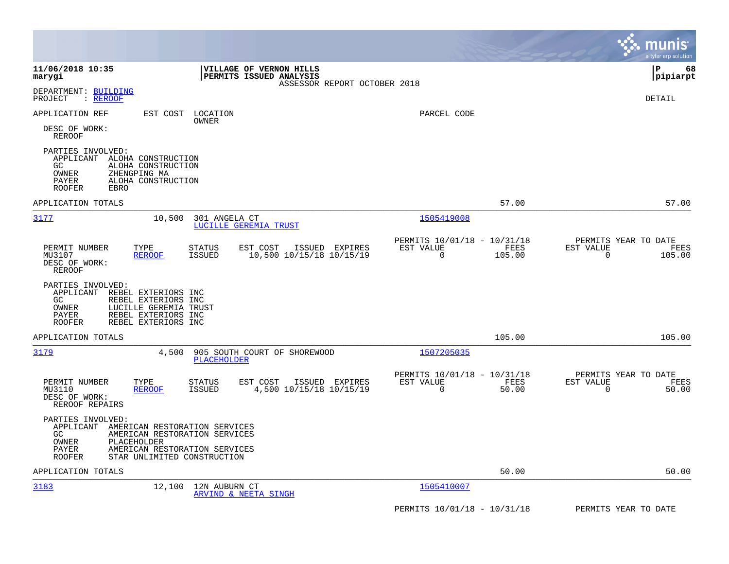**11/06/2018 10:35**
**marygi**

**VILLAGE OF VERNON HILLS**
**PERMITS ISSUED ANALYSIS**
ASSESSOR REPORT OCTOBER 2018

**P 68**
**pipiarpt**

DEPARTMENT: BUILDING
PROJECT : REROOF

DETAIL

APPLICATION REF | EST COST | LOCATION / OWNER | PARCEL CODE

DESC OF WORK:
REROOF

PARTIES INVOLVED:
APPLICANT ALOHA CONSTRUCTION
GC ALOHA CONSTRUCTION
OWNER ZHENGPING MA
PAYER ALOHA CONSTRUCTION
ROOFER EBRO

APPLICATION TOTALS 57.00 57.00

---

**3177** 10,500 301 ANGELA CT — LUCILLE GEREMIA TRUST — Parcel 1505419008

| PERMIT NUMBER | TYPE | STATUS | EST COST | ISSUED | EXPIRES | PERMITS 10/01/18 - 10/31/18 EST VALUE | FEES | PERMITS YEAR TO DATE EST VALUE | FEES |
|---|---|---|---|---|---|---|---|---|---|
| MU3107 | REROOF | ISSUED | 10,500 | 10/15/18 | 10/15/19 | 0 | 105.00 | 0 | 105.00 |

DESC OF WORK:
REROOF

PARTIES INVOLVED:
APPLICANT REBEL EXTERIORS INC
GC REBEL EXTERIORS INC
OWNER LUCILLE GEREMIA TRUST
PAYER REBEL EXTERIORS INC
ROOFER REBEL EXTERIORS INC

APPLICATION TOTALS 105.00 105.00

---

**3179** 4,500 905 SOUTH COURT OF SHOREWOOD — PLACEHOLDER — Parcel 1507205035

| PERMIT NUMBER | TYPE | STATUS | EST COST | ISSUED | EXPIRES | PERMITS 10/01/18 - 10/31/18 EST VALUE | FEES | PERMITS YEAR TO DATE EST VALUE | FEES |
|---|---|---|---|---|---|---|---|---|---|
| MU3110 | REROOF | ISSUED | 4,500 | 10/15/18 | 10/15/19 | 0 | 50.00 | 0 | 50.00 |

DESC OF WORK:
REROOF REPAIRS

PARTIES INVOLVED:
APPLICANT AMERICAN RESTORATION SERVICES
GC AMERICAN RESTORATION SERVICES
OWNER PLACEHOLDER
PAYER AMERICAN RESTORATION SERVICES
ROOFER STAR UNLIMITED CONSTRUCTION

APPLICATION TOTALS 50.00 50.00

---

**3183** 12,100 12N AUBURN CT — ARVIND & NEETA SINGH — Parcel 1505410007

PERMITS 10/01/18 - 10/31/18 PERMITS YEAR TO DATE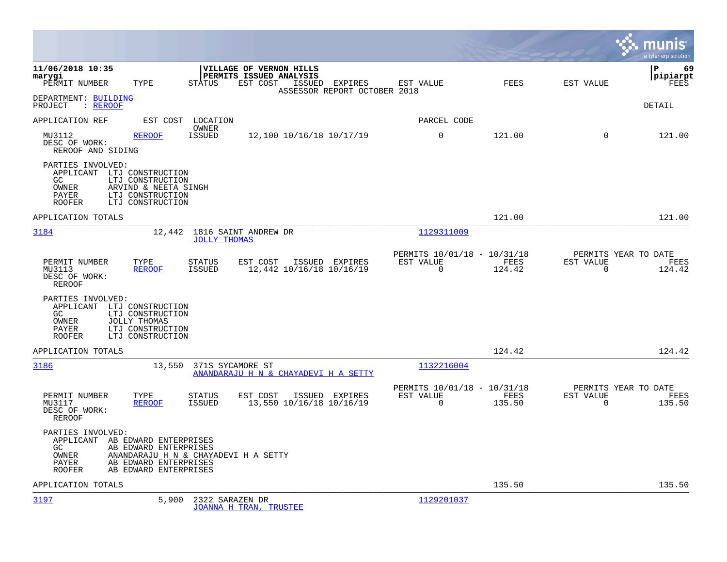**11/06/2018 10:35**
**marygi**

**VILLAGE OF VERNON HILLS**
**PERMITS ISSUED ANALYSIS**

ASSESSOR REPORT OCTOBER 2018

**pipiarpt**

PERMIT NUMBER | TYPE | STATUS | EST COST | ISSUED | EXPIRES | EST VALUE | FEES | EST VALUE | FEES

DEPARTMENT: BUILDING
PROJECT : REROOF

DETAIL

APPLICATION REF | EST COST | LOCATION / OWNER | PARCEL CODE

| PERMIT NUMBER | TYPE | STATUS | EST COST | ISSUED | EXPIRES | EST VALUE | FEES | EST VALUE | FEES |
|---|---|---|---|---|---|---|---|---|---|
| MU3112 | REROOF | ISSUED | 12,100 | 10/16/18 | 10/17/19 | 0 | 121.00 | 0 | 121.00 |

DESC OF WORK:
REROOF AND SIDING

PARTIES INVOLVED:
- APPLICANT LTJ CONSTRUCTION
- GC LTJ CONSTRUCTION
- OWNER ARVIND & NEETA SINGH
- PAYER LTJ CONSTRUCTION
- ROOFER LTJ CONSTRUCTION

APPLICATION TOTALS — FEES 121.00 — YEAR TO DATE FEES 121.00

---

**3184** — EST COST 12,442 — 1816 SAINT ANDREW DR — JOLLY THOMAS — PARCEL CODE 1129311009

| PERMIT NUMBER | TYPE | STATUS | EST COST | ISSUED | EXPIRES | PERMITS 10/01/18 - 10/31/18 EST VALUE | FEES | PERMITS YEAR TO DATE EST VALUE | FEES |
|---|---|---|---|---|---|---|---|---|---|
| MU3113 | REROOF | ISSUED | 12,442 | 10/16/18 | 10/16/19 | 0 | 124.42 | 0 | 124.42 |

DESC OF WORK:
REROOF

PARTIES INVOLVED:
- APPLICANT LTJ CONSTRUCTION
- GC LTJ CONSTRUCTION
- OWNER JOLLY THOMAS
- PAYER LTJ CONSTRUCTION
- ROOFER LTJ CONSTRUCTION

APPLICATION TOTALS — FEES 124.42 — YEAR TO DATE FEES 124.42

---

**3186** — EST COST 13,550 — 371S SYCAMORE ST — ANANDARAJU H N & CHAYADEVI H A SETTY — PARCEL CODE 1132216004

| PERMIT NUMBER | TYPE | STATUS | EST COST | ISSUED | EXPIRES | PERMITS 10/01/18 - 10/31/18 EST VALUE | FEES | PERMITS YEAR TO DATE EST VALUE | FEES |
|---|---|---|---|---|---|---|---|---|---|
| MU3117 | REROOF | ISSUED | 13,550 | 10/16/18 | 10/16/19 | 0 | 135.50 | 0 | 135.50 |

DESC OF WORK:
REROOF

PARTIES INVOLVED:
- APPLICANT AB EDWARD ENTERPRISES
- GC AB EDWARD ENTERPRISES
- OWNER ANANDARAJU H N & CHAYADEVI H A SETTY
- PAYER AB EDWARD ENTERPRISES
- ROOFER AB EDWARD ENTERPRISES

APPLICATION TOTALS — FEES 135.50 — YEAR TO DATE FEES 135.50

---

**3197** — EST COST 5,900 — 2322 SARAZEN DR — JOANNA H TRAN, TRUSTEE — PARCEL CODE 1129201037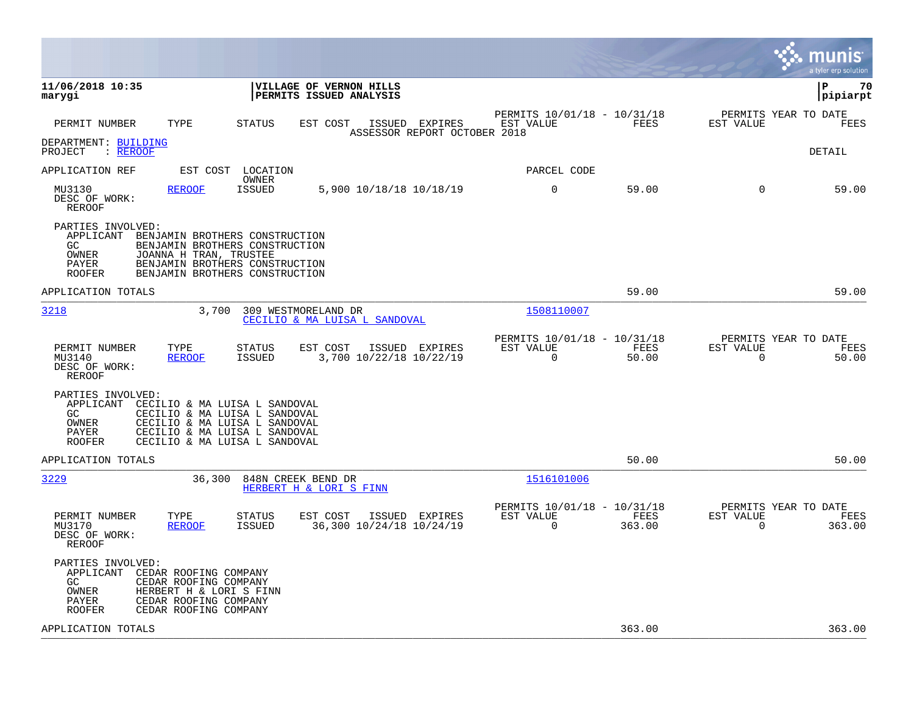**11/06/2018 10:35**
**marygi**

**VILLAGE OF VERNON HILLS**
**PERMITS ISSUED ANALYSIS**

**P 70**
**pipiarpt**

| PERMIT NUMBER | TYPE | STATUS | EST COST | ISSUED | EXPIRES | PERMITS 10/01/18 - 10/31/18 EST VALUE | FEES | PERMITS YEAR TO DATE EST VALUE | FEES |
|---|---|---|---|---|---|---|---|---|---|

ASSESSOR REPORT OCTOBER 2018

DEPARTMENT: BUILDING
PROJECT : REROOF

DETAIL

APPLICATION REF | EST COST | LOCATION / OWNER | PARCEL CODE

| PERMIT NUMBER | TYPE | STATUS | EST COST | ISSUED | EXPIRES | EST VALUE | FEES | EST VALUE | FEES |
|---|---|---|---|---|---|---|---|---|---|
| MU3130 | REROOF | ISSUED | 5,900 | 10/18/18 | 10/18/19 | 0 | 59.00 | 0 | 59.00 |

DESC OF WORK:
REROOF

PARTIES INVOLVED:
- APPLICANT BENJAMIN BROTHERS CONSTRUCTION
- GC BENJAMIN BROTHERS CONSTRUCTION
- OWNER JOANNA H TRAN, TRUSTEE
- PAYER BENJAMIN BROTHERS CONSTRUCTION
- ROOFER BENJAMIN BROTHERS CONSTRUCTION

APPLICATION TOTALS: 59.00 | 59.00

---

3218 | 3,700 | 309 WESTMORELAND DR | CECILIO & MA LUISA L SANDOVAL | 1508110007

| PERMIT NUMBER | TYPE | STATUS | EST COST | ISSUED | EXPIRES | PERMITS 10/01/18 - 10/31/18 EST VALUE | FEES | PERMITS YEAR TO DATE EST VALUE | FEES |
|---|---|---|---|---|---|---|---|---|---|
| MU3140 | REROOF | ISSUED | 3,700 | 10/22/18 | 10/22/19 | 0 | 50.00 | 0 | 50.00 |

DESC OF WORK:
REROOF

PARTIES INVOLVED:
- APPLICANT CECILIO & MA LUISA L SANDOVAL
- GC CECILIO & MA LUISA L SANDOVAL
- OWNER CECILIO & MA LUISA L SANDOVAL
- PAYER CECILIO & MA LUISA L SANDOVAL
- ROOFER CECILIO & MA LUISA L SANDOVAL

APPLICATION TOTALS: 50.00 | 50.00

---

3229 | 36,300 | 848N CREEK BEND DR | HERBERT H & LORI S FINN | 1516101006

| PERMIT NUMBER | TYPE | STATUS | EST COST | ISSUED | EXPIRES | PERMITS 10/01/18 - 10/31/18 EST VALUE | FEES | PERMITS YEAR TO DATE EST VALUE | FEES |
|---|---|---|---|---|---|---|---|---|---|
| MU3170 | REROOF | ISSUED | 36,300 | 10/24/18 | 10/24/19 | 0 | 363.00 | 0 | 363.00 |

DESC OF WORK:
REROOF

PARTIES INVOLVED:
- APPLICANT CEDAR ROOFING COMPANY
- GC CEDAR ROOFING COMPANY
- OWNER HERBERT H & LORI S FINN
- PAYER CEDAR ROOFING COMPANY
- ROOFER CEDAR ROOFING COMPANY

APPLICATION TOTALS: 363.00 | 363.00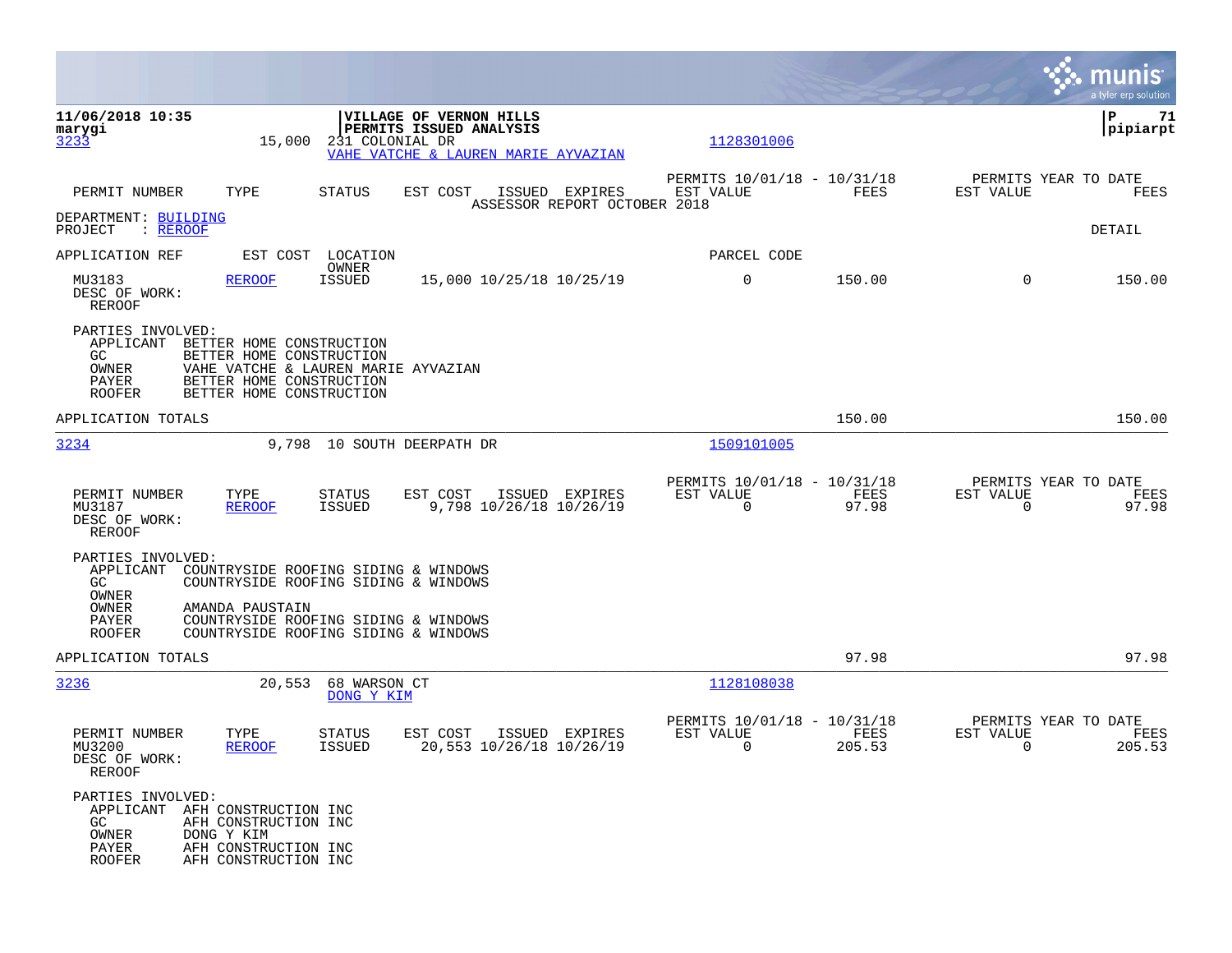11/06/2018 10:35
marygi

**VILLAGE OF VERNON HILLS**
**PERMITS ISSUED ANALYSIS**

P 71
pipiarpt

3233 | 15,000 | 231 COLONIAL DR | VAHE VATCHE & LAUREN MARIE AYVAZIAN | 1128301006

| PERMIT NUMBER | TYPE | STATUS | EST COST | ISSUED | EXPIRES | PERMITS 10/01/18 - 10/31/18 EST VALUE | FEES | PERMITS YEAR TO DATE EST VALUE | FEES |
|---|---|---|---|---|---|---|---|---|---|

ASSESSOR REPORT OCTOBER 2018

DEPARTMENT: BUILDING
PROJECT : REROOF

DETAIL

| APPLICATION REF | EST COST | LOCATION / OWNER | | | | PARCEL CODE | | | |
|---|---|---|---|---|---|---|---|---|---|
| MU3183 | REROOF | ISSUED | 15,000 | 10/25/18 | 10/25/19 | 0 | 150.00 | 0 | 150.00 |

DESC OF WORK:
REROOF

PARTIES INVOLVED:
- APPLICANT BETTER HOME CONSTRUCTION
- GC BETTER HOME CONSTRUCTION
- OWNER VAHE VATCHE & LAUREN MARIE AYVAZIAN
- PAYER BETTER HOME CONSTRUCTION
- ROOFER BETTER HOME CONSTRUCTION

APPLICATION TOTALS: 150.00 | 150.00

---

3234 | 9,798 | 10 SOUTH DEERPATH DR | 1509101005

| PERMIT NUMBER | TYPE | STATUS | EST COST | ISSUED | EXPIRES | PERMITS 10/01/18 - 10/31/18 EST VALUE | FEES | PERMITS YEAR TO DATE EST VALUE | FEES |
|---|---|---|---|---|---|---|---|---|---|
| MU3187 | REROOF | ISSUED | 9,798 | 10/26/18 | 10/26/19 | 0 | 97.98 | 0 | 97.98 |

DESC OF WORK:
REROOF

PARTIES INVOLVED:
- APPLICANT COUNTRYSIDE ROOFING SIDING & WINDOWS
- GC COUNTRYSIDE ROOFING SIDING & WINDOWS
- OWNER
- OWNER AMANDA PAUSTAIN
- PAYER COUNTRYSIDE ROOFING SIDING & WINDOWS
- ROOFER COUNTRYSIDE ROOFING SIDING & WINDOWS

APPLICATION TOTALS: 97.98 | 97.98

---

3236 | 20,553 | 68 WARSON CT | DONG Y KIM | 1128108038

| PERMIT NUMBER | TYPE | STATUS | EST COST | ISSUED | EXPIRES | PERMITS 10/01/18 - 10/31/18 EST VALUE | FEES | PERMITS YEAR TO DATE EST VALUE | FEES |
|---|---|---|---|---|---|---|---|---|---|
| MU3200 | REROOF | ISSUED | 20,553 | 10/26/18 | 10/26/19 | 0 | 205.53 | 0 | 205.53 |

DESC OF WORK:
REROOF

PARTIES INVOLVED:
- APPLICANT AFH CONSTRUCTION INC
- GC AFH CONSTRUCTION INC
- OWNER DONG Y KIM
- PAYER AFH CONSTRUCTION INC
- ROOFER AFH CONSTRUCTION INC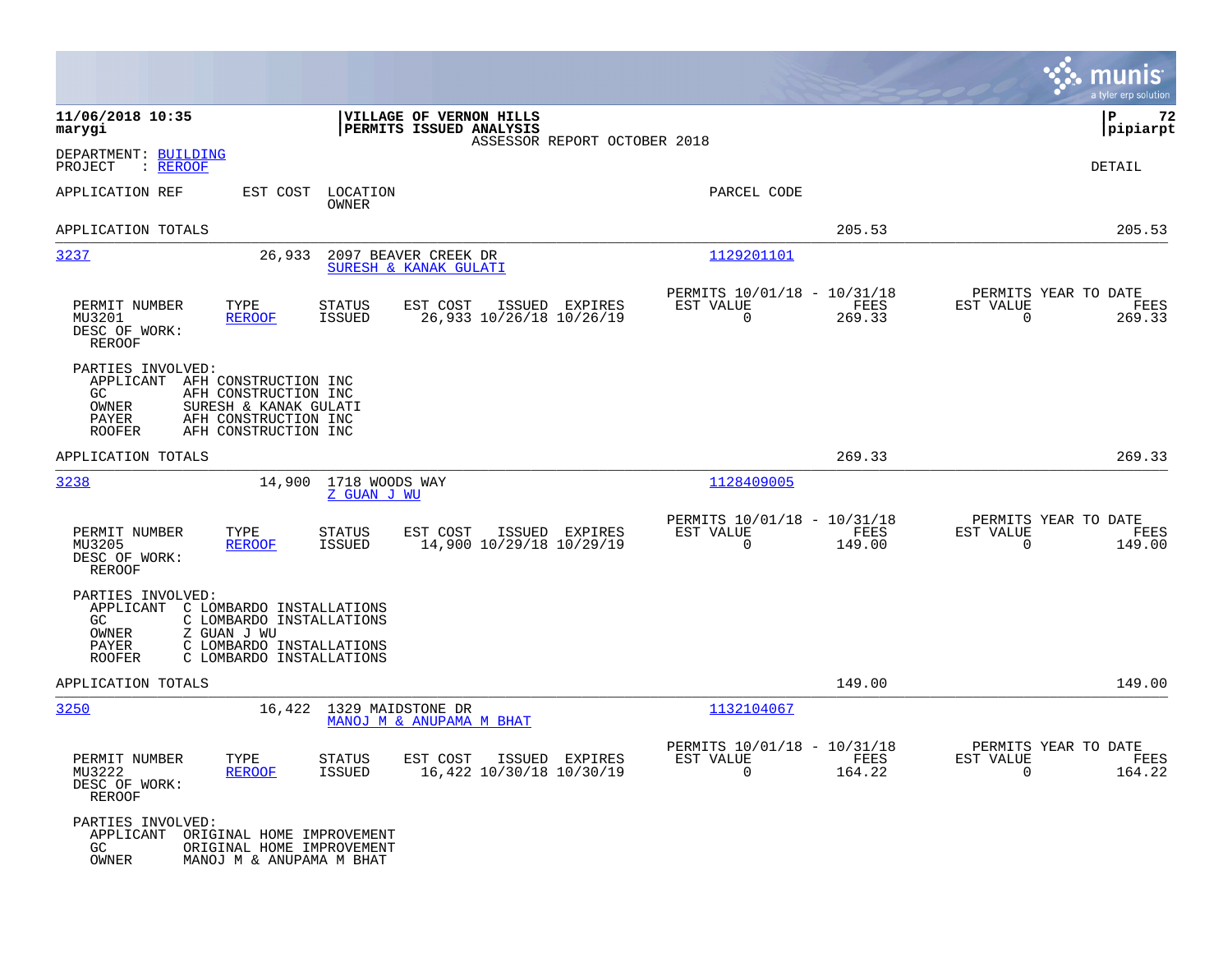**11/06/2018 10:35**
**marygi**

**VILLAGE OF VERNON HILLS**
**PERMITS ISSUED ANALYSIS**
ASSESSOR REPORT OCTOBER 2018

**P 72**
**pipiarpt**

DEPARTMENT: BUILDING
PROJECT : REROOF

DETAIL

APPLICATION REF | EST COST | LOCATION / OWNER | PARCEL CODE

APPLICATION TOTALS — 205.53 — 205.53

---

**3237** — 26,933 — 2097 BEAVER CREEK DR — SURESH & KANAK GULATI — 1129201101

| PERMIT NUMBER | TYPE | STATUS | EST COST | ISSUED | EXPIRES | PERMITS 10/01/18 - 10/31/18 EST VALUE | FEES | PERMITS YEAR TO DATE EST VALUE | FEES |
|---|---|---|---|---|---|---|---|---|---|
| MU3201 | REROOF | ISSUED | 26,933 | 10/26/18 | 10/26/19 | 0 | 269.33 | 0 | 269.33 |

DESC OF WORK:
REROOF

PARTIES INVOLVED:
- APPLICANT AFH CONSTRUCTION INC
- GC AFH CONSTRUCTION INC
- OWNER SURESH & KANAK GULATI
- PAYER AFH CONSTRUCTION INC
- ROOFER AFH CONSTRUCTION INC

APPLICATION TOTALS — 269.33 — 269.33

---

**3238** — 14,900 — 1718 WOODS WAY — Z GUAN J WU — 1128409005

| PERMIT NUMBER | TYPE | STATUS | EST COST | ISSUED | EXPIRES | PERMITS 10/01/18 - 10/31/18 EST VALUE | FEES | PERMITS YEAR TO DATE EST VALUE | FEES |
|---|---|---|---|---|---|---|---|---|---|
| MU3205 | REROOF | ISSUED | 14,900 | 10/29/18 | 10/29/19 | 0 | 149.00 | 0 | 149.00 |

DESC OF WORK:
REROOF

PARTIES INVOLVED:
- APPLICANT C LOMBARDO INSTALLATIONS
- GC C LOMBARDO INSTALLATIONS
- OWNER Z GUAN J WU
- PAYER C LOMBARDO INSTALLATIONS
- ROOFER C LOMBARDO INSTALLATIONS

APPLICATION TOTALS — 149.00 — 149.00

---

**3250** — 16,422 — 1329 MAIDSTONE DR — MANOJ M & ANUPAMA M BHAT — 1132104067

| PERMIT NUMBER | TYPE | STATUS | EST COST | ISSUED | EXPIRES | PERMITS 10/01/18 - 10/31/18 EST VALUE | FEES | PERMITS YEAR TO DATE EST VALUE | FEES |
|---|---|---|---|---|---|---|---|---|---|
| MU3222 | REROOF | ISSUED | 16,422 | 10/30/18 | 10/30/19 | 0 | 164.22 | 0 | 164.22 |

DESC OF WORK:
REROOF

PARTIES INVOLVED:
- APPLICANT ORIGINAL HOME IMPROVEMENT
- GC ORIGINAL HOME IMPROVEMENT
- OWNER MANOJ M & ANUPAMA M BHAT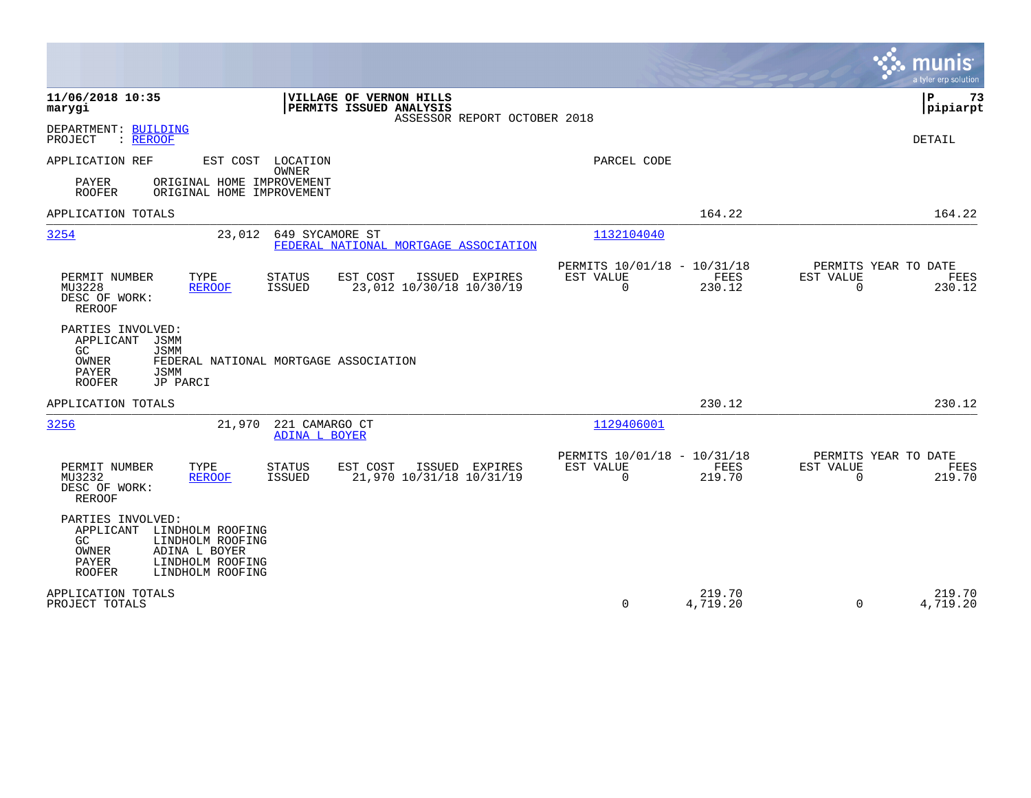**11/06/2018 10:35**
**marygi**

**VILLAGE OF VERNON HILLS**
**PERMITS ISSUED ANALYSIS**
ASSESSOR REPORT OCTOBER 2018

**P 73**
**pipiarpt**

DEPARTMENT: BUILDING
PROJECT : REROOF

DETAIL

APPLICATION REF | EST COST | LOCATION / OWNER | PARCEL CODE

PAYER ORIGINAL HOME IMPROVEMENT
ROOFER ORIGINAL HOME IMPROVEMENT

APPLICATION TOTALS 164.22 164.22

---

**3254** 23,012 649 SYCAMORE ST — FEDERAL NATIONAL MORTGAGE ASSOCIATION — 1132104040

| PERMIT NUMBER | TYPE | STATUS | EST COST | ISSUED | EXPIRES | PERMITS 10/01/18 - 10/31/18 EST VALUE | FEES | PERMITS YEAR TO DATE EST VALUE | FEES |
|---|---|---|---|---|---|---|---|---|---|
| MU3228 | REROOF | ISSUED | 23,012 | 10/30/18 | 10/30/19 | 0 | 230.12 | 0 | 230.12 |

DESC OF WORK:
REROOF

PARTIES INVOLVED:
APPLICANT JSMM
GC JSMM
OWNER FEDERAL NATIONAL MORTGAGE ASSOCIATION
PAYER JSMM
ROOFER JP PARCI

APPLICATION TOTALS 230.12 230.12

---

**3256** 21,970 221 CAMARGO CT — ADINA L BOYER — 1129406001

| PERMIT NUMBER | TYPE | STATUS | EST COST | ISSUED | EXPIRES | PERMITS 10/01/18 - 10/31/18 EST VALUE | FEES | PERMITS YEAR TO DATE EST VALUE | FEES |
|---|---|---|---|---|---|---|---|---|---|
| MU3232 | REROOF | ISSUED | 21,970 | 10/31/18 | 10/31/19 | 0 | 219.70 | 0 | 219.70 |

DESC OF WORK:
REROOF

PARTIES INVOLVED:
APPLICANT LINDHOLM ROOFING
GC LINDHOLM ROOFING
OWNER ADINA L BOYER
PAYER LINDHOLM ROOFING
ROOFER LINDHOLM ROOFING

| | EST VALUE | FEES | EST VALUE | FEES |
|---|---|---|---|---|
| APPLICATION TOTALS | | 219.70 | | 219.70 |
| PROJECT TOTALS | 0 | 4,719.20 | 0 | 4,719.20 |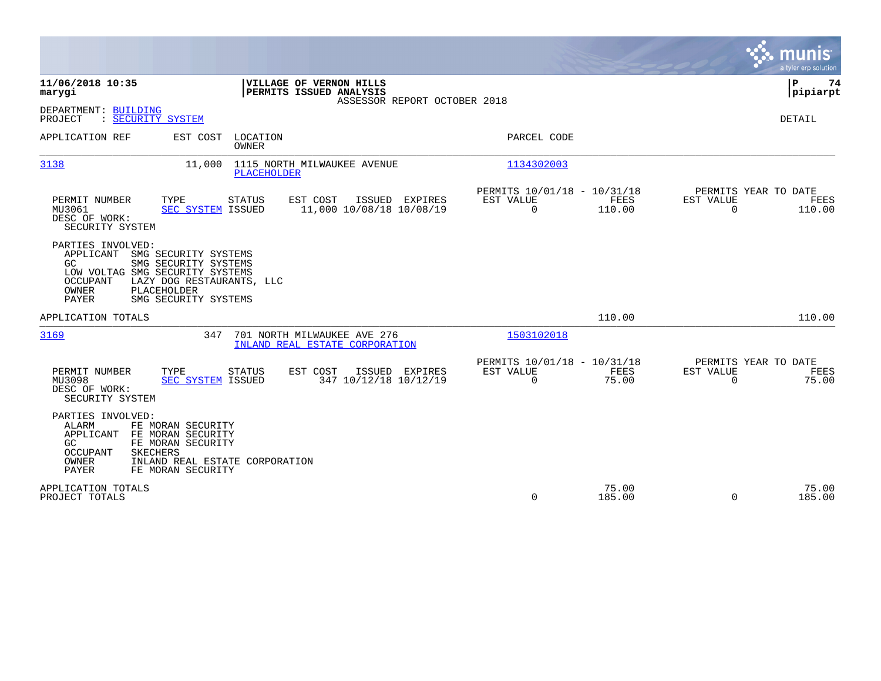**11/06/2018 10:35**
**marygi**

**VILLAGE OF VERNON HILLS**
**PERMITS ISSUED ANALYSIS**
ASSESSOR REPORT OCTOBER 2018

**P 74**
**pipiarpt**

DEPARTMENT: BUILDING
PROJECT : SECURITY SYSTEM

DETAIL

| APPLICATION REF | EST COST | LOCATION / OWNER | PARCEL CODE |
|---|---|---|---|
| 3138 | 11,000 | 1115 NORTH MILWAUKEE AVENUE / PLACEHOLDER | 1134302003 |

| PERMIT NUMBER | TYPE | STATUS | EST COST | ISSUED | EXPIRES | PERMITS 10/01/18 - 10/31/18 EST VALUE | FEES | PERMITS YEAR TO DATE EST VALUE | FEES |
|---|---|---|---|---|---|---|---|---|---|
| MU3061 | SEC SYSTEM | ISSUED | 11,000 | 10/08/18 | 10/08/19 | 0 | 110.00 | 0 | 110.00 |

DESC OF WORK:
SECURITY SYSTEM

PARTIES INVOLVED:
- APPLICANT SMG SECURITY SYSTEMS
- GC SMG SECURITY SYSTEMS
- LOW VOLTAG SMG SECURITY SYSTEMS
- OCCUPANT LAZY DOG RESTAURANTS, LLC
- OWNER PLACEHOLDER
- PAYER SMG SECURITY SYSTEMS

APPLICATION TOTALS — FEES 110.00 — YEAR TO DATE FEES 110.00

| APPLICATION REF | EST COST | LOCATION / OWNER | PARCEL CODE |
|---|---|---|---|
| 3169 | 347 | 701 NORTH MILWAUKEE AVE 276 / INLAND REAL ESTATE CORPORATION | 1503102018 |

| PERMIT NUMBER | TYPE | STATUS | EST COST | ISSUED | EXPIRES | PERMITS 10/01/18 - 10/31/18 EST VALUE | FEES | PERMITS YEAR TO DATE EST VALUE | FEES |
|---|---|---|---|---|---|---|---|---|---|
| MU3098 | SEC SYSTEM | ISSUED | 347 | 10/12/18 | 10/12/19 | 0 | 75.00 | 0 | 75.00 |

DESC OF WORK:
SECURITY SYSTEM

PARTIES INVOLVED:
- ALARM FE MORAN SECURITY
- APPLICANT FE MORAN SECURITY
- GC FE MORAN SECURITY
- OCCUPANT SKECHERS
- OWNER INLAND REAL ESTATE CORPORATION
- PAYER FE MORAN SECURITY

| | PERIOD EST VALUE | PERIOD FEES | YTD EST VALUE | YTD FEES |
|---|---|---|---|---|
| APPLICATION TOTALS | | 75.00 | | 75.00 |
| PROJECT TOTALS | 0 | 185.00 | 0 | 185.00 |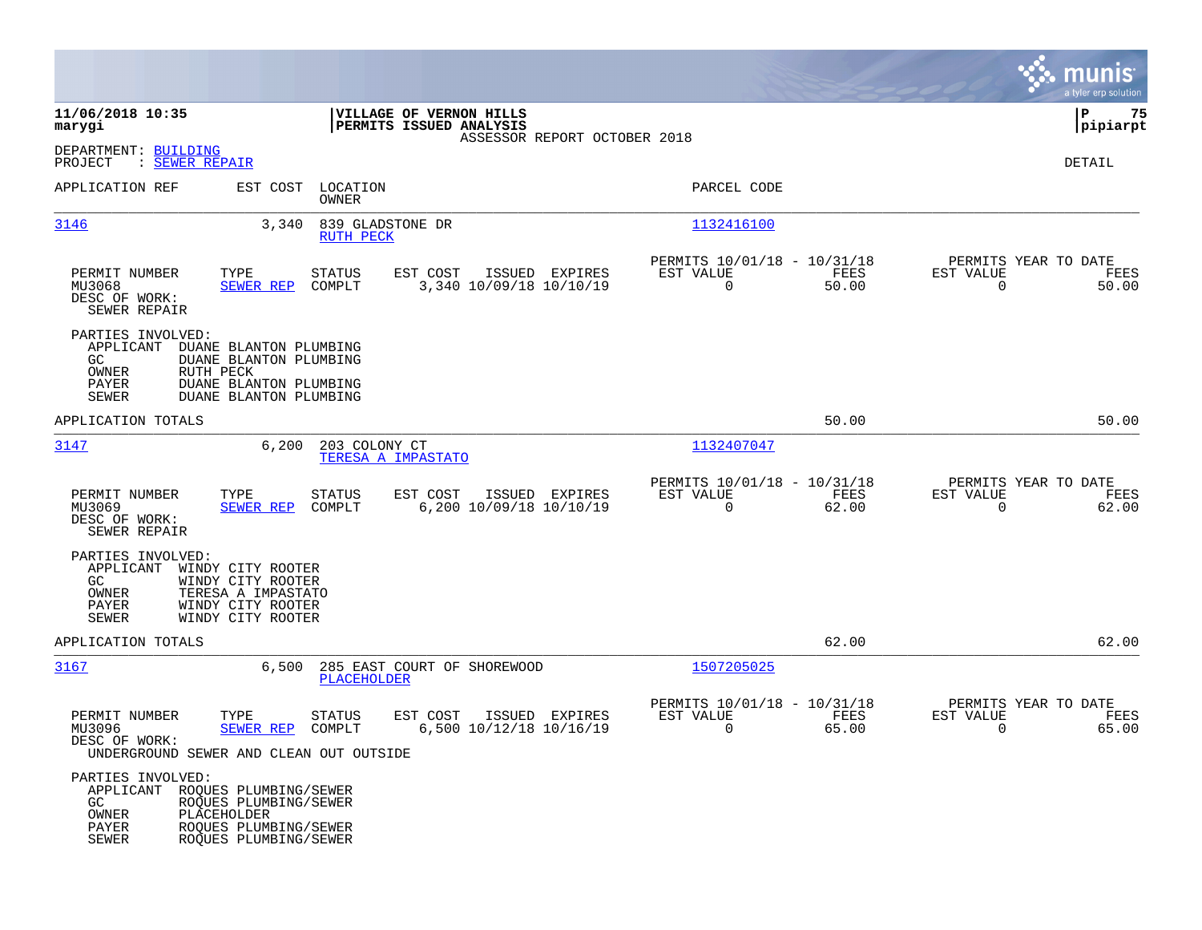**11/06/2018 10:35**
**marygi**

**VILLAGE OF VERNON HILLS**
**PERMITS ISSUED ANALYSIS**
ASSESSOR REPORT OCTOBER 2018

**P 75**
**pipiarpt**

DEPARTMENT: BUILDING
PROJECT : SEWER REPAIR

DETAIL

| APPLICATION REF | EST COST | LOCATION / OWNER | PARCEL CODE |
|---|---|---|---|
| 3146 | 3,340 | 839 GLADSTONE DR / RUTH PECK | 1132416100 |

| PERMIT NUMBER | TYPE | STATUS | EST COST | ISSUED | EXPIRES | PERMITS 10/01/18 - 10/31/18 EST VALUE | FEES | PERMITS YEAR TO DATE EST VALUE | FEES |
|---|---|---|---|---|---|---|---|---|---|
| MU3068 | SEWER REP | COMPLT | 3,340 | 10/09/18 | 10/10/19 | 0 | 50.00 | 0 | 50.00 |

DESC OF WORK:
SEWER REPAIR

PARTIES INVOLVED:
- APPLICANT DUANE BLANTON PLUMBING
- GC DUANE BLANTON PLUMBING
- OWNER RUTH PECK
- PAYER DUANE BLANTON PLUMBING
- SEWER DUANE BLANTON PLUMBING

APPLICATION TOTALS: 50.00 | 50.00

| APPLICATION REF | EST COST | LOCATION / OWNER | PARCEL CODE |
|---|---|---|---|
| 3147 | 6,200 | 203 COLONY CT / TERESA A IMPASTATO | 1132407047 |

| PERMIT NUMBER | TYPE | STATUS | EST COST | ISSUED | EXPIRES | PERMITS 10/01/18 - 10/31/18 EST VALUE | FEES | PERMITS YEAR TO DATE EST VALUE | FEES |
|---|---|---|---|---|---|---|---|---|---|
| MU3069 | SEWER REP | COMPLT | 6,200 | 10/09/18 | 10/10/19 | 0 | 62.00 | 0 | 62.00 |

DESC OF WORK:
SEWER REPAIR

PARTIES INVOLVED:
- APPLICANT WINDY CITY ROOTER
- GC WINDY CITY ROOTER
- OWNER TERESA A IMPASTATO
- PAYER WINDY CITY ROOTER
- SEWER WINDY CITY ROOTER

APPLICATION TOTALS: 62.00 | 62.00

| APPLICATION REF | EST COST | LOCATION / OWNER | PARCEL CODE |
|---|---|---|---|
| 3167 | 6,500 | 285 EAST COURT OF SHOREWOOD / PLACEHOLDER | 1507205025 |

| PERMIT NUMBER | TYPE | STATUS | EST COST | ISSUED | EXPIRES | PERMITS 10/01/18 - 10/31/18 EST VALUE | FEES | PERMITS YEAR TO DATE EST VALUE | FEES |
|---|---|---|---|---|---|---|---|---|---|
| MU3096 | SEWER REP | COMPLT | 6,500 | 10/12/18 | 10/16/19 | 0 | 65.00 | 0 | 65.00 |

DESC OF WORK:
UNDERGROUND SEWER AND CLEAN OUT OUTSIDE

PARTIES INVOLVED:
- APPLICANT ROQUES PLUMBING/SEWER
- GC ROQUES PLUMBING/SEWER
- OWNER PLACEHOLDER
- PAYER ROQUES PLUMBING/SEWER
- SEWER ROQUES PLUMBING/SEWER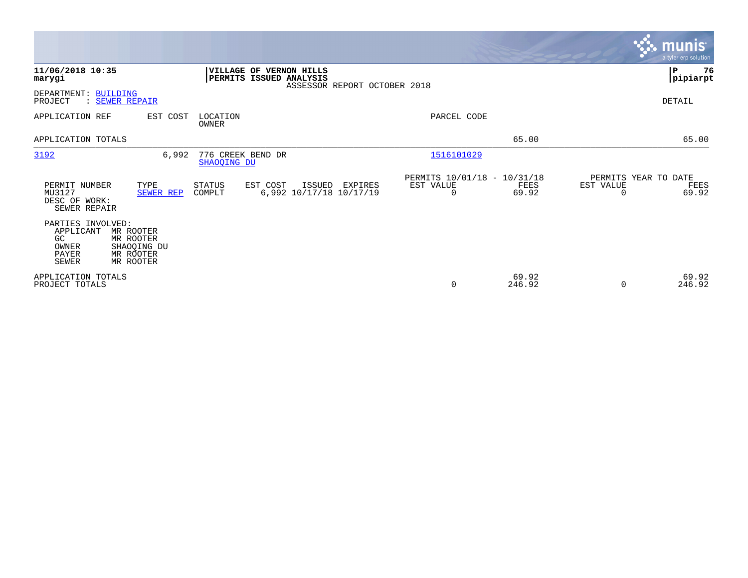**11/06/2018 10:35**
**marygi**

**VILLAGE OF VERNON HILLS**
**PERMITS ISSUED ANALYSIS**
ASSESSOR REPORT OCTOBER 2018

**P 76**
**pipiarpt**

DEPARTMENT: BUILDING
PROJECT : SEWER REPAIR

DETAIL

| APPLICATION REF | EST COST | LOCATION / OWNER | PARCEL CODE | | |
|---|---|---|---|---|---|
| APPLICATION TOTALS | | | | 65.00 | 65.00 |
| 3192 | 6,992 | 776 CREEK BEND DR / SHAOQING DU | 1516101029 | | |

| PERMIT NUMBER | TYPE | STATUS | EST COST | ISSUED | EXPIRES | PERMITS 10/01/18 - 10/31/18 EST VALUE | FEES | PERMITS YEAR TO DATE EST VALUE | FEES |
|---|---|---|---|---|---|---|---|---|---|
| MU3127 | SEWER REP | COMPLT | 6,992 | 10/17/18 | 10/17/19 | 0 | 69.92 | 0 | 69.92 |

DESC OF WORK:
SEWER REPAIR

PARTIES INVOLVED:

| | |
|---|---|
| APPLICANT | MR ROOTER |
| GC | MR ROOTER |
| OWNER | SHAOQING DU |
| PAYER | MR ROOTER |
| SEWER | MR ROOTER |

| | EST VALUE | FEES | EST VALUE | FEES |
|---|---|---|---|---|
| APPLICATION TOTALS | | 69.92 | | 69.92 |
| PROJECT TOTALS | 0 | 246.92 | 0 | 246.92 |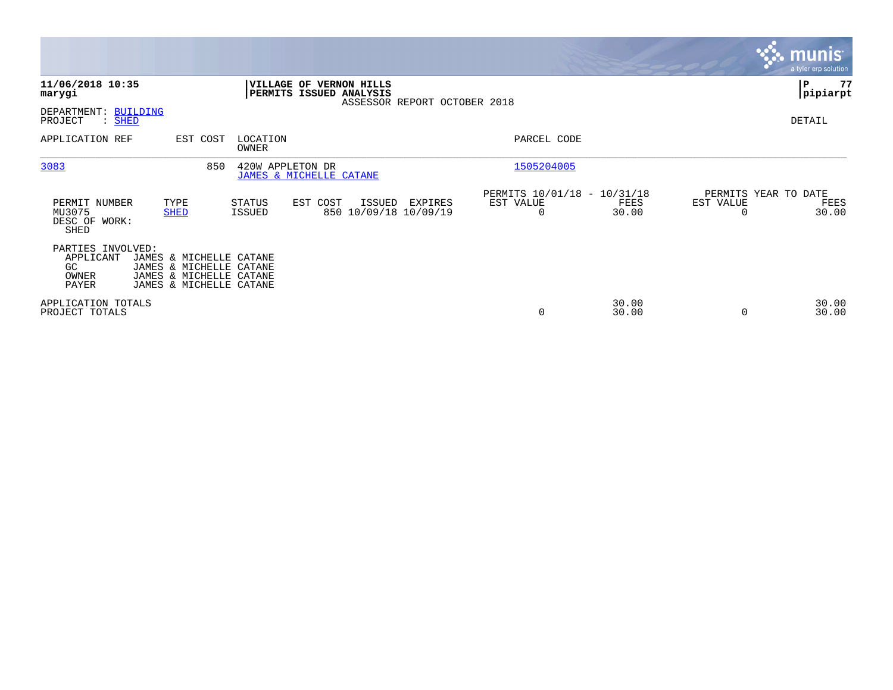**11/06/2018 10:35**
**marygi**

**VILLAGE OF VERNON HILLS**
**PERMITS ISSUED ANALYSIS**
ASSESSOR REPORT OCTOBER 2018

**P 77**
**pipiarpt**

DEPARTMENT: BUILDING
PROJECT : SHED

DETAIL

| APPLICATION REF | EST COST | LOCATION / OWNER | PARCEL CODE |
|---|---|---|---|
| 3083 | 850 | 420W APPLETON DR / JAMES & MICHELLE CATANE | 1505204005 |

| PERMIT NUMBER | TYPE | STATUS | EST COST | ISSUED | EXPIRES | PERMITS 10/01/18 - 10/31/18 EST VALUE | FEES | PERMITS YEAR TO DATE EST VALUE | FEES |
|---|---|---|---|---|---|---|---|---|---|
| MU3075 | SHED | ISSUED | 850 | 10/09/18 | 10/09/19 | 0 | 30.00 | 0 | 30.00 |

DESC OF WORK:
SHED

PARTIES INVOLVED:

| | |
|---|---|
| APPLICANT | JAMES & MICHELLE CATANE |
| GC | JAMES & MICHELLE CATANE |
| OWNER | JAMES & MICHELLE CATANE |
| PAYER | JAMES & MICHELLE CATANE |

| | EST VALUE | FEES | EST VALUE | FEES |
|---|---|---|---|---|
| APPLICATION TOTALS | | 30.00 | | 30.00 |
| PROJECT TOTALS | 0 | 30.00 | 0 | 30.00 |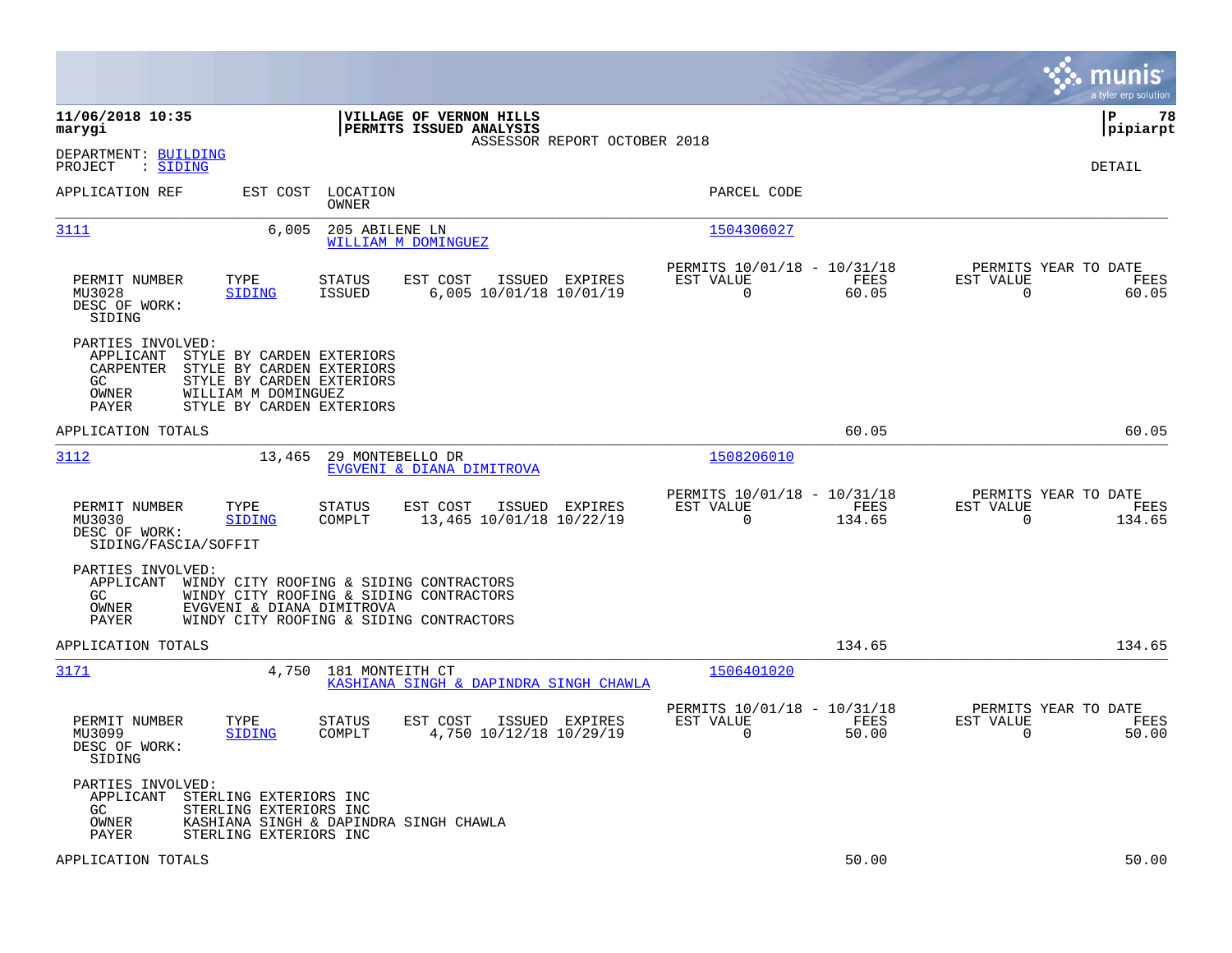**11/06/2018 10:35**
**marygi**

**VILLAGE OF VERNON HILLS**
**PERMITS ISSUED ANALYSIS**
ASSESSOR REPORT OCTOBER 2018

**P 78**
**pipiarpt**

DEPARTMENT: BUILDING
PROJECT : SIDING

DETAIL

| APPLICATION REF | EST COST | LOCATION / OWNER | PARCEL CODE |
|---|---|---|---|
| 3111 | 6,005 | 205 ABILENE LN / WILLIAM M DOMINGUEZ | 1504306027 |

| PERMIT NUMBER | TYPE | STATUS | EST COST | ISSUED | EXPIRES | PERMITS 10/01/18 - 10/31/18 EST VALUE | FEES | PERMITS YEAR TO DATE EST VALUE | FEES |
|---|---|---|---|---|---|---|---|---|---|
| MU3028 | SIDING | ISSUED | 6,005 | 10/01/18 | 10/01/19 | 0 | 60.05 | 0 | 60.05 |

DESC OF WORK:
SIDING

PARTIES INVOLVED:
- APPLICANT STYLE BY CARDEN EXTERIORS
- CARPENTER STYLE BY CARDEN EXTERIORS
- GC STYLE BY CARDEN EXTERIORS
- OWNER WILLIAM M DOMINGUEZ
- PAYER STYLE BY CARDEN EXTERIORS

APPLICATION TOTALS 60.05 60.05

| APPLICATION REF | EST COST | LOCATION / OWNER | PARCEL CODE |
|---|---|---|---|
| 3112 | 13,465 | 29 MONTEBELLO DR / EVGVENI & DIANA DIMITROVA | 1508206010 |

| PERMIT NUMBER | TYPE | STATUS | EST COST | ISSUED | EXPIRES | PERMITS 10/01/18 - 10/31/18 EST VALUE | FEES | PERMITS YEAR TO DATE EST VALUE | FEES |
|---|---|---|---|---|---|---|---|---|---|
| MU3030 | SIDING | COMPLT | 13,465 | 10/01/18 | 10/22/19 | 0 | 134.65 | 0 | 134.65 |

DESC OF WORK:
SIDING/FASCIA/SOFFIT

PARTIES INVOLVED:
- APPLICANT WINDY CITY ROOFING & SIDING CONTRACTORS
- GC WINDY CITY ROOFING & SIDING CONTRACTORS
- OWNER EVGVENI & DIANA DIMITROVA
- PAYER WINDY CITY ROOFING & SIDING CONTRACTORS

APPLICATION TOTALS 134.65 134.65

| APPLICATION REF | EST COST | LOCATION / OWNER | PARCEL CODE |
|---|---|---|---|
| 3171 | 4,750 | 181 MONTEITH CT / KASHIANA SINGH & DAPINDRA SINGH CHAWLA | 1506401020 |

| PERMIT NUMBER | TYPE | STATUS | EST COST | ISSUED | EXPIRES | PERMITS 10/01/18 - 10/31/18 EST VALUE | FEES | PERMITS YEAR TO DATE EST VALUE | FEES |
|---|---|---|---|---|---|---|---|---|---|
| MU3099 | SIDING | COMPLT | 4,750 | 10/12/18 | 10/29/19 | 0 | 50.00 | 0 | 50.00 |

DESC OF WORK:
SIDING

PARTIES INVOLVED:
- APPLICANT STERLING EXTERIORS INC
- GC STERLING EXTERIORS INC
- OWNER KASHIANA SINGH & DAPINDRA SINGH CHAWLA
- PAYER STERLING EXTERIORS INC

APPLICATION TOTALS 50.00 50.00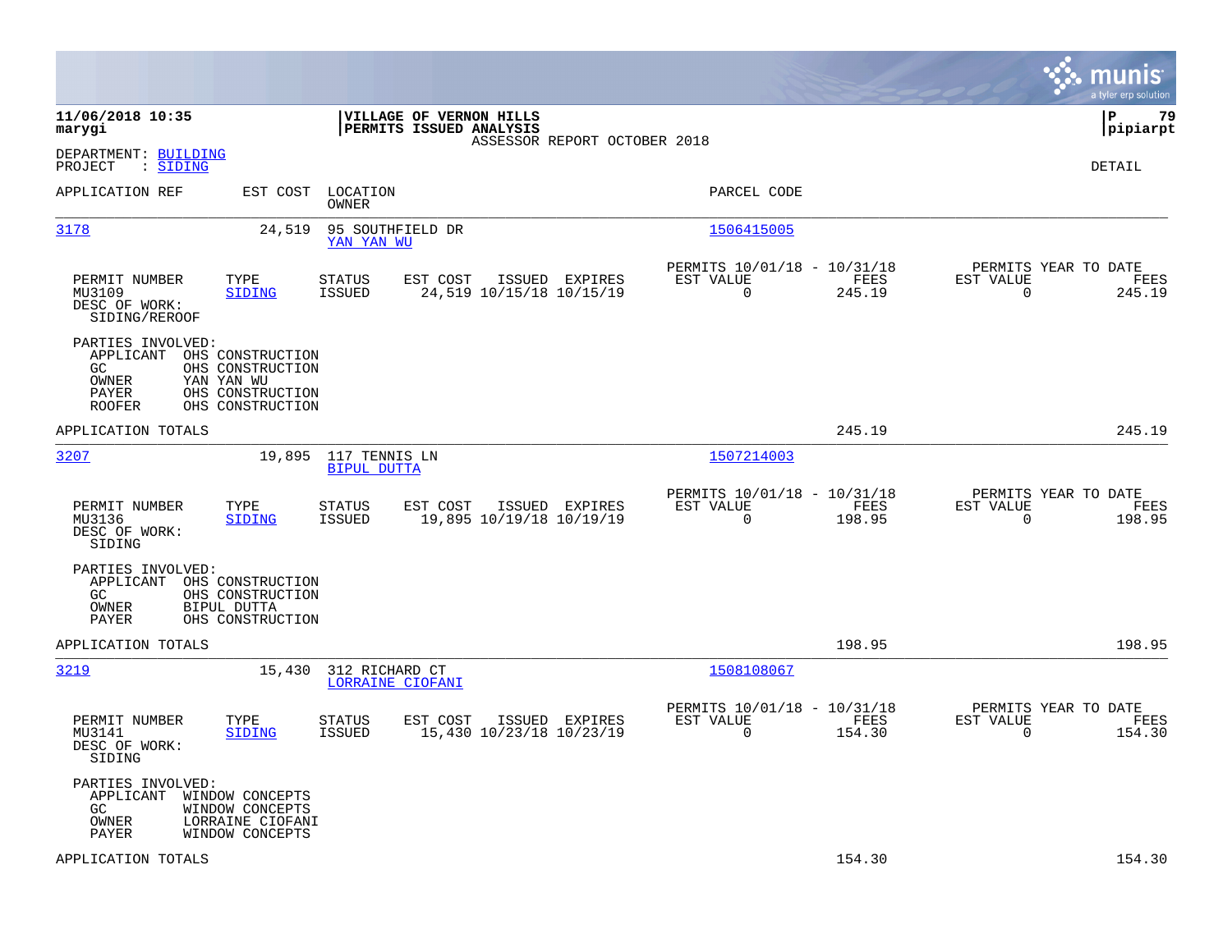**11/06/2018 10:35**
**marygi**

**VILLAGE OF VERNON HILLS**
**PERMITS ISSUED ANALYSIS**
ASSESSOR REPORT OCTOBER 2018

**P 79**
**pipiarpt**

DEPARTMENT: BUILDING
PROJECT : SIDING

DETAIL

| APPLICATION REF | EST COST | LOCATION / OWNER | PARCEL CODE |
|---|---|---|---|
| 3178 | 24,519 | 95 SOUTHFIELD DR / YAN YAN WU | 1506415005 |

| PERMIT NUMBER | TYPE | STATUS | EST COST | ISSUED | EXPIRES | PERMITS 10/01/18 - 10/31/18 EST VALUE | FEES | PERMITS YEAR TO DATE EST VALUE | FEES |
|---|---|---|---|---|---|---|---|---|---|
| MU3109 | SIDING | ISSUED | 24,519 | 10/15/18 | 10/15/19 | 0 | 245.19 | 0 | 245.19 |

DESC OF WORK:
SIDING/REROOF

PARTIES INVOLVED:
- APPLICANT OHS CONSTRUCTION
- GC OHS CONSTRUCTION
- OWNER YAN YAN WU
- PAYER OHS CONSTRUCTION
- ROOFER OHS CONSTRUCTION

APPLICATION TOTALS 245.19 245.19

| APPLICATION REF | EST COST | LOCATION / OWNER | PARCEL CODE |
|---|---|---|---|
| 3207 | 19,895 | 117 TENNIS LN / BIPUL DUTTA | 1507214003 |

| PERMIT NUMBER | TYPE | STATUS | EST COST | ISSUED | EXPIRES | PERMITS 10/01/18 - 10/31/18 EST VALUE | FEES | PERMITS YEAR TO DATE EST VALUE | FEES |
|---|---|---|---|---|---|---|---|---|---|
| MU3136 | SIDING | ISSUED | 19,895 | 10/19/18 | 10/19/19 | 0 | 198.95 | 0 | 198.95 |

DESC OF WORK:
SIDING

PARTIES INVOLVED:
- APPLICANT OHS CONSTRUCTION
- GC OHS CONSTRUCTION
- OWNER BIPUL DUTTA
- PAYER OHS CONSTRUCTION

APPLICATION TOTALS 198.95 198.95

| APPLICATION REF | EST COST | LOCATION / OWNER | PARCEL CODE |
|---|---|---|---|
| 3219 | 15,430 | 312 RICHARD CT / LORRAINE CIOFANI | 1508108067 |

| PERMIT NUMBER | TYPE | STATUS | EST COST | ISSUED | EXPIRES | PERMITS 10/01/18 - 10/31/18 EST VALUE | FEES | PERMITS YEAR TO DATE EST VALUE | FEES |
|---|---|---|---|---|---|---|---|---|---|
| MU3141 | SIDING | ISSUED | 15,430 | 10/23/18 | 10/23/19 | 0 | 154.30 | 0 | 154.30 |

DESC OF WORK:
SIDING

PARTIES INVOLVED:
- APPLICANT WINDOW CONCEPTS
- GC WINDOW CONCEPTS
- OWNER LORRAINE CIOFANI
- PAYER WINDOW CONCEPTS

APPLICATION TOTALS 154.30 154.30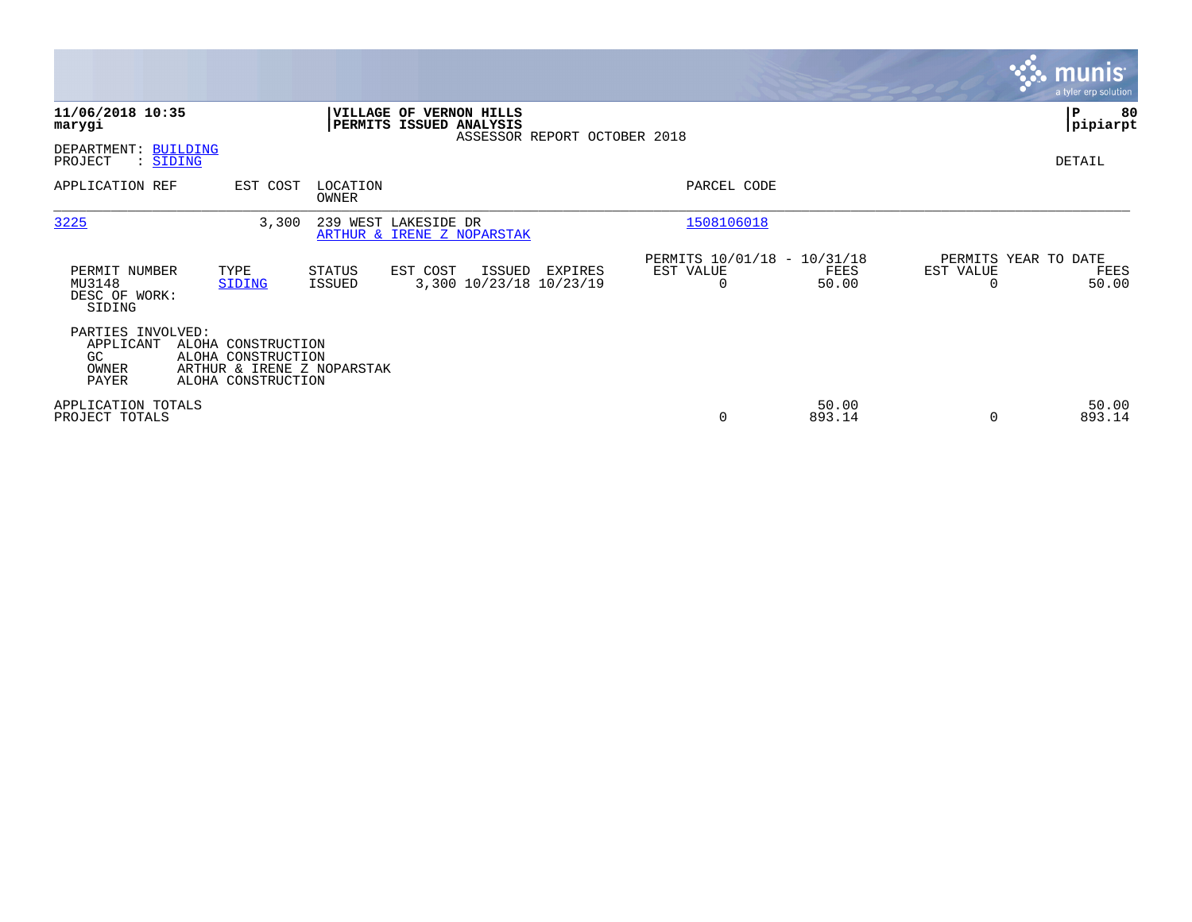**11/06/2018 10:35**
**marygi**

**VILLAGE OF VERNON HILLS**
**PERMITS ISSUED ANALYSIS**
ASSESSOR REPORT OCTOBER 2018

**P 80**
**pipiarpt**

DEPARTMENT: BUILDING
PROJECT : SIDING

DETAIL

| APPLICATION REF | EST COST | LOCATION / OWNER | PARCEL CODE |
|---|---|---|---|
| 3225 | 3,300 | 239 WEST LAKESIDE DR / ARTHUR & IRENE Z NOPARSTAK | 1508106018 |

| PERMIT NUMBER | TYPE | STATUS | EST COST | ISSUED | EXPIRES | PERMITS 10/01/18 - 10/31/18 EST VALUE | FEES | PERMITS YEAR TO DATE EST VALUE | FEES |
|---|---|---|---|---|---|---|---|---|---|
| MU3148 | SIDING | ISSUED | 3,300 | 10/23/18 | 10/23/19 | 0 | 50.00 | 0 | 50.00 |

DESC OF WORK:
SIDING

PARTIES INVOLVED:

| | |
|---|---|
| APPLICANT | ALOHA CONSTRUCTION |
| GC | ALOHA CONSTRUCTION |
| OWNER | ARTHUR & IRENE Z NOPARSTAK |
| PAYER | ALOHA CONSTRUCTION |

| | EST VALUE | FEES | EST VALUE | FEES |
|---|---|---|---|---|
| APPLICATION TOTALS | | 50.00 | | 50.00 |
| PROJECT TOTALS | 0 | 893.14 | 0 | 893.14 |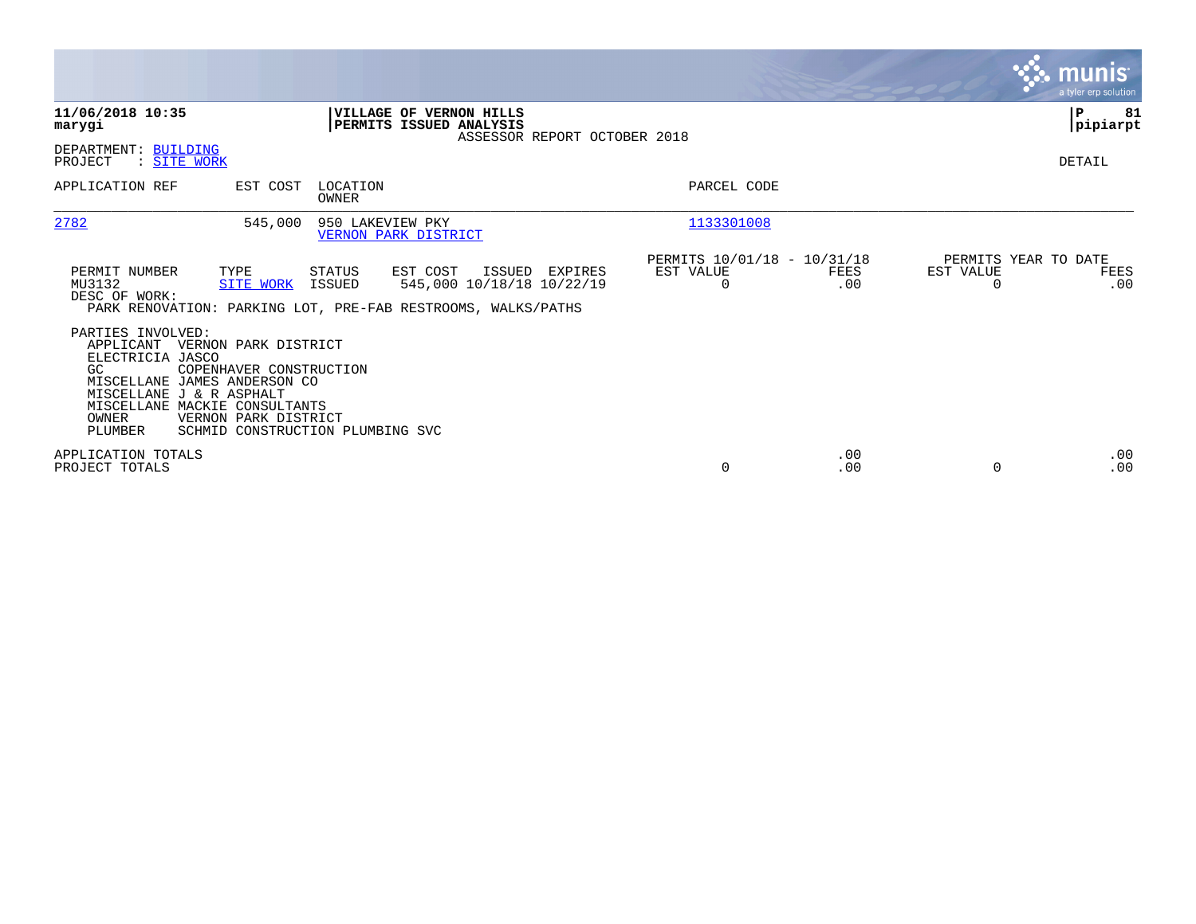**11/06/2018 10:35**
**marygi**

**VILLAGE OF VERNON HILLS**
**PERMITS ISSUED ANALYSIS**
ASSESSOR REPORT OCTOBER 2018

**P 81**
**pipiarpt**

DEPARTMENT: BUILDING
PROJECT : SITE WORK

DETAIL

| APPLICATION REF | EST COST | LOCATION / OWNER | PARCEL CODE |
|---|---|---|---|
| 2782 | 545,000 | 950 LAKEVIEW PKY / VERNON PARK DISTRICT | 1133301008 |

| PERMIT NUMBER | TYPE | STATUS | EST COST | ISSUED | EXPIRES | PERMITS 10/01/18 - 10/31/18 EST VALUE | FEES | PERMITS YEAR TO DATE EST VALUE | FEES |
|---|---|---|---|---|---|---|---|---|---|
| MU3132 | SITE WORK | ISSUED | 545,000 | 10/18/18 | 10/22/19 | 0 | .00 | 0 | .00 |

DESC OF WORK:
PARK RENOVATION: PARKING LOT, PRE-FAB RESTROOMS, WALKS/PATHS

PARTIES INVOLVED:

| | |
|---|---|
| APPLICANT | VERNON PARK DISTRICT |
| ELECTRICIA | JASCO |
| GC | COPENHAVER CONSTRUCTION |
| MISCELLANE | JAMES ANDERSON CO |
| MISCELLANE | J & R ASPHALT |
| MISCELLANE | MACKIE CONSULTANTS |
| OWNER | VERNON PARK DISTRICT |
| PLUMBER | SCHMID CONSTRUCTION PLUMBING SVC |

| | EST VALUE | FEES | EST VALUE | FEES |
|---|---|---|---|---|
| APPLICATION TOTALS | | .00 | | .00 |
| PROJECT TOTALS | 0 | .00 | 0 | .00 |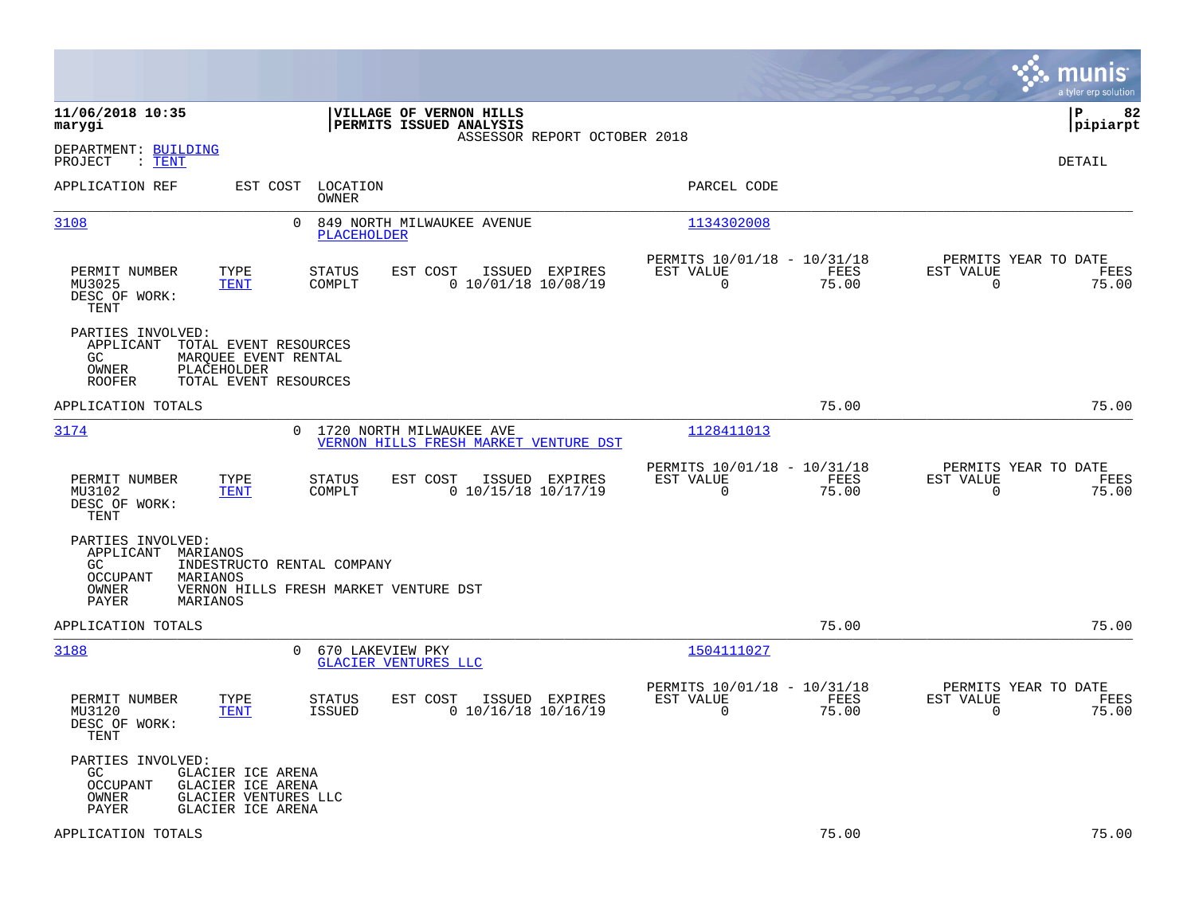**11/06/2018 10:35**
**marygi**

**VILLAGE OF VERNON HILLS**
**PERMITS ISSUED ANALYSIS**
ASSESSOR REPORT OCTOBER 2018

**P 82**
**pipiarpt**

DEPARTMENT: BUILDING
PROJECT : TENT

DETAIL

| APPLICATION REF | EST COST | LOCATION / OWNER | PARCEL CODE |
|---|---|---|---|
| 3108 | 0 | 849 NORTH MILWAUKEE AVENUE / PLACEHOLDER | 1134302008 |

| PERMIT NUMBER | TYPE | STATUS | EST COST | ISSUED | EXPIRES | PERMITS 10/01/18 - 10/31/18 EST VALUE | FEES | PERMITS YEAR TO DATE EST VALUE | FEES |
|---|---|---|---|---|---|---|---|---|---|
| MU3025 | TENT | COMPLT | 0 | 10/01/18 | 10/08/19 | 0 | 75.00 | 0 | 75.00 |

DESC OF WORK:
TENT

PARTIES INVOLVED:
- APPLICANT TOTAL EVENT RESOURCES
- GC MARQUEE EVENT RENTAL
- OWNER PLACEHOLDER
- ROOFER TOTAL EVENT RESOURCES

APPLICATION TOTALS 75.00 75.00

| APPLICATION REF | EST COST | LOCATION / OWNER | PARCEL CODE |
|---|---|---|---|
| 3174 | 0 | 1720 NORTH MILWAUKEE AVE / VERNON HILLS FRESH MARKET VENTURE DST | 1128411013 |

| PERMIT NUMBER | TYPE | STATUS | EST COST | ISSUED | EXPIRES | PERMITS 10/01/18 - 10/31/18 EST VALUE | FEES | PERMITS YEAR TO DATE EST VALUE | FEES |
|---|---|---|---|---|---|---|---|---|---|
| MU3102 | TENT | COMPLT | 0 | 10/15/18 | 10/17/19 | 0 | 75.00 | 0 | 75.00 |

DESC OF WORK:
TENT

PARTIES INVOLVED:
- APPLICANT MARIANOS
- GC INDESTRUCTO RENTAL COMPANY
- OCCUPANT MARIANOS
- OWNER VERNON HILLS FRESH MARKET VENTURE DST
- PAYER MARIANOS

APPLICATION TOTALS 75.00 75.00

| APPLICATION REF | EST COST | LOCATION / OWNER | PARCEL CODE |
|---|---|---|---|
| 3188 | 0 | 670 LAKEVIEW PKY / GLACIER VENTURES LLC | 1504111027 |

| PERMIT NUMBER | TYPE | STATUS | EST COST | ISSUED | EXPIRES | PERMITS 10/01/18 - 10/31/18 EST VALUE | FEES | PERMITS YEAR TO DATE EST VALUE | FEES |
|---|---|---|---|---|---|---|---|---|---|
| MU3120 | TENT | ISSUED | 0 | 10/16/18 | 10/16/19 | 0 | 75.00 | 0 | 75.00 |

DESC OF WORK:
TENT

PARTIES INVOLVED:
- GC GLACIER ICE ARENA
- OCCUPANT GLACIER ICE ARENA
- OWNER GLACIER VENTURES LLC
- PAYER GLACIER ICE ARENA

APPLICATION TOTALS 75.00 75.00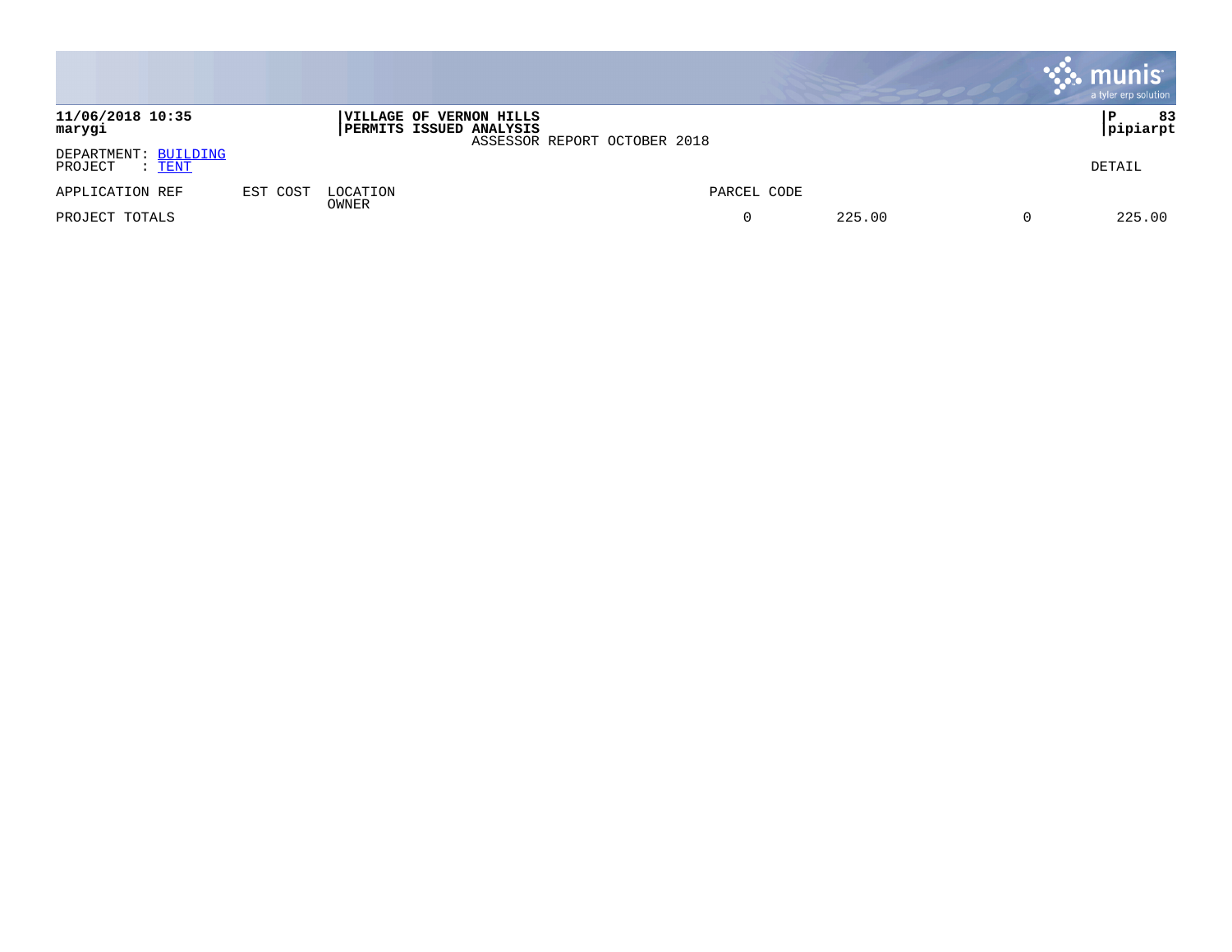**11/06/2018 10:35**
**marygi**

**VILLAGE OF VERNON HILLS**
**PERMITS ISSUED ANALYSIS**
ASSESSOR REPORT OCTOBER 2018

**P 83**
**pipiarpt**

DEPARTMENT: BUILDING
PROJECT : TENT

DETAIL

| APPLICATION REF | EST COST | LOCATION OWNER | PARCEL CODE | | | |
|---|---|---|---|---|---|---|
| PROJECT TOTALS | | | 0 | 225.00 | 0 | 225.00 |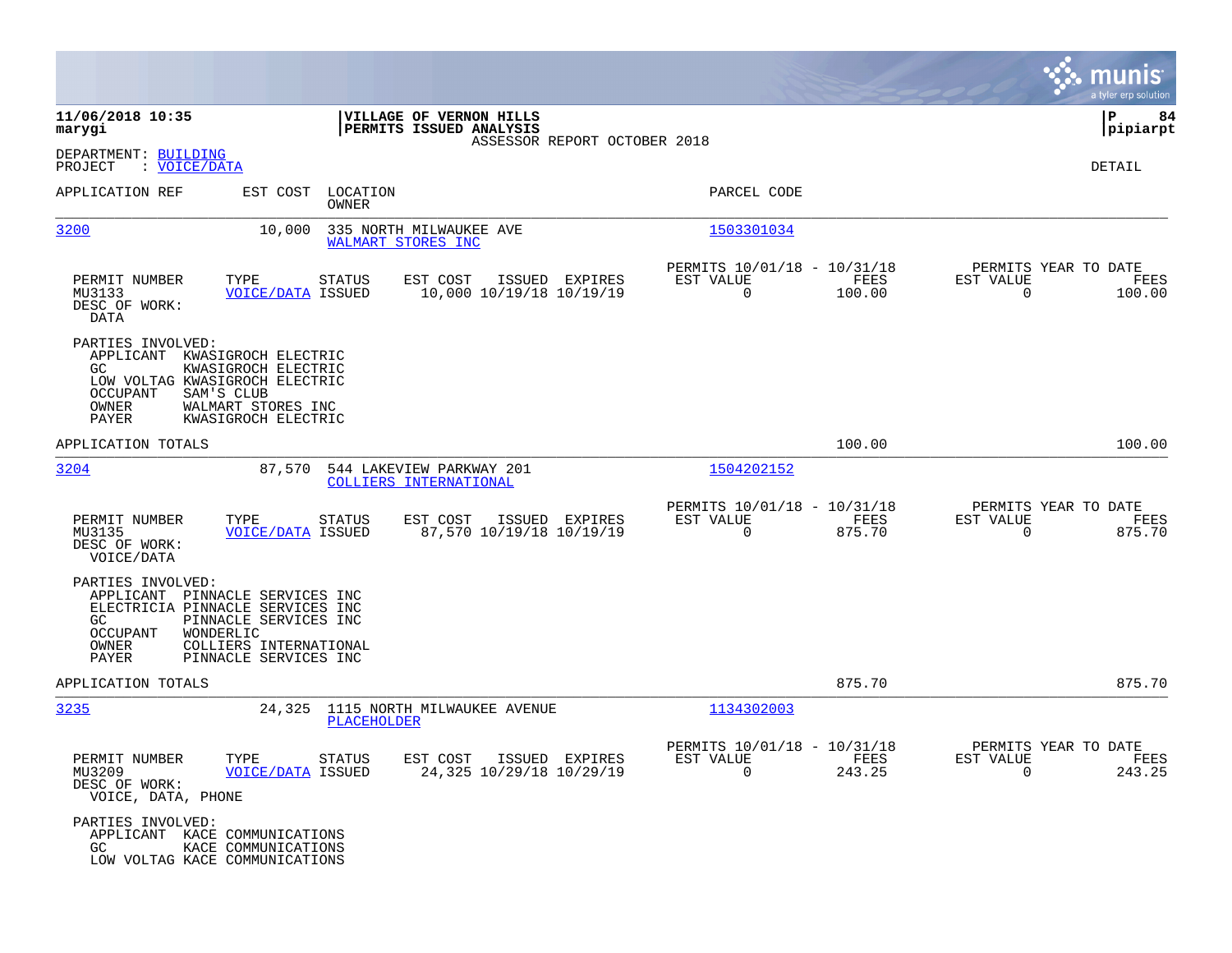**11/06/2018 10:35**
**marygi**

**VILLAGE OF VERNON HILLS**
**PERMITS ISSUED ANALYSIS**
ASSESSOR REPORT OCTOBER 2018

**P 84**
**pipiarpt**

DEPARTMENT: BUILDING
PROJECT : VOICE/DATA

DETAIL

| APPLICATION REF | EST COST | LOCATION / OWNER | PARCEL CODE |
|---|---|---|---|
| 3200 | 10,000 | 335 NORTH MILWAUKEE AVE / WALMART STORES INC | 1503301034 |

| PERMIT NUMBER | TYPE | STATUS | EST COST | ISSUED | EXPIRES | PERMITS 10/01/18 - 10/31/18 EST VALUE | FEES | PERMITS YEAR TO DATE EST VALUE | FEES |
|---|---|---|---|---|---|---|---|---|---|
| MU3133 | VOICE/DATA | ISSUED | 10,000 | 10/19/18 | 10/19/19 | 0 | 100.00 | 0 | 100.00 |

DESC OF WORK:
DATA

PARTIES INVOLVED:
- APPLICANT KWASIGROCH ELECTRIC
- GC KWASIGROCH ELECTRIC
- LOW VOLTAG KWASIGROCH ELECTRIC
- OCCUPANT SAM'S CLUB
- OWNER WALMART STORES INC
- PAYER KWASIGROCH ELECTRIC

APPLICATION TOTALS 100.00 100.00

| APPLICATION REF | EST COST | LOCATION / OWNER | PARCEL CODE |
|---|---|---|---|
| 3204 | 87,570 | 544 LAKEVIEW PARKWAY 201 / COLLIERS INTERNATIONAL | 1504202152 |

| PERMIT NUMBER | TYPE | STATUS | EST COST | ISSUED | EXPIRES | PERMITS 10/01/18 - 10/31/18 EST VALUE | FEES | PERMITS YEAR TO DATE EST VALUE | FEES |
|---|---|---|---|---|---|---|---|---|---|
| MU3135 | VOICE/DATA | ISSUED | 87,570 | 10/19/18 | 10/19/19 | 0 | 875.70 | 0 | 875.70 |

DESC OF WORK:
VOICE/DATA

PARTIES INVOLVED:
- APPLICANT PINNACLE SERVICES INC
- ELECTRICIA PINNACLE SERVICES INC
- GC PINNACLE SERVICES INC
- OCCUPANT WONDERLIC
- OWNER COLLIERS INTERNATIONAL
- PAYER PINNACLE SERVICES INC

APPLICATION TOTALS 875.70 875.70

| APPLICATION REF | EST COST | LOCATION / OWNER | PARCEL CODE |
|---|---|---|---|
| 3235 | 24,325 | 1115 NORTH MILWAUKEE AVENUE / PLACEHOLDER | 1134302003 |

| PERMIT NUMBER | TYPE | STATUS | EST COST | ISSUED | EXPIRES | PERMITS 10/01/18 - 10/31/18 EST VALUE | FEES | PERMITS YEAR TO DATE EST VALUE | FEES |
|---|---|---|---|---|---|---|---|---|---|
| MU3209 | VOICE/DATA | ISSUED | 24,325 | 10/29/18 | 10/29/19 | 0 | 243.25 | 0 | 243.25 |

DESC OF WORK:
VOICE, DATA, PHONE

PARTIES INVOLVED:
- APPLICANT KACE COMMUNICATIONS
- GC KACE COMMUNICATIONS
- LOW VOLTAG KACE COMMUNICATIONS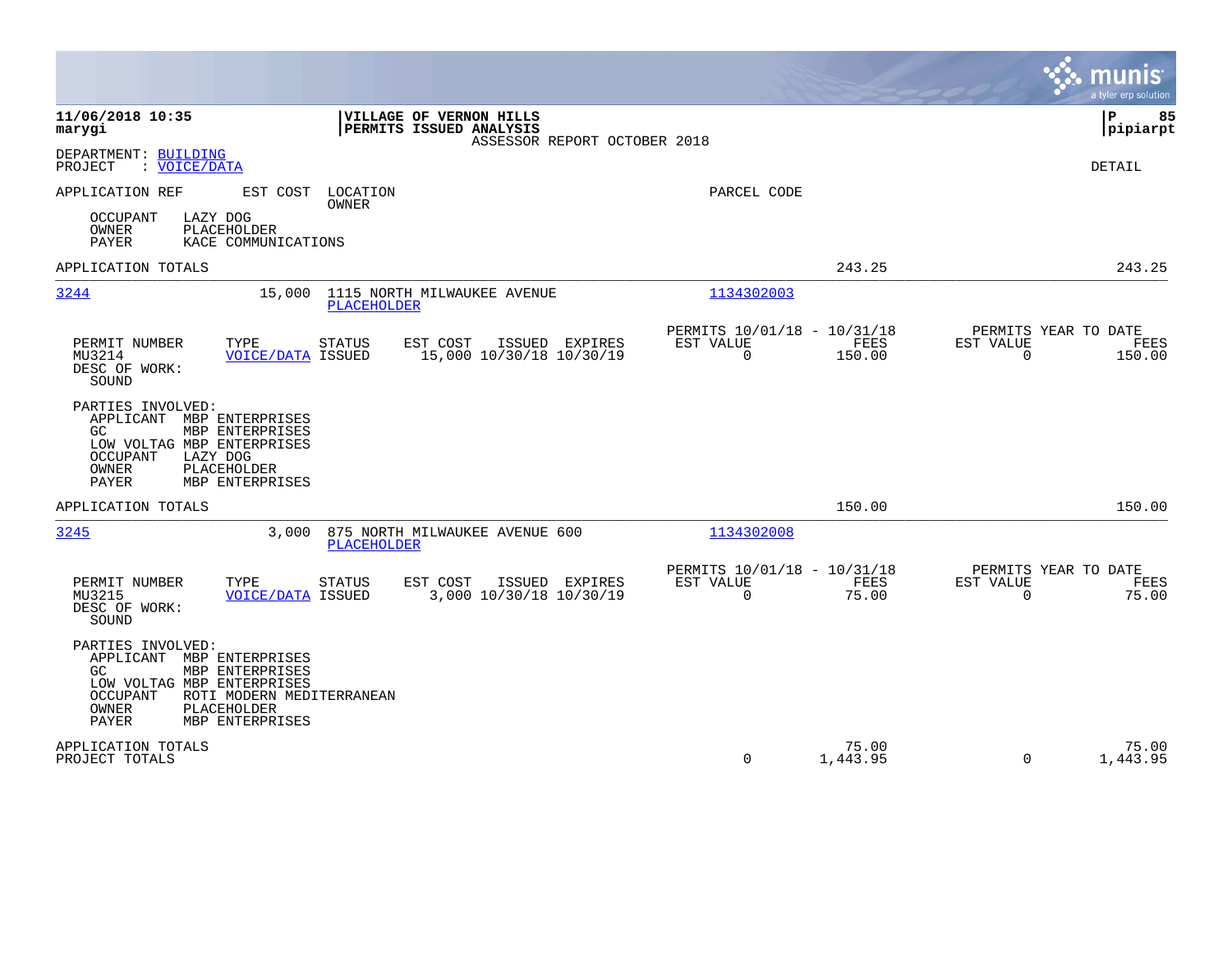**11/06/2018 10:35**
**marygi**

**VILLAGE OF VERNON HILLS**
**PERMITS ISSUED ANALYSIS**
ASSESSOR REPORT OCTOBER 2018

**pipiarpt**

DEPARTMENT: BUILDING
PROJECT : VOICE/DATA

DETAIL

APPLICATION REF    EST COST    LOCATION
OWNER    PARCEL CODE

OCCUPANT    LAZY DOG
OWNER    PLACEHOLDER
PAYER    KACE COMMUNICATIONS

| | | |
|---|---|---|
| APPLICATION TOTALS | 243.25 | 243.25 |

---

**3244**    15,000    1115 NORTH MILWAUKEE AVENUE    1134302003
PLACEHOLDER

| PERMIT NUMBER | TYPE | STATUS | EST COST | ISSUED | EXPIRES | PERMITS 10/01/18 - 10/31/18 EST VALUE | FEES | PERMITS YEAR TO DATE EST VALUE | FEES |
|---|---|---|---|---|---|---|---|---|---|
| MU3214 | VOICE/DATA | ISSUED | 15,000 | 10/30/18 | 10/30/19 | 0 | 150.00 | 0 | 150.00 |

DESC OF WORK:
SOUND

PARTIES INVOLVED:
APPLICANT    MBP ENTERPRISES
GC    MBP ENTERPRISES
LOW VOLTAG    MBP ENTERPRISES
OCCUPANT    LAZY DOG
OWNER    PLACEHOLDER
PAYER    MBP ENTERPRISES

| | | |
|---|---|---|
| APPLICATION TOTALS | 150.00 | 150.00 |

---

**3245**    3,000    875 NORTH MILWAUKEE AVENUE 600    1134302008
PLACEHOLDER

| PERMIT NUMBER | TYPE | STATUS | EST COST | ISSUED | EXPIRES | PERMITS 10/01/18 - 10/31/18 EST VALUE | FEES | PERMITS YEAR TO DATE EST VALUE | FEES |
|---|---|---|---|---|---|---|---|---|---|
| MU3215 | VOICE/DATA | ISSUED | 3,000 | 10/30/18 | 10/30/19 | 0 | 75.00 | 0 | 75.00 |

DESC OF WORK:
SOUND

PARTIES INVOLVED:
APPLICANT    MBP ENTERPRISES
GC    MBP ENTERPRISES
LOW VOLTAG    MBP ENTERPRISES
OCCUPANT    ROTI MODERN MEDITERRANEAN
OWNER    PLACEHOLDER
PAYER    MBP ENTERPRISES

| | EST VALUE | FEES | EST VALUE | FEES |
|---|---|---|---|---|
| APPLICATION TOTALS | | 75.00 | | 75.00 |
| PROJECT TOTALS | 0 | 1,443.95 | 0 | 1,443.95 |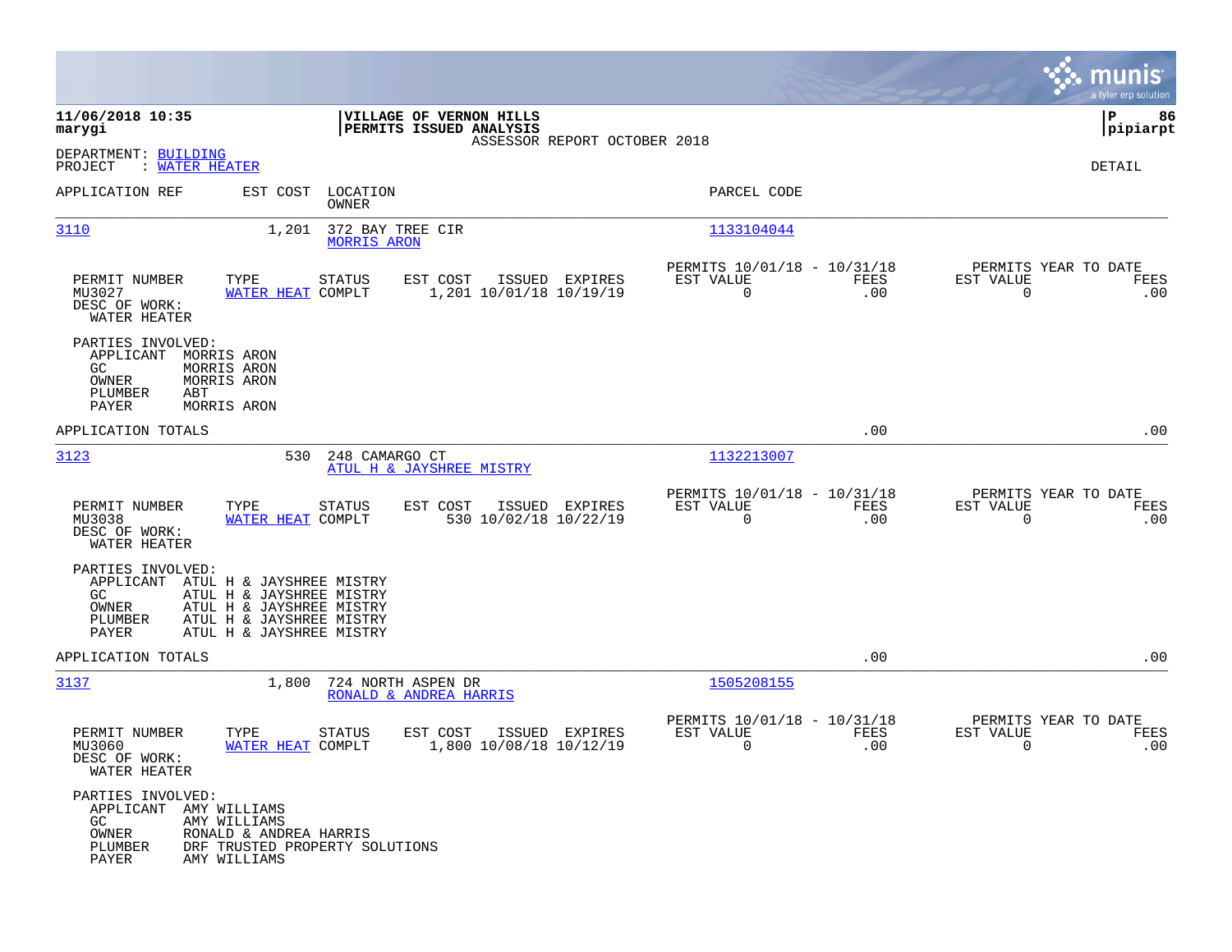**11/06/2018 10:35**
**marygi**

**VILLAGE OF VERNON HILLS**
**PERMITS ISSUED ANALYSIS**
ASSESSOR REPORT OCTOBER 2018

**P 86**
**pipiarpt**

DEPARTMENT: BUILDING
PROJECT : WATER HEATER

DETAIL

| APPLICATION REF | EST COST | LOCATION / OWNER | PARCEL CODE |
|---|---|---|---|
| 3110 | 1,201 | 372 BAY TREE CIR / MORRIS ARON | 1133104044 |

| PERMIT NUMBER | TYPE | STATUS | EST COST | ISSUED | EXPIRES | PERMITS 10/01/18 - 10/31/18 EST VALUE | FEES | PERMITS YEAR TO DATE EST VALUE | FEES |
|---|---|---|---|---|---|---|---|---|---|
| MU3027 | WATER HEAT | COMPLT | 1,201 | 10/01/18 | 10/19/19 | 0 | .00 | 0 | .00 |

DESC OF WORK:
WATER HEATER

PARTIES INVOLVED:
- APPLICANT MORRIS ARON
- GC MORRIS ARON
- OWNER MORRIS ARON
- PLUMBER ABT
- PAYER MORRIS ARON

APPLICATION TOTALS .00 .00

| APPLICATION REF | EST COST | LOCATION / OWNER | PARCEL CODE |
|---|---|---|---|
| 3123 | 530 | 248 CAMARGO CT / ATUL H & JAYSHREE MISTRY | 1132213007 |

| PERMIT NUMBER | TYPE | STATUS | EST COST | ISSUED | EXPIRES | PERMITS 10/01/18 - 10/31/18 EST VALUE | FEES | PERMITS YEAR TO DATE EST VALUE | FEES |
|---|---|---|---|---|---|---|---|---|---|
| MU3038 | WATER HEAT | COMPLT | 530 | 10/02/18 | 10/22/19 | 0 | .00 | 0 | .00 |

DESC OF WORK:
WATER HEATER

PARTIES INVOLVED:
- APPLICANT ATUL H & JAYSHREE MISTRY
- GC ATUL H & JAYSHREE MISTRY
- OWNER ATUL H & JAYSHREE MISTRY
- PLUMBER ATUL H & JAYSHREE MISTRY
- PAYER ATUL H & JAYSHREE MISTRY

APPLICATION TOTALS .00 .00

| APPLICATION REF | EST COST | LOCATION / OWNER | PARCEL CODE |
|---|---|---|---|
| 3137 | 1,800 | 724 NORTH ASPEN DR / RONALD & ANDREA HARRIS | 1505208155 |

| PERMIT NUMBER | TYPE | STATUS | EST COST | ISSUED | EXPIRES | PERMITS 10/01/18 - 10/31/18 EST VALUE | FEES | PERMITS YEAR TO DATE EST VALUE | FEES |
|---|---|---|---|---|---|---|---|---|---|
| MU3060 | WATER HEAT | COMPLT | 1,800 | 10/08/18 | 10/12/19 | 0 | .00 | 0 | .00 |

DESC OF WORK:
WATER HEATER

PARTIES INVOLVED:
- APPLICANT AMY WILLIAMS
- GC AMY WILLIAMS
- OWNER RONALD & ANDREA HARRIS
- PLUMBER DRF TRUSTED PROPERTY SOLUTIONS
- PAYER AMY WILLIAMS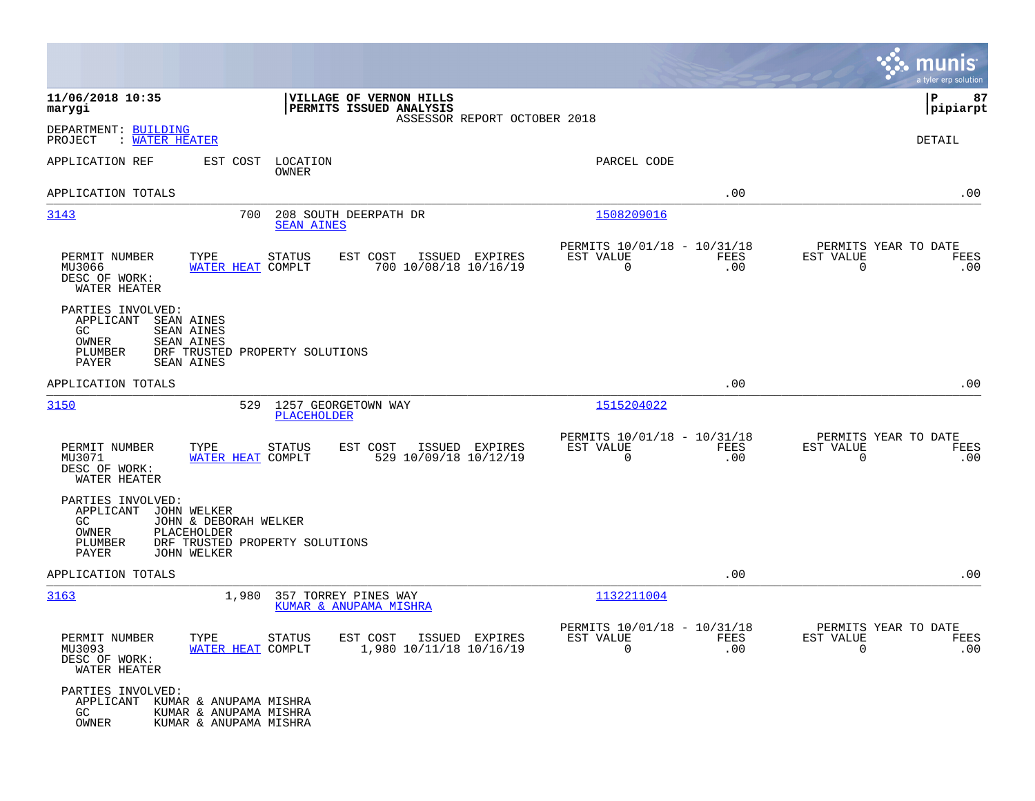**11/06/2018 10:35**
**marygi**

**VILLAGE OF VERNON HILLS**
**PERMITS ISSUED ANALYSIS**
ASSESSOR REPORT OCTOBER 2018

**P 87**
**pipiarpt**

DEPARTMENT: BUILDING
PROJECT : WATER HEATER

DETAIL

APPLICATION REF | EST COST | LOCATION / OWNER | PARCEL CODE

APPLICATION TOTALS .00 .00

---

**3143** 700 208 SOUTH DEERPATH DR — SEAN AINES — 1508209016

| PERMIT NUMBER | TYPE | STATUS | EST COST | ISSUED | EXPIRES | PERMITS 10/01/18 - 10/31/18 EST VALUE | FEES | PERMITS YEAR TO DATE EST VALUE | FEES |
|---|---|---|---|---|---|---|---|---|---|
| MU3066 | WATER HEAT | COMPLT | 700 | 10/08/18 | 10/16/19 | 0 | .00 | 0 | .00 |

DESC OF WORK:
WATER HEATER

PARTIES INVOLVED:
- APPLICANT SEAN AINES
- GC SEAN AINES
- OWNER SEAN AINES
- PLUMBER DRF TRUSTED PROPERTY SOLUTIONS
- PAYER SEAN AINES

APPLICATION TOTALS .00 .00

---

**3150** 529 1257 GEORGETOWN WAY — PLACEHOLDER — 1515204022

| PERMIT NUMBER | TYPE | STATUS | EST COST | ISSUED | EXPIRES | PERMITS 10/01/18 - 10/31/18 EST VALUE | FEES | PERMITS YEAR TO DATE EST VALUE | FEES |
|---|---|---|---|---|---|---|---|---|---|
| MU3071 | WATER HEAT | COMPLT | 529 | 10/09/18 | 10/12/19 | 0 | .00 | 0 | .00 |

DESC OF WORK:
WATER HEATER

PARTIES INVOLVED:
- APPLICANT JOHN WELKER
- GC JOHN & DEBORAH WELKER
- OWNER PLACEHOLDER
- PLUMBER DRF TRUSTED PROPERTY SOLUTIONS
- PAYER JOHN WELKER

APPLICATION TOTALS .00 .00

---

**3163** 1,980 357 TORREY PINES WAY — KUMAR & ANUPAMA MISHRA — 1132211004

| PERMIT NUMBER | TYPE | STATUS | EST COST | ISSUED | EXPIRES | PERMITS 10/01/18 - 10/31/18 EST VALUE | FEES | PERMITS YEAR TO DATE EST VALUE | FEES |
|---|---|---|---|---|---|---|---|---|---|
| MU3093 | WATER HEAT | COMPLT | 1,980 | 10/11/18 | 10/16/19 | 0 | .00 | 0 | .00 |

DESC OF WORK:
WATER HEATER

PARTIES INVOLVED:
- APPLICANT KUMAR & ANUPAMA MISHRA
- GC KUMAR & ANUPAMA MISHRA
- OWNER KUMAR & ANUPAMA MISHRA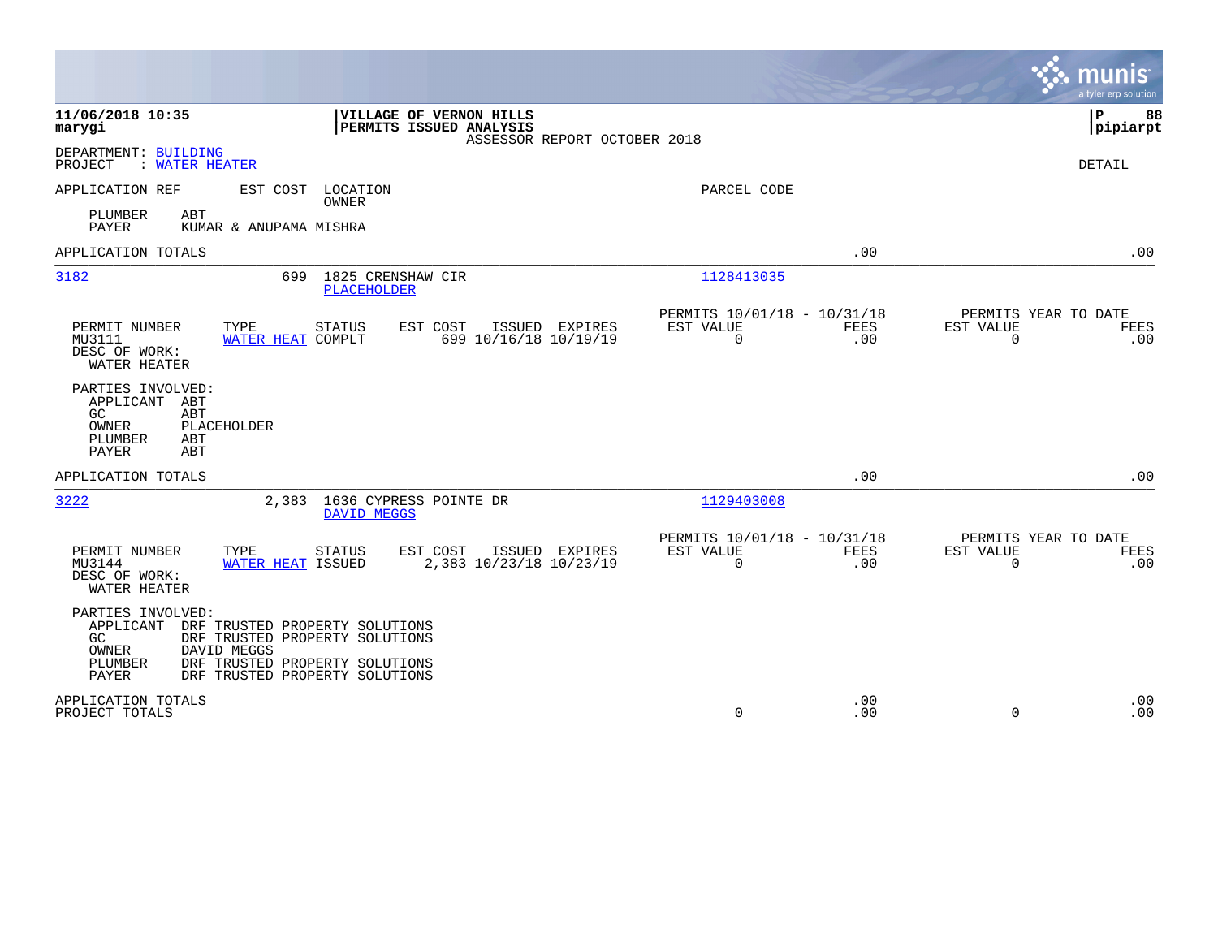**VILLAGE OF VERNON HILLS**
**PERMITS ISSUED ANALYSIS**
ASSESSOR REPORT OCTOBER 2018

11/06/2018 10:35
marygi

P 88
pipiarpt

DEPARTMENT: BUILDING
PROJECT : WATER HEATER

DETAIL

APPLICATION REF | EST COST | LOCATION / OWNER | PARCEL CODE

PLUMBER ABT
PAYER KUMAR & ANUPAMA MISHRA

APPLICATION TOTALS .00 .00

---

**3182** | 699 | 1825 CRENSHAW CIR / PLACEHOLDER | 1128413035

| PERMIT NUMBER | TYPE | STATUS | EST COST | ISSUED | EXPIRES | PERMITS 10/01/18 - 10/31/18 EST VALUE | FEES | PERMITS YEAR TO DATE EST VALUE | FEES |
|---|---|---|---|---|---|---|---|---|---|
| MU3111 | WATER HEAT | COMPLT | 699 | 10/16/18 | 10/19/19 | 0 | .00 | 0 | .00 |

DESC OF WORK:
WATER HEATER

PARTIES INVOLVED:
APPLICANT ABT
GC ABT
OWNER PLACEHOLDER
PLUMBER ABT
PAYER ABT

APPLICATION TOTALS .00 .00

---

**3222** | 2,383 | 1636 CYPRESS POINTE DR / DAVID MEGGS | 1129403008

| PERMIT NUMBER | TYPE | STATUS | EST COST | ISSUED | EXPIRES | PERMITS 10/01/18 - 10/31/18 EST VALUE | FEES | PERMITS YEAR TO DATE EST VALUE | FEES |
|---|---|---|---|---|---|---|---|---|---|
| MU3144 | WATER HEAT | ISSUED | 2,383 | 10/23/18 | 10/23/19 | 0 | .00 | 0 | .00 |

DESC OF WORK:
WATER HEATER

PARTIES INVOLVED:
APPLICANT DRF TRUSTED PROPERTY SOLUTIONS
GC DRF TRUSTED PROPERTY SOLUTIONS
OWNER DAVID MEGGS
PLUMBER DRF TRUSTED PROPERTY SOLUTIONS
PAYER DRF TRUSTED PROPERTY SOLUTIONS

| | EST VALUE | FEES | EST VALUE | FEES |
|---|---|---|---|---|
| APPLICATION TOTALS | | .00 | | .00 |
| PROJECT TOTALS | 0 | .00 | 0 | .00 |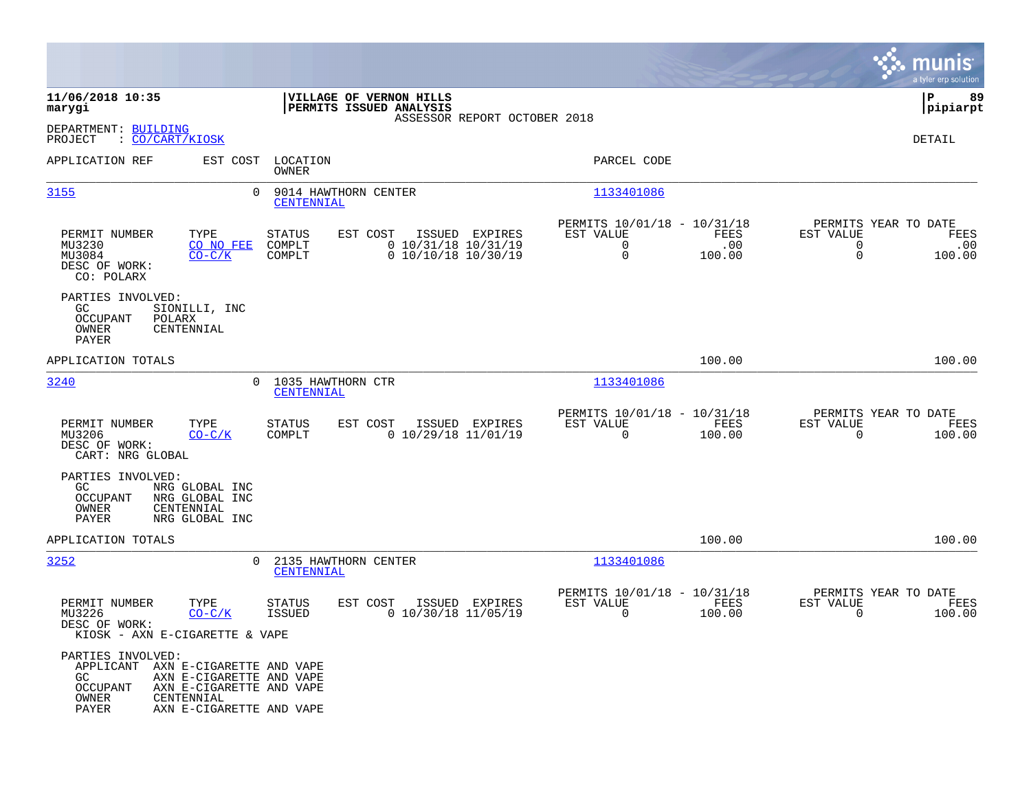**11/06/2018 10:35**
**marygi**

**VILLAGE OF VERNON HILLS**
**PERMITS ISSUED ANALYSIS**
ASSESSOR REPORT OCTOBER 2018

**P 89**
**pipiarpt**

DEPARTMENT: BUILDING
PROJECT : CO/CART/KIOSK

DETAIL

| APPLICATION REF | EST COST | LOCATION / OWNER | PARCEL CODE |
|---|---|---|---|
| 3155 | 0 | 9014 HAWTHORN CENTER / CENTENNIAL | 1133401086 |

| PERMIT NUMBER | TYPE | STATUS | EST COST | ISSUED | EXPIRES | PERMITS 10/01/18 - 10/31/18 EST VALUE | FEES | PERMITS YEAR TO DATE EST VALUE | FEES |
|---|---|---|---|---|---|---|---|---|---|
| MU3230 | CO NO FEE | COMPLT | 0 | 10/31/18 | 10/31/19 | 0 | .00 | 0 | .00 |
| MU3084 | CO-C/K | COMPLT | 0 | 10/10/18 | 10/30/19 | 0 | 100.00 | 0 | 100.00 |

DESC OF WORK:
CO: POLARX

PARTIES INVOLVED:
- GC: SIONILLI, INC
- OCCUPANT: POLARX
- OWNER: CENTENNIAL
- PAYER

APPLICATION TOTALS: 100.00 | 100.00

| APPLICATION REF | EST COST | LOCATION / OWNER | PARCEL CODE |
|---|---|---|---|
| 3240 | 0 | 1035 HAWTHORN CTR / CENTENNIAL | 1133401086 |

| PERMIT NUMBER | TYPE | STATUS | EST COST | ISSUED | EXPIRES | PERMITS 10/01/18 - 10/31/18 EST VALUE | FEES | PERMITS YEAR TO DATE EST VALUE | FEES |
|---|---|---|---|---|---|---|---|---|---|
| MU3206 | CO-C/K | COMPLT | 0 | 10/29/18 | 11/01/19 | 0 | 100.00 | 0 | 100.00 |

DESC OF WORK:
CART: NRG GLOBAL

PARTIES INVOLVED:
- GC: NRG GLOBAL INC
- OCCUPANT: NRG GLOBAL INC
- OWNER: CENTENNIAL
- PAYER: NRG GLOBAL INC

APPLICATION TOTALS: 100.00 | 100.00

| APPLICATION REF | EST COST | LOCATION / OWNER | PARCEL CODE |
|---|---|---|---|
| 3252 | 0 | 2135 HAWTHORN CENTER / CENTENNIAL | 1133401086 |

| PERMIT NUMBER | TYPE | STATUS | EST COST | ISSUED | EXPIRES | PERMITS 10/01/18 - 10/31/18 EST VALUE | FEES | PERMITS YEAR TO DATE EST VALUE | FEES |
|---|---|---|---|---|---|---|---|---|---|
| MU3226 | CO-C/K | ISSUED | 0 | 10/30/18 | 11/05/19 | 0 | 100.00 | 0 | 100.00 |

DESC OF WORK:
KIOSK - AXN E-CIGARETTE & VAPE

PARTIES INVOLVED:
- APPLICANT: AXN E-CIGARETTE AND VAPE
- GC: AXN E-CIGARETTE AND VAPE
- OCCUPANT: AXN E-CIGARETTE AND VAPE
- OWNER: CENTENNIAL
- PAYER: AXN E-CIGARETTE AND VAPE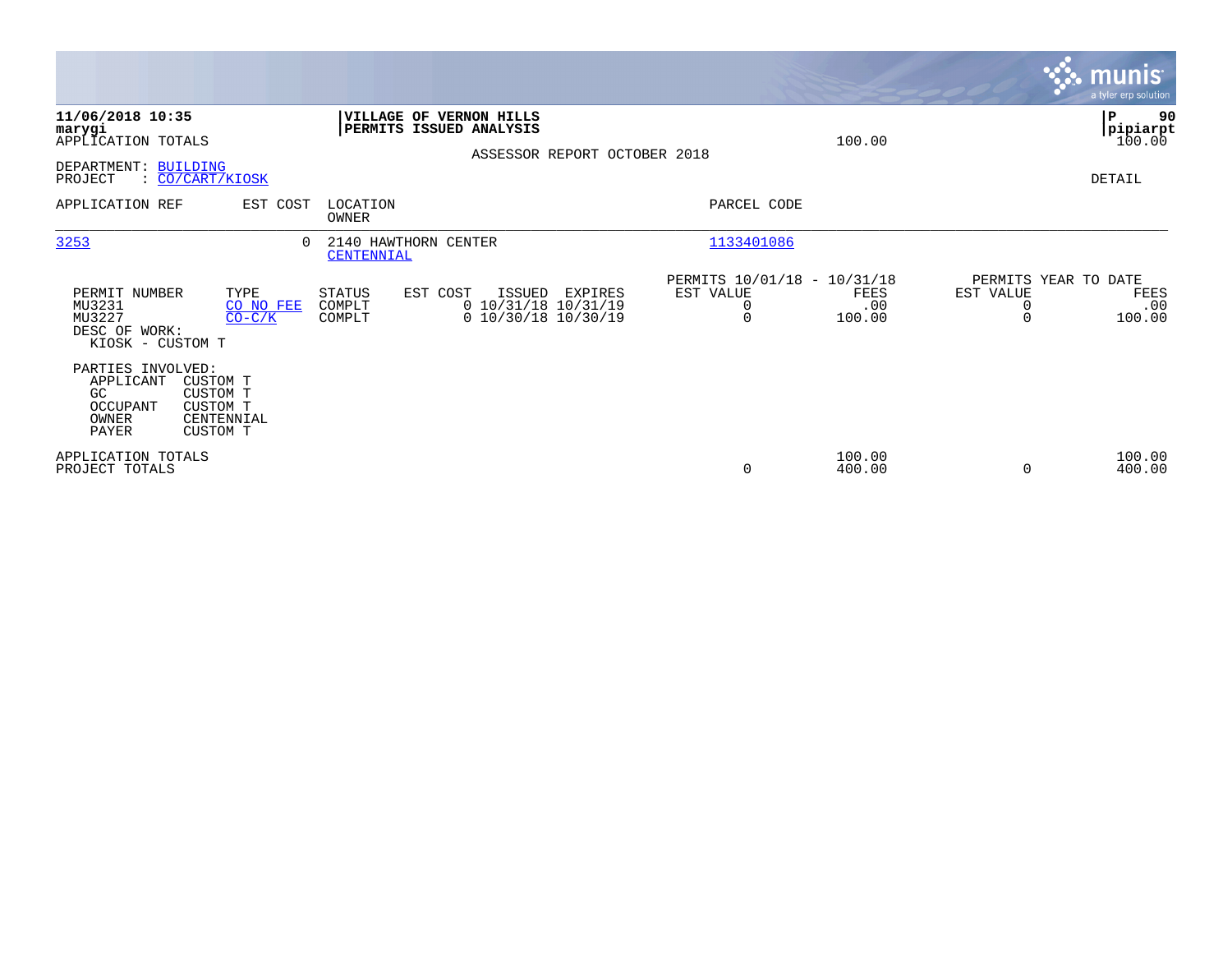**11/06/2018 10:35**
**marygi**
APPLICATION TOTALS

**VILLAGE OF VERNON HILLS**
**PERMITS ISSUED ANALYSIS**

100.00

**P 90**
**pipiarpt**
100.00

ASSESSOR REPORT OCTOBER 2018

DEPARTMENT: BUILDING
PROJECT : CO/CART/KIOSK

DETAIL

| APPLICATION REF | EST COST | LOCATION / OWNER | PARCEL CODE |
|---|---|---|---|
| 3253 | 0 | 2140 HAWTHORN CENTER / CENTENNIAL | 1133401086 |

| PERMIT NUMBER | TYPE | STATUS | EST COST | ISSUED | EXPIRES | PERMITS 10/01/18 - 10/31/18 EST VALUE | FEES | PERMITS YEAR TO DATE EST VALUE | FEES |
|---|---|---|---|---|---|---|---|---|---|
| MU3231 | CO NO FEE | COMPLT | 0 | 10/31/18 | 10/31/19 | 0 | .00 | 0 | .00 |
| MU3227 | CO-C/K | COMPLT | 0 | 10/30/18 | 10/30/19 | 0 | 100.00 | 0 | 100.00 |

DESC OF WORK:
KIOSK - CUSTOM T

PARTIES INVOLVED:

| | |
|---|---|
| APPLICANT | CUSTOM T |
| GC | CUSTOM T |
| OCCUPANT | CUSTOM T |
| OWNER | CENTENNIAL |
| PAYER | CUSTOM T |

| | EST VALUE | FEES | YTD EST VALUE | YTD FEES |
|---|---|---|---|---|
| APPLICATION TOTALS | | 100.00 | | 100.00 |
| PROJECT TOTALS | 0 | 400.00 | 0 | 400.00 |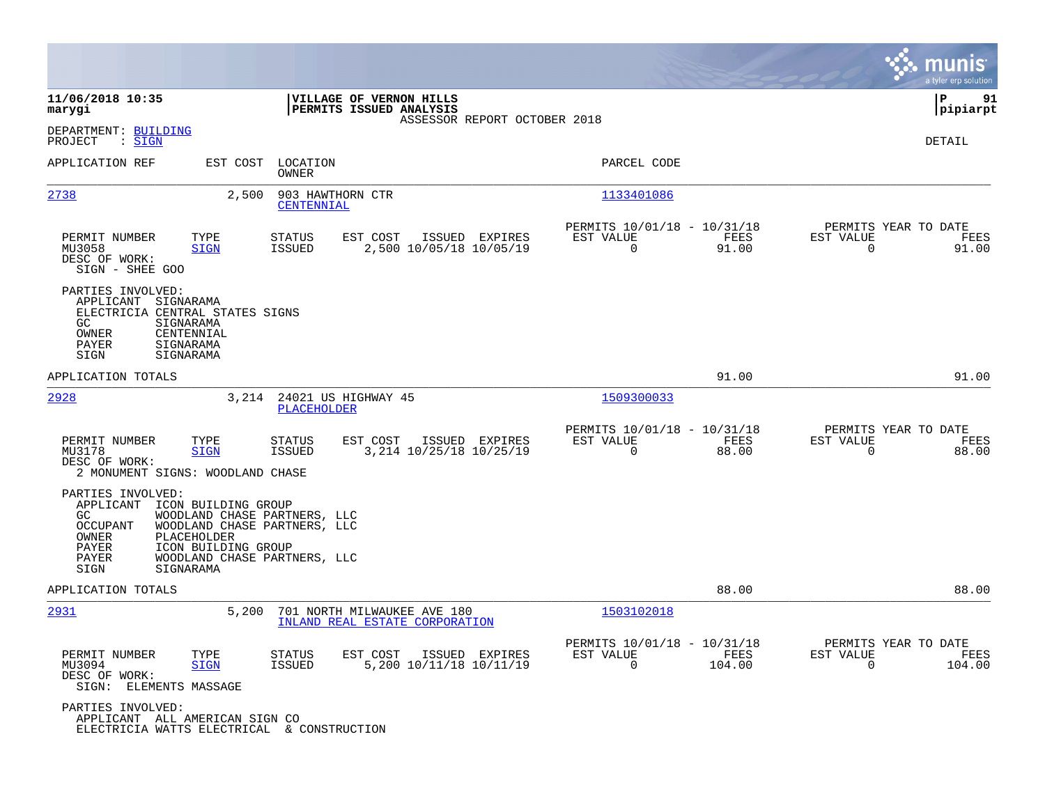**11/06/2018 10:35**
**marygi**

**VILLAGE OF VERNON HILLS**
**PERMITS ISSUED ANALYSIS**
ASSESSOR REPORT OCTOBER 2018

**P 91**
**pipiarpt**

DEPARTMENT: BUILDING
PROJECT : SIGN

DETAIL

| APPLICATION REF | EST COST | LOCATION / OWNER | PARCEL CODE |
|---|---|---|---|
| 2738 | 2,500 | 903 HAWTHORN CTR / CENTENNIAL | 1133401086 |

| PERMIT NUMBER | TYPE | STATUS | EST COST | ISSUED | EXPIRES | PERMITS 10/01/18 - 10/31/18 EST VALUE | FEES | PERMITS YEAR TO DATE EST VALUE | FEES |
|---|---|---|---|---|---|---|---|---|---|
| MU3058 | SIGN | ISSUED | 2,500 | 10/05/18 | 10/05/19 | 0 | 91.00 | 0 | 91.00 |

DESC OF WORK:
SIGN - SHEE GOO

PARTIES INVOLVED:
- APPLICANT SIGNARAMA
- ELECTRICIA CENTRAL STATES SIGNS
- GC SIGNARAMA
- OWNER CENTENNIAL
- PAYER SIGNARAMA
- SIGN SIGNARAMA

APPLICATION TOTALS: 91.00 | 91.00

| APPLICATION REF | EST COST | LOCATION / OWNER | PARCEL CODE |
|---|---|---|---|
| 2928 | 3,214 | 24021 US HIGHWAY 45 / PLACEHOLDER | 1509300033 |

| PERMIT NUMBER | TYPE | STATUS | EST COST | ISSUED | EXPIRES | PERMITS 10/01/18 - 10/31/18 EST VALUE | FEES | PERMITS YEAR TO DATE EST VALUE | FEES |
|---|---|---|---|---|---|---|---|---|---|
| MU3178 | SIGN | ISSUED | 3,214 | 10/25/18 | 10/25/19 | 0 | 88.00 | 0 | 88.00 |

DESC OF WORK:
2 MONUMENT SIGNS: WOODLAND CHASE

PARTIES INVOLVED:
- APPLICANT ICON BUILDING GROUP
- GC WOODLAND CHASE PARTNERS, LLC
- OCCUPANT WOODLAND CHASE PARTNERS, LLC
- OWNER PLACEHOLDER
- PAYER ICON BUILDING GROUP
- PAYER WOODLAND CHASE PARTNERS, LLC
- SIGN SIGNARAMA

APPLICATION TOTALS: 88.00 | 88.00

| APPLICATION REF | EST COST | LOCATION / OWNER | PARCEL CODE |
|---|---|---|---|
| 2931 | 5,200 | 701 NORTH MILWAUKEE AVE 180 / INLAND REAL ESTATE CORPORATION | 1503102018 |

| PERMIT NUMBER | TYPE | STATUS | EST COST | ISSUED | EXPIRES | PERMITS 10/01/18 - 10/31/18 EST VALUE | FEES | PERMITS YEAR TO DATE EST VALUE | FEES |
|---|---|---|---|---|---|---|---|---|---|
| MU3094 | SIGN | ISSUED | 5,200 | 10/11/18 | 10/11/19 | 0 | 104.00 | 0 | 104.00 |

DESC OF WORK:
SIGN: ELEMENTS MASSAGE

PARTIES INVOLVED:
- APPLICANT ALL AMERICAN SIGN CO
- ELECTRICIA WATTS ELECTRICAL & CONSTRUCTION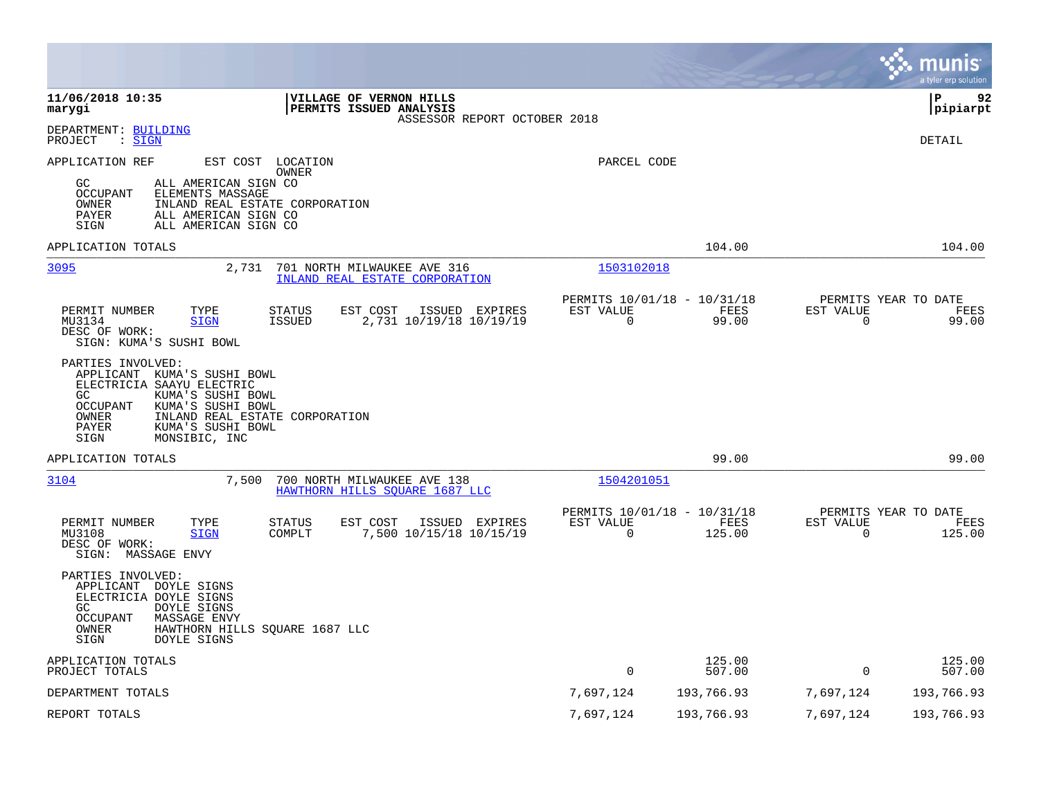**11/06/2018 10:35**
**marygi**

**VILLAGE OF VERNON HILLS**
**PERMITS ISSUED ANALYSIS**
ASSESSOR REPORT OCTOBER 2018

**P 92**
**pipiarpt**

DEPARTMENT: BUILDING
PROJECT : SIGN

DETAIL

APPLICATION REF    EST COST    LOCATION
OWNER
PARCEL CODE

GC    ALL AMERICAN SIGN CO
OCCUPANT    ELEMENTS MASSAGE
OWNER    INLAND REAL ESTATE CORPORATION
PAYER    ALL AMERICAN SIGN CO
SIGN    ALL AMERICAN SIGN CO

| | | | | |
|---|---|---|---|---|
| APPLICATION TOTALS | | 104.00 | | 104.00 |

---

**3095**    2,731    701 NORTH MILWAUKEE AVE 316
INLAND REAL ESTATE CORPORATION
1503102018

| PERMIT NUMBER | TYPE | STATUS | EST COST | ISSUED | EXPIRES | PERMITS 10/01/18 - 10/31/18 EST VALUE | FEES | PERMITS YEAR TO DATE EST VALUE | FEES |
|---|---|---|---|---|---|---|---|---|---|
| MU3134 | SIGN | ISSUED | 2,731 | 10/19/18 | 10/19/19 | 0 | 99.00 | 0 | 99.00 |

DESC OF WORK:
SIGN: KUMA'S SUSHI BOWL

PARTIES INVOLVED:
APPLICANT    KUMA'S SUSHI BOWL
ELECTRICIA    SAAYU ELECTRIC
GC    KUMA'S SUSHI BOWL
OCCUPANT    KUMA'S SUSHI BOWL
OWNER    INLAND REAL ESTATE CORPORATION
PAYER    KUMA'S SUSHI BOWL
SIGN    MONSIBIC, INC

| | | | | |
|---|---|---|---|---|
| APPLICATION TOTALS | | 99.00 | | 99.00 |

---

**3104**    7,500    700 NORTH MILWAUKEE AVE 138
HAWTHORN HILLS SQUARE 1687 LLC
1504201051

| PERMIT NUMBER | TYPE | STATUS | EST COST | ISSUED | EXPIRES | PERMITS 10/01/18 - 10/31/18 EST VALUE | FEES | PERMITS YEAR TO DATE EST VALUE | FEES |
|---|---|---|---|---|---|---|---|---|---|
| MU3108 | SIGN | COMPLT | 7,500 | 10/15/18 | 10/15/19 | 0 | 125.00 | 0 | 125.00 |

DESC OF WORK:
SIGN: MASSAGE ENVY

PARTIES INVOLVED:
APPLICANT    DOYLE SIGNS
ELECTRICIA    DOYLE SIGNS
GC    DOYLE SIGNS
OCCUPANT    MASSAGE ENVY
OWNER    HAWTHORN HILLS SQUARE 1687 LLC
SIGN    DOYLE SIGNS

| | EST VALUE | FEES | EST VALUE | FEES |
|---|---|---|---|---|
| APPLICATION TOTALS | | 125.00 | | 125.00 |
| PROJECT TOTALS | 0 | 507.00 | 0 | 507.00 |
| DEPARTMENT TOTALS | 7,697,124 | 193,766.93 | 7,697,124 | 193,766.93 |
| REPORT TOTALS | 7,697,124 | 193,766.93 | 7,697,124 | 193,766.93 |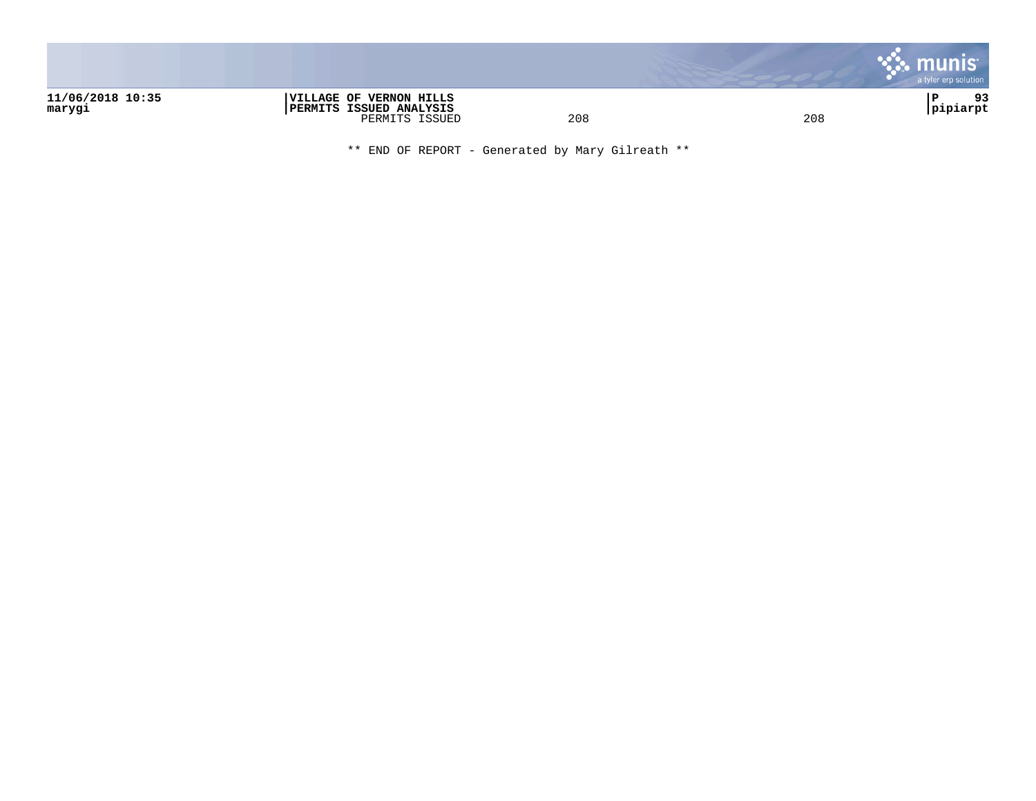| | | |
|---|---|---|
| PERMITS ISSUED | 208 | 208 |

** END OF REPORT - Generated by Mary Gilreath **